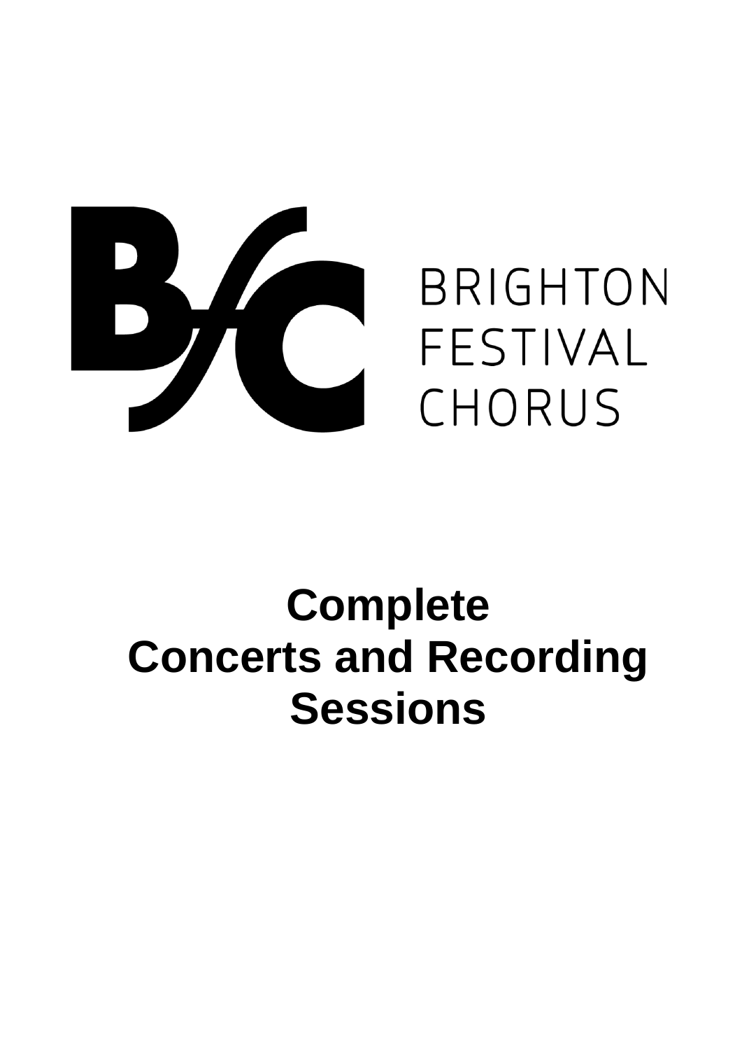BRIGHTON
FESTIVAL
CHORUS

# Complete Concerts and Recording Sessions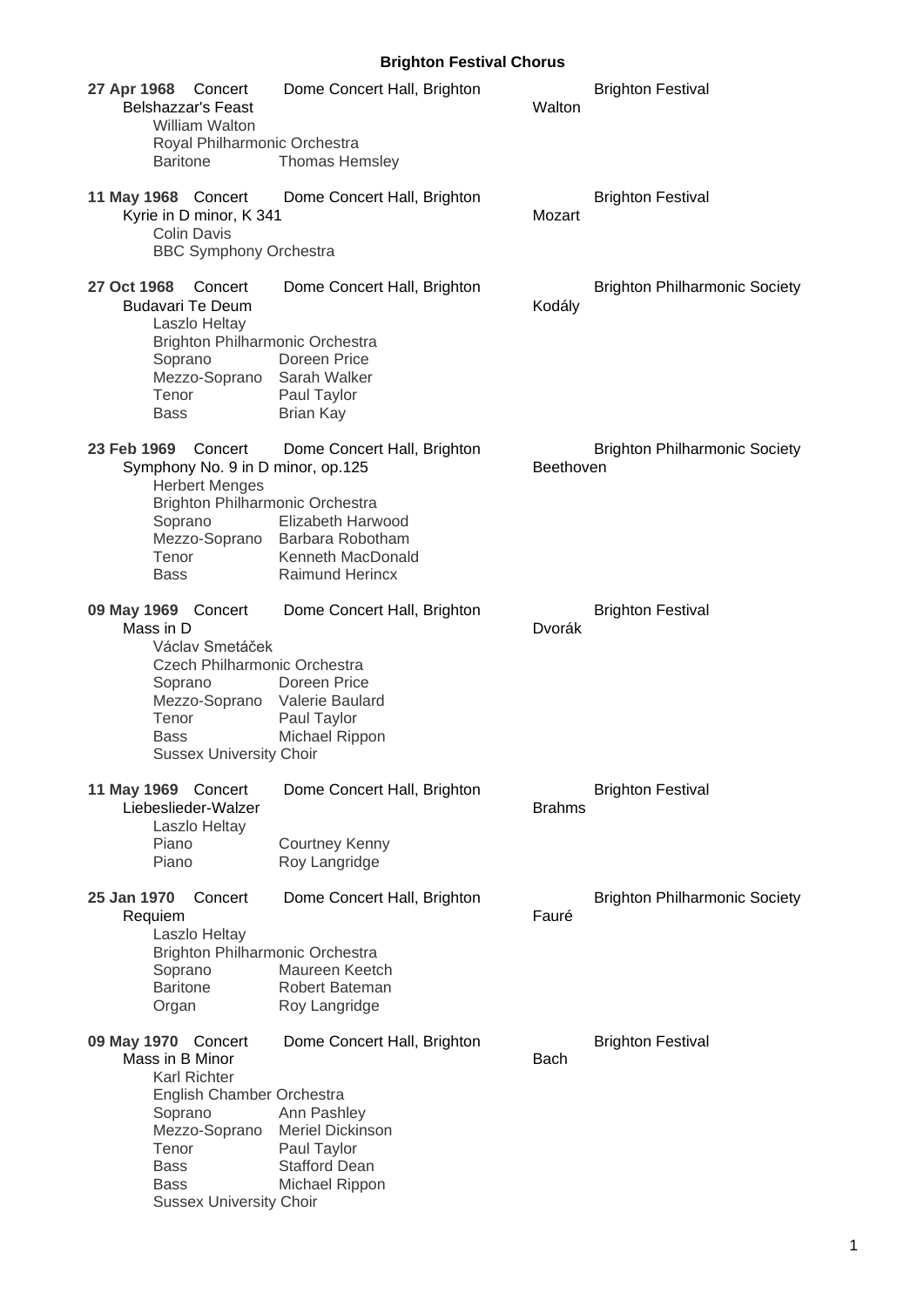## Brighton Festival Chorus

**27 Apr 1968** Concert — Dome Concert Hall, Brighton — Brighton Festival
Belshazzar's Feast — Walton
William Walton
Royal Philharmonic Orchestra
Baritone — Thomas Hemsley

**11 May 1968** Concert — Dome Concert Hall, Brighton — Brighton Festival
Kyrie in D minor, K 341 — Mozart
Colin Davis
BBC Symphony Orchestra

**27 Oct 1968** Concert — Dome Concert Hall, Brighton — Brighton Philharmonic Society
Budavari Te Deum — Kodály
Laszlo Heltay
Brighton Philharmonic Orchestra
Soprano — Doreen Price
Mezzo-Soprano — Sarah Walker
Tenor — Paul Taylor
Bass — Brian Kay

**23 Feb 1969** Concert — Dome Concert Hall, Brighton — Brighton Philharmonic Society
Symphony No. 9 in D minor, op.125 — Beethoven
Herbert Menges
Brighton Philharmonic Orchestra
Soprano — Elizabeth Harwood
Mezzo-Soprano — Barbara Robotham
Tenor — Kenneth MacDonald
Bass — Raimund Herincx

**09 May 1969** Concert — Dome Concert Hall, Brighton — Brighton Festival
Mass in D — Dvorák
Václav Smetáček
Czech Philharmonic Orchestra
Soprano — Doreen Price
Mezzo-Soprano — Valerie Baulard
Tenor — Paul Taylor
Bass — Michael Rippon
Sussex University Choir

**11 May 1969** Concert — Dome Concert Hall, Brighton — Brighton Festival
Liebeslieder-Walzer — Brahms
Laszlo Heltay
Piano — Courtney Kenny
Piano — Roy Langridge

**25 Jan 1970** Concert — Dome Concert Hall, Brighton — Brighton Philharmonic Society
Requiem — Fauré
Laszlo Heltay
Brighton Philharmonic Orchestra
Soprano — Maureen Keetch
Baritone — Robert Bateman
Organ — Roy Langridge

**09 May 1970** Concert — Dome Concert Hall, Brighton — Brighton Festival
Mass in B Minor — Bach
Karl Richter
English Chamber Orchestra
Soprano — Ann Pashley
Mezzo-Soprano — Meriel Dickinson
Tenor — Paul Taylor
Bass — Stafford Dean
Bass — Michael Rippon
Sussex University Choir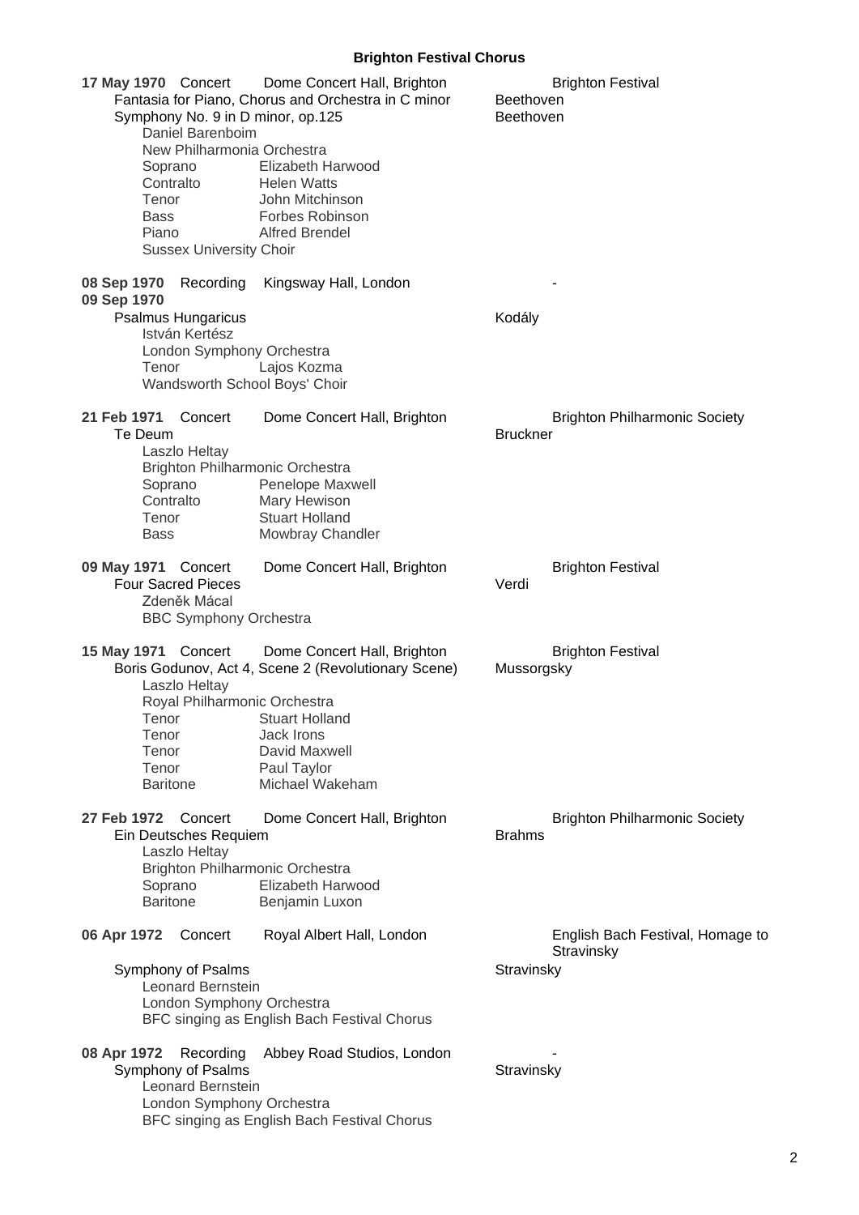## Brighton Festival Chorus

**17 May 1970** Concert — Dome Concert Hall, Brighton — Brighton Festival

Fantasia for Piano, Chorus and Orchestra in C minor — Beethoven
Symphony No. 9 in D minor, op.125 — Beethoven

Daniel Barenboim
New Philharmonia Orchestra

| | |
|---|---|
| Soprano | Elizabeth Harwood |
| Contralto | Helen Watts |
| Tenor | John Mitchinson |
| Bass | Forbes Robinson |
| Piano | Alfred Brendel |

Sussex University Choir

**08 Sep 1970** Recording — Kingsway Hall, London — -
**09 Sep 1970**

Psalmus Hungaricus — Kodály

István Kertész
London Symphony Orchestra

| | |
|---|---|
| Tenor | Lajos Kozma |

Wandsworth School Boys' Choir

**21 Feb 1971** Concert — Dome Concert Hall, Brighton — Brighton Philharmonic Society

Te Deum — Bruckner

Laszlo Heltay
Brighton Philharmonic Orchestra

| | |
|---|---|
| Soprano | Penelope Maxwell |
| Contralto | Mary Hewison |
| Tenor | Stuart Holland |
| Bass | Mowbray Chandler |

**09 May 1971** Concert — Dome Concert Hall, Brighton — Brighton Festival

Four Sacred Pieces — Verdi

Zdeněk Mácal
BBC Symphony Orchestra

**15 May 1971** Concert — Dome Concert Hall, Brighton — Brighton Festival

Boris Godunov, Act 4, Scene 2 (Revolutionary Scene) — Mussorgsky

Laszlo Heltay
Royal Philharmonic Orchestra

| | |
|---|---|
| Tenor | Stuart Holland |
| Tenor | Jack Irons |
| Tenor | David Maxwell |
| Tenor | Paul Taylor |
| Baritone | Michael Wakeham |

**27 Feb 1972** Concert — Dome Concert Hall, Brighton — Brighton Philharmonic Society

Ein Deutsches Requiem — Brahms

Laszlo Heltay
Brighton Philharmonic Orchestra

| | |
|---|---|
| Soprano | Elizabeth Harwood |
| Baritone | Benjamin Luxon |

**06 Apr 1972** Concert — Royal Albert Hall, London — English Bach Festival, Homage to Stravinsky

Symphony of Psalms — Stravinsky

Leonard Bernstein
London Symphony Orchestra
BFC singing as English Bach Festival Chorus

**08 Apr 1972** Recording — Abbey Road Studios, London — -

Symphony of Psalms — Stravinsky

Leonard Bernstein
London Symphony Orchestra
BFC singing as English Bach Festival Chorus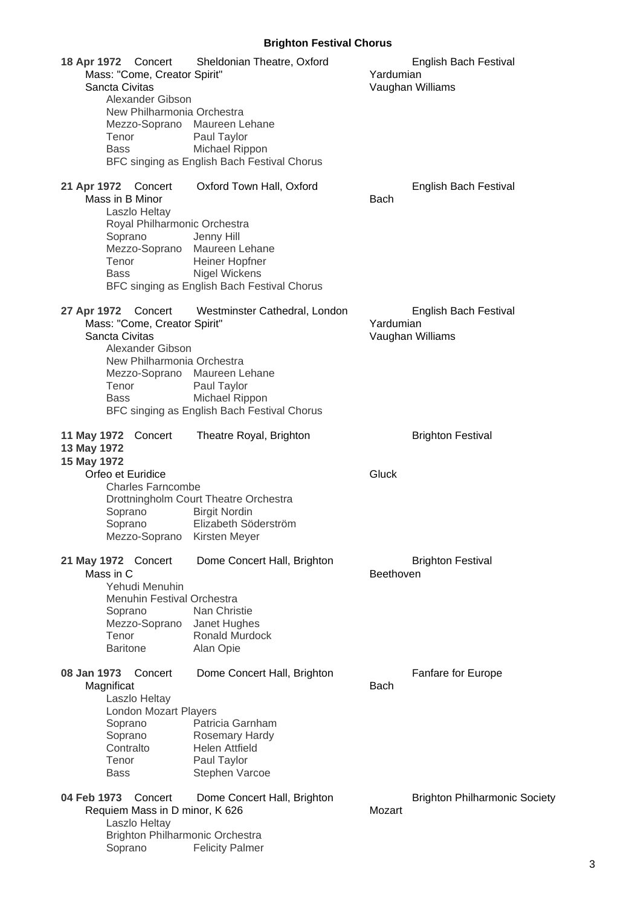**18 Apr 1972** Concert — Sheldonian Theatre, Oxford — English Bach Festival

Mass: "Come, Creator Spirit" — Yardumian
Sancta Civitas — Vaughan Williams

Alexander Gibson
New Philharmonia Orchestra
Mezzo-Soprano — Maureen Lehane
Tenor — Paul Taylor
Bass — Michael Rippon
BFC singing as English Bach Festival Chorus

**21 Apr 1972** Concert — Oxford Town Hall, Oxford — English Bach Festival

Mass in B Minor — Bach

Laszlo Heltay
Royal Philharmonic Orchestra
Soprano — Jenny Hill
Mezzo-Soprano — Maureen Lehane
Tenor — Heiner Hopfner
Bass — Nigel Wickens
BFC singing as English Bach Festival Chorus

**27 Apr 1972** Concert — Westminster Cathedral, London — English Bach Festival

Mass: "Come, Creator Spirit" — Yardumian
Sancta Civitas — Vaughan Williams

Alexander Gibson
New Philharmonia Orchestra
Mezzo-Soprano — Maureen Lehane
Tenor — Paul Taylor
Bass — Michael Rippon
BFC singing as English Bach Festival Chorus

**11 May 1972** Concert — Theatre Royal, Brighton — Brighton Festival
**13 May 1972**
**15 May 1972**

Orfeo et Euridice — Gluck

Charles Farncombe
Drottningholm Court Theatre Orchestra
Soprano — Birgit Nordin
Soprano — Elizabeth Söderström
Mezzo-Soprano — Kirsten Meyer

**21 May 1972** Concert — Dome Concert Hall, Brighton — Brighton Festival

Mass in C — Beethoven

Yehudi Menuhin
Menuhin Festival Orchestra
Soprano — Nan Christie
Mezzo-Soprano — Janet Hughes
Tenor — Ronald Murdock
Baritone — Alan Opie

**08 Jan 1973** Concert — Dome Concert Hall, Brighton — Fanfare for Europe

Magnificat — Bach

Laszlo Heltay
London Mozart Players
Soprano — Patricia Garnham
Soprano — Rosemary Hardy
Contralto — Helen Attfield
Tenor — Paul Taylor
Bass — Stephen Varcoe

**04 Feb 1973** Concert — Dome Concert Hall, Brighton — Brighton Philharmonic Society

Requiem Mass in D minor, K 626 — Mozart

Laszlo Heltay
Brighton Philharmonic Orchestra
Soprano — Felicity Palmer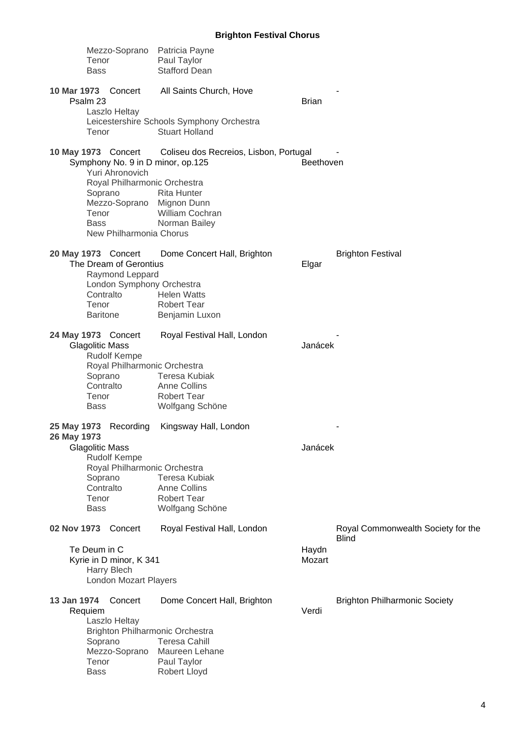Mezzo-Soprano Patricia Payne
Tenor Paul Taylor
Bass Stafford Dean

**10 Mar 1973** Concert All Saints Church, Hove -

Psalm 23 Brian

Laszlo Heltay
Leicestershire Schools Symphony Orchestra
Tenor Stuart Holland

**10 May 1973** Concert Coliseu dos Recreios, Lisbon, Portugal -

Symphony No. 9 in D minor, op.125 Beethoven

Yuri Ahronovich
Royal Philharmonic Orchestra
Soprano Rita Hunter
Mezzo-Soprano Mignon Dunn
Tenor William Cochran
Bass Norman Bailey
New Philharmonia Chorus

**20 May 1973** Concert Dome Concert Hall, Brighton Brighton Festival

The Dream of Gerontius Elgar

Raymond Leppard
London Symphony Orchestra
Contralto Helen Watts
Tenor Robert Tear
Baritone Benjamin Luxon

**24 May 1973** Concert Royal Festival Hall, London -

Glagolitic Mass Janácek

Rudolf Kempe
Royal Philharmonic Orchestra
Soprano Teresa Kubiak
Contralto Anne Collins
Tenor Robert Tear
Bass Wolfgang Schöne

**25 May 1973** Recording Kingsway Hall, London -
**26 May 1973**

Glagolitic Mass Janácek

Rudolf Kempe
Royal Philharmonic Orchestra
Soprano Teresa Kubiak
Contralto Anne Collins
Tenor Robert Tear
Bass Wolfgang Schöne

**02 Nov 1973** Concert Royal Festival Hall, London Royal Commonwealth Society for the Blind

Te Deum in C Haydn
Kyrie in D minor, K 341 Mozart

Harry Blech
London Mozart Players

**13 Jan 1974** Concert Dome Concert Hall, Brighton Brighton Philharmonic Society

Requiem Verdi

Laszlo Heltay
Brighton Philharmonic Orchestra
Soprano Teresa Cahill
Mezzo-Soprano Maureen Lehane
Tenor Paul Taylor
Bass Robert Lloyd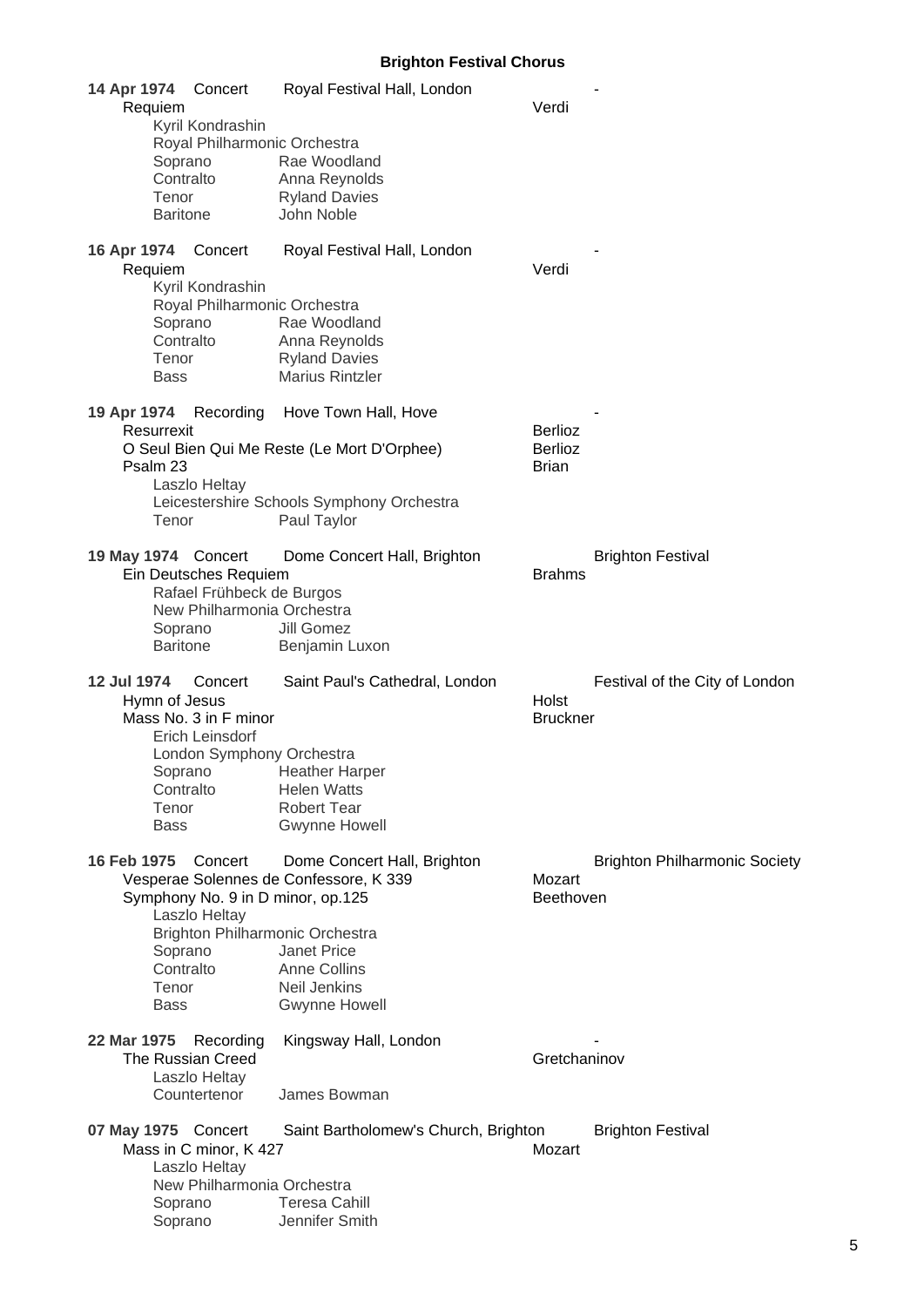**14 Apr 1974** Concert Royal Festival Hall, London -

Requiem — Verdi

Kyril Kondrashin
Royal Philharmonic Orchestra
Soprano Rae Woodland
Contralto Anna Reynolds
Tenor Ryland Davies
Baritone John Noble

**16 Apr 1974** Concert Royal Festival Hall, London -

Requiem — Verdi

Kyril Kondrashin
Royal Philharmonic Orchestra
Soprano Rae Woodland
Contralto Anna Reynolds
Tenor Ryland Davies
Bass Marius Rintzler

**19 Apr 1974** Recording Hove Town Hall, Hove -

Resurrexit — Berlioz
O Seul Bien Qui Me Reste (Le Mort D'Orphee) — Berlioz
Psalm 23 — Brian

Laszlo Heltay
Leicestershire Schools Symphony Orchestra
Tenor Paul Taylor

**19 May 1974** Concert Dome Concert Hall, Brighton — Brighton Festival

Ein Deutsches Requiem — Brahms

Rafael Frühbeck de Burgos
New Philharmonia Orchestra
Soprano Jill Gomez
Baritone Benjamin Luxon

**12 Jul 1974** Concert Saint Paul's Cathedral, London — Festival of the City of London

Hymn of Jesus — Holst
Mass No. 3 in F minor — Bruckner

Erich Leinsdorf
London Symphony Orchestra
Soprano Heather Harper
Contralto Helen Watts
Tenor Robert Tear
Bass Gwynne Howell

**16 Feb 1975** Concert Dome Concert Hall, Brighton — Brighton Philharmonic Society

Vesperae Solennes de Confessore, K 339 — Mozart
Symphony No. 9 in D minor, op.125 — Beethoven

Laszlo Heltay
Brighton Philharmonic Orchestra
Soprano Janet Price
Contralto Anne Collins
Tenor Neil Jenkins
Bass Gwynne Howell

**22 Mar 1975** Recording Kingsway Hall, London -

The Russian Creed — Gretchaninov

Laszlo Heltay
Countertenor James Bowman

**07 May 1975** Concert Saint Bartholomew's Church, Brighton — Brighton Festival

Mass in C minor, K 427 — Mozart

Laszlo Heltay
New Philharmonia Orchestra
Soprano Teresa Cahill
Soprano Jennifer Smith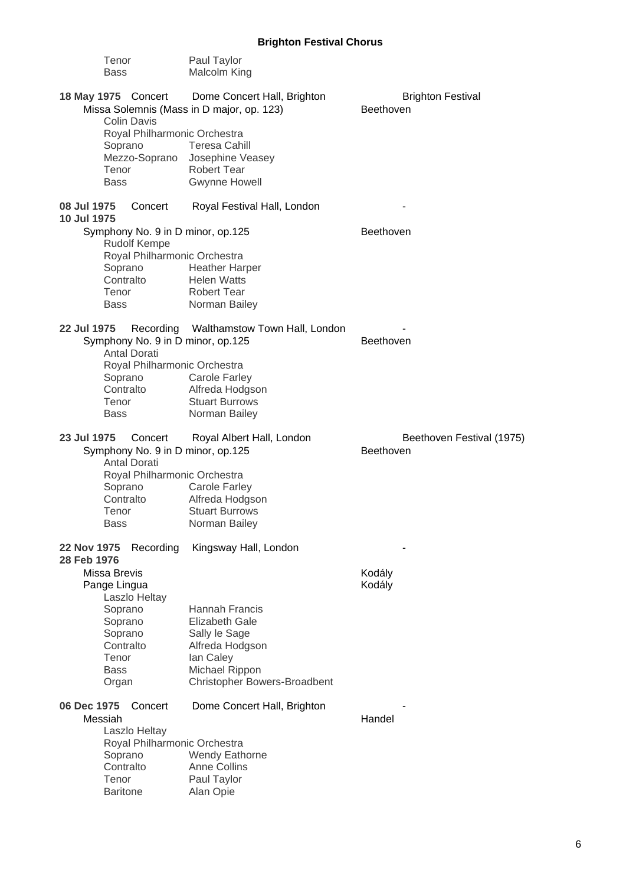Tenor Paul Taylor
Bass Malcolm King

**18 May 1975** Concert Dome Concert Hall, Brighton — Brighton Festival

Missa Solemnis (Mass in D major, op. 123) — Beethoven

Colin Davis
Royal Philharmonic Orchestra
Soprano Teresa Cahill
Mezzo-Soprano Josephine Veasey
Tenor Robert Tear
Bass Gwynne Howell

**08 Jul 1975**
**10 Jul 1975** Concert Royal Festival Hall, London -

Symphony No. 9 in D minor, op.125 — Beethoven

Rudolf Kempe
Royal Philharmonic Orchestra
Soprano Heather Harper
Contralto Helen Watts
Tenor Robert Tear
Bass Norman Bailey

**22 Jul 1975** Recording Walthamstow Town Hall, London -

Symphony No. 9 in D minor, op.125 — Beethoven

Antal Dorati
Royal Philharmonic Orchestra
Soprano Carole Farley
Contralto Alfreda Hodgson
Tenor Stuart Burrows
Bass Norman Bailey

**23 Jul 1975** Concert Royal Albert Hall, London — Beethoven Festival (1975)

Symphony No. 9 in D minor, op.125 — Beethoven

Antal Dorati
Royal Philharmonic Orchestra
Soprano Carole Farley
Contralto Alfreda Hodgson
Tenor Stuart Burrows
Bass Norman Bailey

**22 Nov 1975**
**28 Feb 1976** Recording Kingsway Hall, London -

Missa Brevis — Kodály
Pange Lingua — Kodály

Laszlo Heltay
Soprano Hannah Francis
Soprano Elizabeth Gale
Soprano Sally le Sage
Contralto Alfreda Hodgson
Tenor Ian Caley
Bass Michael Rippon
Organ Christopher Bowers-Broadbent

**06 Dec 1975** Concert Dome Concert Hall, Brighton -

Messiah — Handel

Laszlo Heltay
Royal Philharmonic Orchestra
Soprano Wendy Eathorne
Contralto Anne Collins
Tenor Paul Taylor
Baritone Alan Opie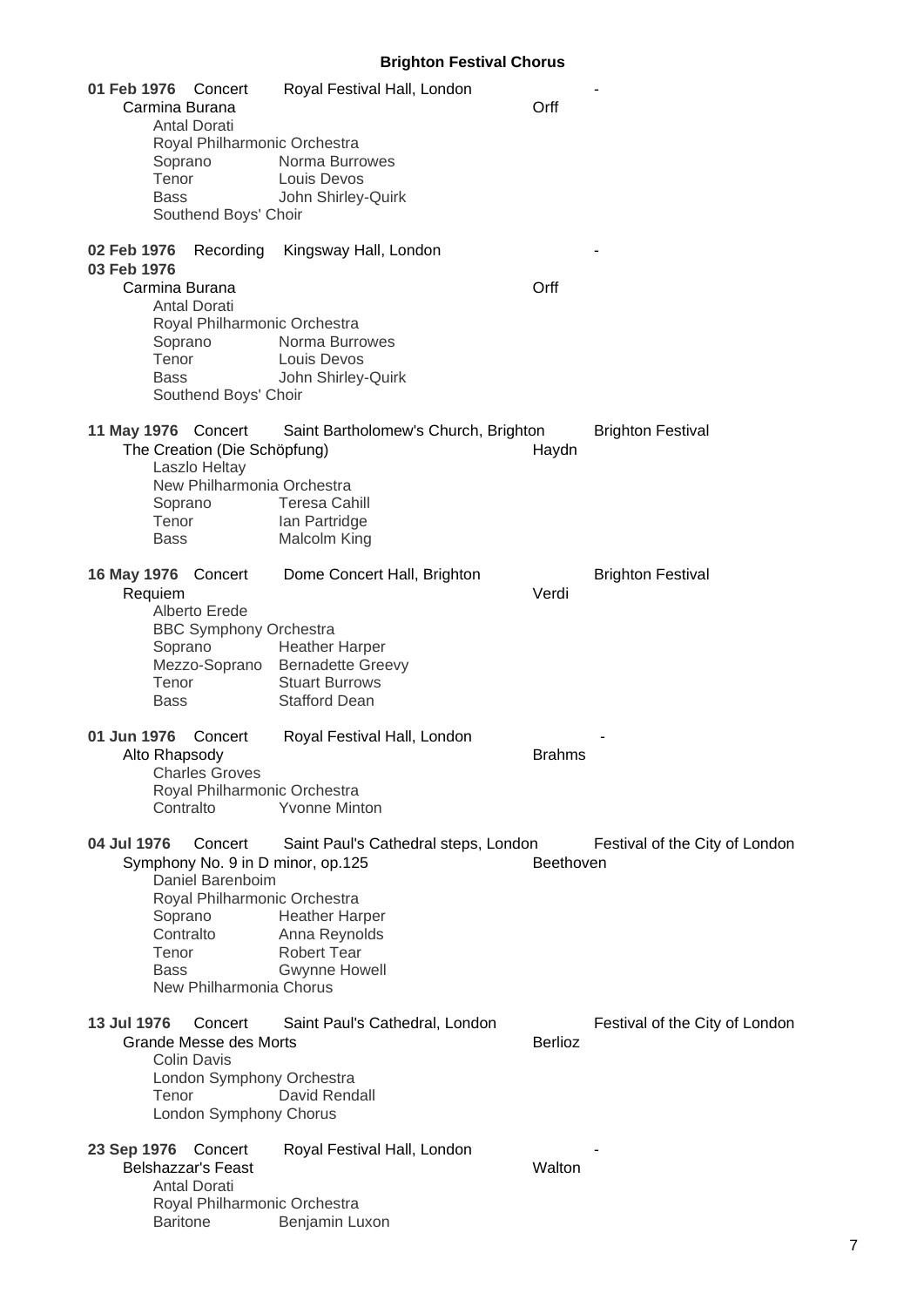**Brighton Festival Chorus**

**01 Feb 1976** Concert — Royal Festival Hall, London — -

Carmina Burana — Orff

Antal Dorati
Royal Philharmonic Orchestra
Soprano — Norma Burrowes
Tenor — Louis Devos
Bass — John Shirley-Quirk
Southend Boys' Choir

**02 Feb 1976** Recording — Kingsway Hall, London — -
**03 Feb 1976**

Carmina Burana — Orff

Antal Dorati
Royal Philharmonic Orchestra
Soprano — Norma Burrowes
Tenor — Louis Devos
Bass — John Shirley-Quirk
Southend Boys' Choir

**11 May 1976** Concert — Saint Bartholomew's Church, Brighton — Brighton Festival

The Creation (Die Schöpfung) — Haydn

Laszlo Heltay
New Philharmonia Orchestra
Soprano — Teresa Cahill
Tenor — Ian Partridge
Bass — Malcolm King

**16 May 1976** Concert — Dome Concert Hall, Brighton — Brighton Festival

Requiem — Verdi

Alberto Erede
BBC Symphony Orchestra
Soprano — Heather Harper
Mezzo-Soprano — Bernadette Greevy
Tenor — Stuart Burrows
Bass — Stafford Dean

**01 Jun 1976** Concert — Royal Festival Hall, London — -

Alto Rhapsody — Brahms

Charles Groves
Royal Philharmonic Orchestra
Contralto — Yvonne Minton

**04 Jul 1976** Concert — Saint Paul's Cathedral steps, London — Festival of the City of London

Symphony No. 9 in D minor, op.125 — Beethoven

Daniel Barenboim
Royal Philharmonic Orchestra
Soprano — Heather Harper
Contralto — Anna Reynolds
Tenor — Robert Tear
Bass — Gwynne Howell
New Philharmonia Chorus

**13 Jul 1976** Concert — Saint Paul's Cathedral, London — Festival of the City of London

Grande Messe des Morts — Berlioz

Colin Davis
London Symphony Orchestra
Tenor — David Rendall
London Symphony Chorus

**23 Sep 1976** Concert — Royal Festival Hall, London — -

Belshazzar's Feast — Walton

Antal Dorati
Royal Philharmonic Orchestra
Baritone — Benjamin Luxon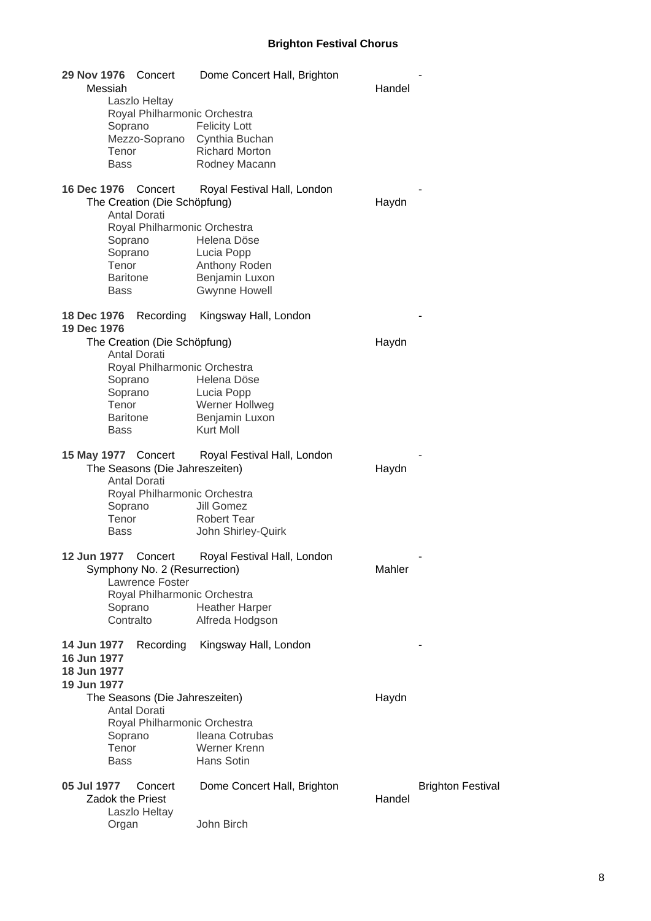**29 Nov 1976** Concert Dome Concert Hall, Brighton -

Messiah — Handel

Laszlo Heltay
Royal Philharmonic Orchestra
Soprano — Felicity Lott
Mezzo-Soprano — Cynthia Buchan
Tenor — Richard Morton
Bass — Rodney Macann

**16 Dec 1976** Concert Royal Festival Hall, London -

The Creation (Die Schöpfung) — Haydn

Antal Dorati
Royal Philharmonic Orchestra
Soprano — Helena Döse
Soprano — Lucia Popp
Tenor — Anthony Roden
Baritone — Benjamin Luxon
Bass — Gwynne Howell

**18 Dec 1976** Recording Kingsway Hall, London -
**19 Dec 1976**

The Creation (Die Schöpfung) — Haydn

Antal Dorati
Royal Philharmonic Orchestra
Soprano — Helena Döse
Soprano — Lucia Popp
Tenor — Werner Hollweg
Baritone — Benjamin Luxon
Bass — Kurt Moll

**15 May 1977** Concert Royal Festival Hall, London -

The Seasons (Die Jahreszeiten) — Haydn

Antal Dorati
Royal Philharmonic Orchestra
Soprano — Jill Gomez
Tenor — Robert Tear
Bass — John Shirley-Quirk

**12 Jun 1977** Concert Royal Festival Hall, London -

Symphony No. 2 (Resurrection) — Mahler

Lawrence Foster
Royal Philharmonic Orchestra
Soprano — Heather Harper
Contralto — Alfreda Hodgson

**14 Jun 1977** Recording Kingsway Hall, London -
**16 Jun 1977**
**18 Jun 1977**
**19 Jun 1977**

The Seasons (Die Jahreszeiten) — Haydn

Antal Dorati
Royal Philharmonic Orchestra
Soprano — Ileana Cotrubas
Tenor — Werner Krenn
Bass — Hans Sotin

**05 Jul 1977** Concert Dome Concert Hall, Brighton — Brighton Festival

Zadok the Priest — Handel

Laszlo Heltay
Organ — John Birch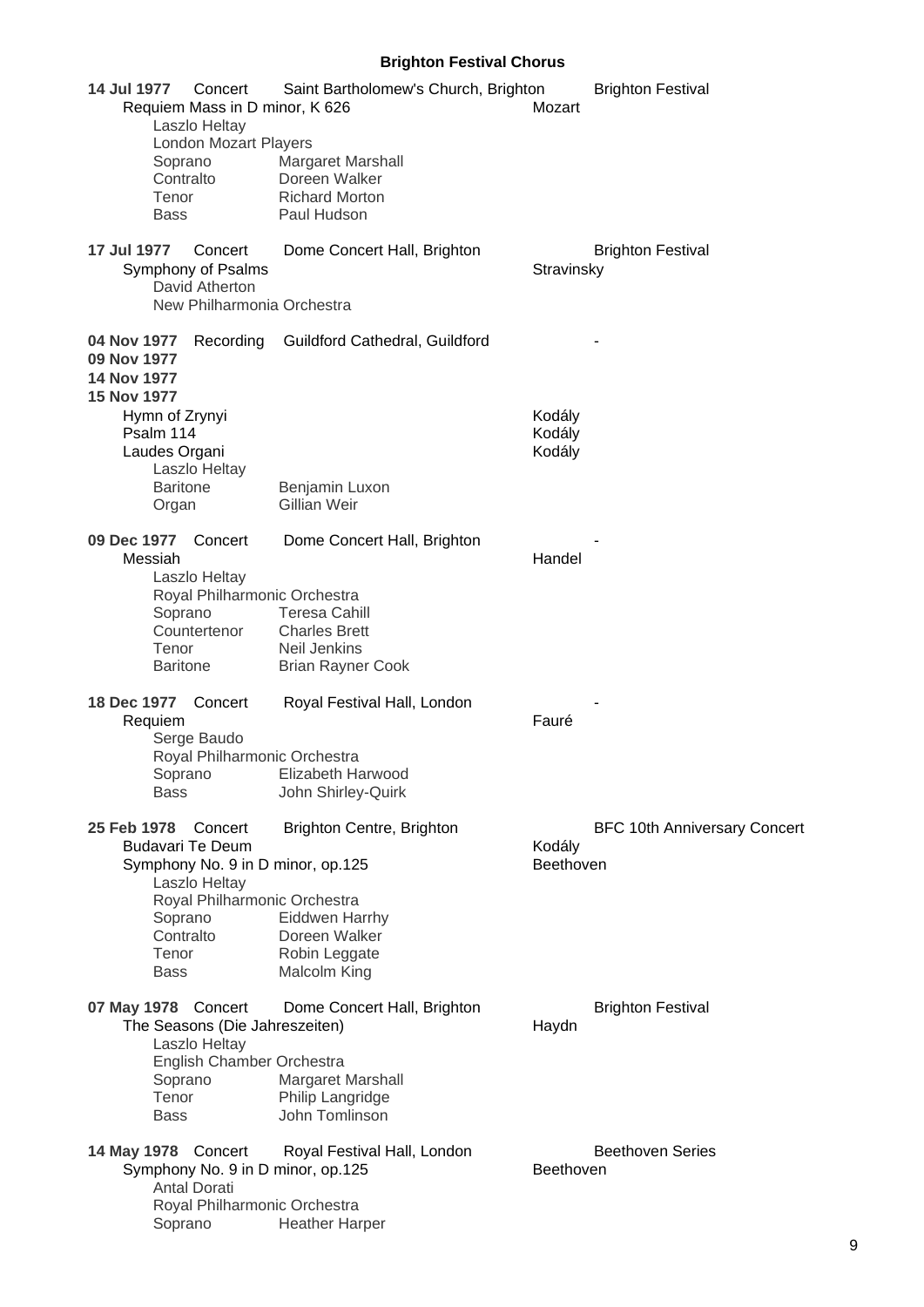**Brighton Festival Chorus**

**14 Jul 1977** Concert Saint Bartholomew's Church, Brighton Brighton Festival
Requiem Mass in D minor, K 626 Mozart
Laszlo Heltay
London Mozart Players
Soprano Margaret Marshall
Contralto Doreen Walker
Tenor Richard Morton
Bass Paul Hudson

**17 Jul 1977** Concert Dome Concert Hall, Brighton Brighton Festival
Symphony of Psalms Stravinsky
David Atherton
New Philharmonia Orchestra

**04 Nov 1977** Recording Guildford Cathedral, Guildford -
**09 Nov 1977**
**14 Nov 1977**
**15 Nov 1977**
Hymn of Zrynyi Kodály
Psalm 114 Kodály
Laudes Organi Kodály
Laszlo Heltay
Baritone Benjamin Luxon
Organ Gillian Weir

**09 Dec 1977** Concert Dome Concert Hall, Brighton -
Messiah Handel
Laszlo Heltay
Royal Philharmonic Orchestra
Soprano Teresa Cahill
Countertenor Charles Brett
Tenor Neil Jenkins
Baritone Brian Rayner Cook

**18 Dec 1977** Concert Royal Festival Hall, London -
Requiem Fauré
Serge Baudo
Royal Philharmonic Orchestra
Soprano Elizabeth Harwood
Bass John Shirley-Quirk

**25 Feb 1978** Concert Brighton Centre, Brighton BFC 10th Anniversary Concert
Budavari Te Deum Kodály
Symphony No. 9 in D minor, op.125 Beethoven
Laszlo Heltay
Royal Philharmonic Orchestra
Soprano Eiddwen Harrhy
Contralto Doreen Walker
Tenor Robin Leggate
Bass Malcolm King

**07 May 1978** Concert Dome Concert Hall, Brighton Brighton Festival
The Seasons (Die Jahreszeiten) Haydn
Laszlo Heltay
English Chamber Orchestra
Soprano Margaret Marshall
Tenor Philip Langridge
Bass John Tomlinson

**14 May 1978** Concert Royal Festival Hall, London Beethoven Series
Symphony No. 9 in D minor, op.125 Beethoven
Antal Dorati
Royal Philharmonic Orchestra
Soprano Heather Harper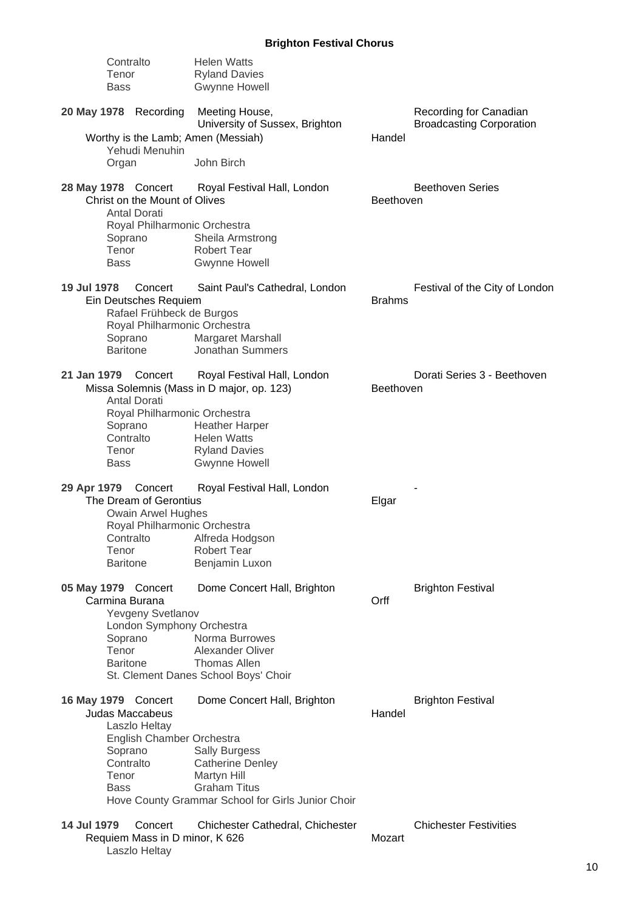| | |
|---|---|
| Contralto | Helen Watts |
| Tenor | Ryland Davies |
| Bass | Gwynne Howell |

**20 May 1978** Recording — Meeting House, University of Sussex, Brighton — Recording for Canadian Broadcasting Corporation

Worthy is the Lamb; Amen (Messiah) — Handel

Yehudi Menuhin

| | |
|---|---|
| Organ | John Birch |

**28 May 1978** Concert — Royal Festival Hall, London — Beethoven Series

Christ on the Mount of Olives — Beethoven

Antal Dorati

Royal Philharmonic Orchestra

| | |
|---|---|
| Soprano | Sheila Armstrong |
| Tenor | Robert Tear |
| Bass | Gwynne Howell |

**19 Jul 1978** Concert — Saint Paul's Cathedral, London — Festival of the City of London

Ein Deutsches Requiem — Brahms

Rafael Frühbeck de Burgos

Royal Philharmonic Orchestra

| | |
|---|---|
| Soprano | Margaret Marshall |
| Baritone | Jonathan Summers |

**21 Jan 1979** Concert — Royal Festival Hall, London — Dorati Series 3 - Beethoven

Missa Solemnis (Mass in D major, op. 123) — Beethoven

Antal Dorati

Royal Philharmonic Orchestra

| | |
|---|---|
| Soprano | Heather Harper |
| Contralto | Helen Watts |
| Tenor | Ryland Davies |
| Bass | Gwynne Howell |

**29 Apr 1979** Concert — Royal Festival Hall, London — -

The Dream of Gerontius — Elgar

Owain Arwel Hughes

Royal Philharmonic Orchestra

| | |
|---|---|
| Contralto | Alfreda Hodgson |
| Tenor | Robert Tear |
| Baritone | Benjamin Luxon |

**05 May 1979** Concert — Dome Concert Hall, Brighton — Brighton Festival

Carmina Burana — Orff

Yevgeny Svetlanov

London Symphony Orchestra

| | |
|---|---|
| Soprano | Norma Burrowes |
| Tenor | Alexander Oliver |
| Baritone | Thomas Allen |

St. Clement Danes School Boys' Choir

**16 May 1979** Concert — Dome Concert Hall, Brighton — Brighton Festival

Judas Maccabeus — Handel

Laszlo Heltay

English Chamber Orchestra

| | |
|---|---|
| Soprano | Sally Burgess |
| Contralto | Catherine Denley |
| Tenor | Martyn Hill |
| Bass | Graham Titus |

Hove County Grammar School for Girls Junior Choir

**14 Jul 1979** Concert — Chichester Cathedral, Chichester — Chichester Festivities

Requiem Mass in D minor, K 626 — Mozart

Laszlo Heltay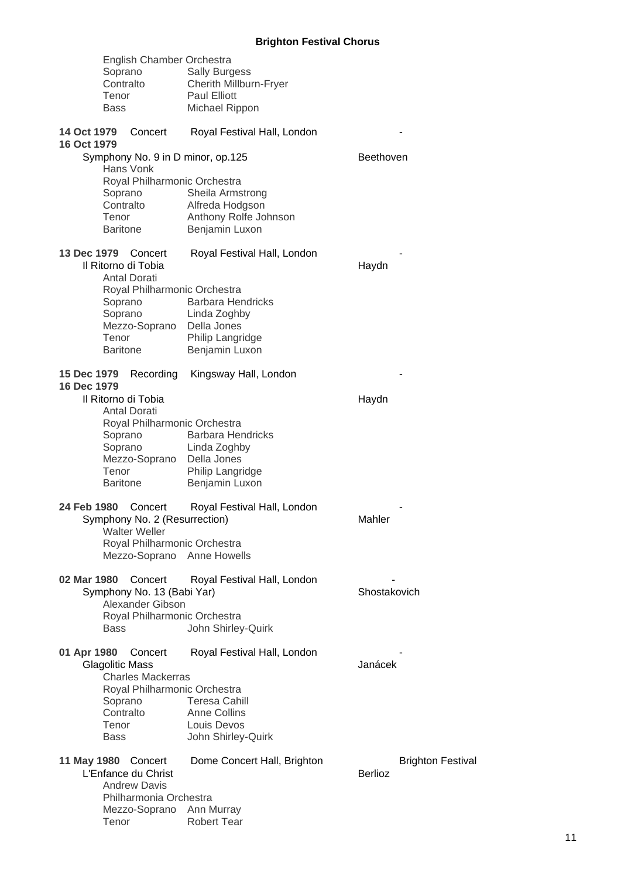English Chamber Orchestra
Soprano Sally Burgess
Contralto Cherith Millburn-Fryer
Tenor Paul Elliott
Bass Michael Rippon

**14 Oct 1979** Concert Royal Festival Hall, London -
**16 Oct 1979**
Symphony No. 9 in D minor, op.125 Beethoven
Hans Vonk
Royal Philharmonic Orchestra
Soprano Sheila Armstrong
Contralto Alfreda Hodgson
Tenor Anthony Rolfe Johnson
Baritone Benjamin Luxon

**13 Dec 1979** Concert Royal Festival Hall, London -
Il Ritorno di Tobia Haydn
Antal Dorati
Royal Philharmonic Orchestra
Soprano Barbara Hendricks
Soprano Linda Zoghby
Mezzo-Soprano Della Jones
Tenor Philip Langridge
Baritone Benjamin Luxon

**15 Dec 1979** Recording Kingsway Hall, London -
**16 Dec 1979**
Il Ritorno di Tobia Haydn
Antal Dorati
Royal Philharmonic Orchestra
Soprano Barbara Hendricks
Soprano Linda Zoghby
Mezzo-Soprano Della Jones
Tenor Philip Langridge
Baritone Benjamin Luxon

**24 Feb 1980** Concert Royal Festival Hall, London -
Symphony No. 2 (Resurrection) Mahler
Walter Weller
Royal Philharmonic Orchestra
Mezzo-Soprano Anne Howells

**02 Mar 1980** Concert Royal Festival Hall, London -
Symphony No. 13 (Babi Yar) Shostakovich
Alexander Gibson
Royal Philharmonic Orchestra
Bass John Shirley-Quirk

**01 Apr 1980** Concert Royal Festival Hall, London -
Glagolitic Mass Janácek
Charles Mackerras
Royal Philharmonic Orchestra
Soprano Teresa Cahill
Contralto Anne Collins
Tenor Louis Devos
Bass John Shirley-Quirk

**11 May 1980** Concert Dome Concert Hall, Brighton Brighton Festival
L'Enfance du Christ Berlioz
Andrew Davis
Philharmonia Orchestra
Mezzo-Soprano Ann Murray
Tenor Robert Tear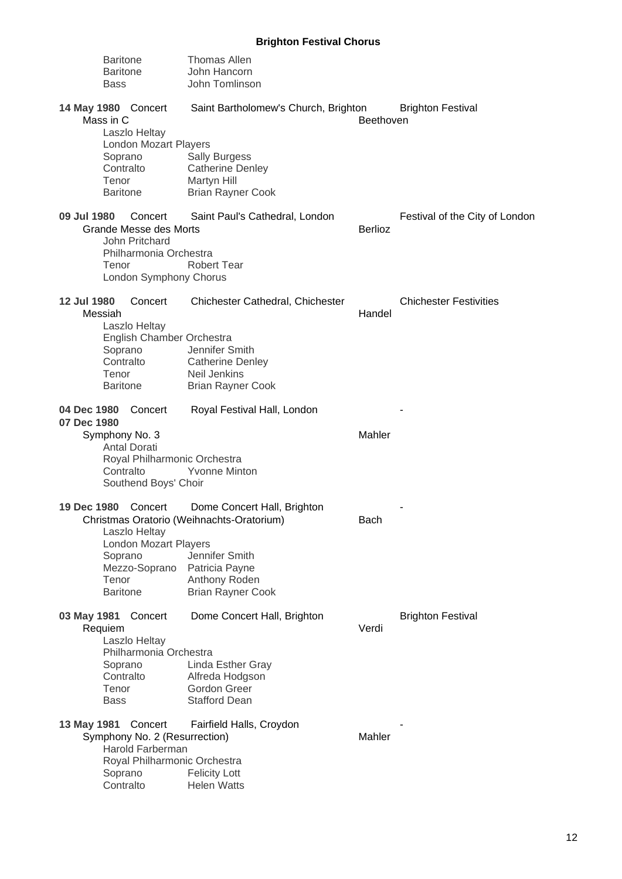| | |
|---|---|
| Baritone | Thomas Allen |
| Baritone | John Hancorn |
| Bass | John Tomlinson |

**14 May 1980** Concert — Saint Bartholomew's Church, Brighton — Brighton Festival

Mass in C — Beethoven

Laszlo Heltay
London Mozart Players

| | |
|---|---|
| Soprano | Sally Burgess |
| Contralto | Catherine Denley |
| Tenor | Martyn Hill |
| Baritone | Brian Rayner Cook |

**09 Jul 1980** Concert — Saint Paul's Cathedral, London — Festival of the City of London

Grande Messe des Morts — Berlioz

John Pritchard
Philharmonia Orchestra

| | |
|---|---|
| Tenor | Robert Tear |

London Symphony Chorus

**12 Jul 1980** Concert — Chichester Cathedral, Chichester — Chichester Festivities

Messiah — Handel

Laszlo Heltay
English Chamber Orchestra

| | |
|---|---|
| Soprano | Jennifer Smith |
| Contralto | Catherine Denley |
| Tenor | Neil Jenkins |
| Baritone | Brian Rayner Cook |

**04 Dec 1980**
**07 Dec 1980** Concert — Royal Festival Hall, London — -

Symphony No. 3 — Mahler

Antal Dorati
Royal Philharmonic Orchestra

| | |
|---|---|
| Contralto | Yvonne Minton |

Southend Boys' Choir

**19 Dec 1980** Concert — Dome Concert Hall, Brighton — -

Christmas Oratorio (Weihnachts-Oratorium) — Bach

Laszlo Heltay
London Mozart Players

| | |
|---|---|
| Soprano | Jennifer Smith |
| Mezzo-Soprano | Patricia Payne |
| Tenor | Anthony Roden |
| Baritone | Brian Rayner Cook |

**03 May 1981** Concert — Dome Concert Hall, Brighton — Brighton Festival

Requiem — Verdi

Laszlo Heltay
Philharmonia Orchestra

| | |
|---|---|
| Soprano | Linda Esther Gray |
| Contralto | Alfreda Hodgson |
| Tenor | Gordon Greer |
| Bass | Stafford Dean |

**13 May 1981** Concert — Fairfield Halls, Croydon — -

Symphony No. 2 (Resurrection) — Mahler

Harold Farberman
Royal Philharmonic Orchestra

| | |
|---|---|
| Soprano | Felicity Lott |
| Contralto | Helen Watts |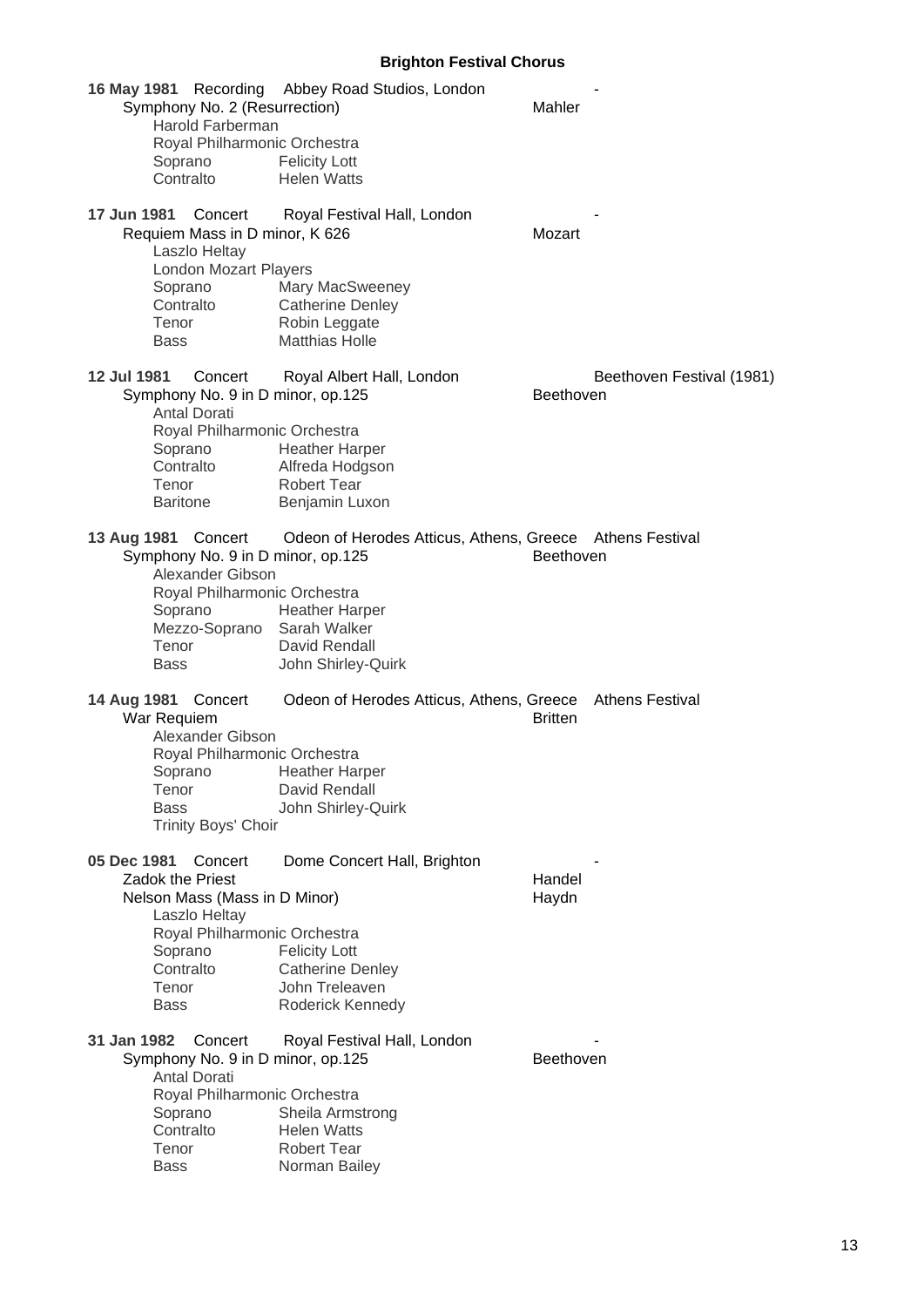**Brighton Festival Chorus**

**16 May 1981** Recording Abbey Road Studios, London -
Symphony No. 2 (Resurrection) Mahler
Harold Farberman
Royal Philharmonic Orchestra
Soprano Felicity Lott
Contralto Helen Watts

**17 Jun 1981** Concert Royal Festival Hall, London -
Requiem Mass in D minor, K 626 Mozart
Laszlo Heltay
London Mozart Players
Soprano Mary MacSweeney
Contralto Catherine Denley
Tenor Robin Leggate
Bass Matthias Holle

**12 Jul 1981** Concert Royal Albert Hall, London Beethoven Festival (1981)
Symphony No. 9 in D minor, op.125 Beethoven
Antal Dorati
Royal Philharmonic Orchestra
Soprano Heather Harper
Contralto Alfreda Hodgson
Tenor Robert Tear
Baritone Benjamin Luxon

**13 Aug 1981** Concert Odeon of Herodes Atticus, Athens, Greece Athens Festival
Symphony No. 9 in D minor, op.125 Beethoven
Alexander Gibson
Royal Philharmonic Orchestra
Soprano Heather Harper
Mezzo-Soprano Sarah Walker
Tenor David Rendall
Bass John Shirley-Quirk

**14 Aug 1981** Concert Odeon of Herodes Atticus, Athens, Greece Athens Festival
War Requiem Britten
Alexander Gibson
Royal Philharmonic Orchestra
Soprano Heather Harper
Tenor David Rendall
Bass John Shirley-Quirk
Trinity Boys' Choir

**05 Dec 1981** Concert Dome Concert Hall, Brighton -
Zadok the Priest Handel
Nelson Mass (Mass in D Minor) Haydn
Laszlo Heltay
Royal Philharmonic Orchestra
Soprano Felicity Lott
Contralto Catherine Denley
Tenor John Treleaven
Bass Roderick Kennedy

**31 Jan 1982** Concert Royal Festival Hall, London -
Symphony No. 9 in D minor, op.125 Beethoven
Antal Dorati
Royal Philharmonic Orchestra
Soprano Sheila Armstrong
Contralto Helen Watts
Tenor Robert Tear
Bass Norman Bailey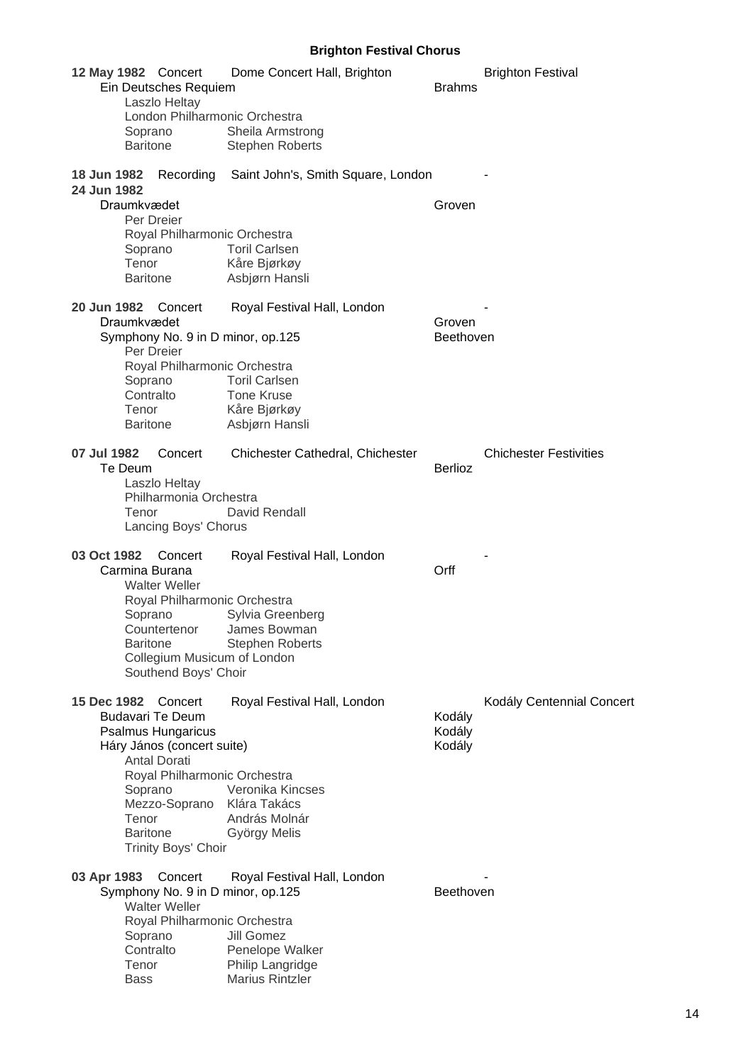# Brighton Festival Chorus

**12 May 1982** Concert Dome Concert Hall, Brighton — Brighton Festival

Ein Deutsches Requiem — Brahms

Laszlo Heltay
London Philharmonic Orchestra
Soprano Sheila Armstrong
Baritone Stephen Roberts

**18 Jun 1982** Recording Saint John's, Smith Square, London — -
**24 Jun 1982**

Draumkvædet — Groven

Per Dreier
Royal Philharmonic Orchestra
Soprano Toril Carlsen
Tenor Kåre Bjørkøy
Baritone Asbjørn Hansli

**20 Jun 1982** Concert Royal Festival Hall, London — -

Draumkvædet — Groven
Symphony No. 9 in D minor, op.125 — Beethoven

Per Dreier
Royal Philharmonic Orchestra
Soprano Toril Carlsen
Contralto Tone Kruse
Tenor Kåre Bjørkøy
Baritone Asbjørn Hansli

**07 Jul 1982** Concert Chichester Cathedral, Chichester — Chichester Festivities

Te Deum — Berlioz

Laszlo Heltay
Philharmonia Orchestra
Tenor David Rendall
Lancing Boys' Chorus

**03 Oct 1982** Concert Royal Festival Hall, London — -

Carmina Burana — Orff

Walter Weller
Royal Philharmonic Orchestra
Soprano Sylvia Greenberg
Countertenor James Bowman
Baritone Stephen Roberts
Collegium Musicum of London
Southend Boys' Choir

**15 Dec 1982** Concert Royal Festival Hall, London — Kodály Centennial Concert

Budavari Te Deum — Kodály
Psalmus Hungaricus — Kodály
Háry János (concert suite) — Kodály

Antal Dorati
Royal Philharmonic Orchestra
Soprano Veronika Kincses
Mezzo-Soprano Klára Takács
Tenor András Molnár
Baritone György Melis
Trinity Boys' Choir

**03 Apr 1983** Concert Royal Festival Hall, London — -

Symphony No. 9 in D minor, op.125 — Beethoven

Walter Weller
Royal Philharmonic Orchestra
Soprano Jill Gomez
Contralto Penelope Walker
Tenor Philip Langridge
Bass Marius Rintzler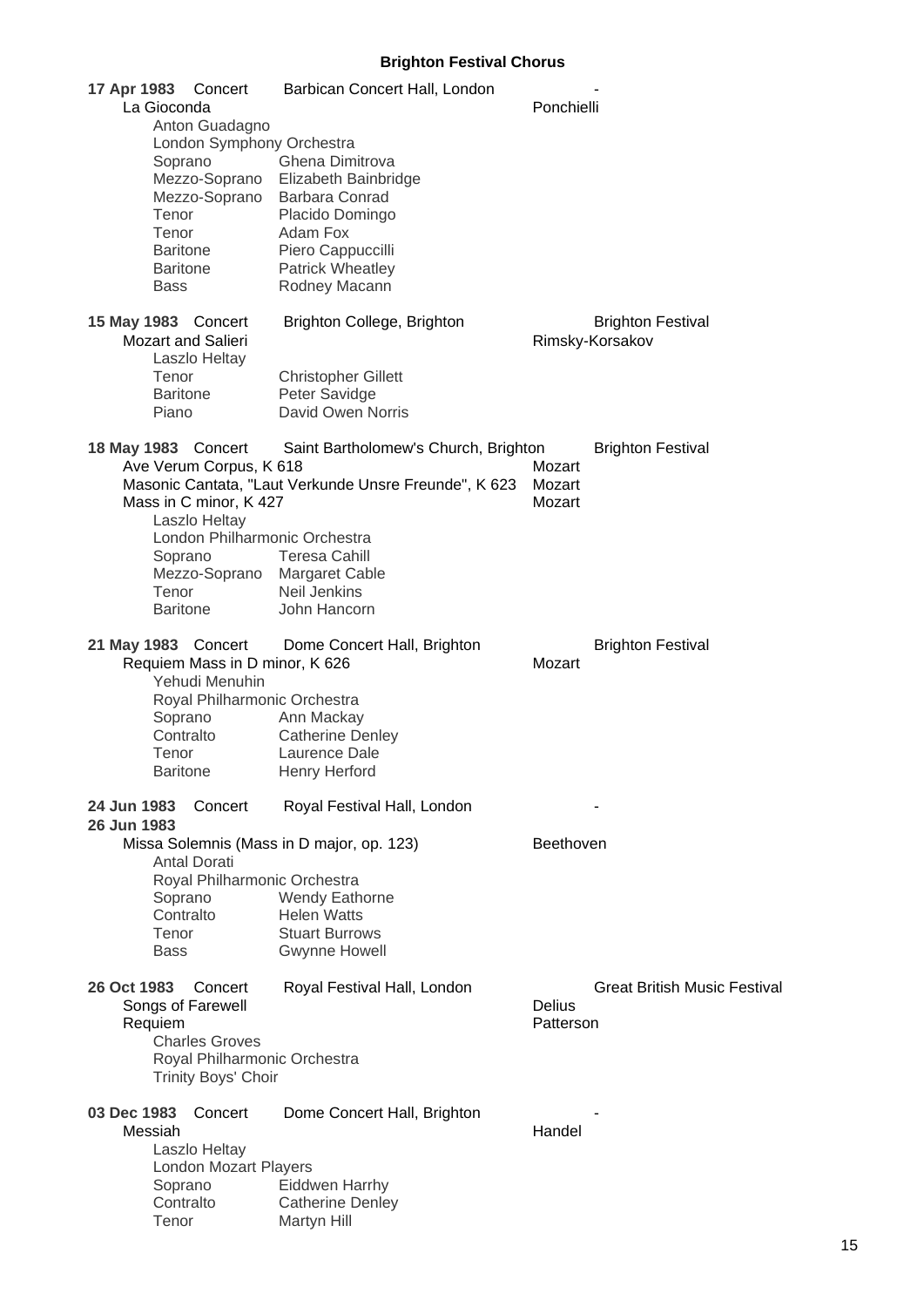# Brighton Festival Chorus

**17 Apr 1983** Concert — Barbican Concert Hall, London — -

La Gioconda — Ponchielli

Anton Guadagno
London Symphony Orchestra

| | |
|---|---|
| Soprano | Ghena Dimitrova |
| Mezzo-Soprano | Elizabeth Bainbridge |
| Mezzo-Soprano | Barbara Conrad |
| Tenor | Placido Domingo |
| Tenor | Adam Fox |
| Baritone | Piero Cappuccilli |
| Baritone | Patrick Wheatley |
| Bass | Rodney Macann |

**15 May 1983** Concert — Brighton College, Brighton — Brighton Festival

Mozart and Salieri — Rimsky-Korsakov

Laszlo Heltay

| | |
|---|---|
| Tenor | Christopher Gillett |
| Baritone | Peter Savidge |
| Piano | David Owen Norris |

**18 May 1983** Concert — Saint Bartholomew's Church, Brighton — Brighton Festival

Ave Verum Corpus, K 618 — Mozart
Masonic Cantata, "Laut Verkunde Unsre Freunde", K 623 — Mozart
Mass in C minor, K 427 — Mozart

Laszlo Heltay
London Philharmonic Orchestra

| | |
|---|---|
| Soprano | Teresa Cahill |
| Mezzo-Soprano | Margaret Cable |
| Tenor | Neil Jenkins |
| Baritone | John Hancorn |

**21 May 1983** Concert — Dome Concert Hall, Brighton — Brighton Festival

Requiem Mass in D minor, K 626 — Mozart

Yehudi Menuhin
Royal Philharmonic Orchestra

| | |
|---|---|
| Soprano | Ann Mackay |
| Contralto | Catherine Denley |
| Tenor | Laurence Dale |
| Baritone | Henry Herford |

**24 Jun 1983** Concert — Royal Festival Hall, London — -
**26 Jun 1983**

Missa Solemnis (Mass in D major, op. 123) — Beethoven

Antal Dorati
Royal Philharmonic Orchestra

| | |
|---|---|
| Soprano | Wendy Eathorne |
| Contralto | Helen Watts |
| Tenor | Stuart Burrows |
| Bass | Gwynne Howell |

**26 Oct 1983** Concert — Royal Festival Hall, London — Great British Music Festival

Songs of Farewell — Delius
Requiem — Patterson

Charles Groves
Royal Philharmonic Orchestra
Trinity Boys' Choir

**03 Dec 1983** Concert — Dome Concert Hall, Brighton — -

Messiah — Handel

Laszlo Heltay
London Mozart Players

| | |
|---|---|
| Soprano | Eiddwen Harrhy |
| Contralto | Catherine Denley |
| Tenor | Martyn Hill |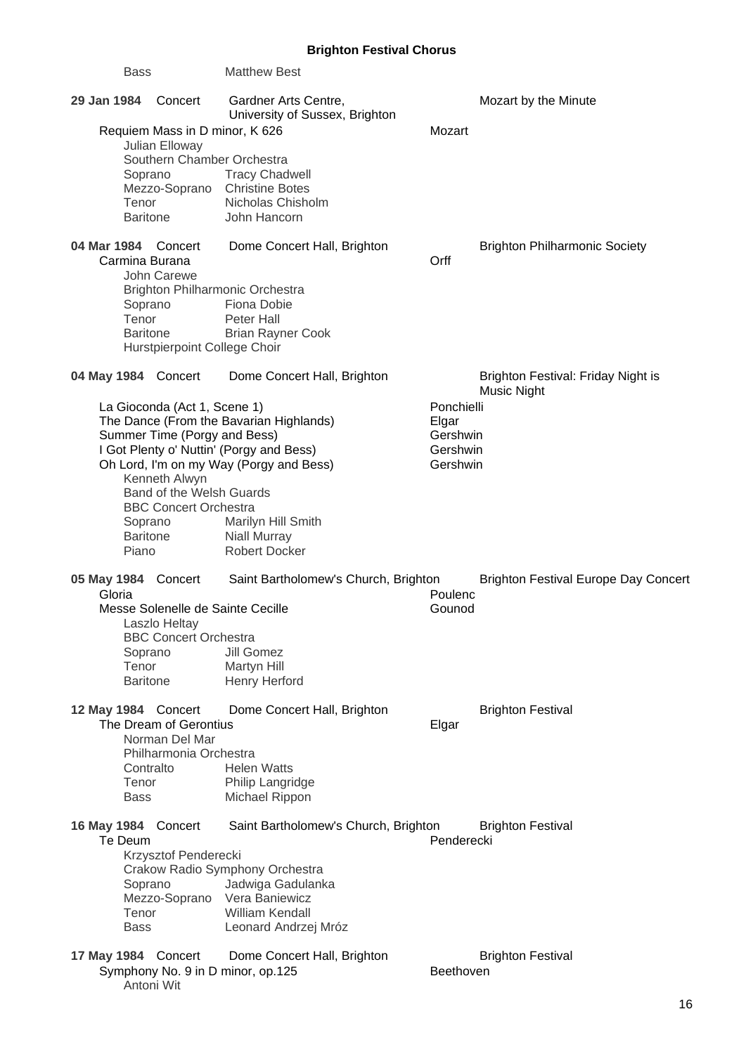| | |
|---|---|
| Bass | Matthew Best |

**29 Jan 1984** Concert — Gardner Arts Centre, University of Sussex, Brighton — Mozart by the Minute

Requiem Mass in D minor, K 626 — Mozart

Julian Elloway
Southern Chamber Orchestra

| | |
|---|---|
| Soprano | Tracy Chadwell |
| Mezzo-Soprano | Christine Botes |
| Tenor | Nicholas Chisholm |
| Baritone | John Hancorn |

**04 Mar 1984** Concert — Dome Concert Hall, Brighton — Brighton Philharmonic Society

Carmina Burana — Orff

John Carewe
Brighton Philharmonic Orchestra

| | |
|---|---|
| Soprano | Fiona Dobie |
| Tenor | Peter Hall |
| Baritone | Brian Rayner Cook |

Hurstpierpoint College Choir

**04 May 1984** Concert — Dome Concert Hall, Brighton — Brighton Festival: Friday Night is Music Night

| | |
|---|---|
| La Gioconda (Act 1, Scene 1) | Ponchielli |
| The Dance (From the Bavarian Highlands) | Elgar |
| Summer Time (Porgy and Bess) | Gershwin |
| I Got Plenty o' Nuttin' (Porgy and Bess) | Gershwin |
| Oh Lord, I'm on my Way (Porgy and Bess) | Gershwin |

Kenneth Alwyn
Band of the Welsh Guards
BBC Concert Orchestra

| | |
|---|---|
| Soprano | Marilyn Hill Smith |
| Baritone | Niall Murray |
| Piano | Robert Docker |

**05 May 1984** Concert — Saint Bartholomew's Church, Brighton — Brighton Festival Europe Day Concert

| | |
|---|---|
| Gloria | Poulenc |
| Messe Solenelle de Sainte Cecille | Gounod |

Laszlo Heltay
BBC Concert Orchestra

| | |
|---|---|
| Soprano | Jill Gomez |
| Tenor | Martyn Hill |
| Baritone | Henry Herford |

**12 May 1984** Concert — Dome Concert Hall, Brighton — Brighton Festival

The Dream of Gerontius — Elgar

Norman Del Mar
Philharmonia Orchestra

| | |
|---|---|
| Contralto | Helen Watts |
| Tenor | Philip Langridge |
| Bass | Michael Rippon |

**16 May 1984** Concert — Saint Bartholomew's Church, Brighton — Brighton Festival

Te Deum — Penderecki

Krzysztof Penderecki
Crakow Radio Symphony Orchestra

| | |
|---|---|
| Soprano | Jadwiga Gadulanka |
| Mezzo-Soprano | Vera Baniewicz |
| Tenor | William Kendall |
| Bass | Leonard Andrzej Mróz |

**17 May 1984** Concert — Dome Concert Hall, Brighton — Brighton Festival

Symphony No. 9 in D minor, op.125 — Beethoven

Antoni Wit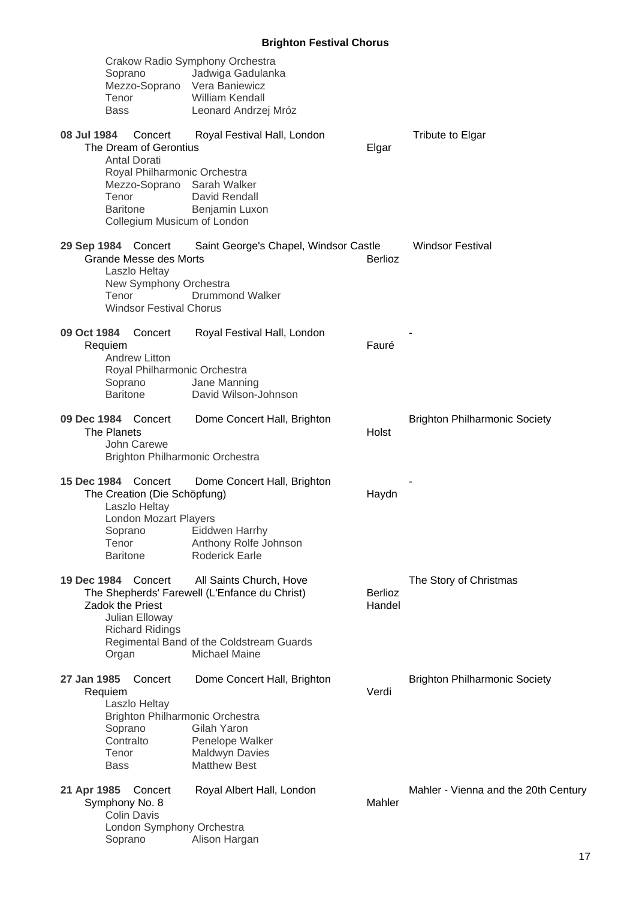Crakow Radio Symphony Orchestra
Soprano Jadwiga Gadulanka
Mezzo-Soprano Vera Baniewicz
Tenor William Kendall
Bass Leonard Andrzej Mróz

**08 Jul 1984** Concert Royal Festival Hall, London — Tribute to Elgar
The Dream of Gerontius — Elgar
Antal Dorati
Royal Philharmonic Orchestra
Mezzo-Soprano Sarah Walker
Tenor David Rendall
Baritone Benjamin Luxon
Collegium Musicum of London

**29 Sep 1984** Concert Saint George's Chapel, Windsor Castle — Windsor Festival
Grande Messe des Morts — Berlioz
Laszlo Heltay
New Symphony Orchestra
Tenor Drummond Walker
Windsor Festival Chorus

**09 Oct 1984** Concert Royal Festival Hall, London — -
Requiem — Fauré
Andrew Litton
Royal Philharmonic Orchestra
Soprano Jane Manning
Baritone David Wilson-Johnson

**09 Dec 1984** Concert Dome Concert Hall, Brighton — Brighton Philharmonic Society
The Planets — Holst
John Carewe
Brighton Philharmonic Orchestra

**15 Dec 1984** Concert Dome Concert Hall, Brighton — -
The Creation (Die Schöpfung) — Haydn
Laszlo Heltay
London Mozart Players
Soprano Eiddwen Harrhy
Tenor Anthony Rolfe Johnson
Baritone Roderick Earle

**19 Dec 1984** Concert All Saints Church, Hove — The Story of Christmas
The Shepherds' Farewell (L'Enfance du Christ) — Berlioz
Zadok the Priest — Handel
Julian Elloway
Richard Ridings
Regimental Band of the Coldstream Guards
Organ Michael Maine

**27 Jan 1985** Concert Dome Concert Hall, Brighton — Brighton Philharmonic Society
Requiem — Verdi
Laszlo Heltay
Brighton Philharmonic Orchestra
Soprano Gilah Yaron
Contralto Penelope Walker
Tenor Maldwyn Davies
Bass Matthew Best

**21 Apr 1985** Concert Royal Albert Hall, London — Mahler - Vienna and the 20th Century
Symphony No. 8 — Mahler
Colin Davis
London Symphony Orchestra
Soprano Alison Hargan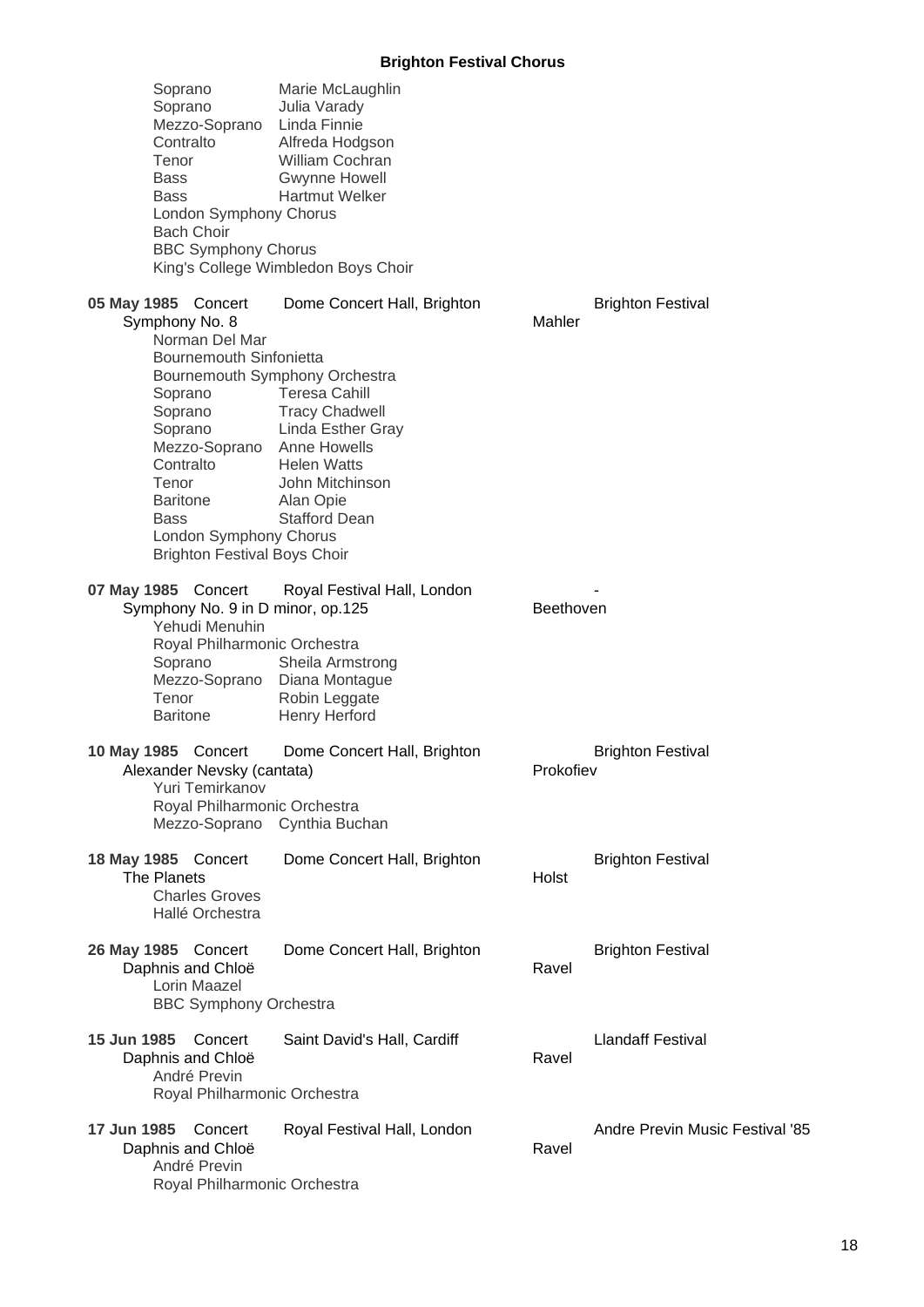Soprano Marie McLaughlin
Soprano Julia Varady
Mezzo-Soprano Linda Finnie
Contralto Alfreda Hodgson
Tenor William Cochran
Bass Gwynne Howell
Bass Hartmut Welker
London Symphony Chorus
Bach Choir
BBC Symphony Chorus
King's College Wimbledon Boys Choir

**05 May 1985** Concert Dome Concert Hall, Brighton Brighton Festival
Symphony No. 8 Mahler
Norman Del Mar
Bournemouth Sinfonietta
Bournemouth Symphony Orchestra
Soprano Teresa Cahill
Soprano Tracy Chadwell
Soprano Linda Esther Gray
Mezzo-Soprano Anne Howells
Contralto Helen Watts
Tenor John Mitchinson
Baritone Alan Opie
Bass Stafford Dean
London Symphony Chorus
Brighton Festival Boys Choir

**07 May 1985** Concert Royal Festival Hall, London -
Symphony No. 9 in D minor, op.125 Beethoven
Yehudi Menuhin
Royal Philharmonic Orchestra
Soprano Sheila Armstrong
Mezzo-Soprano Diana Montague
Tenor Robin Leggate
Baritone Henry Herford

**10 May 1985** Concert Dome Concert Hall, Brighton Brighton Festival
Alexander Nevsky (cantata) Prokofiev
Yuri Temirkanov
Royal Philharmonic Orchestra
Mezzo-Soprano Cynthia Buchan

**18 May 1985** Concert Dome Concert Hall, Brighton Brighton Festival
The Planets Holst
Charles Groves
Hallé Orchestra

**26 May 1985** Concert Dome Concert Hall, Brighton Brighton Festival
Daphnis and Chloë Ravel
Lorin Maazel
BBC Symphony Orchestra

**15 Jun 1985** Concert Saint David's Hall, Cardiff Llandaff Festival
Daphnis and Chloë Ravel
André Previn
Royal Philharmonic Orchestra

**17 Jun 1985** Concert Royal Festival Hall, London Andre Previn Music Festival '85
Daphnis and Chloë Ravel
André Previn
Royal Philharmonic Orchestra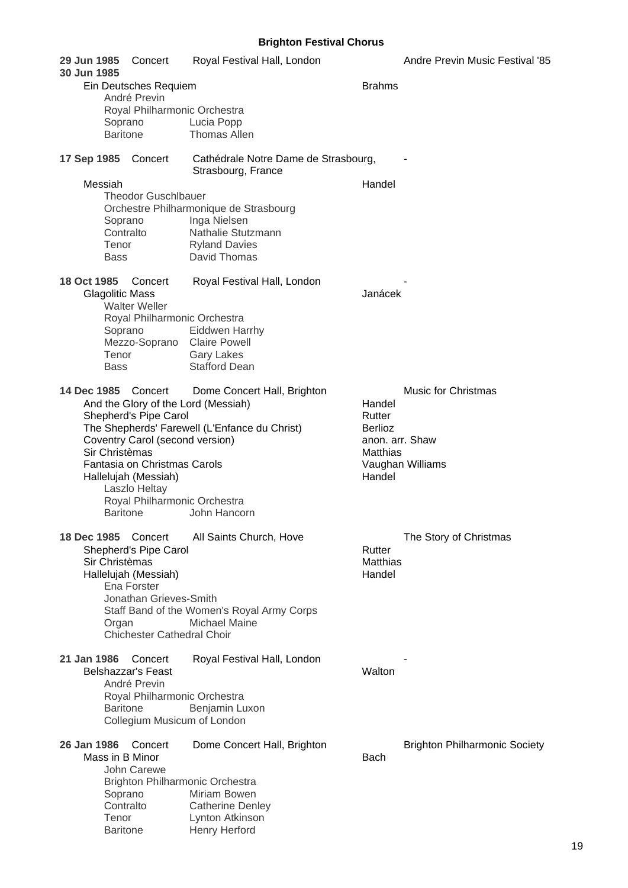**Brighton Festival Chorus**

**29 Jun 1985** Concert Royal Festival Hall, London Andre Previn Music Festival '85
**30 Jun 1985**

Ein Deutsches Requiem — Brahms
André Previn
Royal Philharmonic Orchestra
Soprano Lucia Popp
Baritone Thomas Allen

**17 Sep 1985** Concert Cathédrale Notre Dame de Strasbourg, Strasbourg, France -

Messiah — Handel
Theodor Guschlbauer
Orchestre Philharmonique de Strasbourg
Soprano Inga Nielsen
Contralto Nathalie Stutzmann
Tenor Ryland Davies
Bass David Thomas

**18 Oct 1985** Concert Royal Festival Hall, London -

Glagolitic Mass — Janácek
Walter Weller
Royal Philharmonic Orchestra
Soprano Eiddwen Harrhy
Mezzo-Soprano Claire Powell
Tenor Gary Lakes
Bass Stafford Dean

**14 Dec 1985** Concert Dome Concert Hall, Brighton Music for Christmas

And the Glory of the Lord (Messiah) — Handel
Shepherd's Pipe Carol — Rutter
The Shepherds' Farewell (L'Enfance du Christ) — Berlioz
Coventry Carol (second version) — anon. arr. Shaw
Sir Christèmas — Matthias
Fantasia on Christmas Carols — Vaughan Williams
Hallelujah (Messiah) — Handel
Laszlo Heltay
Royal Philharmonic Orchestra
Baritone John Hancorn

**18 Dec 1985** Concert All Saints Church, Hove The Story of Christmas

Shepherd's Pipe Carol — Rutter
Sir Christèmas — Matthias
Hallelujah (Messiah) — Handel
Ena Forster
Jonathan Grieves-Smith
Staff Band of the Women's Royal Army Corps
Organ Michael Maine
Chichester Cathedral Choir

**21 Jan 1986** Concert Royal Festival Hall, London -

Belshazzar's Feast — Walton
André Previn
Royal Philharmonic Orchestra
Baritone Benjamin Luxon
Collegium Musicum of London

**26 Jan 1986** Concert Dome Concert Hall, Brighton Brighton Philharmonic Society

Mass in B Minor — Bach
John Carewe
Brighton Philharmonic Orchestra
Soprano Miriam Bowen
Contralto Catherine Denley
Tenor Lynton Atkinson
Baritone Henry Herford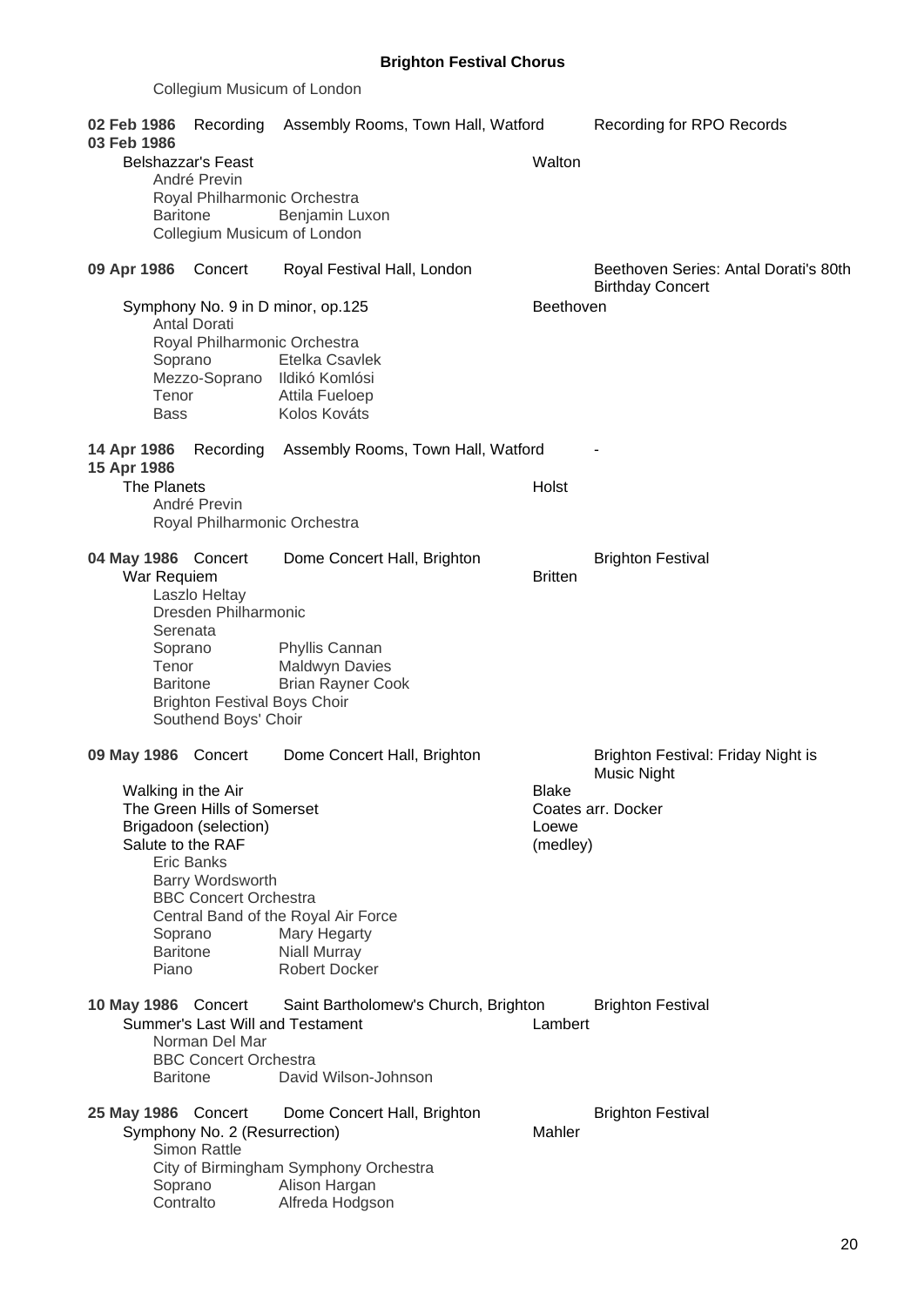Collegium Musicum of London

**02 Feb 1986** Recording Assembly Rooms, Town Hall, Watford — Recording for RPO Records
**03 Feb 1986**

Belshazzar's Feast — Walton
André Previn
Royal Philharmonic Orchestra
Baritone — Benjamin Luxon
Collegium Musicum of London

**09 Apr 1986** Concert Royal Festival Hall, London — Beethoven Series: Antal Dorati's 80th Birthday Concert

Symphony No. 9 in D minor, op.125 — Beethoven
Antal Dorati
Royal Philharmonic Orchestra
Soprano — Etelka Csavlek
Mezzo-Soprano — Ildikó Komlósi
Tenor — Attila Fueloep
Bass — Kolos Kováts

**14 Apr 1986** Recording Assembly Rooms, Town Hall, Watford — -
**15 Apr 1986**

The Planets — Holst
André Previn
Royal Philharmonic Orchestra

**04 May 1986** Concert Dome Concert Hall, Brighton — Brighton Festival

War Requiem — Britten
Laszlo Heltay
Dresden Philharmonic
Serenata
Soprano — Phyllis Cannan
Tenor — Maldwyn Davies
Baritone — Brian Rayner Cook
Brighton Festival Boys Choir
Southend Boys' Choir

**09 May 1986** Concert Dome Concert Hall, Brighton — Brighton Festival: Friday Night is Music Night

Walking in the Air — Blake
The Green Hills of Somerset — Coates arr. Docker
Brigadoon (selection) — Loewe
Salute to the RAF — (medley)
Eric Banks
Barry Wordsworth
BBC Concert Orchestra
Central Band of the Royal Air Force
Soprano — Mary Hegarty
Baritone — Niall Murray
Piano — Robert Docker

**10 May 1986** Concert Saint Bartholomew's Church, Brighton — Brighton Festival

Summer's Last Will and Testament — Lambert
Norman Del Mar
BBC Concert Orchestra
Baritone — David Wilson-Johnson

**25 May 1986** Concert Dome Concert Hall, Brighton — Brighton Festival

Symphony No. 2 (Resurrection) — Mahler
Simon Rattle
City of Birmingham Symphony Orchestra
Soprano — Alison Hargan
Contralto — Alfreda Hodgson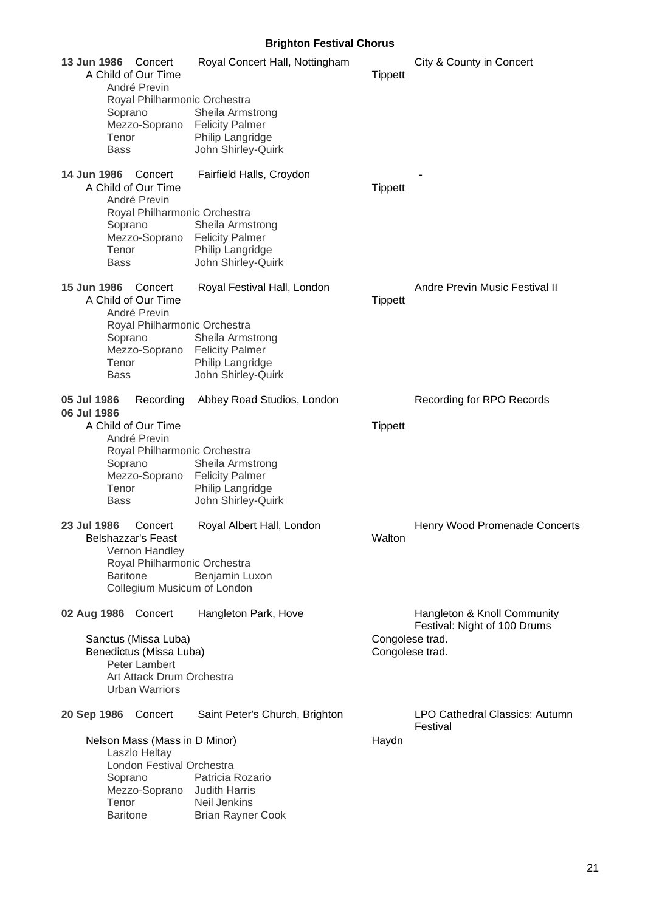## Brighton Festival Chorus

**13 Jun 1986** Concert — Royal Concert Hall, Nottingham — City & County in Concert

A Child of Our Time — Tippett
André Previn
Royal Philharmonic Orchestra
Soprano — Sheila Armstrong
Mezzo-Soprano — Felicity Palmer
Tenor — Philip Langridge
Bass — John Shirley-Quirk

**14 Jun 1986** Concert — Fairfield Halls, Croydon — -

A Child of Our Time — Tippett
André Previn
Royal Philharmonic Orchestra
Soprano — Sheila Armstrong
Mezzo-Soprano — Felicity Palmer
Tenor — Philip Langridge
Bass — John Shirley-Quirk

**15 Jun 1986** Concert — Royal Festival Hall, London — Andre Previn Music Festival II

A Child of Our Time — Tippett
André Previn
Royal Philharmonic Orchestra
Soprano — Sheila Armstrong
Mezzo-Soprano — Felicity Palmer
Tenor — Philip Langridge
Bass — John Shirley-Quirk

**05 Jul 1986**
**06 Jul 1986** Recording — Abbey Road Studios, London — Recording for RPO Records

A Child of Our Time — Tippett
André Previn
Royal Philharmonic Orchestra
Soprano — Sheila Armstrong
Mezzo-Soprano — Felicity Palmer
Tenor — Philip Langridge
Bass — John Shirley-Quirk

**23 Jul 1986** Concert — Royal Albert Hall, London — Henry Wood Promenade Concerts

Belshazzar's Feast — Walton
Vernon Handley
Royal Philharmonic Orchestra
Baritone — Benjamin Luxon
Collegium Musicum of London

**02 Aug 1986** Concert — Hangleton Park, Hove — Hangleton & Knoll Community Festival: Night of 100 Drums

Sanctus (Missa Luba) — Congolese trad.
Benedictus (Missa Luba) — Congolese trad.
Peter Lambert
Art Attack Drum Orchestra
Urban Warriors

**20 Sep 1986** Concert — Saint Peter's Church, Brighton — LPO Cathedral Classics: Autumn Festival

Nelson Mass (Mass in D Minor) — Haydn
Laszlo Heltay
London Festival Orchestra
Soprano — Patricia Rozario
Mezzo-Soprano — Judith Harris
Tenor — Neil Jenkins
Baritone — Brian Rayner Cook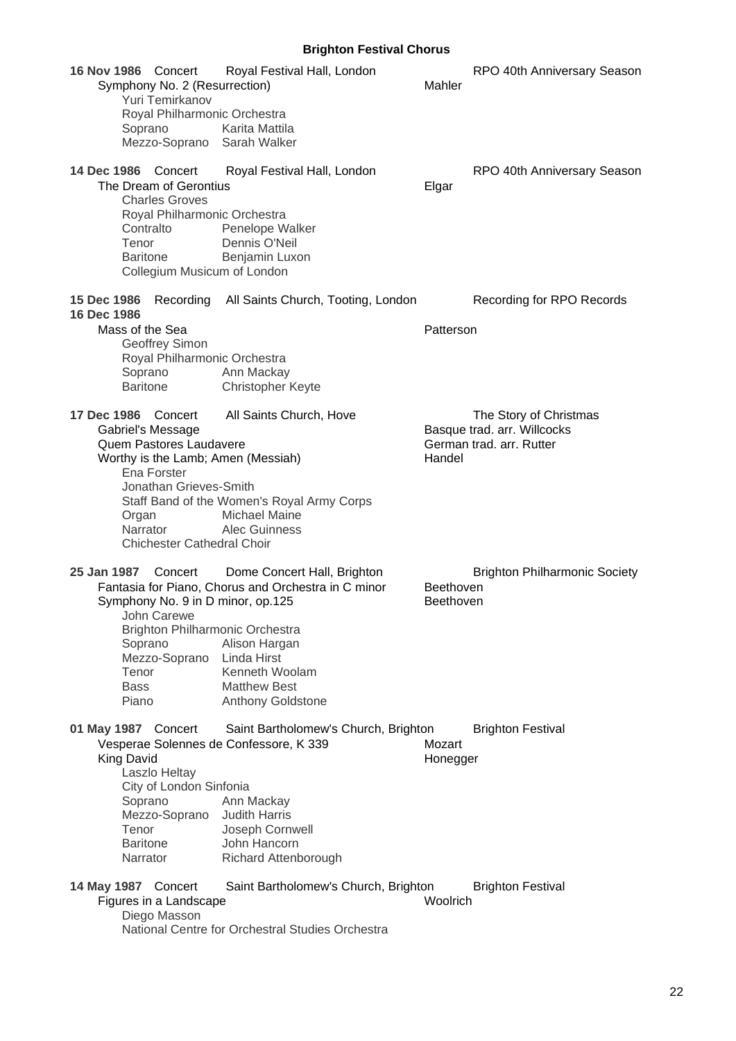## Brighton Festival Chorus

**16 Nov 1986** Concert — Royal Festival Hall, London — RPO 40th Anniversary Season

Symphony No. 2 (Resurrection) — Mahler

- Yuri Temirkanov
- Royal Philharmonic Orchestra
- Soprano: Karita Mattila
- Mezzo-Soprano: Sarah Walker

**14 Dec 1986** Concert — Royal Festival Hall, London — RPO 40th Anniversary Season

The Dream of Gerontius — Elgar

- Charles Groves
- Royal Philharmonic Orchestra
- Contralto: Penelope Walker
- Tenor: Dennis O'Neil
- Baritone: Benjamin Luxon
- Collegium Musicum of London

**15 Dec 1986**
**16 Dec 1986** Recording — All Saints Church, Tooting, London — Recording for RPO Records

Mass of the Sea — Patterson

- Geoffrey Simon
- Royal Philharmonic Orchestra
- Soprano: Ann Mackay
- Baritone: Christopher Keyte

**17 Dec 1986** Concert — All Saints Church, Hove — The Story of Christmas

- Gabriel's Message — Basque trad. arr. Willcocks
- Quem Pastores Laudavere — German trad. arr. Rutter
- Worthy is the Lamb; Amen (Messiah) — Handel

- Ena Forster
- Jonathan Grieves-Smith
- Staff Band of the Women's Royal Army Corps
- Organ: Michael Maine
- Narrator: Alec Guinness
- Chichester Cathedral Choir

**25 Jan 1987** Concert — Dome Concert Hall, Brighton — Brighton Philharmonic Society

- Fantasia for Piano, Chorus and Orchestra in C minor — Beethoven
- Symphony No. 9 in D minor, op.125 — Beethoven

- John Carewe
- Brighton Philharmonic Orchestra
- Soprano: Alison Hargan
- Mezzo-Soprano: Linda Hirst
- Tenor: Kenneth Woolam
- Bass: Matthew Best
- Piano: Anthony Goldstone

**01 May 1987** Concert — Saint Bartholomew's Church, Brighton — Brighton Festival

- Vesperae Solennes de Confessore, K 339 — Mozart
- King David — Honegger

- Laszlo Heltay
- City of London Sinfonia
- Soprano: Ann Mackay
- Mezzo-Soprano: Judith Harris
- Tenor: Joseph Cornwell
- Baritone: John Hancorn
- Narrator: Richard Attenborough

**14 May 1987** Concert — Saint Bartholomew's Church, Brighton — Brighton Festival

Figures in a Landscape — Woolrich

- Diego Masson
- National Centre for Orchestral Studies Orchestra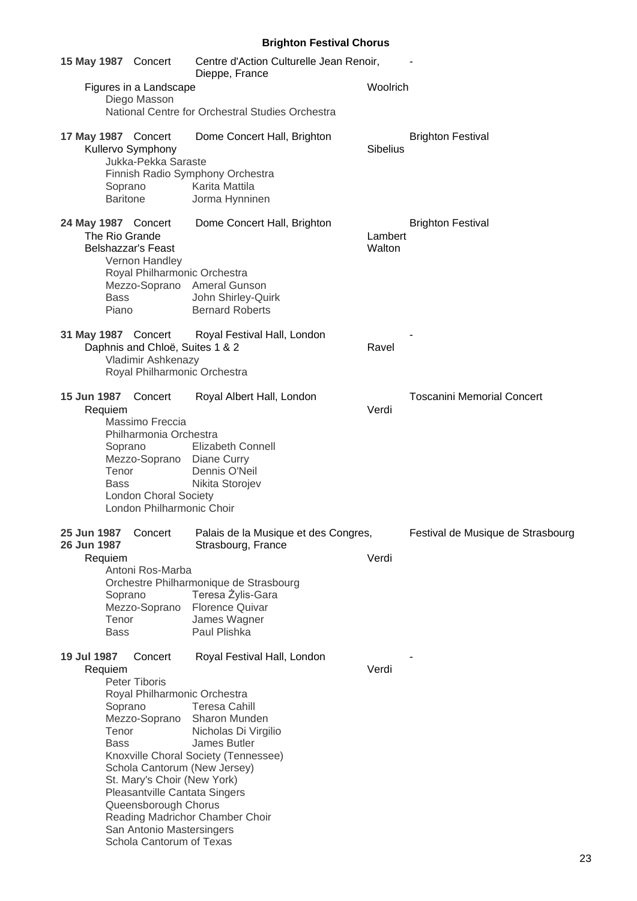## Brighton Festival Chorus

**15 May 1987** Concert — Centre d'Action Culturelle Jean Renoir, Dieppe, France — -

Figures in a Landscape — Woolrich
Diego Masson
National Centre for Orchestral Studies Orchestra

**17 May 1987** Concert — Dome Concert Hall, Brighton — Brighton Festival

Kullervo Symphony — Sibelius
Jukka-Pekka Saraste
Finnish Radio Symphony Orchestra
Soprano: Karita Mattila
Baritone: Jorma Hynninen

**24 May 1987** Concert — Dome Concert Hall, Brighton — Brighton Festival

The Rio Grande — Lambert
Belshazzar's Feast — Walton
Vernon Handley
Royal Philharmonic Orchestra
Mezzo-Soprano: Ameral Gunson
Bass: John Shirley-Quirk
Piano: Bernard Roberts

**31 May 1987** Concert — Royal Festival Hall, London — -

Daphnis and Chloë, Suites 1 & 2 — Ravel
Vladimir Ashkenazy
Royal Philharmonic Orchestra

**15 Jun 1987** Concert — Royal Albert Hall, London — Toscanini Memorial Concert

Requiem — Verdi
Massimo Freccia
Philharmonia Orchestra
Soprano: Elizabeth Connell
Mezzo-Soprano: Diane Curry
Tenor: Dennis O'Neil
Bass: Nikita Storojev
London Choral Society
London Philharmonic Choir

**25 Jun 1987**
**26 Jun 1987** Concert — Palais de la Musique et des Congres, Strasbourg, France — Festival de Musique de Strasbourg

Requiem — Verdi
Antoni Ros-Marba
Orchestre Philharmonique de Strasbourg
Soprano: Teresa Żylis-Gara
Mezzo-Soprano: Florence Quivar
Tenor: James Wagner
Bass: Paul Plishka

**19 Jul 1987** Concert — Royal Festival Hall, London — -

Requiem — Verdi
Peter Tiboris
Royal Philharmonic Orchestra
Soprano: Teresa Cahill
Mezzo-Soprano: Sharon Munden
Tenor: Nicholas Di Virgilio
Bass: James Butler
Knoxville Choral Society (Tennessee)
Schola Cantorum (New Jersey)
St. Mary's Choir (New York)
Pleasantville Cantata Singers
Queensborough Chorus
Reading Madrichor Chamber Choir
San Antonio Mastersingers
Schola Cantorum of Texas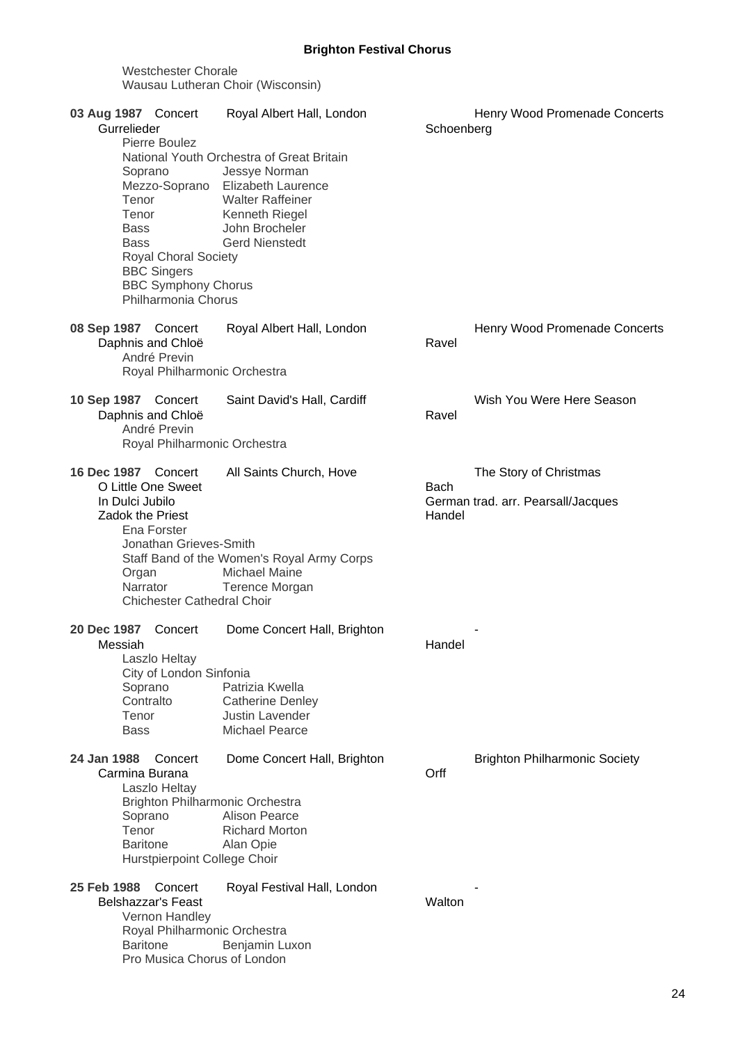Westchester Chorale
Wausau Lutheran Choir (Wisconsin)

**03 Aug 1987** Concert — Royal Albert Hall, London — Henry Wood Promenade Concerts

Gurrelieder — Schoenberg

Pierre Boulez
National Youth Orchestra of Great Britain

| | |
|---|---|
| Soprano | Jessye Norman |
| Mezzo-Soprano | Elizabeth Laurence |
| Tenor | Walter Raffeiner |
| Tenor | Kenneth Riegel |
| Bass | John Brocheler |
| Bass | Gerd Nienstedt |

Royal Choral Society
BBC Singers
BBC Symphony Chorus
Philharmonia Chorus

**08 Sep 1987** Concert — Royal Albert Hall, London — Henry Wood Promenade Concerts

Daphnis and Chloë — Ravel

André Previn
Royal Philharmonic Orchestra

**10 Sep 1987** Concert — Saint David's Hall, Cardiff — Wish You Were Here Season

Daphnis and Chloë — Ravel

André Previn
Royal Philharmonic Orchestra

**16 Dec 1987** Concert — All Saints Church, Hove — The Story of Christmas

O Little One Sweet — Bach
In Dulci Jubilo — German trad. arr. Pearsall/Jacques
Zadok the Priest — Handel

Ena Forster
Jonathan Grieves-Smith
Staff Band of the Women's Royal Army Corps

| | |
|---|---|
| Organ | Michael Maine |
| Narrator | Terence Morgan |

Chichester Cathedral Choir

**20 Dec 1987** Concert — Dome Concert Hall, Brighton — -

Messiah — Handel

Laszlo Heltay
City of London Sinfonia

| | |
|---|---|
| Soprano | Patrizia Kwella |
| Contralto | Catherine Denley |
| Tenor | Justin Lavender |
| Bass | Michael Pearce |

**24 Jan 1988** Concert — Dome Concert Hall, Brighton — Brighton Philharmonic Society

Carmina Burana — Orff

Laszlo Heltay
Brighton Philharmonic Orchestra

| | |
|---|---|
| Soprano | Alison Pearce |
| Tenor | Richard Morton |
| Baritone | Alan Opie |

Hurstpierpoint College Choir

**25 Feb 1988** Concert — Royal Festival Hall, London — -

Belshazzar's Feast — Walton

Vernon Handley
Royal Philharmonic Orchestra

| | |
|---|---|
| Baritone | Benjamin Luxon |

Pro Musica Chorus of London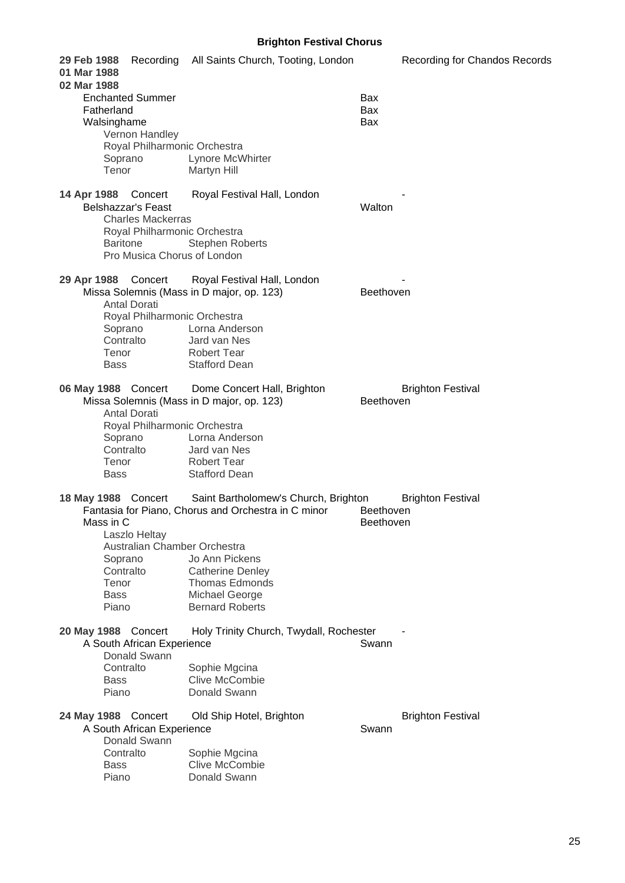## Brighton Festival Chorus

**29 Feb 1988** Recording All Saints Church, Tooting, London — Recording for Chandos Records
**01 Mar 1988**
**02 Mar 1988**

Enchanted Summer — Bax
Fatherland — Bax
Walsinghame — Bax

Vernon Handley
Royal Philharmonic Orchestra
Soprano — Lynore McWhirter
Tenor — Martyn Hill

**14 Apr 1988** Concert Royal Festival Hall, London — -

Belshazzar's Feast — Walton

Charles Mackerras
Royal Philharmonic Orchestra
Baritone — Stephen Roberts
Pro Musica Chorus of London

**29 Apr 1988** Concert Royal Festival Hall, London — -

Missa Solemnis (Mass in D major, op. 123) — Beethoven

Antal Dorati
Royal Philharmonic Orchestra
Soprano — Lorna Anderson
Contralto — Jard van Nes
Tenor — Robert Tear
Bass — Stafford Dean

**06 May 1988** Concert Dome Concert Hall, Brighton — Brighton Festival

Missa Solemnis (Mass in D major, op. 123) — Beethoven

Antal Dorati
Royal Philharmonic Orchestra
Soprano — Lorna Anderson
Contralto — Jard van Nes
Tenor — Robert Tear
Bass — Stafford Dean

**18 May 1988** Concert Saint Bartholomew's Church, Brighton — Brighton Festival

Fantasia for Piano, Chorus and Orchestra in C minor — Beethoven
Mass in C — Beethoven

Laszlo Heltay
Australian Chamber Orchestra
Soprano — Jo Ann Pickens
Contralto — Catherine Denley
Tenor — Thomas Edmonds
Bass — Michael George
Piano — Bernard Roberts

**20 May 1988** Concert Holy Trinity Church, Twydall, Rochester — -

A South African Experience — Swann

Donald Swann
Contralto — Sophie Mgcina
Bass — Clive McCombie
Piano — Donald Swann

**24 May 1988** Concert Old Ship Hotel, Brighton — Brighton Festival

A South African Experience — Swann

Donald Swann
Contralto — Sophie Mgcina
Bass — Clive McCombie
Piano — Donald Swann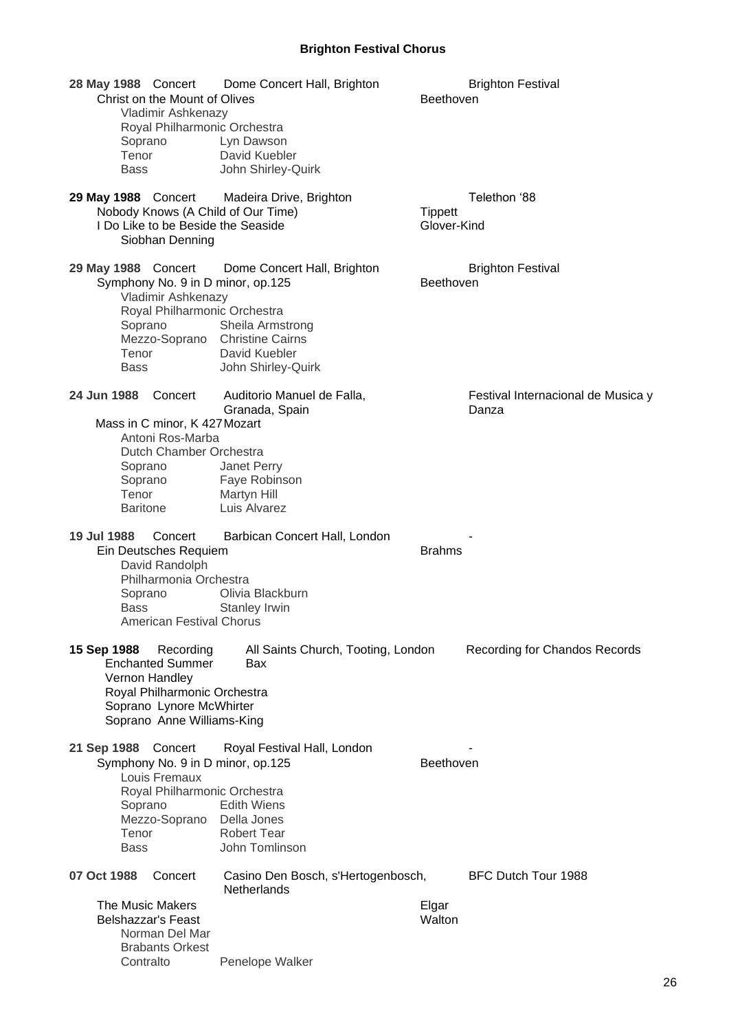**Brighton Festival Chorus**

**28 May 1988** Concert Dome Concert Hall, Brighton Brighton Festival
Christ on the Mount of Olives Beethoven
Vladimir Ashkenazy
Royal Philharmonic Orchestra
Soprano Lyn Dawson
Tenor David Kuebler
Bass John Shirley-Quirk

**29 May 1988** Concert Madeira Drive, Brighton Telethon '88
Nobody Knows (A Child of Our Time) Tippett
I Do Like to be Beside the Seaside Glover-Kind
Siobhan Denning

**29 May 1988** Concert Dome Concert Hall, Brighton Brighton Festival
Symphony No. 9 in D minor, op.125 Beethoven
Vladimir Ashkenazy
Royal Philharmonic Orchestra
Soprano Sheila Armstrong
Mezzo-Soprano Christine Cairns
Tenor David Kuebler
Bass John Shirley-Quirk

**24 Jun 1988** Concert Auditorio Manuel de Falla, Granada, Spain Festival Internacional de Musica y Danza
Mass in C minor, K 427 Mozart
Antoni Ros-Marba
Dutch Chamber Orchestra
Soprano Janet Perry
Soprano Faye Robinson
Tenor Martyn Hill
Baritone Luis Alvarez

**19 Jul 1988** Concert Barbican Concert Hall, London -
Ein Deutsches Requiem Brahms
David Randolph
Philharmonia Orchestra
Soprano Olivia Blackburn
Bass Stanley Irwin
American Festival Chorus

**15 Sep 1988** Recording All Saints Church, Tooting, London Recording for Chandos Records
Enchanted Summer Bax
Vernon Handley
Royal Philharmonic Orchestra
Soprano Lynore McWhirter
Soprano Anne Williams-King

**21 Sep 1988** Concert Royal Festival Hall, London -
Symphony No. 9 in D minor, op.125 Beethoven
Louis Fremaux
Royal Philharmonic Orchestra
Soprano Edith Wiens
Mezzo-Soprano Della Jones
Tenor Robert Tear
Bass John Tomlinson

**07 Oct 1988** Concert Casino Den Bosch, s'Hertogenbosch, Netherlands BFC Dutch Tour 1988
The Music Makers Elgar
Belshazzar's Feast Walton
Norman Del Mar
Brabants Orkest
Contralto Penelope Walker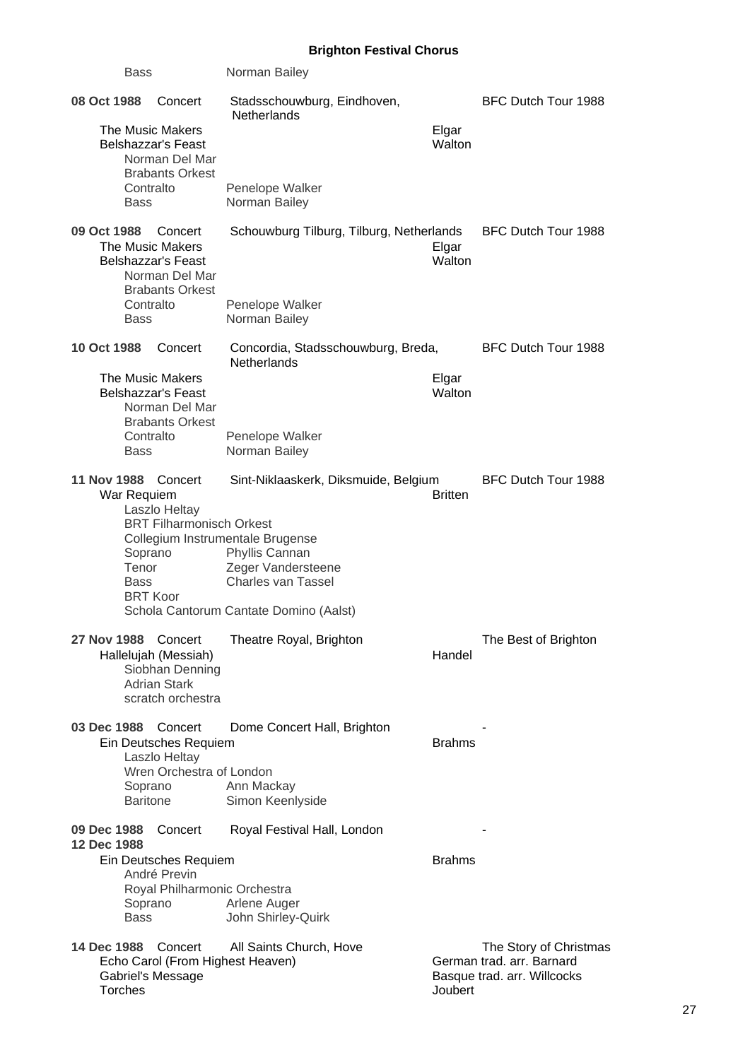Bass Norman Bailey

**08 Oct 1988** Concert — Stadsschouwburg, Eindhoven, Netherlands — BFC Dutch Tour 1988

The Music Makers — Elgar
Belshazzar's Feast — Walton
Norman Del Mar
Brabants Orkest
Contralto Penelope Walker
Bass Norman Bailey

**09 Oct 1988** Concert — Schouwburg Tilburg, Tilburg, Netherlands — BFC Dutch Tour 1988

The Music Makers — Elgar
Belshazzar's Feast — Walton
Norman Del Mar
Brabants Orkest
Contralto Penelope Walker
Bass Norman Bailey

**10 Oct 1988** Concert — Concordia, Stadsschouwburg, Breda, Netherlands — BFC Dutch Tour 1988

The Music Makers — Elgar
Belshazzar's Feast — Walton
Norman Del Mar
Brabants Orkest
Contralto Penelope Walker
Bass Norman Bailey

**11 Nov 1988** Concert — Sint-Niklaaskerk, Diksmuide, Belgium — BFC Dutch Tour 1988

War Requiem — Britten
Laszlo Heltay
BRT Filharmonisch Orkest
Collegium Instrumentale Brugense
Soprano Phyllis Cannan
Tenor Zeger Vandersteene
Bass Charles van Tassel
BRT Koor
Schola Cantorum Cantate Domino (Aalst)

**27 Nov 1988** Concert — Theatre Royal, Brighton — The Best of Brighton

Hallelujah (Messiah) — Handel
Siobhan Denning
Adrian Stark
scratch orchestra

**03 Dec 1988** Concert — Dome Concert Hall, Brighton — -

Ein Deutsches Requiem — Brahms
Laszlo Heltay
Wren Orchestra of London
Soprano Ann Mackay
Baritone Simon Keenlyside

**09 Dec 1988**
**12 Dec 1988** Concert — Royal Festival Hall, London — -

Ein Deutsches Requiem — Brahms
André Previn
Royal Philharmonic Orchestra
Soprano Arlene Auger
Bass John Shirley-Quirk

**14 Dec 1988** Concert — All Saints Church, Hove — The Story of Christmas

Echo Carol (From Highest Heaven) — German trad. arr. Barnard
Gabriel's Message — Basque trad. arr. Willcocks
Torches — Joubert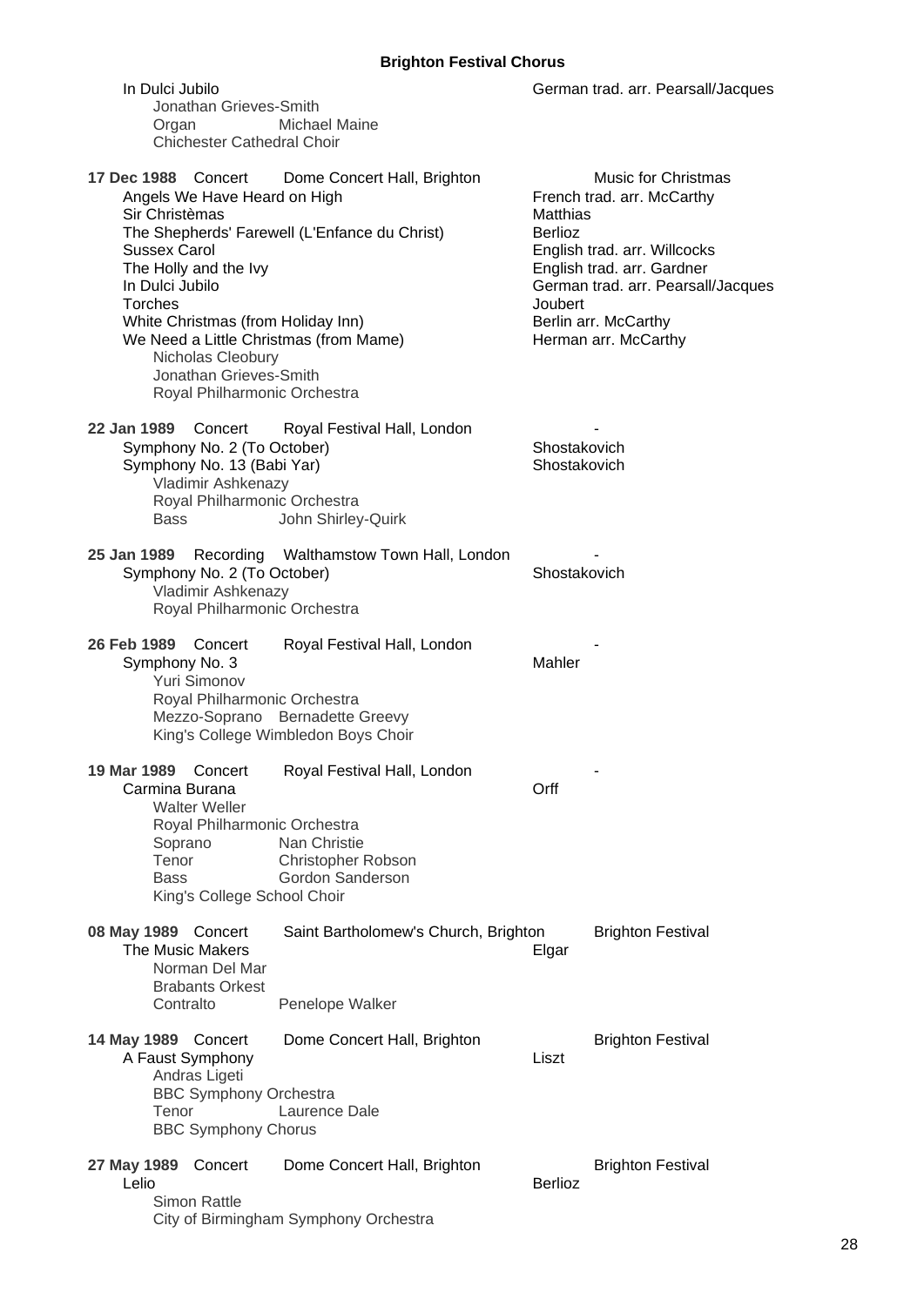In Dulci Jubilo — German trad. arr. Pearsall/Jacques

Jonathan Grieves-Smith
Organ — Michael Maine
Chichester Cathedral Choir

**17 Dec 1988** Concert — Dome Concert Hall, Brighton — Music for Christmas

| | |
|---|---|
| Angels We Have Heard on High | French trad. arr. McCarthy |
| Sir Christèmas | Matthias |
| The Shepherds' Farewell (L'Enfance du Christ) | Berlioz |
| Sussex Carol | English trad. arr. Willcocks |
| The Holly and the Ivy | English trad. arr. Gardner |
| In Dulci Jubilo | German trad. arr. Pearsall/Jacques |
| Torches | Joubert |
| White Christmas (from Holiday Inn) | Berlin arr. McCarthy |
| We Need a Little Christmas (from Mame) | Herman arr. McCarthy |

Nicholas Cleobury
Jonathan Grieves-Smith
Royal Philharmonic Orchestra

**22 Jan 1989** Concert — Royal Festival Hall, London — -

| | |
|---|---|
| Symphony No. 2 (To October) | Shostakovich |
| Symphony No. 13 (Babi Yar) | Shostakovich |

Vladimir Ashkenazy
Royal Philharmonic Orchestra
Bass — John Shirley-Quirk

**25 Jan 1989** Recording — Walthamstow Town Hall, London — -

Symphony No. 2 (To October) — Shostakovich

Vladimir Ashkenazy
Royal Philharmonic Orchestra

**26 Feb 1989** Concert — Royal Festival Hall, London — -

Symphony No. 3 — Mahler

Yuri Simonov
Royal Philharmonic Orchestra
Mezzo-Soprano — Bernadette Greevy
King's College Wimbledon Boys Choir

**19 Mar 1989** Concert — Royal Festival Hall, London — -

Carmina Burana — Orff

Walter Weller
Royal Philharmonic Orchestra
Soprano — Nan Christie
Tenor — Christopher Robson
Bass — Gordon Sanderson
King's College School Choir

**08 May 1989** Concert — Saint Bartholomew's Church, Brighton — Brighton Festival

The Music Makers — Elgar

Norman Del Mar
Brabants Orkest
Contralto — Penelope Walker

**14 May 1989** Concert — Dome Concert Hall, Brighton — Brighton Festival

A Faust Symphony — Liszt

Andras Ligeti
BBC Symphony Orchestra
Tenor — Laurence Dale
BBC Symphony Chorus

**27 May 1989** Concert — Dome Concert Hall, Brighton — Brighton Festival

Lelio — Berlioz

Simon Rattle
City of Birmingham Symphony Orchestra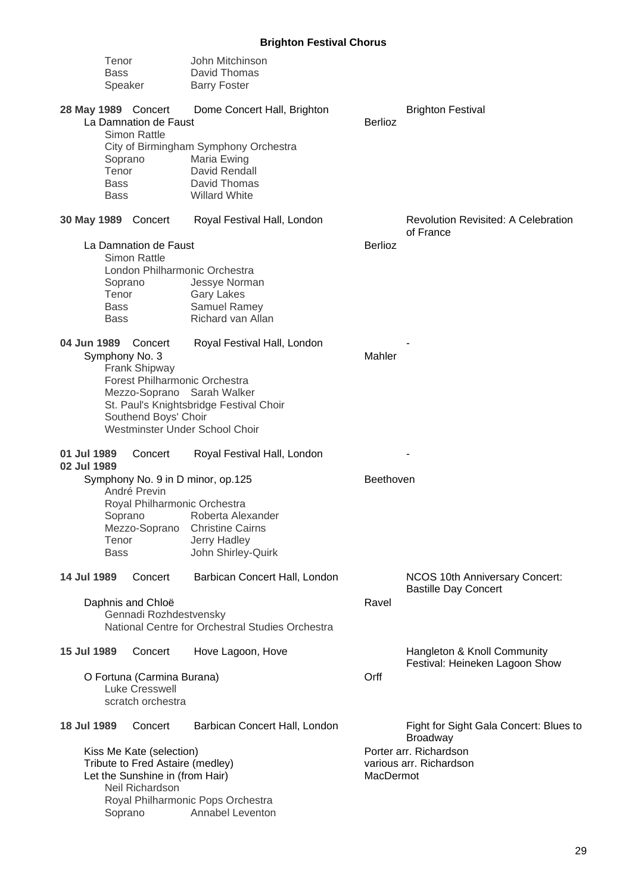Tenor John Mitchinson
Bass David Thomas
Speaker Barry Foster

**28 May 1989** Concert Dome Concert Hall, Brighton — Brighton Festival

La Damnation de Faust — Berlioz
Simon Rattle
City of Birmingham Symphony Orchestra
Soprano Maria Ewing
Tenor David Rendall
Bass David Thomas
Bass Willard White

**30 May 1989** Concert Royal Festival Hall, London — Revolution Revisited: A Celebration of France

La Damnation de Faust — Berlioz
Simon Rattle
London Philharmonic Orchestra
Soprano Jessye Norman
Tenor Gary Lakes
Bass Samuel Ramey
Bass Richard van Allan

**04 Jun 1989** Concert Royal Festival Hall, London — -

Symphony No. 3 — Mahler
Frank Shipway
Forest Philharmonic Orchestra
Mezzo-Soprano Sarah Walker
St. Paul's Knightsbridge Festival Choir
Southend Boys' Choir
Westminster Under School Choir

**01 Jul 1989**
**02 Jul 1989** Concert Royal Festival Hall, London — -

Symphony No. 9 in D minor, op.125 — Beethoven
André Previn
Royal Philharmonic Orchestra
Soprano Roberta Alexander
Mezzo-Soprano Christine Cairns
Tenor Jerry Hadley
Bass John Shirley-Quirk

**14 Jul 1989** Concert Barbican Concert Hall, London — NCOS 10th Anniversary Concert: Bastille Day Concert

Daphnis and Chloë — Ravel
Gennadi Rozhdestvensky
National Centre for Orchestral Studies Orchestra

**15 Jul 1989** Concert Hove Lagoon, Hove — Hangleton & Knoll Community Festival: Heineken Lagoon Show

O Fortuna (Carmina Burana) — Orff
Luke Cresswell
scratch orchestra

**18 Jul 1989** Concert Barbican Concert Hall, London — Fight for Sight Gala Concert: Blues to Broadway

Kiss Me Kate (selection) — Porter arr. Richardson
Tribute to Fred Astaire (medley) — various arr. Richardson
Let the Sunshine in (from Hair) — MacDermot
Neil Richardson
Royal Philharmonic Pops Orchestra
Soprano Annabel Leventon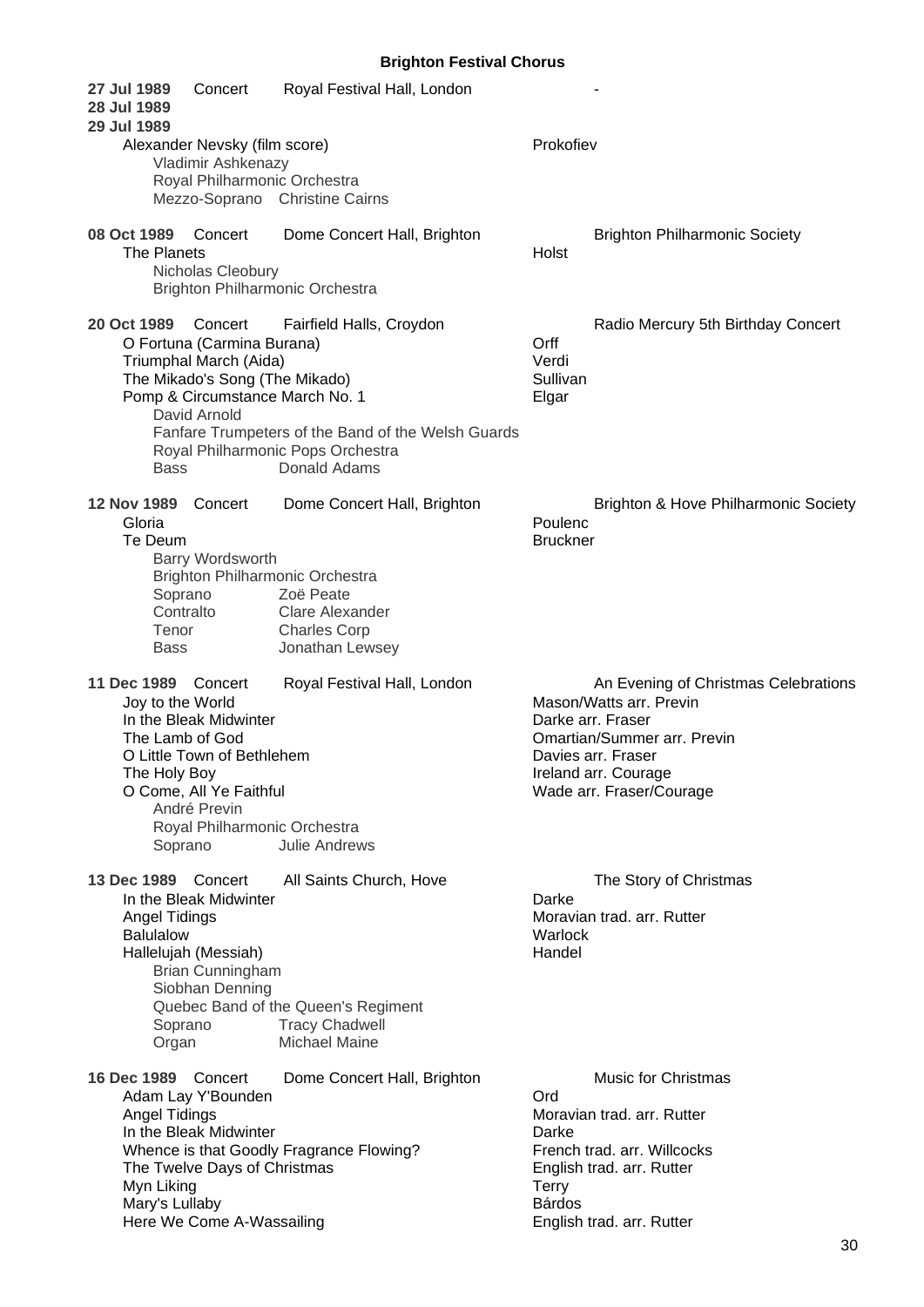## Brighton Festival Chorus

**27 Jul 1989** Concert Royal Festival Hall, London -
**28 Jul 1989**
**29 Jul 1989**

Alexander Nevsky (film score) — Prokofiev

- Vladimir Ashkenazy
- Royal Philharmonic Orchestra
- Mezzo-Soprano: Christine Cairns

**08 Oct 1989** Concert Dome Concert Hall, Brighton — Brighton Philharmonic Society

The Planets — Holst

- Nicholas Cleobury
- Brighton Philharmonic Orchestra

**20 Oct 1989** Concert Fairfield Halls, Croydon — Radio Mercury 5th Birthday Concert

| | |
|---|---|
| O Fortuna (Carmina Burana) | Orff |
| Triumphal March (Aida) | Verdi |
| The Mikado's Song (The Mikado) | Sullivan |
| Pomp & Circumstance March No. 1 | Elgar |

- David Arnold
- Fanfare Trumpeters of the Band of the Welsh Guards
- Royal Philharmonic Pops Orchestra
- Bass: Donald Adams

**12 Nov 1989** Concert Dome Concert Hall, Brighton — Brighton & Hove Philharmonic Society

| | |
|---|---|
| Gloria | Poulenc |
| Te Deum | Bruckner |

- Barry Wordsworth
- Brighton Philharmonic Orchestra
- Soprano: Zoë Peate
- Contralto: Clare Alexander
- Tenor: Charles Corp
- Bass: Jonathan Lewsey

**11 Dec 1989** Concert Royal Festival Hall, London — An Evening of Christmas Celebrations

| | |
|---|---|
| Joy to the World | Mason/Watts arr. Previn |
| In the Bleak Midwinter | Darke arr. Fraser |
| The Lamb of God | Omartian/Summer arr. Previn |
| O Little Town of Bethlehem | Davies arr. Fraser |
| The Holy Boy | Ireland arr. Courage |
| O Come, All Ye Faithful | Wade arr. Fraser/Courage |

- André Previn
- Royal Philharmonic Orchestra
- Soprano: Julie Andrews

**13 Dec 1989** Concert All Saints Church, Hove — The Story of Christmas

| | |
|---|---|
| In the Bleak Midwinter | Darke |
| Angel Tidings | Moravian trad. arr. Rutter |
| Balulalow | Warlock |
| Hallelujah (Messiah) | Handel |

- Brian Cunningham
- Siobhan Denning
- Quebec Band of the Queen's Regiment
- Soprano: Tracy Chadwell
- Organ: Michael Maine

**16 Dec 1989** Concert Dome Concert Hall, Brighton — Music for Christmas

| | |
|---|---|
| Adam Lay Y'Bounden | Ord |
| Angel Tidings | Moravian trad. arr. Rutter |
| In the Bleak Midwinter | Darke |
| Whence is that Goodly Fragrance Flowing? | French trad. arr. Willcocks |
| The Twelve Days of Christmas | English trad. arr. Rutter |
| Myn Liking | Terry |
| Mary's Lullaby | Bárdos |
| Here We Come A-Wassailing | English trad. arr. Rutter |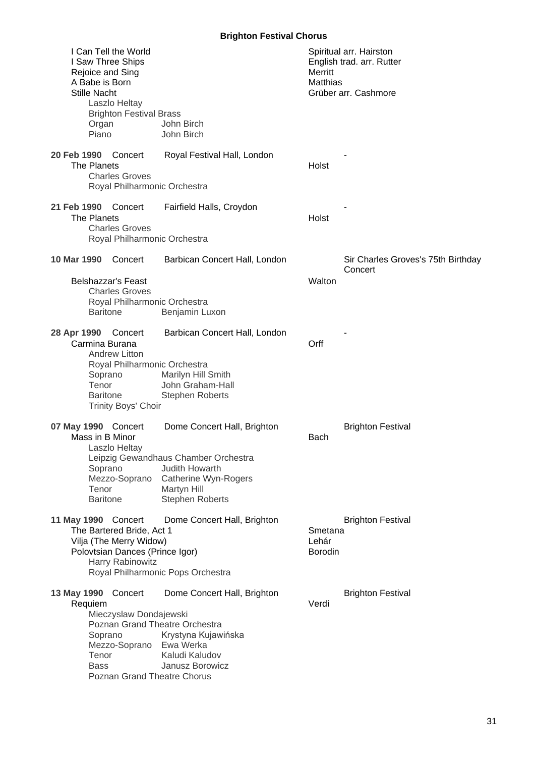| | | |
|---|---|---|
| I Can Tell the World | Spiritual arr. Hairston | |
| I Saw Three Ships | English trad. arr. Rutter | |
| Rejoice and Sing | Merritt | |
| A Babe is Born | Matthias | |
| Stille Nacht | Grüber arr. Cashmore | |
| Laszlo Heltay | | |
| Brighton Festival Brass | | |
| Organ — John Birch | | |
| Piano — John Birch | | |

**20 Feb 1990** Concert — Royal Festival Hall, London — -

The Planets — Holst
- Charles Groves
- Royal Philharmonic Orchestra

**21 Feb 1990** Concert — Fairfield Halls, Croydon — -

The Planets — Holst
- Charles Groves
- Royal Philharmonic Orchestra

**10 Mar 1990** Concert — Barbican Concert Hall, London — Sir Charles Groves's 75th Birthday Concert

Belshazzar's Feast — Walton
- Charles Groves
- Royal Philharmonic Orchestra
- Baritone — Benjamin Luxon

**28 Apr 1990** Concert — Barbican Concert Hall, London — -

Carmina Burana — Orff
- Andrew Litton
- Royal Philharmonic Orchestra
- Soprano — Marilyn Hill Smith
- Tenor — John Graham-Hall
- Baritone — Stephen Roberts
- Trinity Boys' Choir

**07 May 1990** Concert — Dome Concert Hall, Brighton — Brighton Festival

Mass in B Minor — Bach
- Laszlo Heltay
- Leipzig Gewandhaus Chamber Orchestra
- Soprano — Judith Howarth
- Mezzo-Soprano — Catherine Wyn-Rogers
- Tenor — Martyn Hill
- Baritone — Stephen Roberts

**11 May 1990** Concert — Dome Concert Hall, Brighton — Brighton Festival

The Bartered Bride, Act 1 — Smetana

Vilja (The Merry Widow) — Lehár

Polovtsian Dances (Prince Igor) — Borodin
- Harry Rabinowitz
- Royal Philharmonic Pops Orchestra

**13 May 1990** Concert — Dome Concert Hall, Brighton — Brighton Festival

Requiem — Verdi
- Mieczyslaw Dondajewski
- Poznan Grand Theatre Orchestra
- Soprano — Krystyna Kujawińska
- Mezzo-Soprano — Ewa Werka
- Tenor — Kaludi Kaludov
- Bass — Janusz Borowicz
- Poznan Grand Theatre Chorus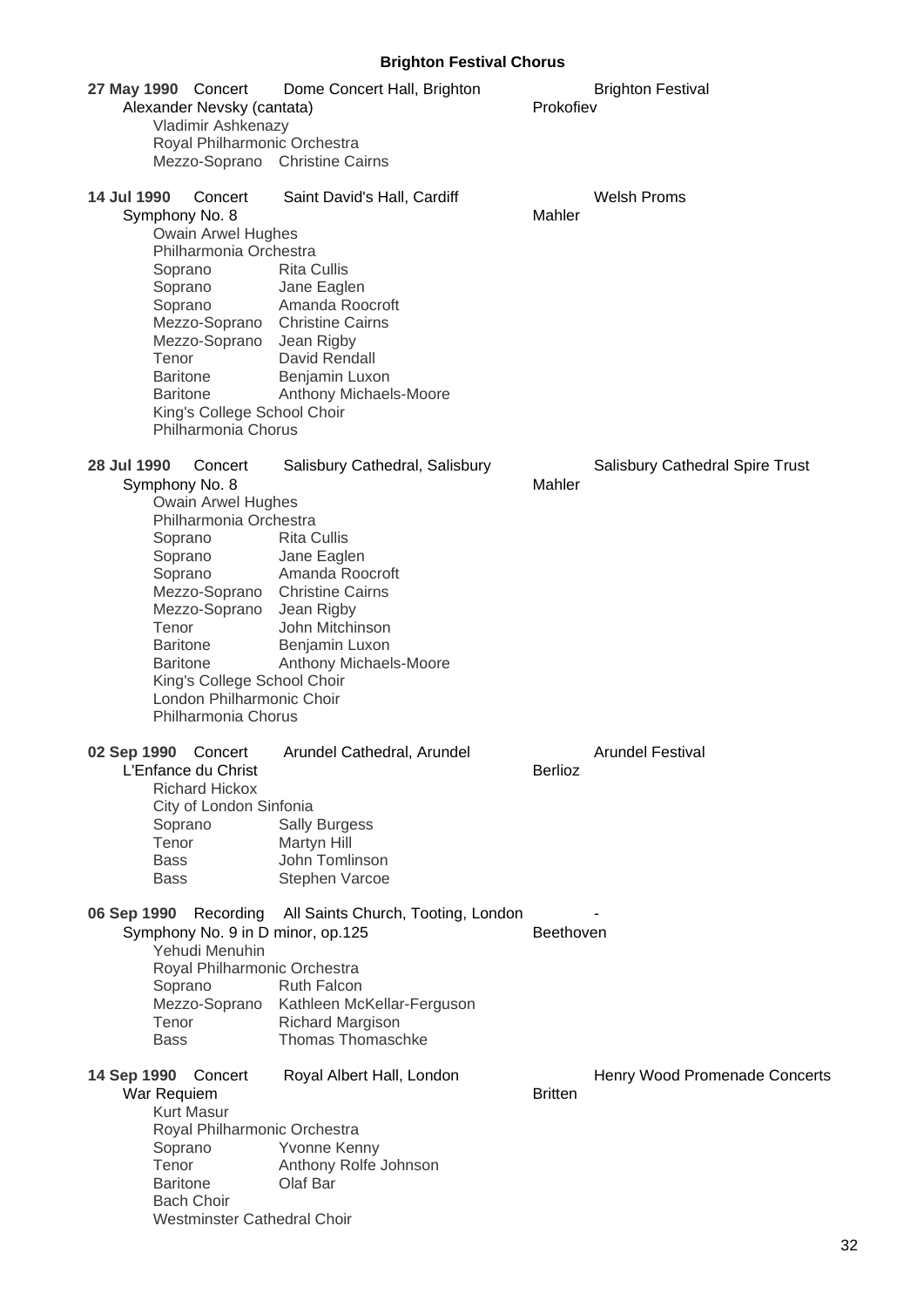# Brighton Festival Chorus

**27 May 1990** Concert Dome Concert Hall, Brighton — Brighton Festival

Alexander Nevsky (cantata) — Prokofiev

Vladimir Ashkenazy
Royal Philharmonic Orchestra
Mezzo-Soprano Christine Cairns

**14 Jul 1990** Concert Saint David's Hall, Cardiff — Welsh Proms

Symphony No. 8 — Mahler

Owain Arwel Hughes
Philharmonia Orchestra
Soprano Rita Cullis
Soprano Jane Eaglen
Soprano Amanda Roocroft
Mezzo-Soprano Christine Cairns
Mezzo-Soprano Jean Rigby
Tenor David Rendall
Baritone Benjamin Luxon
Baritone Anthony Michaels-Moore
King's College School Choir
Philharmonia Chorus

**28 Jul 1990** Concert Salisbury Cathedral, Salisbury — Salisbury Cathedral Spire Trust

Symphony No. 8 — Mahler

Owain Arwel Hughes
Philharmonia Orchestra
Soprano Rita Cullis
Soprano Jane Eaglen
Soprano Amanda Roocroft
Mezzo-Soprano Christine Cairns
Mezzo-Soprano Jean Rigby
Tenor John Mitchinson
Baritone Benjamin Luxon
Baritone Anthony Michaels-Moore
King's College School Choir
London Philharmonic Choir
Philharmonia Chorus

**02 Sep 1990** Concert Arundel Cathedral, Arundel — Arundel Festival

L'Enfance du Christ — Berlioz

Richard Hickox
City of London Sinfonia
Soprano Sally Burgess
Tenor Martyn Hill
Bass John Tomlinson
Bass Stephen Varcoe

**06 Sep 1990** Recording All Saints Church, Tooting, London — -

Symphony No. 9 in D minor, op.125 — Beethoven

Yehudi Menuhin
Royal Philharmonic Orchestra
Soprano Ruth Falcon
Mezzo-Soprano Kathleen McKellar-Ferguson
Tenor Richard Margison
Bass Thomas Thomaschke

**14 Sep 1990** Concert Royal Albert Hall, London — Henry Wood Promenade Concerts

War Requiem — Britten

Kurt Masur
Royal Philharmonic Orchestra
Soprano Yvonne Kenny
Tenor Anthony Rolfe Johnson
Baritone Olaf Bar
Bach Choir
Westminster Cathedral Choir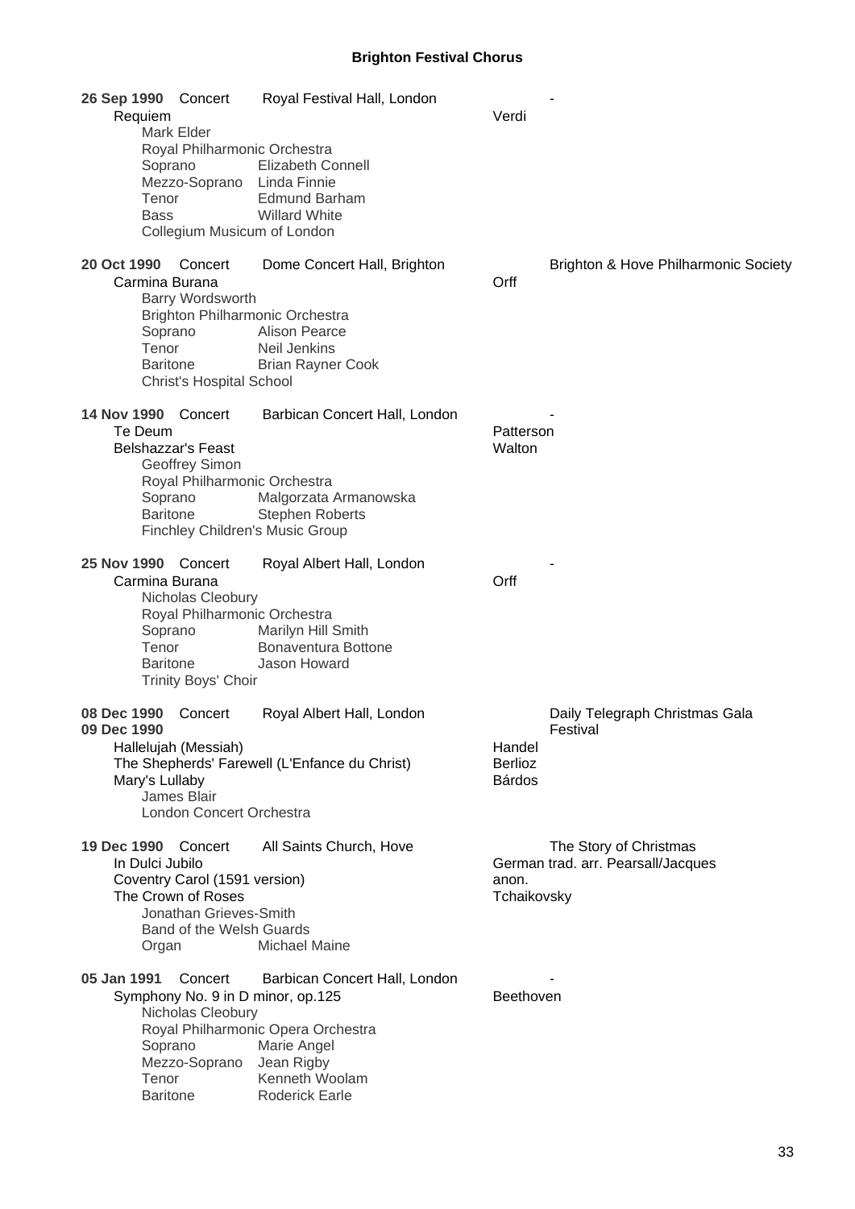**Brighton Festival Chorus**

**26 Sep 1990** Concert Royal Festival Hall, London -

Requiem — Verdi

Mark Elder
Royal Philharmonic Orchestra
Soprano — Elizabeth Connell
Mezzo-Soprano — Linda Finnie
Tenor — Edmund Barham
Bass — Willard White
Collegium Musicum of London

**20 Oct 1990** Concert Dome Concert Hall, Brighton — Brighton & Hove Philharmonic Society

Carmina Burana — Orff

Barry Wordsworth
Brighton Philharmonic Orchestra
Soprano — Alison Pearce
Tenor — Neil Jenkins
Baritone — Brian Rayner Cook
Christ's Hospital School

**14 Nov 1990** Concert Barbican Concert Hall, London -

Te Deum — Patterson
Belshazzar's Feast — Walton

Geoffrey Simon
Royal Philharmonic Orchestra
Soprano — Malgorzata Armanowska
Baritone — Stephen Roberts
Finchley Children's Music Group

**25 Nov 1990** Concert Royal Albert Hall, London -

Carmina Burana — Orff

Nicholas Cleobury
Royal Philharmonic Orchestra
Soprano — Marilyn Hill Smith
Tenor — Bonaventura Bottone
Baritone — Jason Howard
Trinity Boys' Choir

**08 Dec 1990**
**09 Dec 1990** Concert Royal Albert Hall, London — Daily Telegraph Christmas Gala Festival

Hallelujah (Messiah) — Handel
The Shepherds' Farewell (L'Enfance du Christ) — Berlioz
Mary's Lullaby — Bárdos

James Blair
London Concert Orchestra

**19 Dec 1990** Concert All Saints Church, Hove — The Story of Christmas

In Dulci Jubilo — German trad. arr. Pearsall/Jacques
Coventry Carol (1591 version) — anon.
The Crown of Roses — Tchaikovsky

Jonathan Grieves-Smith
Band of the Welsh Guards
Organ — Michael Maine

**05 Jan 1991** Concert Barbican Concert Hall, London -

Symphony No. 9 in D minor, op.125 — Beethoven

Nicholas Cleobury
Royal Philharmonic Opera Orchestra
Soprano — Marie Angel
Mezzo-Soprano — Jean Rigby
Tenor — Kenneth Woolam
Baritone — Roderick Earle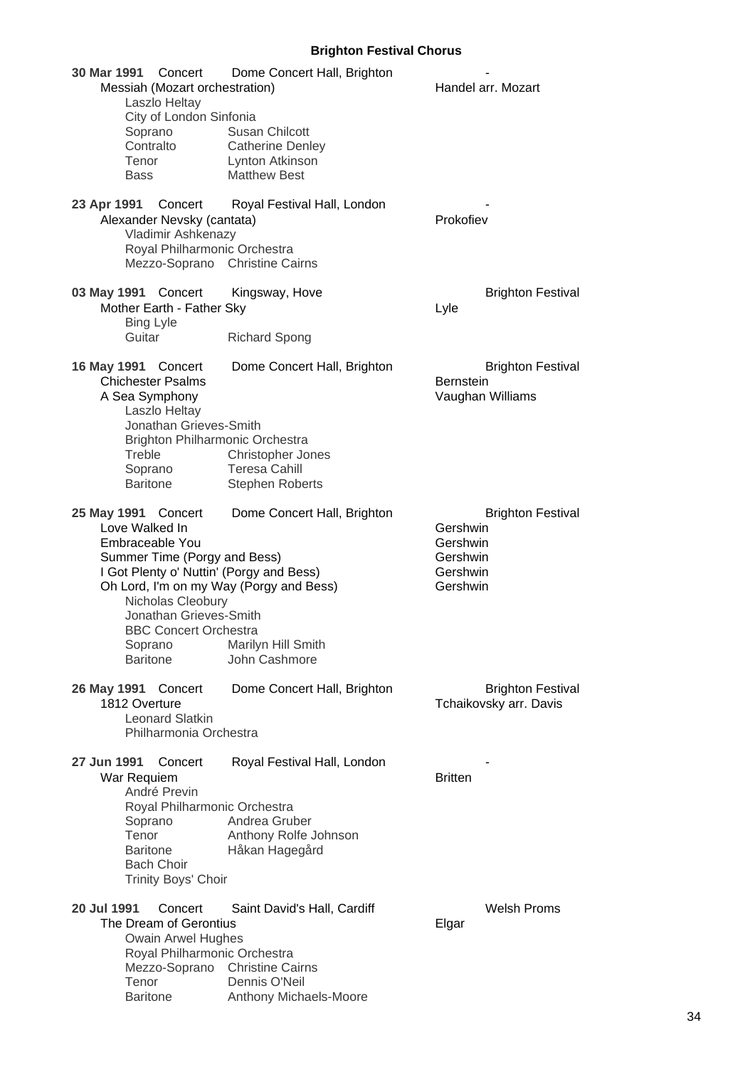**Brighton Festival Chorus**

**30 Mar 1991** Concert — Dome Concert Hall, Brighton — -

Messiah (Mozart orchestration) — Handel arr. Mozart

Laszlo Heltay
City of London Sinfonia

| | |
|---|---|
| Soprano | Susan Chilcott |
| Contralto | Catherine Denley |
| Tenor | Lynton Atkinson |
| Bass | Matthew Best |

**23 Apr 1991** Concert — Royal Festival Hall, London — -

Alexander Nevsky (cantata) — Prokofiev

Vladimir Ashkenazy
Royal Philharmonic Orchestra

| | |
|---|---|
| Mezzo-Soprano | Christine Cairns |

**03 May 1991** Concert — Kingsway, Hove — Brighton Festival

Mother Earth - Father Sky — Lyle

Bing Lyle

| | |
|---|---|
| Guitar | Richard Spong |

**16 May 1991** Concert — Dome Concert Hall, Brighton — Brighton Festival

Chichester Psalms — Bernstein
A Sea Symphony — Vaughan Williams

Laszlo Heltay
Jonathan Grieves-Smith
Brighton Philharmonic Orchestra

| | |
|---|---|
| Treble | Christopher Jones |
| Soprano | Teresa Cahill |
| Baritone | Stephen Roberts |

**25 May 1991** Concert — Dome Concert Hall, Brighton — Brighton Festival

Love Walked In — Gershwin
Embraceable You — Gershwin
Summer Time (Porgy and Bess) — Gershwin
I Got Plenty o' Nuttin' (Porgy and Bess) — Gershwin
Oh Lord, I'm on my Way (Porgy and Bess) — Gershwin

Nicholas Cleobury
Jonathan Grieves-Smith
BBC Concert Orchestra

| | |
|---|---|
| Soprano | Marilyn Hill Smith |
| Baritone | John Cashmore |

**26 May 1991** Concert — Dome Concert Hall, Brighton — Brighton Festival

1812 Overture — Tchaikovsky arr. Davis

Leonard Slatkin
Philharmonia Orchestra

**27 Jun 1991** Concert — Royal Festival Hall, London — -

War Requiem — Britten

André Previn
Royal Philharmonic Orchestra

| | |
|---|---|
| Soprano | Andrea Gruber |
| Tenor | Anthony Rolfe Johnson |
| Baritone | Håkan Hagegård |

Bach Choir
Trinity Boys' Choir

**20 Jul 1991** Concert — Saint David's Hall, Cardiff — Welsh Proms

The Dream of Gerontius — Elgar

Owain Arwel Hughes
Royal Philharmonic Orchestra

| | |
|---|---|
| Mezzo-Soprano | Christine Cairns |
| Tenor | Dennis O'Neil |
| Baritone | Anthony Michaels-Moore |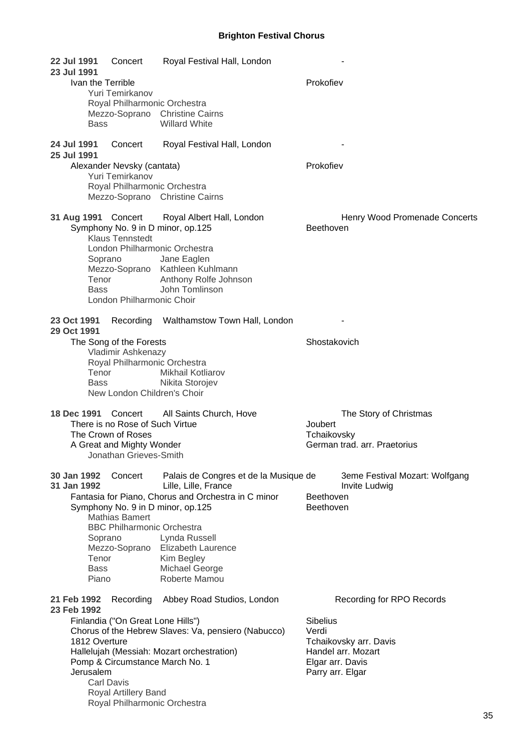**22 Jul 1991** Concert Royal Festival Hall, London -
**23 Jul 1991**

Ivan the Terrible — Prokofiev
- Yuri Temirkanov
- Royal Philharmonic Orchestra
- Mezzo-Soprano: Christine Cairns
- Bass: Willard White

**24 Jul 1991** Concert Royal Festival Hall, London -
**25 Jul 1991**

Alexander Nevsky (cantata) — Prokofiev
- Yuri Temirkanov
- Royal Philharmonic Orchestra
- Mezzo-Soprano: Christine Cairns

**31 Aug 1991** Concert Royal Albert Hall, London — Henry Wood Promenade Concerts

Symphony No. 9 in D minor, op.125 — Beethoven
- Klaus Tennstedt
- London Philharmonic Orchestra
- Soprano: Jane Eaglen
- Mezzo-Soprano: Kathleen Kuhlmann
- Tenor: Anthony Rolfe Johnson
- Bass: John Tomlinson
- London Philharmonic Choir

**23 Oct 1991** Recording Walthamstow Town Hall, London -
**29 Oct 1991**

The Song of the Forests — Shostakovich
- Vladimir Ashkenazy
- Royal Philharmonic Orchestra
- Tenor: Mikhail Kotliarov
- Bass: Nikita Storojev
- New London Children's Choir

**18 Dec 1991** Concert All Saints Church, Hove — The Story of Christmas

There is no Rose of Such Virtue — Joubert
The Crown of Roses — Tchaikovsky
A Great and Mighty Wonder — German trad. arr. Praetorius
- Jonathan Grieves-Smith

**30 Jan 1992** Concert Palais de Congres et de la Musique de Lille, Lille, France — 3eme Festival Mozart: Wolfgang Invite Ludwig
**31 Jan 1992**

Fantasia for Piano, Chorus and Orchestra in C minor — Beethoven
Symphony No. 9 in D minor, op.125 — Beethoven
- Mathias Bamert
- BBC Philharmonic Orchestra
- Soprano: Lynda Russell
- Mezzo-Soprano: Elizabeth Laurence
- Tenor: Kim Begley
- Bass: Michael George
- Piano: Roberte Mamou

**21 Feb 1992** Recording Abbey Road Studios, London — Recording for RPO Records
**23 Feb 1992**

Finlandia ("On Great Lone Hills") — Sibelius
Chorus of the Hebrew Slaves: Va, pensiero (Nabucco) — Verdi
1812 Overture — Tchaikovsky arr. Davis
Hallelujah (Messiah: Mozart orchestration) — Handel arr. Mozart
Pomp & Circumstance March No. 1 — Elgar arr. Davis
Jerusalem — Parry arr. Elgar
- Carl Davis
- Royal Artillery Band
- Royal Philharmonic Orchestra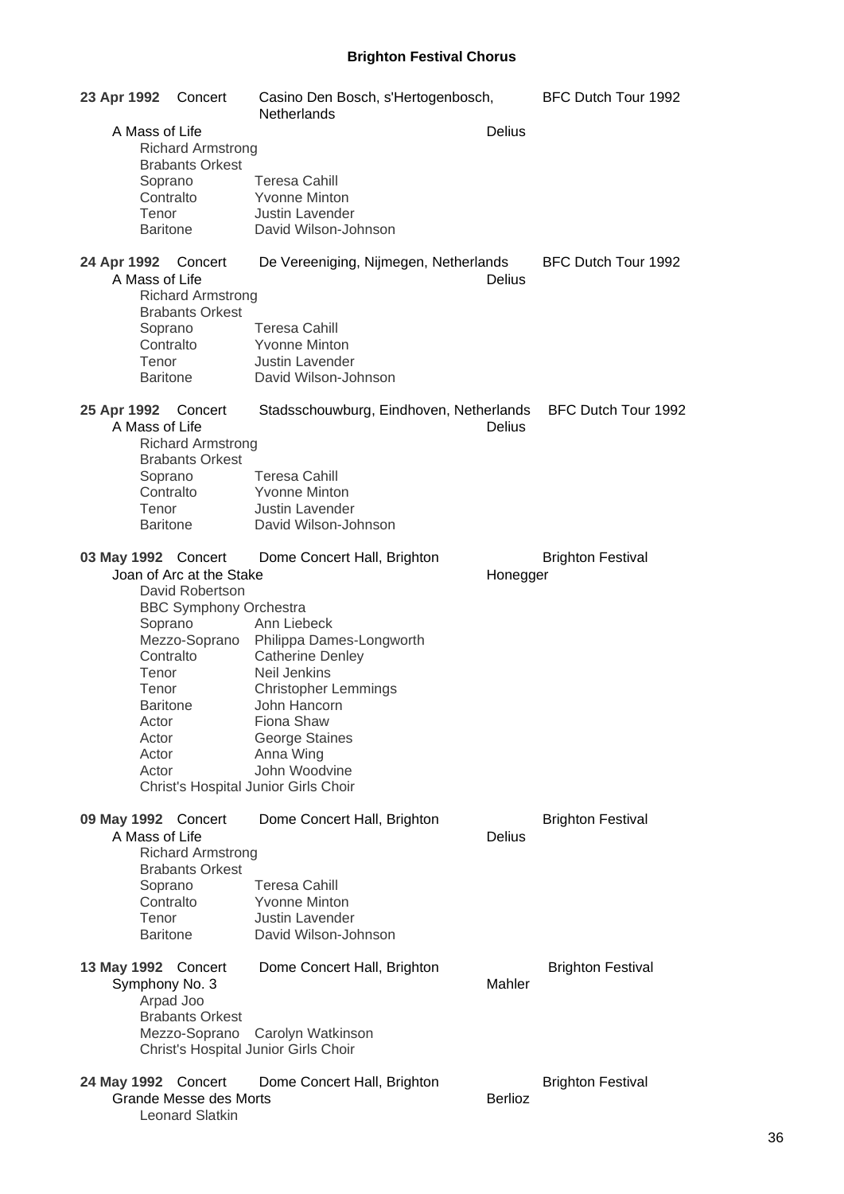**Brighton Festival Chorus**

**23 Apr 1992** Concert Casino Den Bosch, s'Hertogenbosch, Netherlands — BFC Dutch Tour 1992

A Mass of Life — Delius

Richard Armstrong
Brabants Orkest
Soprano — Teresa Cahill
Contralto — Yvonne Minton
Tenor — Justin Lavender
Baritone — David Wilson-Johnson

**24 Apr 1992** Concert De Vereeniging, Nijmegen, Netherlands — BFC Dutch Tour 1992

A Mass of Life — Delius

Richard Armstrong
Brabants Orkest
Soprano — Teresa Cahill
Contralto — Yvonne Minton
Tenor — Justin Lavender
Baritone — David Wilson-Johnson

**25 Apr 1992** Concert Stadsschouwburg, Eindhoven, Netherlands — BFC Dutch Tour 1992

A Mass of Life — Delius

Richard Armstrong
Brabants Orkest
Soprano — Teresa Cahill
Contralto — Yvonne Minton
Tenor — Justin Lavender
Baritone — David Wilson-Johnson

**03 May 1992** Concert Dome Concert Hall, Brighton — Brighton Festival

Joan of Arc at the Stake — Honegger

David Robertson
BBC Symphony Orchestra
Soprano — Ann Liebeck
Mezzo-Soprano — Philippa Dames-Longworth
Contralto — Catherine Denley
Tenor — Neil Jenkins
Tenor — Christopher Lemmings
Baritone — John Hancorn
Actor — Fiona Shaw
Actor — George Staines
Actor — Anna Wing
Actor — John Woodvine
Christ's Hospital Junior Girls Choir

**09 May 1992** Concert Dome Concert Hall, Brighton — Brighton Festival

A Mass of Life — Delius

Richard Armstrong
Brabants Orkest
Soprano — Teresa Cahill
Contralto — Yvonne Minton
Tenor — Justin Lavender
Baritone — David Wilson-Johnson

**13 May 1992** Concert Dome Concert Hall, Brighton — Brighton Festival

Symphony No. 3 — Mahler

Arpad Joo
Brabants Orkest
Mezzo-Soprano — Carolyn Watkinson
Christ's Hospital Junior Girls Choir

**24 May 1992** Concert Dome Concert Hall, Brighton — Brighton Festival

Grande Messe des Morts — Berlioz

Leonard Slatkin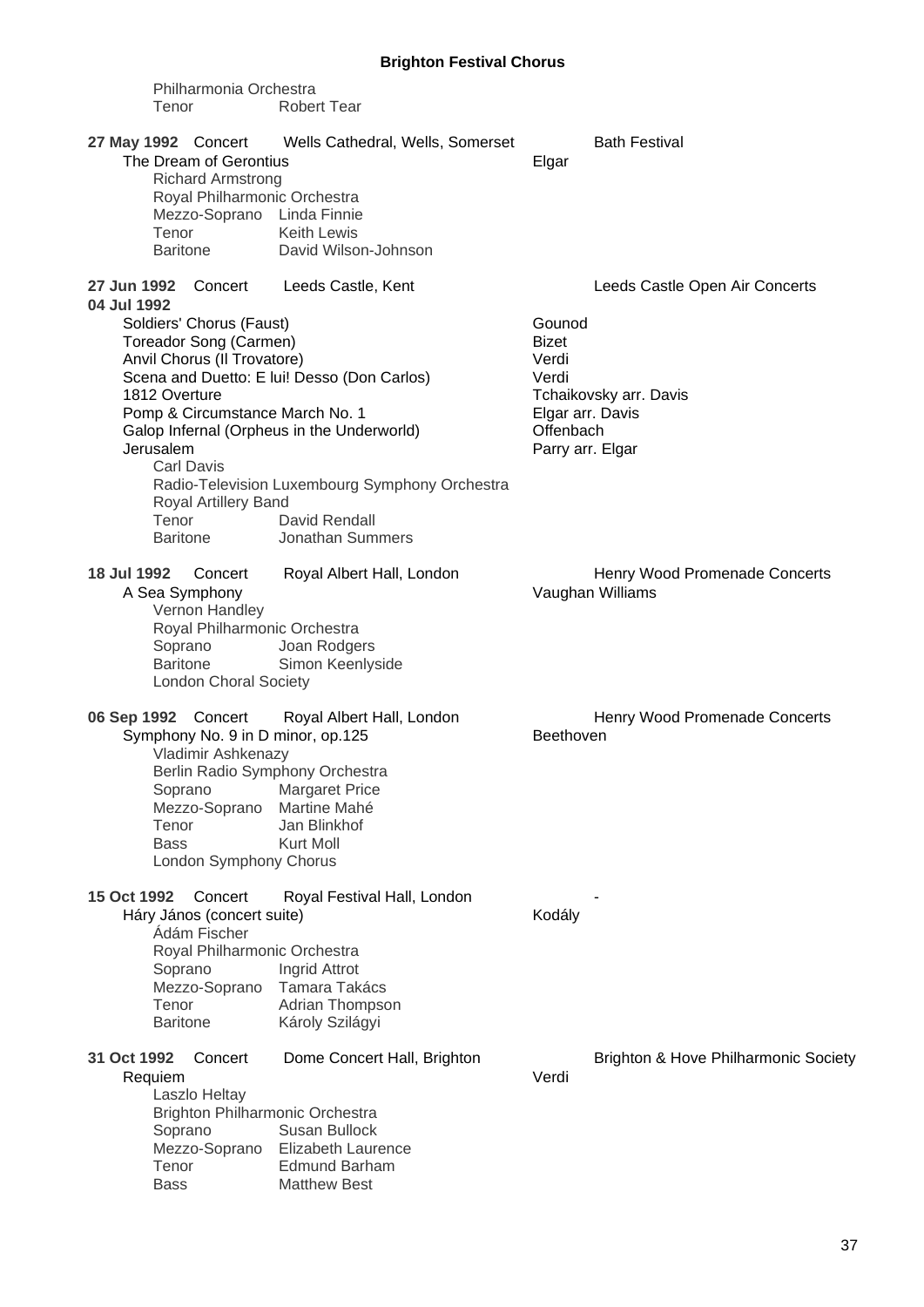Philharmonia Orchestra
Tenor Robert Tear

**27 May 1992** Concert Wells Cathedral, Wells, Somerset Bath Festival
The Dream of Gerontius Elgar
Richard Armstrong
Royal Philharmonic Orchestra
Mezzo-Soprano Linda Finnie
Tenor Keith Lewis
Baritone David Wilson-Johnson

**27 Jun 1992** Concert Leeds Castle, Kent Leeds Castle Open Air Concerts
**04 Jul 1992**
Soldiers' Chorus (Faust) Gounod
Toreador Song (Carmen) Bizet
Anvil Chorus (Il Trovatore) Verdi
Scena and Duetto: E lui! Desso (Don Carlos) Verdi
1812 Overture Tchaikovsky arr. Davis
Pomp & Circumstance March No. 1 Elgar arr. Davis
Galop Infernal (Orpheus in the Underworld) Offenbach
Jerusalem Parry arr. Elgar
Carl Davis
Radio-Television Luxembourg Symphony Orchestra
Royal Artillery Band
Tenor David Rendall
Baritone Jonathan Summers

**18 Jul 1992** Concert Royal Albert Hall, London Henry Wood Promenade Concerts
A Sea Symphony Vaughan Williams
Vernon Handley
Royal Philharmonic Orchestra
Soprano Joan Rodgers
Baritone Simon Keenlyside
London Choral Society

**06 Sep 1992** Concert Royal Albert Hall, London Henry Wood Promenade Concerts
Symphony No. 9 in D minor, op.125 Beethoven
Vladimir Ashkenazy
Berlin Radio Symphony Orchestra
Soprano Margaret Price
Mezzo-Soprano Martine Mahé
Tenor Jan Blinkhof
Bass Kurt Moll
London Symphony Chorus

**15 Oct 1992** Concert Royal Festival Hall, London -
Háry János (concert suite) Kodály
Ádám Fischer
Royal Philharmonic Orchestra
Soprano Ingrid Attrot
Mezzo-Soprano Tamara Takács
Tenor Adrian Thompson
Baritone Károly Szilágyi

**31 Oct 1992** Concert Dome Concert Hall, Brighton Brighton & Hove Philharmonic Society
Requiem Verdi
Laszlo Heltay
Brighton Philharmonic Orchestra
Soprano Susan Bullock
Mezzo-Soprano Elizabeth Laurence
Tenor Edmund Barham
Bass Matthew Best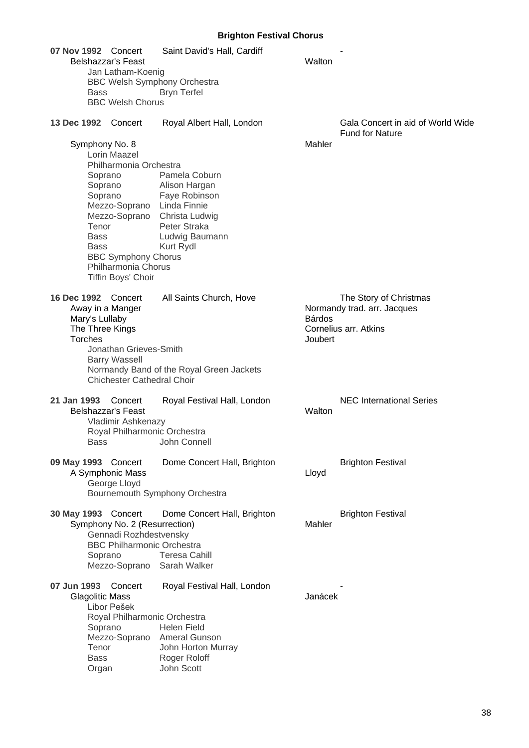# Brighton Festival Chorus

**07 Nov 1992** Concert — Saint David's Hall, Cardiff — -

Belshazzar's Feast — Walton

Jan Latham-Koenig
BBC Welsh Symphony Orchestra
Bass — Bryn Terfel
BBC Welsh Chorus

**13 Dec 1992** Concert — Royal Albert Hall, London — Gala Concert in aid of World Wide Fund for Nature

Symphony No. 8 — Mahler

Lorin Maazel
Philharmonia Orchestra
Soprano — Pamela Coburn
Soprano — Alison Hargan
Soprano — Faye Robinson
Mezzo-Soprano — Linda Finnie
Mezzo-Soprano — Christa Ludwig
Tenor — Peter Straka
Bass — Ludwig Baumann
Bass — Kurt Rydl
BBC Symphony Chorus
Philharmonia Chorus
Tiffin Boys' Choir

**16 Dec 1992** Concert — All Saints Church, Hove — The Story of Christmas

Away in a Manger — Normandy trad. arr. Jacques
Mary's Lullaby — Bárdos
The Three Kings — Cornelius arr. Atkins
Torches — Joubert

Jonathan Grieves-Smith
Barry Wassell
Normandy Band of the Royal Green Jackets
Chichester Cathedral Choir

**21 Jan 1993** Concert — Royal Festival Hall, London — NEC International Series

Belshazzar's Feast — Walton

Vladimir Ashkenazy
Royal Philharmonic Orchestra
Bass — John Connell

**09 May 1993** Concert — Dome Concert Hall, Brighton — Brighton Festival

A Symphonic Mass — Lloyd

George Lloyd
Bournemouth Symphony Orchestra

**30 May 1993** Concert — Dome Concert Hall, Brighton — Brighton Festival

Symphony No. 2 (Resurrection) — Mahler

Gennadi Rozhdestvensky
BBC Philharmonic Orchestra
Soprano — Teresa Cahill
Mezzo-Soprano — Sarah Walker

**07 Jun 1993** Concert — Royal Festival Hall, London — -

Glagolitic Mass — Janácek

Libor Pešek
Royal Philharmonic Orchestra
Soprano — Helen Field
Mezzo-Soprano — Ameral Gunson
Tenor — John Horton Murray
Bass — Roger Roloff
Organ — John Scott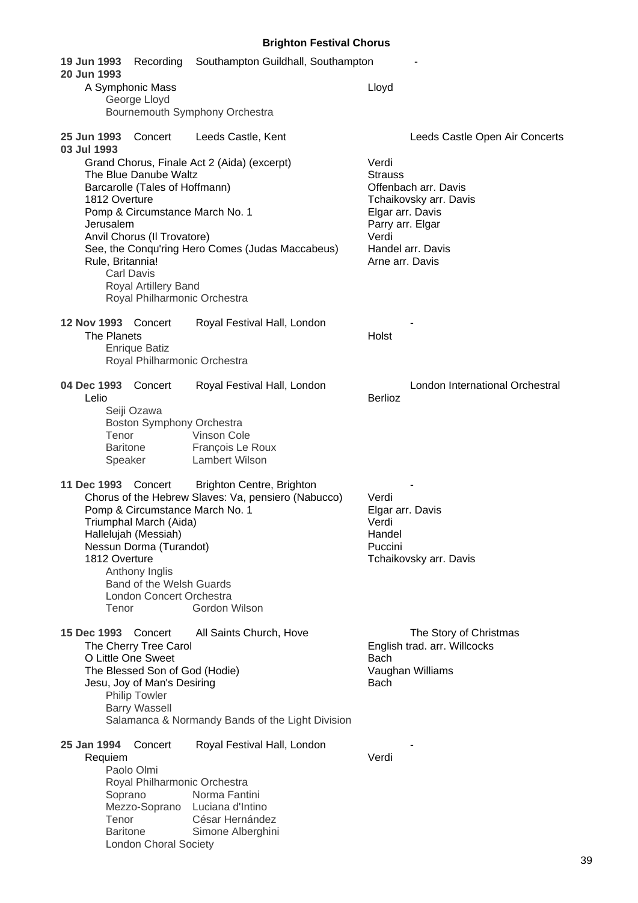**Brighton Festival Chorus**

**19 Jun 1993** Recording Southampton Guildhall, Southampton -
**20 Jun 1993**

A Symphonic Mass — Lloyd
George Lloyd
Bournemouth Symphony Orchestra

**25 Jun 1993** Concert Leeds Castle, Kent — Leeds Castle Open Air Concerts
**03 Jul 1993**

Grand Chorus, Finale Act 2 (Aida) (excerpt) — Verdi
The Blue Danube Waltz — Strauss
Barcarolle (Tales of Hoffmann) — Offenbach arr. Davis
1812 Overture — Tchaikovsky arr. Davis
Pomp & Circumstance March No. 1 — Elgar arr. Davis
Jerusalem — Parry arr. Elgar
Anvil Chorus (Il Trovatore) — Verdi
See, the Conqu'ring Hero Comes (Judas Maccabeus) — Handel arr. Davis
Rule, Britannia! — Arne arr. Davis
Carl Davis
Royal Artillery Band
Royal Philharmonic Orchestra

**12 Nov 1993** Concert Royal Festival Hall, London -

The Planets — Holst
Enrique Batiz
Royal Philharmonic Orchestra

**04 Dec 1993** Concert Royal Festival Hall, London — London International Orchestral

Lelio — Berlioz
Seiji Ozawa
Boston Symphony Orchestra
Tenor — Vinson Cole
Baritone — François Le Roux
Speaker — Lambert Wilson

**11 Dec 1993** Concert Brighton Centre, Brighton -

Chorus of the Hebrew Slaves: Va, pensiero (Nabucco) — Verdi
Pomp & Circumstance March No. 1 — Elgar arr. Davis
Triumphal March (Aida) — Verdi
Hallelujah (Messiah) — Handel
Nessun Dorma (Turandot) — Puccini
1812 Overture — Tchaikovsky arr. Davis
Anthony Inglis
Band of the Welsh Guards
London Concert Orchestra
Tenor — Gordon Wilson

**15 Dec 1993** Concert All Saints Church, Hove — The Story of Christmas

The Cherry Tree Carol — English trad. arr. Willcocks
O Little One Sweet — Bach
The Blessed Son of God (Hodie) — Vaughan Williams
Jesu, Joy of Man's Desiring — Bach
Philip Towler
Barry Wassell
Salamanca & Normandy Bands of the Light Division

**25 Jan 1994** Concert Royal Festival Hall, London -

Requiem — Verdi
Paolo Olmi
Royal Philharmonic Orchestra
Soprano — Norma Fantini
Mezzo-Soprano — Luciana d'Intino
Tenor — César Hernández
Baritone — Simone Alberghini
London Choral Society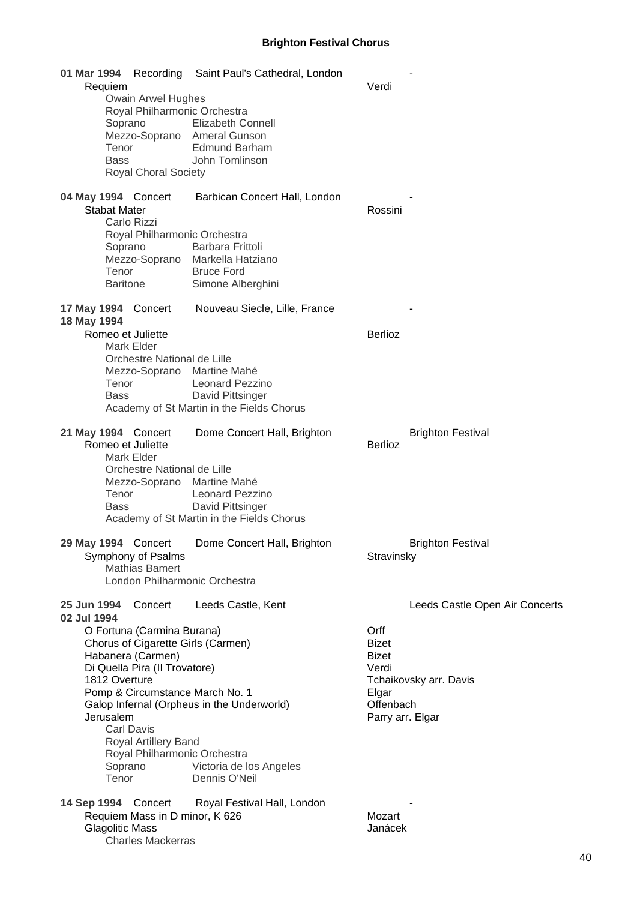## Brighton Festival Chorus

**01 Mar 1994** Recording Saint Paul's Cathedral, London -

Requiem — Verdi

Owain Arwel Hughes
Royal Philharmonic Orchestra
Soprano Elizabeth Connell
Mezzo-Soprano Ameral Gunson
Tenor Edmund Barham
Bass John Tomlinson
Royal Choral Society

**04 May 1994** Concert Barbican Concert Hall, London -

Stabat Mater — Rossini

Carlo Rizzi
Royal Philharmonic Orchestra
Soprano Barbara Frittoli
Mezzo-Soprano Markella Hatziano
Tenor Bruce Ford
Baritone Simone Alberghini

**17 May 1994** Concert Nouveau Siecle, Lille, France -
**18 May 1994**

Romeo et Juliette — Berlioz

Mark Elder
Orchestre National de Lille
Mezzo-Soprano Martine Mahé
Tenor Leonard Pezzino
Bass David Pittsinger
Academy of St Martin in the Fields Chorus

**21 May 1994** Concert Dome Concert Hall, Brighton — Brighton Festival

Romeo et Juliette — Berlioz

Mark Elder
Orchestre National de Lille
Mezzo-Soprano Martine Mahé
Tenor Leonard Pezzino
Bass David Pittsinger
Academy of St Martin in the Fields Chorus

**29 May 1994** Concert Dome Concert Hall, Brighton — Brighton Festival

Symphony of Psalms — Stravinsky

Mathias Bamert
London Philharmonic Orchestra

**25 Jun 1994** Concert Leeds Castle, Kent — Leeds Castle Open Air Concerts
**02 Jul 1994**

O Fortuna (Carmina Burana) — Orff
Chorus of Cigarette Girls (Carmen) — Bizet
Habanera (Carmen) — Bizet
Di Quella Pira (Il Trovatore) — Verdi
1812 Overture — Tchaikovsky arr. Davis
Pomp & Circumstance March No. 1 — Elgar
Galop Infernal (Orpheus in the Underworld) — Offenbach
Jerusalem — Parry arr. Elgar

Carl Davis
Royal Artillery Band
Royal Philharmonic Orchestra
Soprano Victoria de los Angeles
Tenor Dennis O'Neil

**14 Sep 1994** Concert Royal Festival Hall, London -

Requiem Mass in D minor, K 626 — Mozart
Glagolitic Mass — Janácek

Charles Mackerras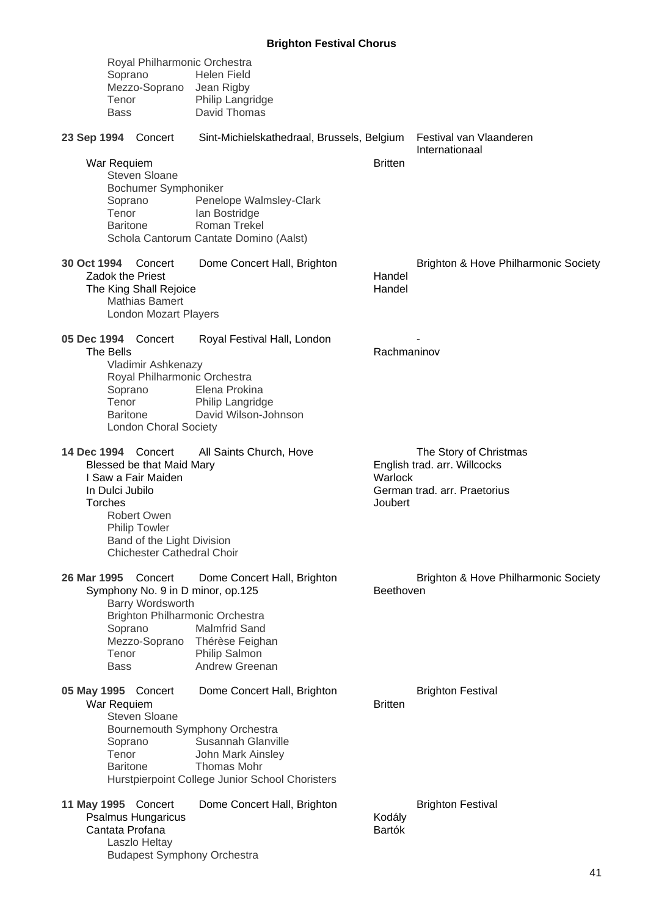Royal Philharmonic Orchestra
Soprano Helen Field
Mezzo-Soprano Jean Rigby
Tenor Philip Langridge
Bass David Thomas

**23 Sep 1994** Concert — Sint-Michielskathedraal, Brussels, Belgium — Festival van Vlaanderen Internationaal

War Requiem — Britten
Steven Sloane
Bochumer Symphoniker
Soprano Penelope Walmsley-Clark
Tenor Ian Bostridge
Baritone Roman Trekel
Schola Cantorum Cantate Domino (Aalst)

**30 Oct 1994** Concert — Dome Concert Hall, Brighton — Brighton & Hove Philharmonic Society

Zadok the Priest — Handel
The King Shall Rejoice — Handel
Mathias Bamert
London Mozart Players

**05 Dec 1994** Concert — Royal Festival Hall, London — -

The Bells — Rachmaninov
Vladimir Ashkenazy
Royal Philharmonic Orchestra
Soprano Elena Prokina
Tenor Philip Langridge
Baritone David Wilson-Johnson
London Choral Society

**14 Dec 1994** Concert — All Saints Church, Hove — The Story of Christmas

Blessed be that Maid Mary — English trad. arr. Willcocks
I Saw a Fair Maiden — Warlock
In Dulci Jubilo — German trad. arr. Praetorius
Torches — Joubert
Robert Owen
Philip Towler
Band of the Light Division
Chichester Cathedral Choir

**26 Mar 1995** Concert — Dome Concert Hall, Brighton — Brighton & Hove Philharmonic Society

Symphony No. 9 in D minor, op.125 — Beethoven
Barry Wordsworth
Brighton Philharmonic Orchestra
Soprano Malmfrid Sand
Mezzo-Soprano Thérèse Feighan
Tenor Philip Salmon
Bass Andrew Greenan

**05 May 1995** Concert — Dome Concert Hall, Brighton — Brighton Festival

War Requiem — Britten
Steven Sloane
Bournemouth Symphony Orchestra
Soprano Susannah Glanville
Tenor John Mark Ainsley
Baritone Thomas Mohr
Hurstpierpoint College Junior School Choristers

**11 May 1995** Concert — Dome Concert Hall, Brighton — Brighton Festival

Psalmus Hungaricus — Kodály
Cantata Profana — Bartók
Laszlo Heltay
Budapest Symphony Orchestra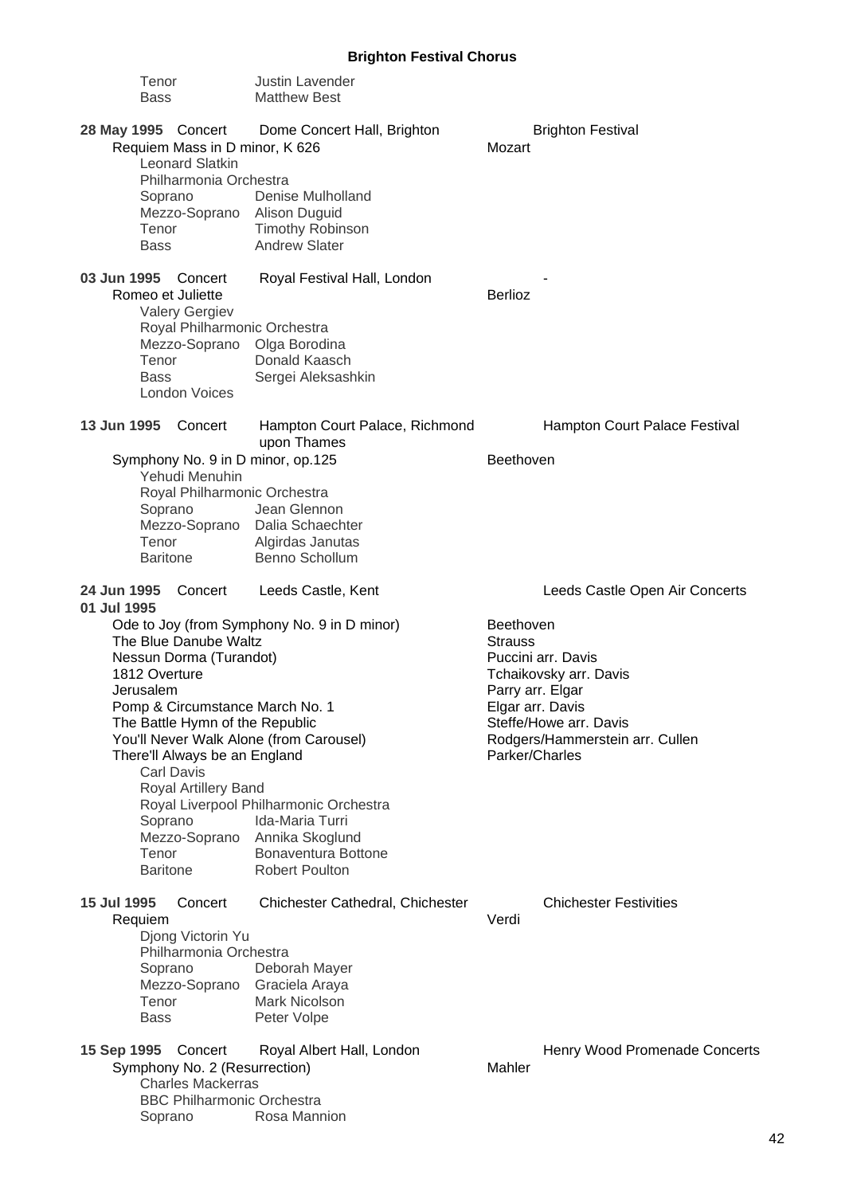| | | |
|---|---|---|
| Tenor | Justin Lavender | |
| Bass | Matthew Best | |

**28 May 1995** Concert — Dome Concert Hall, Brighton — Brighton Festival

Requiem Mass in D minor, K 626 — Mozart

Leonard Slatkin
Philharmonia Orchestra

| | |
|---|---|
| Soprano | Denise Mulholland |
| Mezzo-Soprano | Alison Duguid |
| Tenor | Timothy Robinson |
| Bass | Andrew Slater |

**03 Jun 1995** Concert — Royal Festival Hall, London — -

Romeo et Juliette — Berlioz

Valery Gergiev
Royal Philharmonic Orchestra

| | |
|---|---|
| Mezzo-Soprano | Olga Borodina |
| Tenor | Donald Kaasch |
| Bass | Sergei Aleksashkin |

London Voices

**13 Jun 1995** Concert — Hampton Court Palace, Richmond upon Thames — Hampton Court Palace Festival

Symphony No. 9 in D minor, op.125 — Beethoven

Yehudi Menuhin
Royal Philharmonic Orchestra

| | |
|---|---|
| Soprano | Jean Glennon |
| Mezzo-Soprano | Dalia Schaechter |
| Tenor | Algirdas Janutas |
| Baritone | Benno Schollum |

**24 Jun 1995** Concert — Leeds Castle, Kent — Leeds Castle Open Air Concerts
**01 Jul 1995**

| Work | Composer |
|---|---|
| Ode to Joy (from Symphony No. 9 in D minor) | Beethoven |
| The Blue Danube Waltz | Strauss |
| Nessun Dorma (Turandot) | Puccini arr. Davis |
| 1812 Overture | Tchaikovsky arr. Davis |
| Jerusalem | Parry arr. Elgar |
| Pomp & Circumstance March No. 1 | Elgar arr. Davis |
| The Battle Hymn of the Republic | Steffe/Howe arr. Davis |
| You'll Never Walk Alone (from Carousel) | Rodgers/Hammerstein arr. Cullen |
| There'll Always be an England | Parker/Charles |

Carl Davis
Royal Artillery Band
Royal Liverpool Philharmonic Orchestra

| | |
|---|---|
| Soprano | Ida-Maria Turri |
| Mezzo-Soprano | Annika Skoglund |
| Tenor | Bonaventura Bottone |
| Baritone | Robert Poulton |

**15 Jul 1995** Concert — Chichester Cathedral, Chichester — Chichester Festivities

Requiem — Verdi

Djong Victorin Yu
Philharmonia Orchestra

| | |
|---|---|
| Soprano | Deborah Mayer |
| Mezzo-Soprano | Graciela Araya |
| Tenor | Mark Nicolson |
| Bass | Peter Volpe |

**15 Sep 1995** Concert — Royal Albert Hall, London — Henry Wood Promenade Concerts

Symphony No. 2 (Resurrection) — Mahler

Charles Mackerras
BBC Philharmonic Orchestra

| | |
|---|---|
| Soprano | Rosa Mannion |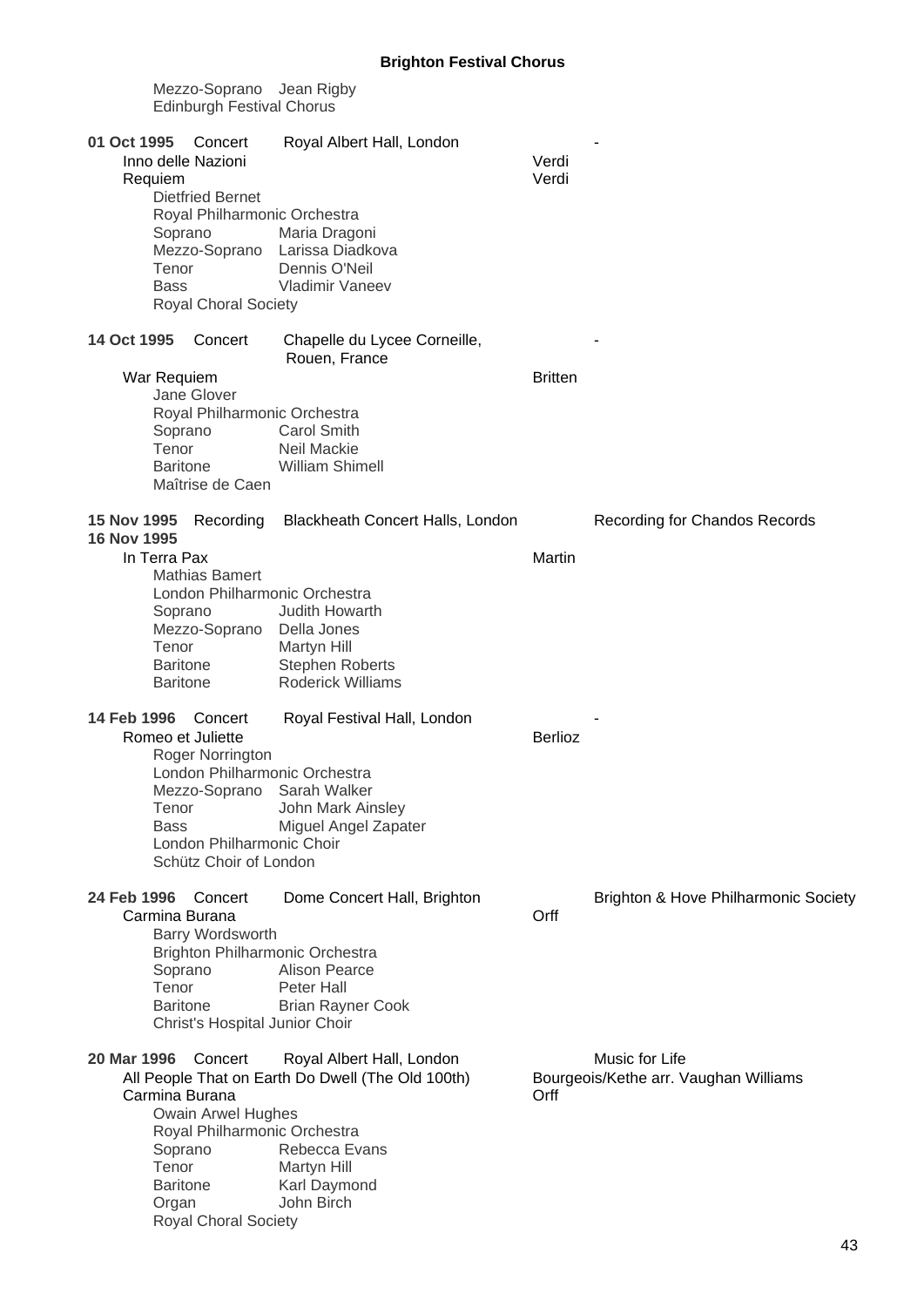Mezzo-Soprano Jean Rigby
Edinburgh Festival Chorus

**01 Oct 1995** Concert Royal Albert Hall, London -

Inno delle Nazioni — Verdi
Requiem — Verdi

Dietfried Bernet
Royal Philharmonic Orchestra
Soprano Maria Dragoni
Mezzo-Soprano Larissa Diadkova
Tenor Dennis O'Neil
Bass Vladimir Vaneev
Royal Choral Society

**14 Oct 1995** Concert Chapelle du Lycee Corneille, Rouen, France -

War Requiem — Britten

Jane Glover
Royal Philharmonic Orchestra
Soprano Carol Smith
Tenor Neil Mackie
Baritone William Shimell
Maîtrise de Caen

**15 Nov 1995**
**16 Nov 1995** Recording Blackheath Concert Halls, London — Recording for Chandos Records

In Terra Pax — Martin

Mathias Bamert
London Philharmonic Orchestra
Soprano Judith Howarth
Mezzo-Soprano Della Jones
Tenor Martyn Hill
Baritone Stephen Roberts
Baritone Roderick Williams

**14 Feb 1996** Concert Royal Festival Hall, London -

Romeo et Juliette — Berlioz

Roger Norrington
London Philharmonic Orchestra
Mezzo-Soprano Sarah Walker
Tenor John Mark Ainsley
Bass Miguel Angel Zapater
London Philharmonic Choir
Schütz Choir of London

**24 Feb 1996** Concert Dome Concert Hall, Brighton — Brighton & Hove Philharmonic Society

Carmina Burana — Orff

Barry Wordsworth
Brighton Philharmonic Orchestra
Soprano Alison Pearce
Tenor Peter Hall
Baritone Brian Rayner Cook
Christ's Hospital Junior Choir

**20 Mar 1996** Concert Royal Albert Hall, London — Music for Life

All People That on Earth Do Dwell (The Old 100th) — Bourgeois/Kethe arr. Vaughan Williams
Carmina Burana — Orff

Owain Arwel Hughes
Royal Philharmonic Orchestra
Soprano Rebecca Evans
Tenor Martyn Hill
Baritone Karl Daymond
Organ John Birch
Royal Choral Society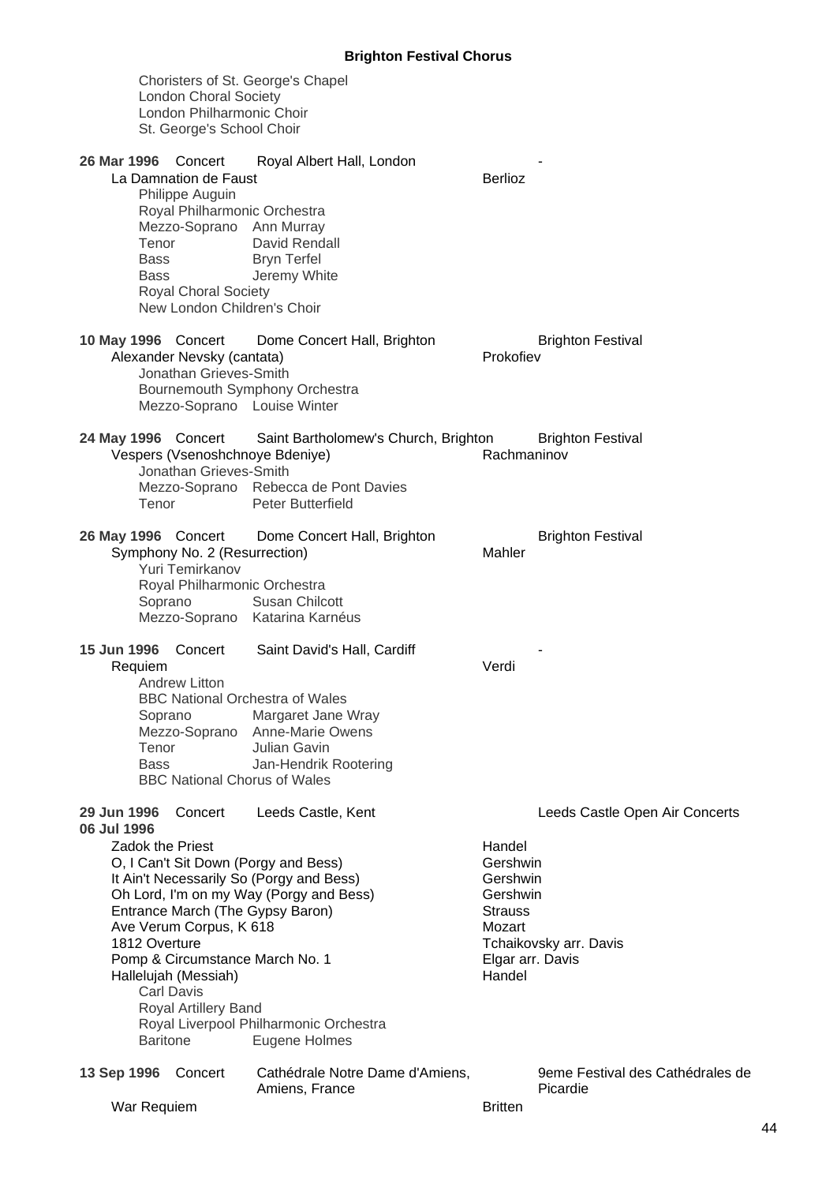Choristers of St. George's Chapel
London Choral Society
London Philharmonic Choir
St. George's School Choir

**26 Mar 1996** Concert Royal Albert Hall, London -

La Damnation de Faust — Berlioz

Philippe Auguin
Royal Philharmonic Orchestra
Mezzo-Soprano Ann Murray
Tenor David Rendall
Bass Bryn Terfel
Bass Jeremy White
Royal Choral Society
New London Children's Choir

**10 May 1996** Concert Dome Concert Hall, Brighton — Brighton Festival

Alexander Nevsky (cantata) — Prokofiev

Jonathan Grieves-Smith
Bournemouth Symphony Orchestra
Mezzo-Soprano Louise Winter

**24 May 1996** Concert Saint Bartholomew's Church, Brighton — Brighton Festival

Vespers (Vsenoshchnoye Bdeniye) — Rachmaninov

Jonathan Grieves-Smith
Mezzo-Soprano Rebecca de Pont Davies
Tenor Peter Butterfield

**26 May 1996** Concert Dome Concert Hall, Brighton — Brighton Festival

Symphony No. 2 (Resurrection) — Mahler

Yuri Temirkanov
Royal Philharmonic Orchestra
Soprano Susan Chilcott
Mezzo-Soprano Katarina Karnéus

**15 Jun 1996** Concert Saint David's Hall, Cardiff -

Requiem — Verdi

Andrew Litton
BBC National Orchestra of Wales
Soprano Margaret Jane Wray
Mezzo-Soprano Anne-Marie Owens
Tenor Julian Gavin
Bass Jan-Hendrik Rootering
BBC National Chorus of Wales

**29 Jun 1996** Concert Leeds Castle, Kent — Leeds Castle Open Air Concerts
**06 Jul 1996**

Zadok the Priest — Handel
O, I Can't Sit Down (Porgy and Bess) — Gershwin
It Ain't Necessarily So (Porgy and Bess) — Gershwin
Oh Lord, I'm on my Way (Porgy and Bess) — Gershwin
Entrance March (The Gypsy Baron) — Strauss
Ave Verum Corpus, K 618 — Mozart
1812 Overture — Tchaikovsky arr. Davis
Pomp & Circumstance March No. 1 — Elgar arr. Davis
Hallelujah (Messiah) — Handel

Carl Davis
Royal Artillery Band
Royal Liverpool Philharmonic Orchestra
Baritone Eugene Holmes

**13 Sep 1996** Concert Cathédrale Notre Dame d'Amiens, Amiens, France — 9eme Festival des Cathédrales de Picardie

War Requiem — Britten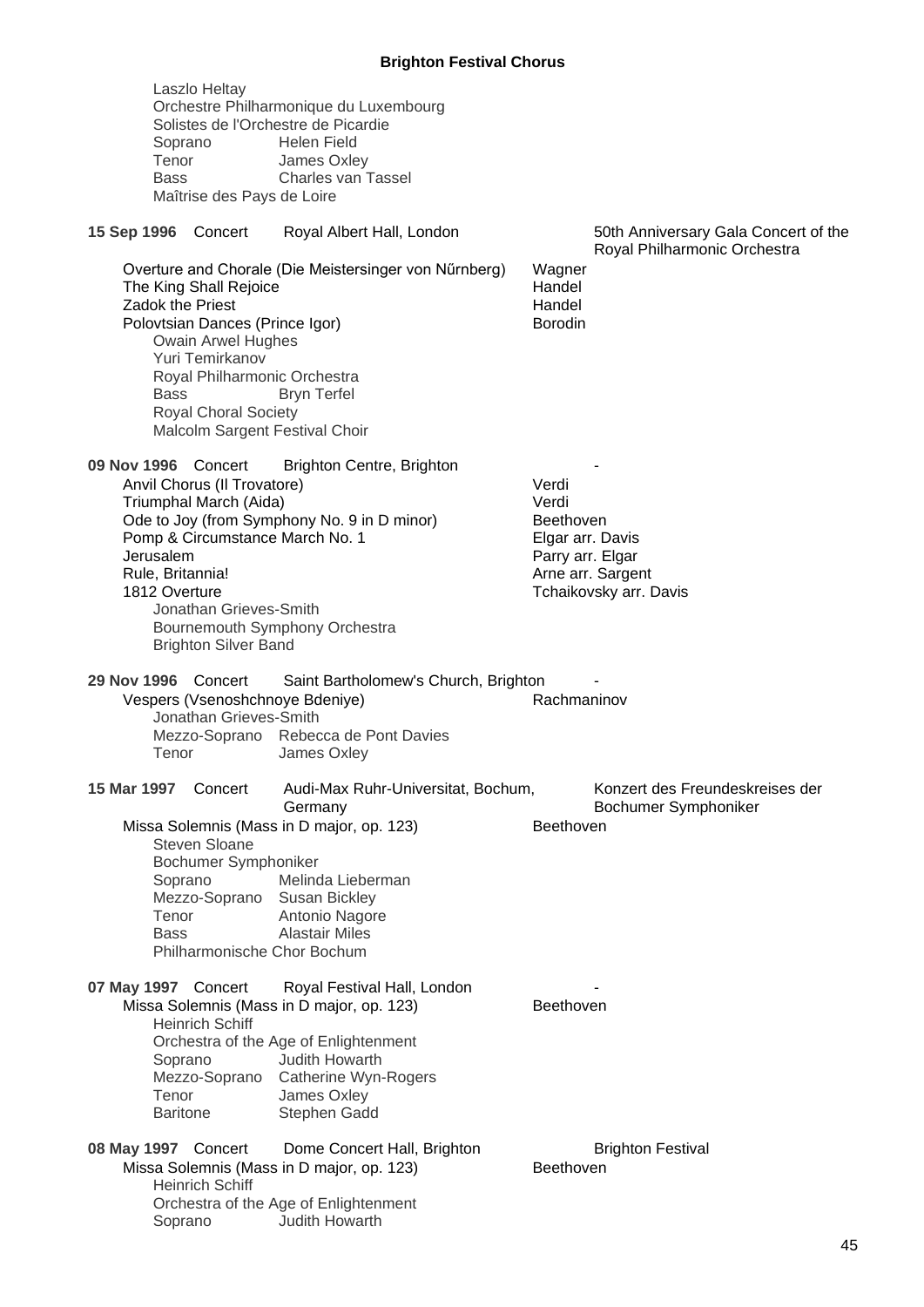Laszlo Heltay
Orchestre Philharmonique du Luxembourg
Solistes de l'Orchestre de Picardie
Soprano Helen Field
Tenor James Oxley
Bass Charles van Tassel
Maîtrise des Pays de Loire

**15 Sep 1996** Concert Royal Albert Hall, London — 50th Anniversary Gala Concert of the Royal Philharmonic Orchestra

| | |
|---|---|
| Overture and Chorale (Die Meistersinger von Nűrnberg) | Wagner |
| The King Shall Rejoice | Handel |
| Zadok the Priest | Handel |
| Polovtsian Dances (Prince Igor) | Borodin |

Owain Arwel Hughes
Yuri Temirkanov
Royal Philharmonic Orchestra
Bass Bryn Terfel
Royal Choral Society
Malcolm Sargent Festival Choir

**09 Nov 1996** Concert Brighton Centre, Brighton -

| | |
|---|---|
| Anvil Chorus (Il Trovatore) | Verdi |
| Triumphal March (Aida) | Verdi |
| Ode to Joy (from Symphony No. 9 in D minor) | Beethoven |
| Pomp & Circumstance March No. 1 | Elgar arr. Davis |
| Jerusalem | Parry arr. Elgar |
| Rule, Britannia! | Arne arr. Sargent |
| 1812 Overture | Tchaikovsky arr. Davis |

Jonathan Grieves-Smith
Bournemouth Symphony Orchestra
Brighton Silver Band

**29 Nov 1996** Concert Saint Bartholomew's Church, Brighton -

| | |
|---|---|
| Vespers (Vsenoshchnoye Bdeniye) | Rachmaninov |

Jonathan Grieves-Smith
Mezzo-Soprano Rebecca de Pont Davies
Tenor James Oxley

**15 Mar 1997** Concert Audi-Max Ruhr-Universitat, Bochum, Germany — Konzert des Freundeskreises der Bochumer Symphoniker

| | |
|---|---|
| Missa Solemnis (Mass in D major, op. 123) | Beethoven |

Steven Sloane
Bochumer Symphoniker
Soprano Melinda Lieberman
Mezzo-Soprano Susan Bickley
Tenor Antonio Nagore
Bass Alastair Miles
Philharmonische Chor Bochum

**07 May 1997** Concert Royal Festival Hall, London -

| | |
|---|---|
| Missa Solemnis (Mass in D major, op. 123) | Beethoven |

Heinrich Schiff
Orchestra of the Age of Enlightenment
Soprano Judith Howarth
Mezzo-Soprano Catherine Wyn-Rogers
Tenor James Oxley
Baritone Stephen Gadd

**08 May 1997** Concert Dome Concert Hall, Brighton — Brighton Festival

| | |
|---|---|
| Missa Solemnis (Mass in D major, op. 123) | Beethoven |

Heinrich Schiff
Orchestra of the Age of Enlightenment
Soprano Judith Howarth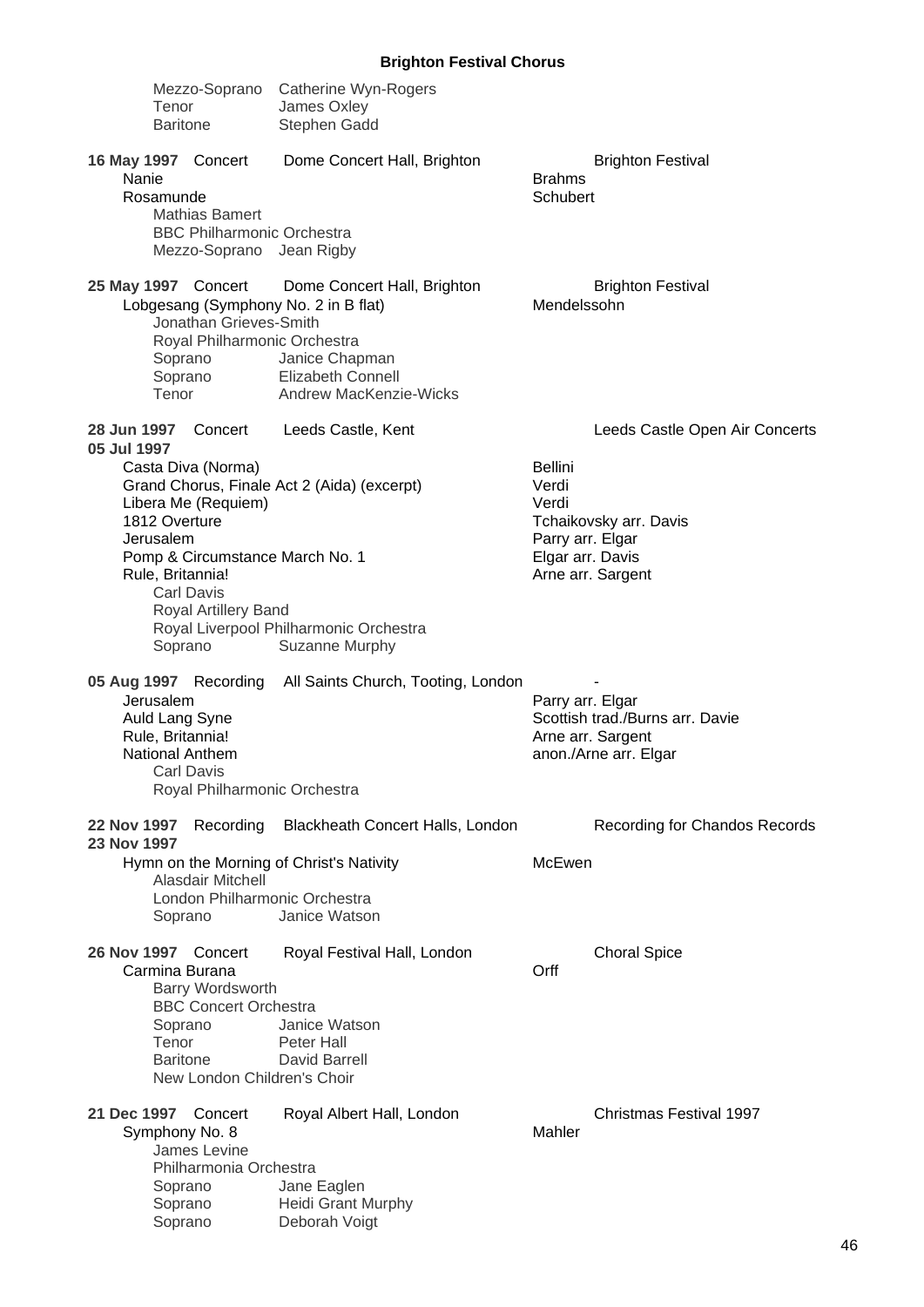Mezzo-Soprano Catherine Wyn-Rogers
Tenor James Oxley
Baritone Stephen Gadd

**16 May 1997** Concert Dome Concert Hall, Brighton — Brighton Festival

Nanie — Brahms
Rosamunde — Schubert

Mathias Bamert
BBC Philharmonic Orchestra
Mezzo-Soprano Jean Rigby

**25 May 1997** Concert Dome Concert Hall, Brighton — Brighton Festival

Lobgesang (Symphony No. 2 in B flat) — Mendelssohn

Jonathan Grieves-Smith
Royal Philharmonic Orchestra
Soprano Janice Chapman
Soprano Elizabeth Connell
Tenor Andrew MacKenzie-Wicks

**28 Jun 1997** Concert Leeds Castle, Kent — Leeds Castle Open Air Concerts
**05 Jul 1997**

Casta Diva (Norma) — Bellini
Grand Chorus, Finale Act 2 (Aida) (excerpt) — Verdi
Libera Me (Requiem) — Verdi
1812 Overture — Tchaikovsky arr. Davis
Jerusalem — Parry arr. Elgar
Pomp & Circumstance March No. 1 — Elgar arr. Davis
Rule, Britannia! — Arne arr. Sargent

Carl Davis
Royal Artillery Band
Royal Liverpool Philharmonic Orchestra
Soprano Suzanne Murphy

**05 Aug 1997** Recording All Saints Church, Tooting, London — -

Jerusalem — Parry arr. Elgar
Auld Lang Syne — Scottish trad./Burns arr. Davie
Rule, Britannia! — Arne arr. Sargent
National Anthem — anon./Arne arr. Elgar

Carl Davis
Royal Philharmonic Orchestra

**22 Nov 1997** Recording Blackheath Concert Halls, London — Recording for Chandos Records
**23 Nov 1997**

Hymn on the Morning of Christ's Nativity — McEwen

Alasdair Mitchell
London Philharmonic Orchestra
Soprano Janice Watson

**26 Nov 1997** Concert Royal Festival Hall, London — Choral Spice

Carmina Burana — Orff

Barry Wordsworth
BBC Concert Orchestra
Soprano Janice Watson
Tenor Peter Hall
Baritone David Barrell
New London Children's Choir

**21 Dec 1997** Concert Royal Albert Hall, London — Christmas Festival 1997

Symphony No. 8 — Mahler

James Levine
Philharmonia Orchestra
Soprano Jane Eaglen
Soprano Heidi Grant Murphy
Soprano Deborah Voigt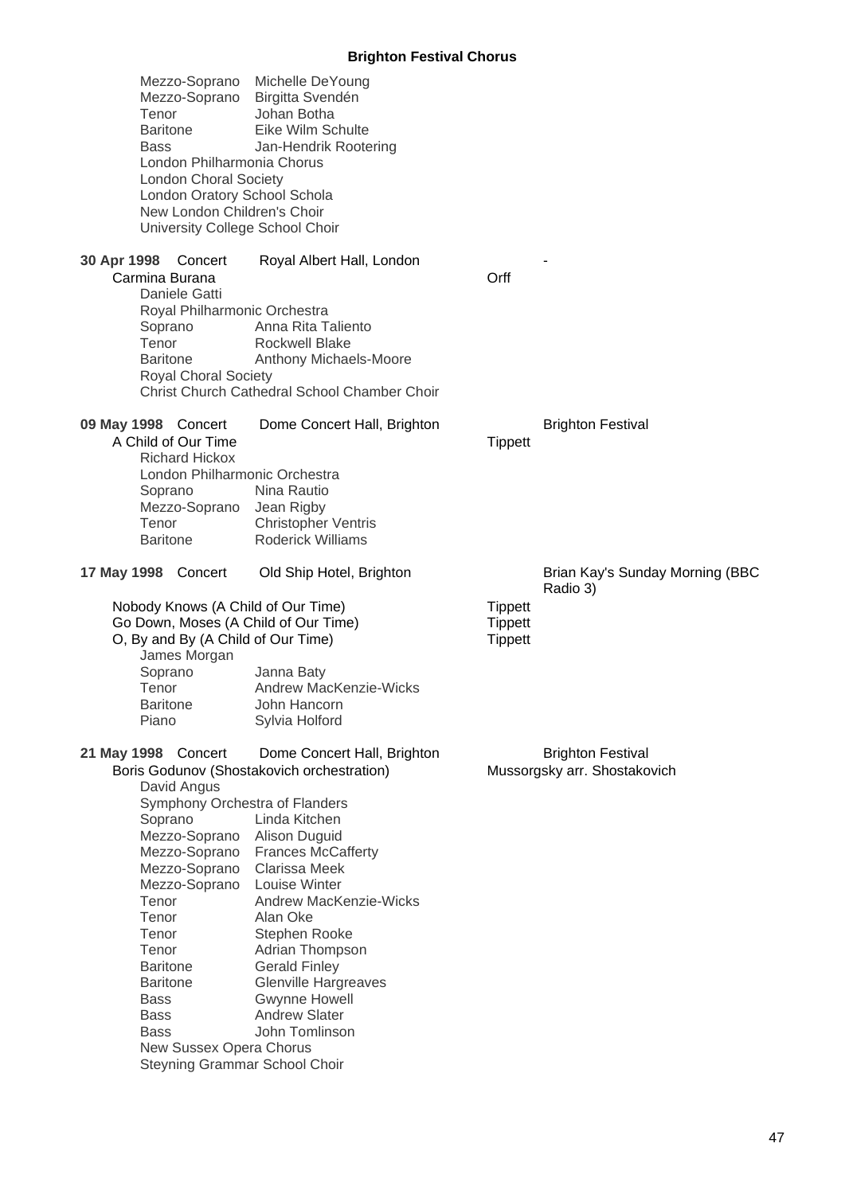Mezzo-Soprano Michelle DeYoung
Mezzo-Soprano Birgitta Svendén
Tenor Johan Botha
Baritone Eike Wilm Schulte
Bass Jan-Hendrik Rootering
London Philharmonia Chorus
London Choral Society
London Oratory School Schola
New London Children's Choir
University College School Choir

**30 Apr 1998** Concert — Royal Albert Hall, London — -

Carmina Burana — Orff

Daniele Gatti
Royal Philharmonic Orchestra
Soprano Anna Rita Taliento
Tenor Rockwell Blake
Baritone Anthony Michaels-Moore
Royal Choral Society
Christ Church Cathedral School Chamber Choir

**09 May 1998** Concert — Dome Concert Hall, Brighton — Brighton Festival

A Child of Our Time — Tippett

Richard Hickox
London Philharmonic Orchestra
Soprano Nina Rautio
Mezzo-Soprano Jean Rigby
Tenor Christopher Ventris
Baritone Roderick Williams

**17 May 1998** Concert — Old Ship Hotel, Brighton — Brian Kay's Sunday Morning (BBC Radio 3)

Nobody Knows (A Child of Our Time) — Tippett
Go Down, Moses (A Child of Our Time) — Tippett
O, By and By (A Child of Our Time) — Tippett

James Morgan
Soprano Janna Baty
Tenor Andrew MacKenzie-Wicks
Baritone John Hancorn
Piano Sylvia Holford

**21 May 1998** Concert — Dome Concert Hall, Brighton — Brighton Festival

Boris Godunov (Shostakovich orchestration) — Mussorgsky arr. Shostakovich

David Angus
Symphony Orchestra of Flanders
Soprano Linda Kitchen
Mezzo-Soprano Alison Duguid
Mezzo-Soprano Frances McCafferty
Mezzo-Soprano Clarissa Meek
Mezzo-Soprano Louise Winter
Tenor Andrew MacKenzie-Wicks
Tenor Alan Oke
Tenor Stephen Rooke
Tenor Adrian Thompson
Baritone Gerald Finley
Baritone Glenville Hargreaves
Bass Gwynne Howell
Bass Andrew Slater
Bass John Tomlinson
New Sussex Opera Chorus
Steyning Grammar School Choir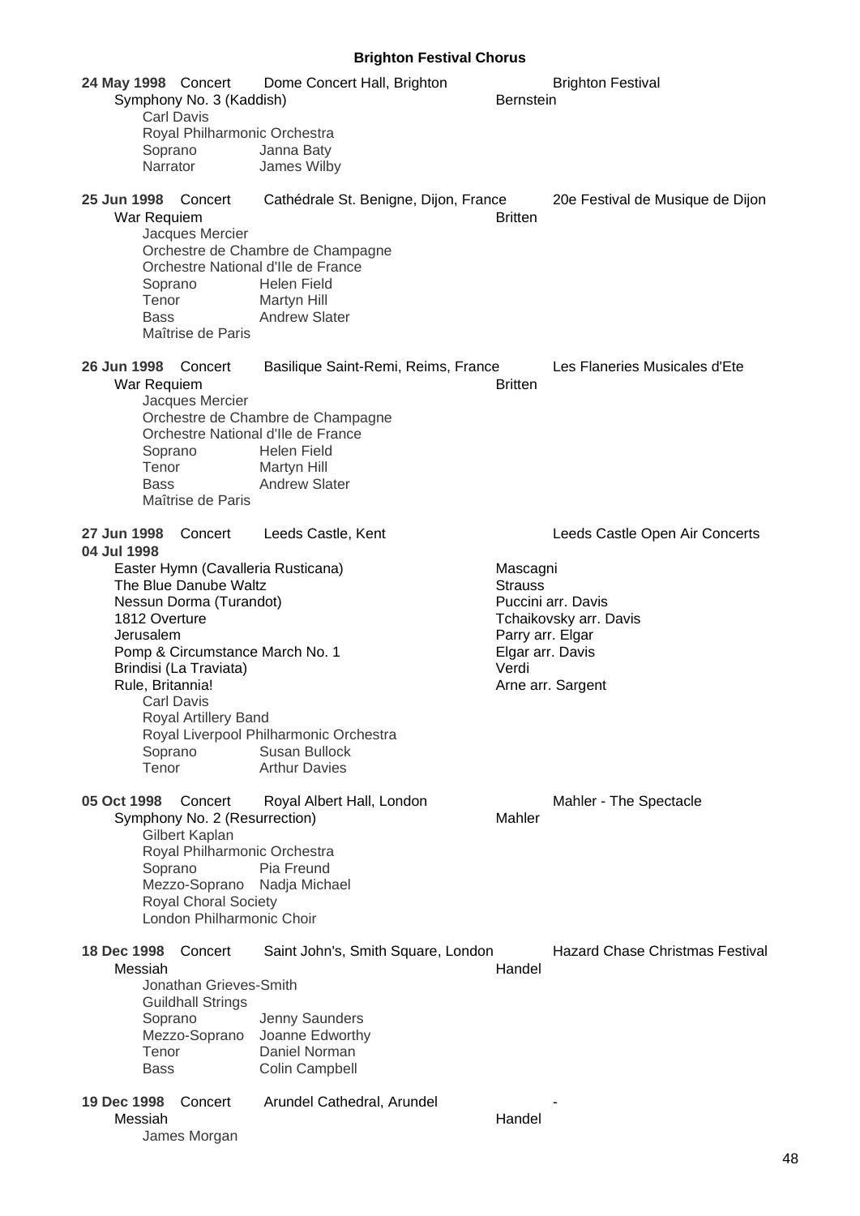**24 May 1998** Concert Dome Concert Hall, Brighton Brighton Festival

Symphony No. 3 (Kaddish) Bernstein

Carl Davis
Royal Philharmonic Orchestra
Soprano Janna Baty
Narrator James Wilby

**25 Jun 1998** Concert Cathédrale St. Benigne, Dijon, France 20e Festival de Musique de Dijon

War Requiem Britten

Jacques Mercier
Orchestre de Chambre de Champagne
Orchestre National d'Ile de France
Soprano Helen Field
Tenor Martyn Hill
Bass Andrew Slater
Maîtrise de Paris

**26 Jun 1998** Concert Basilique Saint-Remi, Reims, France Les Flaneries Musicales d'Ete

War Requiem Britten

Jacques Mercier
Orchestre de Chambre de Champagne
Orchestre National d'Ile de France
Soprano Helen Field
Tenor Martyn Hill
Bass Andrew Slater
Maîtrise de Paris

**27 Jun 1998** Concert Leeds Castle, Kent Leeds Castle Open Air Concerts
**04 Jul 1998**

Easter Hymn (Cavalleria Rusticana) Mascagni
The Blue Danube Waltz Strauss
Nessun Dorma (Turandot) Puccini arr. Davis
1812 Overture Tchaikovsky arr. Davis
Jerusalem Parry arr. Elgar
Pomp & Circumstance March No. 1 Elgar arr. Davis
Brindisi (La Traviata) Verdi
Rule, Britannia! Arne arr. Sargent

Carl Davis
Royal Artillery Band
Royal Liverpool Philharmonic Orchestra
Soprano Susan Bullock
Tenor Arthur Davies

**05 Oct 1998** Concert Royal Albert Hall, London Mahler - The Spectacle

Symphony No. 2 (Resurrection) Mahler

Gilbert Kaplan
Royal Philharmonic Orchestra
Soprano Pia Freund
Mezzo-Soprano Nadja Michael
Royal Choral Society
London Philharmonic Choir

**18 Dec 1998** Concert Saint John's, Smith Square, London Hazard Chase Christmas Festival

Messiah Handel

Jonathan Grieves-Smith
Guildhall Strings
Soprano Jenny Saunders
Mezzo-Soprano Joanne Edworthy
Tenor Daniel Norman
Bass Colin Campbell

**19 Dec 1998** Concert Arundel Cathedral, Arundel -

Messiah Handel

James Morgan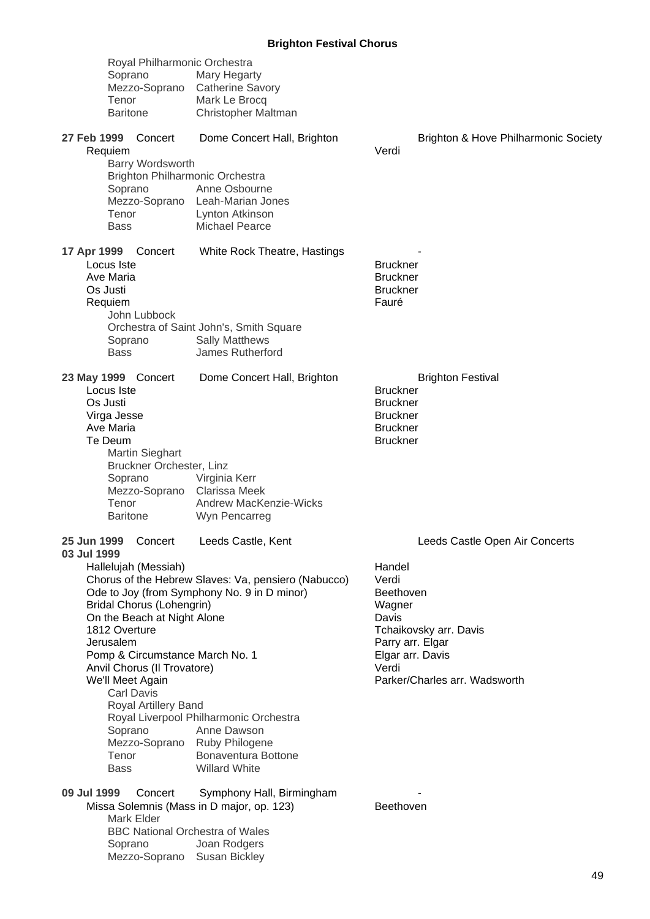Royal Philharmonic Orchestra
Soprano Mary Hegarty
Mezzo-Soprano Catherine Savory
Tenor Mark Le Brocq
Baritone Christopher Maltman

**27 Feb 1999** Concert — Dome Concert Hall, Brighton — Brighton & Hove Philharmonic Society

Requiem — Verdi

Barry Wordsworth
Brighton Philharmonic Orchestra
Soprano Anne Osbourne
Mezzo-Soprano Leah-Marian Jones
Tenor Lynton Atkinson
Bass Michael Pearce

**17 Apr 1999** Concert — White Rock Theatre, Hastings — -

Locus Iste — Bruckner
Ave Maria — Bruckner
Os Justi — Bruckner
Requiem — Fauré

John Lubbock
Orchestra of Saint John's, Smith Square
Soprano Sally Matthews
Bass James Rutherford

**23 May 1999** Concert — Dome Concert Hall, Brighton — Brighton Festival

Locus Iste — Bruckner
Os Justi — Bruckner
Virga Jesse — Bruckner
Ave Maria — Bruckner
Te Deum — Bruckner

Martin Sieghart
Bruckner Orchester, Linz
Soprano Virginia Kerr
Mezzo-Soprano Clarissa Meek
Tenor Andrew MacKenzie-Wicks
Baritone Wyn Pencarreg

**25 Jun 1999** Concert — Leeds Castle, Kent — Leeds Castle Open Air Concerts
**03 Jul 1999**

Hallelujah (Messiah) — Handel
Chorus of the Hebrew Slaves: Va, pensiero (Nabucco) — Verdi
Ode to Joy (from Symphony No. 9 in D minor) — Beethoven
Bridal Chorus (Lohengrin) — Wagner
On the Beach at Night Alone — Davis
1812 Overture — Tchaikovsky arr. Davis
Jerusalem — Parry arr. Elgar
Pomp & Circumstance March No. 1 — Elgar arr. Davis
Anvil Chorus (Il Trovatore) — Verdi
We'll Meet Again — Parker/Charles arr. Wadsworth

Carl Davis
Royal Artillery Band
Royal Liverpool Philharmonic Orchestra
Soprano Anne Dawson
Mezzo-Soprano Ruby Philogene
Tenor Bonaventura Bottone
Bass Willard White

**09 Jul 1999** Concert — Symphony Hall, Birmingham — -

Missa Solemnis (Mass in D major, op. 123) — Beethoven

Mark Elder
BBC National Orchestra of Wales
Soprano Joan Rodgers
Mezzo-Soprano Susan Bickley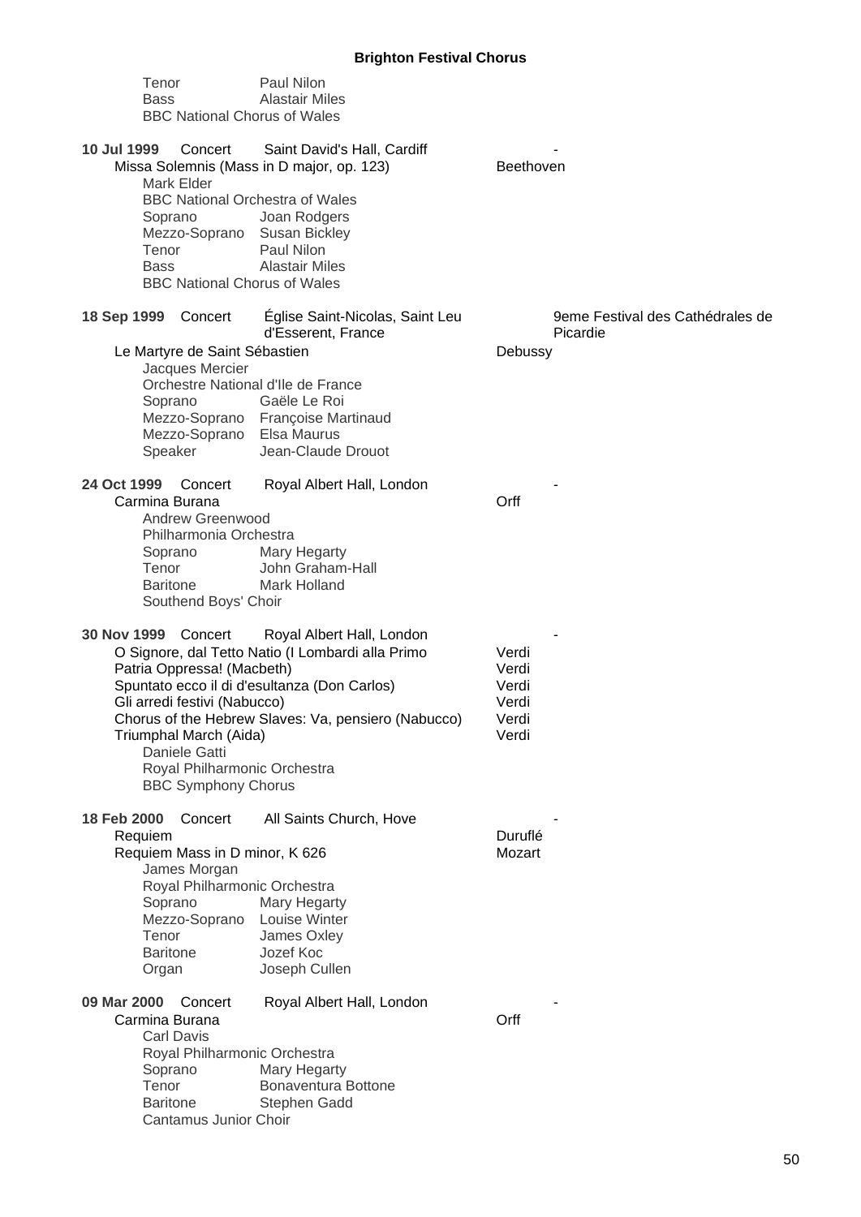Tenor Paul Nilon
Bass Alastair Miles
BBC National Chorus of Wales

**10 Jul 1999** Concert Saint David's Hall, Cardiff -

Missa Solemnis (Mass in D major, op. 123) — Beethoven

Mark Elder
BBC National Orchestra of Wales
Soprano Joan Rodgers
Mezzo-Soprano Susan Bickley
Tenor Paul Nilon
Bass Alastair Miles
BBC National Chorus of Wales

**18 Sep 1999** Concert Église Saint-Nicolas, Saint Leu d'Esserent, France — 9eme Festival des Cathédrales de Picardie

Le Martyre de Saint Sébastien — Debussy

Jacques Mercier
Orchestre National d'Ile de France
Soprano Gaële Le Roi
Mezzo-Soprano Françoise Martinaud
Mezzo-Soprano Elsa Maurus
Speaker Jean-Claude Drouot

**24 Oct 1999** Concert Royal Albert Hall, London -

Carmina Burana — Orff

Andrew Greenwood
Philharmonia Orchestra
Soprano Mary Hegarty
Tenor John Graham-Hall
Baritone Mark Holland
Southend Boys' Choir

**30 Nov 1999** Concert Royal Albert Hall, London -

O Signore, dal Tetto Natio (I Lombardi alla Primo — Verdi
Patria Oppressa! (Macbeth) — Verdi
Spuntato ecco il di d'esultanza (Don Carlos) — Verdi
Gli arredi festivi (Nabucco) — Verdi
Chorus of the Hebrew Slaves: Va, pensiero (Nabucco) — Verdi
Triumphal March (Aida) — Verdi

Daniele Gatti
Royal Philharmonic Orchestra
BBC Symphony Chorus

**18 Feb 2000** Concert All Saints Church, Hove -

Requiem — Duruflé
Requiem Mass in D minor, K 626 — Mozart

James Morgan
Royal Philharmonic Orchestra
Soprano Mary Hegarty
Mezzo-Soprano Louise Winter
Tenor James Oxley
Baritone Jozef Koc
Organ Joseph Cullen

**09 Mar 2000** Concert Royal Albert Hall, London -

Carmina Burana — Orff

Carl Davis
Royal Philharmonic Orchestra
Soprano Mary Hegarty
Tenor Bonaventura Bottone
Baritone Stephen Gadd
Cantamus Junior Choir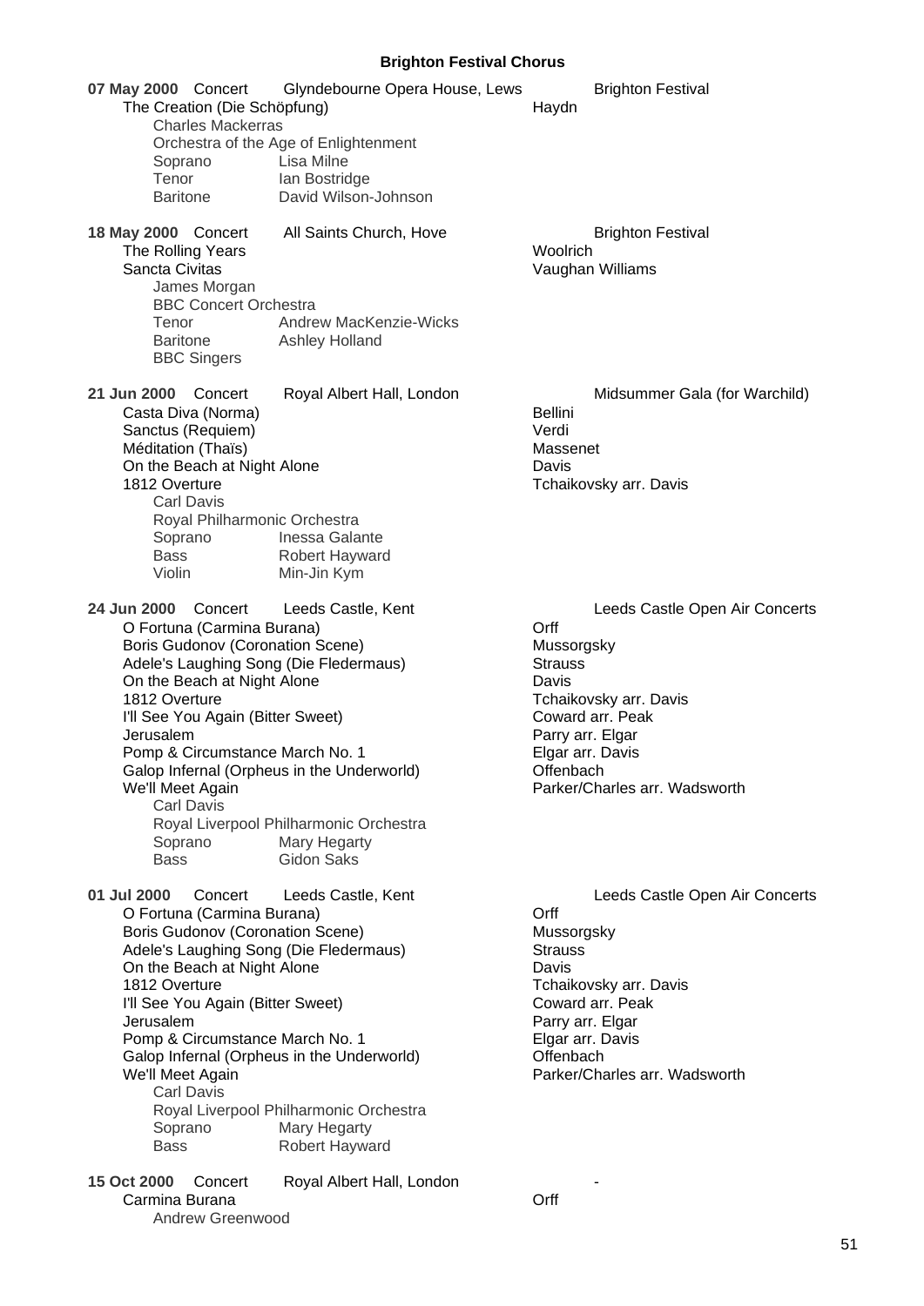**Brighton Festival Chorus**

**07 May 2000** Concert | Glyndebourne Opera House, Lews | Brighton Festival

The Creation (Die Schöpfung) — Haydn

Charles Mackerras
Orchestra of the Age of Enlightenment
Soprano — Lisa Milne
Tenor — Ian Bostridge
Baritone — David Wilson-Johnson

**18 May 2000** Concert | All Saints Church, Hove | Brighton Festival

The Rolling Years — Woolrich
Sancta Civitas — Vaughan Williams

James Morgan
BBC Concert Orchestra
Tenor — Andrew MacKenzie-Wicks
Baritone — Ashley Holland
BBC Singers

**21 Jun 2000** Concert | Royal Albert Hall, London | Midsummer Gala (for Warchild)

Casta Diva (Norma) — Bellini
Sanctus (Requiem) — Verdi
Méditation (Thaïs) — Massenet
On the Beach at Night Alone — Davis
1812 Overture — Tchaikovsky arr. Davis

Carl Davis
Royal Philharmonic Orchestra
Soprano — Inessa Galante
Bass — Robert Hayward
Violin — Min-Jin Kym

**24 Jun 2000** Concert | Leeds Castle, Kent | Leeds Castle Open Air Concerts

O Fortuna (Carmina Burana) — Orff
Boris Gudonov (Coronation Scene) — Mussorgsky
Adele's Laughing Song (Die Fledermaus) — Strauss
On the Beach at Night Alone — Davis
1812 Overture — Tchaikovsky arr. Davis
I'll See You Again (Bitter Sweet) — Coward arr. Peak
Jerusalem — Parry arr. Elgar
Pomp & Circumstance March No. 1 — Elgar arr. Davis
Galop Infernal (Orpheus in the Underworld) — Offenbach
We'll Meet Again — Parker/Charles arr. Wadsworth

Carl Davis
Royal Liverpool Philharmonic Orchestra
Soprano — Mary Hegarty
Bass — Gidon Saks

**01 Jul 2000** Concert | Leeds Castle, Kent | Leeds Castle Open Air Concerts

O Fortuna (Carmina Burana) — Orff
Boris Gudonov (Coronation Scene) — Mussorgsky
Adele's Laughing Song (Die Fledermaus) — Strauss
On the Beach at Night Alone — Davis
1812 Overture — Tchaikovsky arr. Davis
I'll See You Again (Bitter Sweet) — Coward arr. Peak
Jerusalem — Parry arr. Elgar
Pomp & Circumstance March No. 1 — Elgar arr. Davis
Galop Infernal (Orpheus in the Underworld) — Offenbach
We'll Meet Again — Parker/Charles arr. Wadsworth

Carl Davis
Royal Liverpool Philharmonic Orchestra
Soprano — Mary Hegarty
Bass — Robert Hayward

**15 Oct 2000** Concert | Royal Albert Hall, London | -

Carmina Burana — Orff

Andrew Greenwood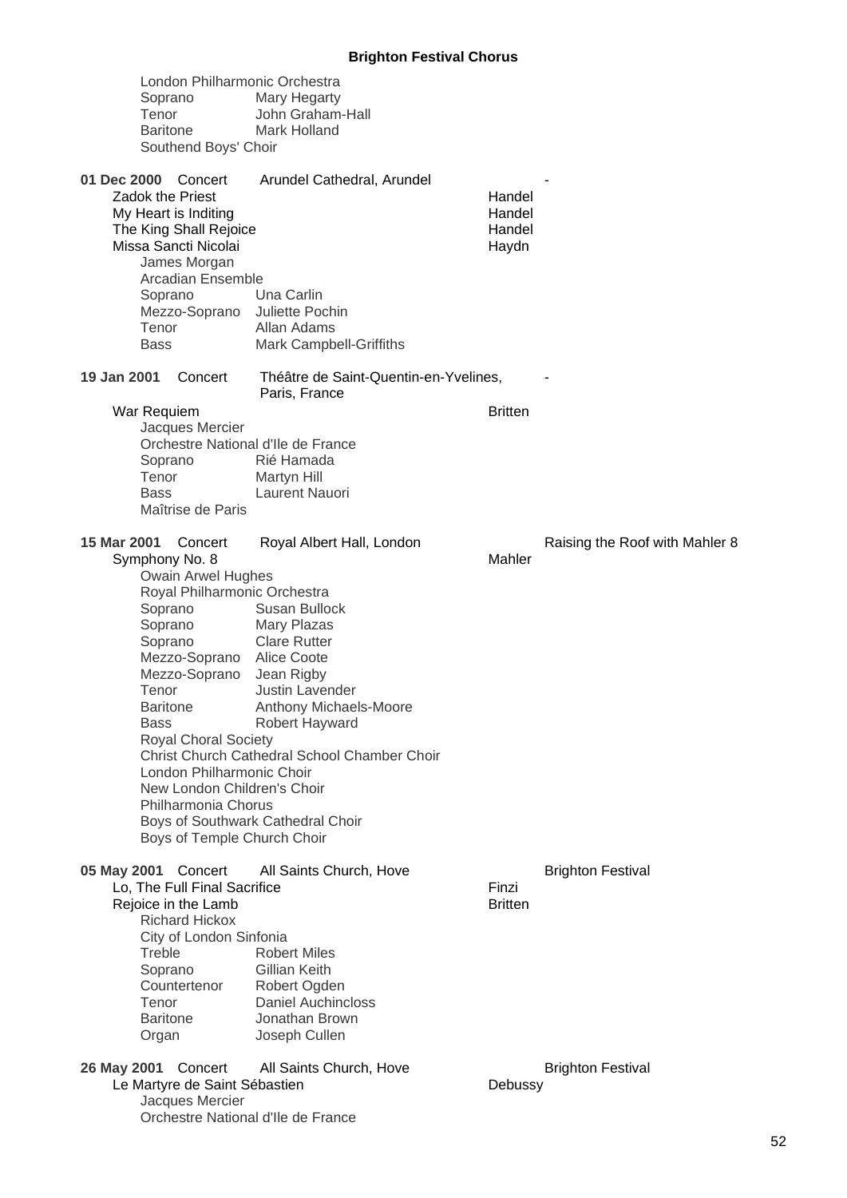London Philharmonic Orchestra
Soprano Mary Hegarty
Tenor John Graham-Hall
Baritone Mark Holland
Southend Boys' Choir

**01 Dec 2000** Concert — Arundel Cathedral, Arundel — -

| Work | Composer |
|---|---|
| Zadok the Priest | Handel |
| My Heart is Inditing | Handel |
| The King Shall Rejoice | Handel |
| Missa Sancti Nicolai | Haydn |

James Morgan
Arcadian Ensemble
Soprano Una Carlin
Mezzo-Soprano Juliette Pochin
Tenor Allan Adams
Bass Mark Campbell-Griffiths

**19 Jan 2001** Concert — Théâtre de Saint-Quentin-en-Yvelines, Paris, France — -

| Work | Composer |
|---|---|
| War Requiem | Britten |

Jacques Mercier
Orchestre National d'Ile de France
Soprano Rié Hamada
Tenor Martyn Hill
Bass Laurent Nauori
Maîtrise de Paris

**15 Mar 2001** Concert — Royal Albert Hall, London — Raising the Roof with Mahler 8

| Work | Composer |
|---|---|
| Symphony No. 8 | Mahler |

Owain Arwel Hughes
Royal Philharmonic Orchestra
Soprano Susan Bullock
Soprano Mary Plazas
Soprano Clare Rutter
Mezzo-Soprano Alice Coote
Mezzo-Soprano Jean Rigby
Tenor Justin Lavender
Baritone Anthony Michaels-Moore
Bass Robert Hayward
Royal Choral Society
Christ Church Cathedral School Chamber Choir
London Philharmonic Choir
New London Children's Choir
Philharmonia Chorus
Boys of Southwark Cathedral Choir
Boys of Temple Church Choir

**05 May 2001** Concert — All Saints Church, Hove — Brighton Festival

| Work | Composer |
|---|---|
| Lo, The Full Final Sacrifice | Finzi |
| Rejoice in the Lamb | Britten |

Richard Hickox
City of London Sinfonia
Treble Robert Miles
Soprano Gillian Keith
Countertenor Robert Ogden
Tenor Daniel Auchincloss
Baritone Jonathan Brown
Organ Joseph Cullen

**26 May 2001** Concert — All Saints Church, Hove — Brighton Festival

| Work | Composer |
|---|---|
| Le Martyre de Saint Sébastien | Debussy |

Jacques Mercier
Orchestre National d'Ile de France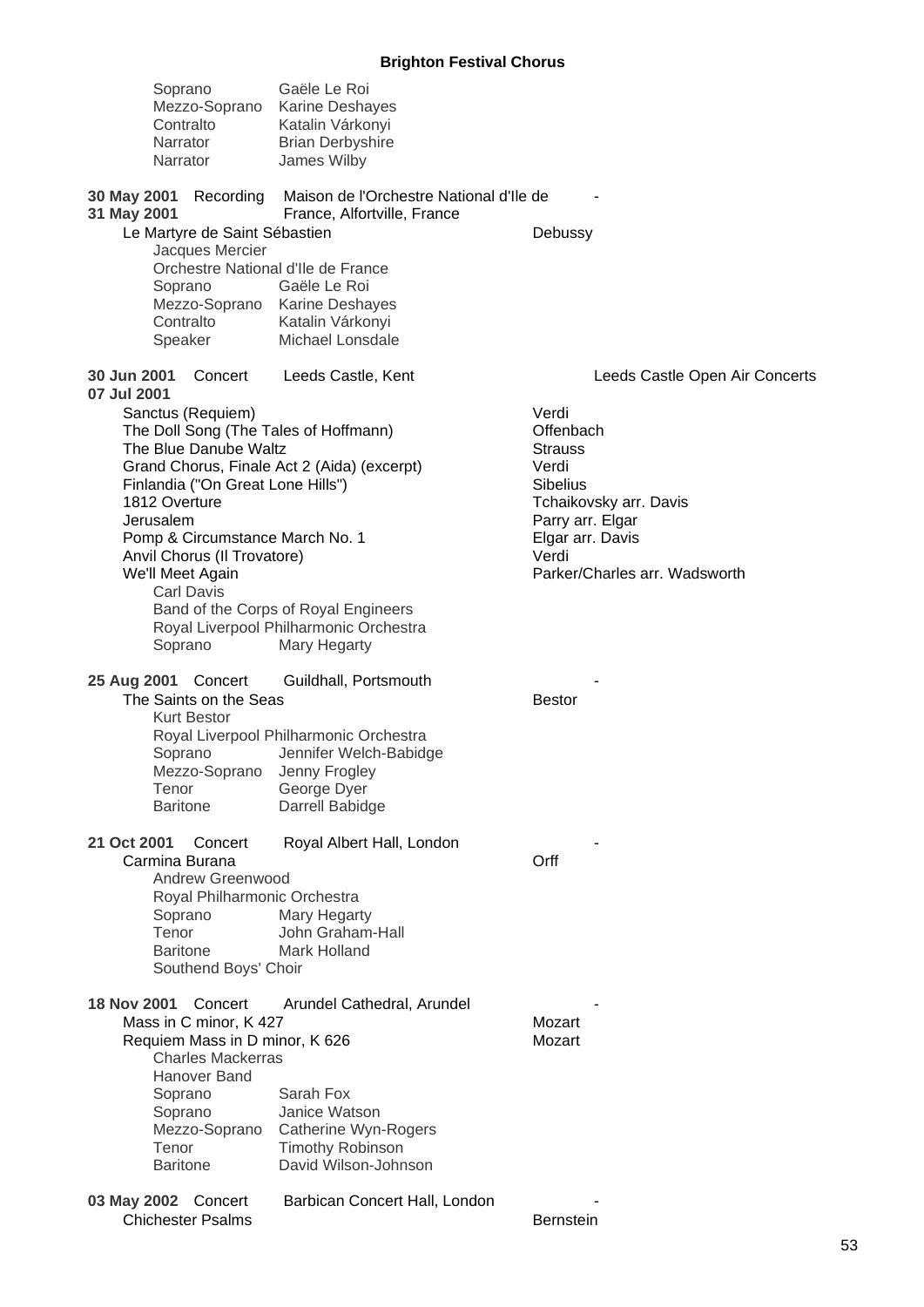| | |
|---|---|
| Soprano | Gaële Le Roi |
| Mezzo-Soprano | Karine Deshayes |
| Contralto | Katalin Várkonyi |
| Narrator | Brian Derbyshire |
| Narrator | James Wilby |

**30 May 2001** Recording Maison de l'Orchestre National d'Ile de France, Alfortville, France -
**31 May 2001**

Le Martyre de Saint Sébastien — Debussy

Jacques Mercier
Orchestre National d'Ile de France

| | |
|---|---|
| Soprano | Gaële Le Roi |
| Mezzo-Soprano | Karine Deshayes |
| Contralto | Katalin Várkonyi |
| Speaker | Michael Lonsdale |

**30 Jun 2001** Concert Leeds Castle, Kent — Leeds Castle Open Air Concerts
**07 Jul 2001**

| | |
|---|---|
| Sanctus (Requiem) | Verdi |
| The Doll Song (The Tales of Hoffmann) | Offenbach |
| The Blue Danube Waltz | Strauss |
| Grand Chorus, Finale Act 2 (Aida) (excerpt) | Verdi |
| Finlandia ("On Great Lone Hills") | Sibelius |
| 1812 Overture | Tchaikovsky arr. Davis |
| Jerusalem | Parry arr. Elgar |
| Pomp & Circumstance March No. 1 | Elgar arr. Davis |
| Anvil Chorus (Il Trovatore) | Verdi |
| We'll Meet Again | Parker/Charles arr. Wadsworth |

Carl Davis
Band of the Corps of Royal Engineers
Royal Liverpool Philharmonic Orchestra
Soprano — Mary Hegarty

**25 Aug 2001** Concert Guildhall, Portsmouth -

The Saints on the Seas — Bestor

Kurt Bestor
Royal Liverpool Philharmonic Orchestra

| | |
|---|---|
| Soprano | Jennifer Welch-Babidge |
| Mezzo-Soprano | Jenny Frogley |
| Tenor | George Dyer |
| Baritone | Darrell Babidge |

**21 Oct 2001** Concert Royal Albert Hall, London -

Carmina Burana — Orff

Andrew Greenwood
Royal Philharmonic Orchestra

| | |
|---|---|
| Soprano | Mary Hegarty |
| Tenor | John Graham-Hall |
| Baritone | Mark Holland |

Southend Boys' Choir

**18 Nov 2001** Concert Arundel Cathedral, Arundel -

| | |
|---|---|
| Mass in C minor, K 427 | Mozart |
| Requiem Mass in D minor, K 626 | Mozart |

Charles Mackerras
Hanover Band

| | |
|---|---|
| Soprano | Sarah Fox |
| Soprano | Janice Watson |
| Mezzo-Soprano | Catherine Wyn-Rogers |
| Tenor | Timothy Robinson |
| Baritone | David Wilson-Johnson |

**03 May 2002** Concert Barbican Concert Hall, London -

Chichester Psalms — Bernstein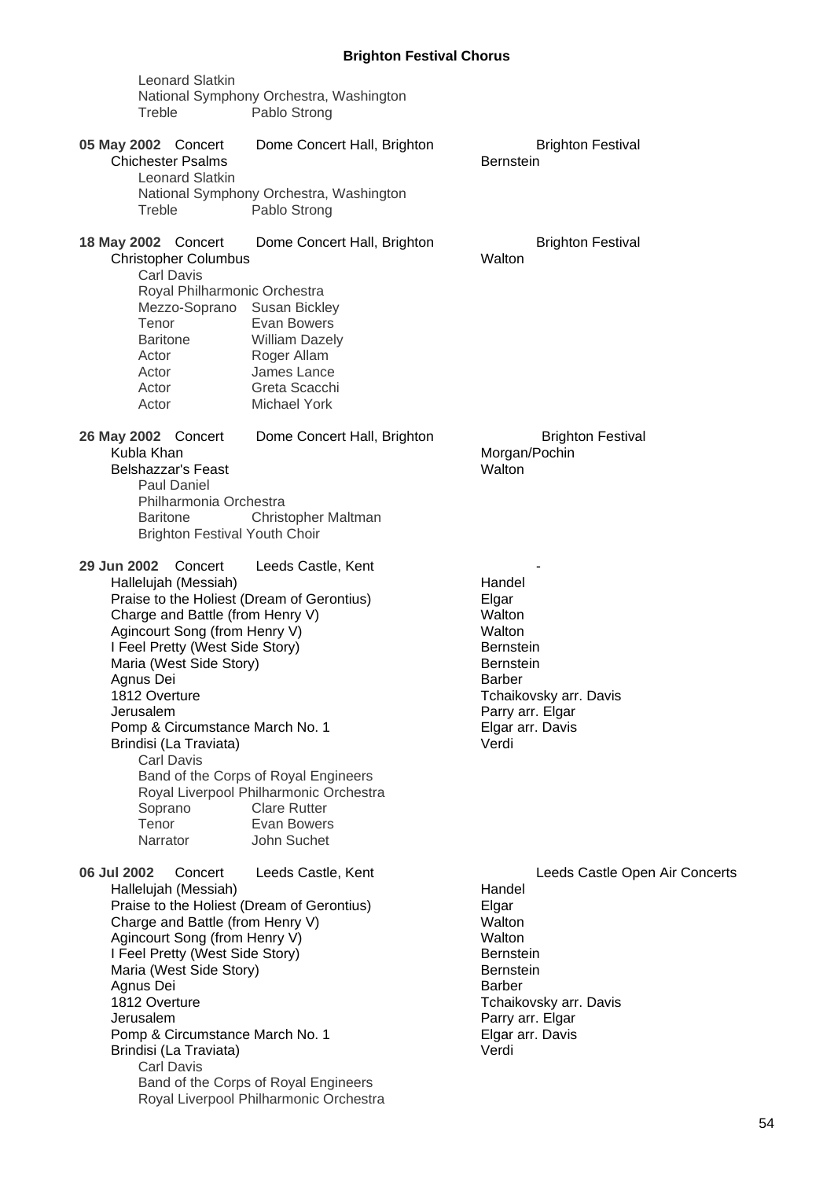Leonard Slatkin
National Symphony Orchestra, Washington
Treble Pablo Strong

**05 May 2002** Concert Dome Concert Hall, Brighton Brighton Festival

| | |
|---|---|
| Chichester Psalms | Bernstein |

Leonard Slatkin
National Symphony Orchestra, Washington
Treble Pablo Strong

**18 May 2002** Concert Dome Concert Hall, Brighton Brighton Festival

| | |
|---|---|
| Christopher Columbus | Walton |

Carl Davis
Royal Philharmonic Orchestra

| | |
|---|---|
| Mezzo-Soprano | Susan Bickley |
| Tenor | Evan Bowers |
| Baritone | William Dazely |
| Actor | Roger Allam |
| Actor | James Lance |
| Actor | Greta Scacchi |
| Actor | Michael York |

**26 May 2002** Concert Dome Concert Hall, Brighton Brighton Festival

| | |
|---|---|
| Kubla Khan | Morgan/Pochin |
| Belshazzar's Feast | Walton |

Paul Daniel
Philharmonia Orchestra
Baritone Christopher Maltman
Brighton Festival Youth Choir

**29 Jun 2002** Concert Leeds Castle, Kent -

| | |
|---|---|
| Hallelujah (Messiah) | Handel |
| Praise to the Holiest (Dream of Gerontius) | Elgar |
| Charge and Battle (from Henry V) | Walton |
| Agincourt Song (from Henry V) | Walton |
| I Feel Pretty (West Side Story) | Bernstein |
| Maria (West Side Story) | Bernstein |
| Agnus Dei | Barber |
| 1812 Overture | Tchaikovsky arr. Davis |
| Jerusalem | Parry arr. Elgar |
| Pomp & Circumstance March No. 1 | Elgar arr. Davis |
| Brindisi (La Traviata) | Verdi |

Carl Davis
Band of the Corps of Royal Engineers
Royal Liverpool Philharmonic Orchestra

| | |
|---|---|
| Soprano | Clare Rutter |
| Tenor | Evan Bowers |
| Narrator | John Suchet |

**06 Jul 2002** Concert Leeds Castle, Kent Leeds Castle Open Air Concerts

| | |
|---|---|
| Hallelujah (Messiah) | Handel |
| Praise to the Holiest (Dream of Gerontius) | Elgar |
| Charge and Battle (from Henry V) | Walton |
| Agincourt Song (from Henry V) | Walton |
| I Feel Pretty (West Side Story) | Bernstein |
| Maria (West Side Story) | Bernstein |
| Agnus Dei | Barber |
| 1812 Overture | Tchaikovsky arr. Davis |
| Jerusalem | Parry arr. Elgar |
| Pomp & Circumstance March No. 1 | Elgar arr. Davis |
| Brindisi (La Traviata) | Verdi |

Carl Davis
Band of the Corps of Royal Engineers
Royal Liverpool Philharmonic Orchestra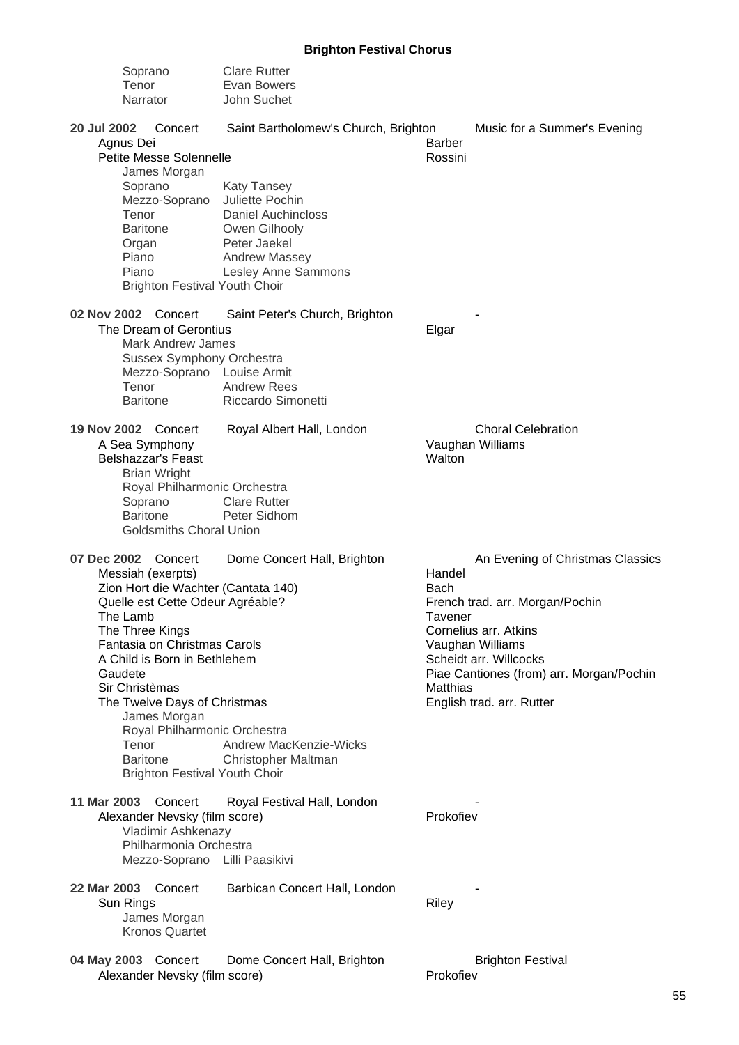Soprano Clare Rutter
Tenor Evan Bowers
Narrator John Suchet

**20 Jul 2002** Concert — Saint Bartholomew's Church, Brighton — Music for a Summer's Evening

Agnus Dei — Barber
Petite Messe Solennelle — Rossini
James Morgan
Soprano Katy Tansey
Mezzo-Soprano Juliette Pochin
Tenor Daniel Auchincloss
Baritone Owen Gilhooly
Organ Peter Jaekel
Piano Andrew Massey
Piano Lesley Anne Sammons
Brighton Festival Youth Choir

**02 Nov 2002** Concert — Saint Peter's Church, Brighton — -

The Dream of Gerontius — Elgar
Mark Andrew James
Sussex Symphony Orchestra
Mezzo-Soprano Louise Armit
Tenor Andrew Rees
Baritone Riccardo Simonetti

**19 Nov 2002** Concert — Royal Albert Hall, London — Choral Celebration

A Sea Symphony — Vaughan Williams
Belshazzar's Feast — Walton
Brian Wright
Royal Philharmonic Orchestra
Soprano Clare Rutter
Baritone Peter Sidhom
Goldsmiths Choral Union

**07 Dec 2002** Concert — Dome Concert Hall, Brighton — An Evening of Christmas Classics

Messiah (exerpts) — Handel
Zion Hort die Wachter (Cantata 140) — Bach
Quelle est Cette Odeur Agréable? — French trad. arr. Morgan/Pochin
The Lamb — Tavener
The Three Kings — Cornelius arr. Atkins
Fantasia on Christmas Carols — Vaughan Williams
A Child is Born in Bethlehem — Scheidt arr. Willcocks
Gaudete — Piae Cantiones (from) arr. Morgan/Pochin
Sir Christèmas — Matthias
The Twelve Days of Christmas — English trad. arr. Rutter
James Morgan
Royal Philharmonic Orchestra
Tenor Andrew MacKenzie-Wicks
Baritone Christopher Maltman
Brighton Festival Youth Choir

**11 Mar 2003** Concert — Royal Festival Hall, London — -

Alexander Nevsky (film score) — Prokofiev
Vladimir Ashkenazy
Philharmonia Orchestra
Mezzo-Soprano Lilli Paasikivi

**22 Mar 2003** Concert — Barbican Concert Hall, London — -

Sun Rings — Riley
James Morgan
Kronos Quartet

**04 May 2003** Concert — Dome Concert Hall, Brighton — Brighton Festival

Alexander Nevsky (film score) — Prokofiev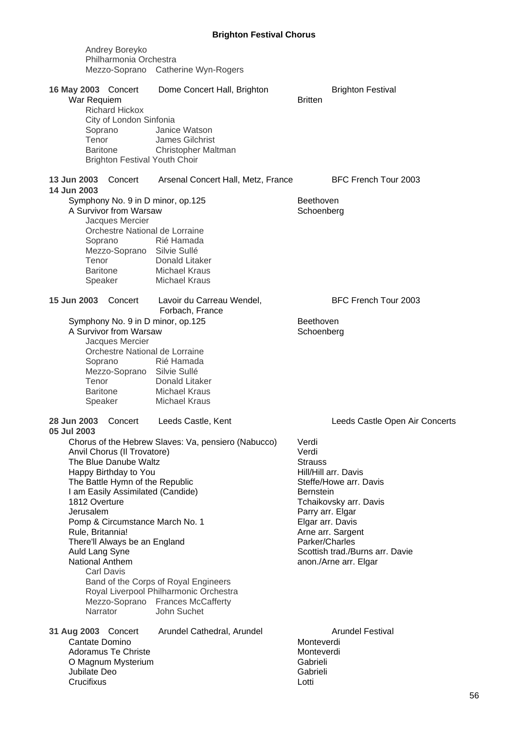Andrey Boreyko
Philharmonia Orchestra
Mezzo-Soprano Catherine Wyn-Rogers

**16 May 2003** Concert Dome Concert Hall, Brighton Brighton Festival

War Requiem — Britten

Richard Hickox
City of London Sinfonia
Soprano Janice Watson
Tenor James Gilchrist
Baritone Christopher Maltman
Brighton Festival Youth Choir

**13 Jun 2003** Concert Arsenal Concert Hall, Metz, France BFC French Tour 2003
**14 Jun 2003**

Symphony No. 9 in D minor, op.125 — Beethoven
A Survivor from Warsaw — Schoenberg

Jacques Mercier
Orchestre National de Lorraine
Soprano Rié Hamada
Mezzo-Soprano Silvie Sullé
Tenor Donald Litaker
Baritone Michael Kraus
Speaker Michael Kraus

**15 Jun 2003** Concert Lavoir du Carreau Wendel, Forbach, France BFC French Tour 2003

Symphony No. 9 in D minor, op.125 — Beethoven
A Survivor from Warsaw — Schoenberg

Jacques Mercier
Orchestre National de Lorraine
Soprano Rié Hamada
Mezzo-Soprano Silvie Sullé
Tenor Donald Litaker
Baritone Michael Kraus
Speaker Michael Kraus

**28 Jun 2003** Concert Leeds Castle, Kent Leeds Castle Open Air Concerts
**05 Jul 2003**

Chorus of the Hebrew Slaves: Va, pensiero (Nabucco) — Verdi
Anvil Chorus (Il Trovatore) — Verdi
The Blue Danube Waltz — Strauss
Happy Birthday to You — Hill/Hill arr. Davis
The Battle Hymn of the Republic — Steffe/Howe arr. Davis
I am Easily Assimilated (Candide) — Bernstein
1812 Overture — Tchaikovsky arr. Davis
Jerusalem — Parry arr. Elgar
Pomp & Circumstance March No. 1 — Elgar arr. Davis
Rule, Britannia! — Arne arr. Sargent
There'll Always be an England — Parker/Charles
Auld Lang Syne — Scottish trad./Burns arr. Davie
National Anthem — anon./Arne arr. Elgar

Carl Davis
Band of the Corps of Royal Engineers
Royal Liverpool Philharmonic Orchestra
Mezzo-Soprano Frances McCafferty
Narrator John Suchet

**31 Aug 2003** Concert Arundel Cathedral, Arundel Arundel Festival

Cantate Domino — Monteverdi
Adoramus Te Christe — Monteverdi
O Magnum Mysterium — Gabrieli
Jubilate Deo — Gabrieli
Crucifixus — Lotti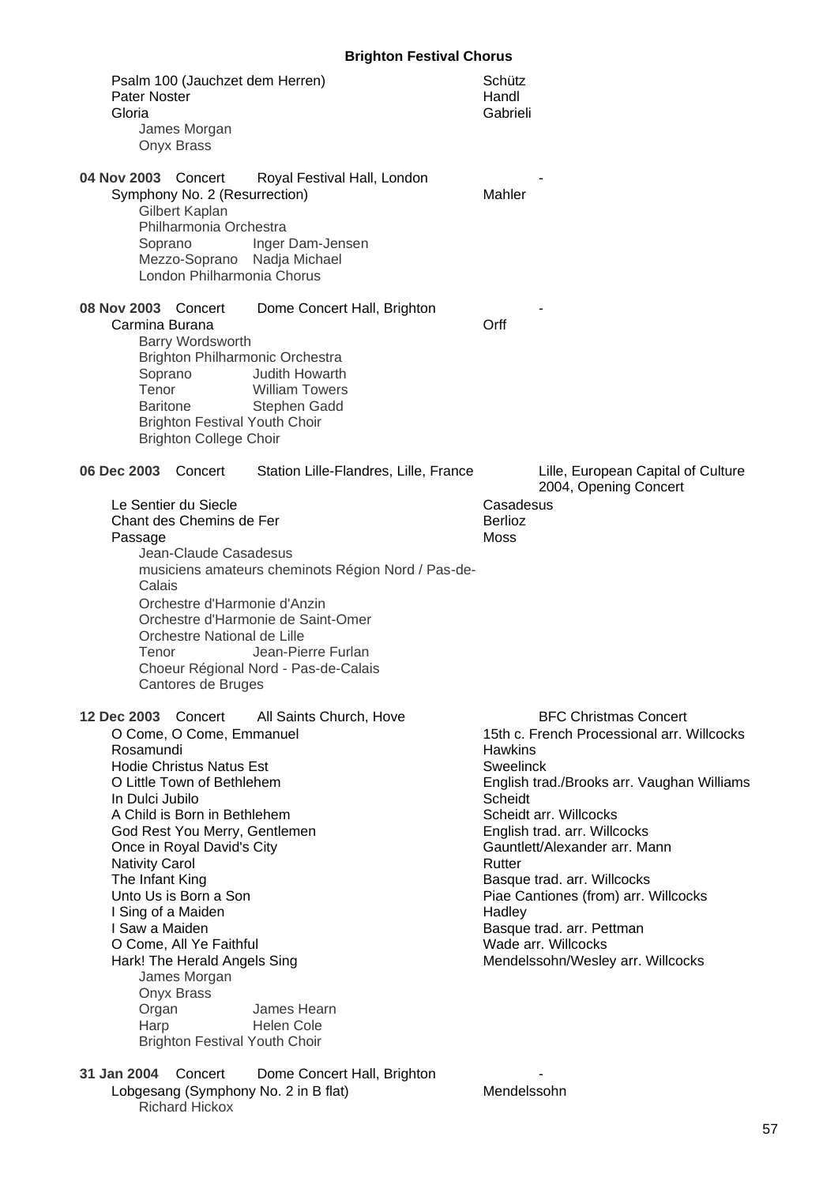Psalm 100 (Jauchzet dem Herren) — Schütz
Pater Noster — Handl
Gloria — Gabrieli

James Morgan
Onyx Brass

**04 Nov 2003** Concert — Royal Festival Hall, London — -

Symphony No. 2 (Resurrection) — Mahler

Gilbert Kaplan
Philharmonia Orchestra
Soprano — Inger Dam-Jensen
Mezzo-Soprano — Nadja Michael
London Philharmonia Chorus

**08 Nov 2003** Concert — Dome Concert Hall, Brighton — -

Carmina Burana — Orff

Barry Wordsworth
Brighton Philharmonic Orchestra
Soprano — Judith Howarth
Tenor — William Towers
Baritone — Stephen Gadd
Brighton Festival Youth Choir
Brighton College Choir

**06 Dec 2003** Concert — Station Lille-Flandres, Lille, France — Lille, European Capital of Culture 2004, Opening Concert

Le Sentier du Siecle — Casadesus
Chant des Chemins de Fer — Berlioz
Passage — Moss

Jean-Claude Casadesus
musiciens amateurs cheminots Région Nord / Pas-de-Calais
Orchestre d'Harmonie d'Anzin
Orchestre d'Harmonie de Saint-Omer
Orchestre National de Lille
Tenor — Jean-Pierre Furlan
Choeur Régional Nord - Pas-de-Calais
Cantores de Bruges

**12 Dec 2003** Concert — All Saints Church, Hove — BFC Christmas Concert

O Come, O Come, Emmanuel — 15th c. French Processional arr. Willcocks
Rosamundi — Hawkins
Hodie Christus Natus Est — Sweelinck
O Little Town of Bethlehem — English trad./Brooks arr. Vaughan Williams
In Dulci Jubilo — Scheidt
A Child is Born in Bethlehem — Scheidt arr. Willcocks
God Rest You Merry, Gentlemen — English trad. arr. Willcocks
Once in Royal David's City — Gauntlett/Alexander arr. Mann
Nativity Carol — Rutter
The Infant King — Basque trad. arr. Willcocks
Unto Us is Born a Son — Piae Cantiones (from) arr. Willcocks
I Sing of a Maiden — Hadley
I Saw a Maiden — Basque trad. arr. Pettman
O Come, All Ye Faithful — Wade arr. Willcocks
Hark! The Herald Angels Sing — Mendelssohn/Wesley arr. Willcocks

James Morgan
Onyx Brass
Organ — James Hearn
Harp — Helen Cole
Brighton Festival Youth Choir

**31 Jan 2004** Concert — Dome Concert Hall, Brighton — -

Lobgesang (Symphony No. 2 in B flat) — Mendelssohn

Richard Hickox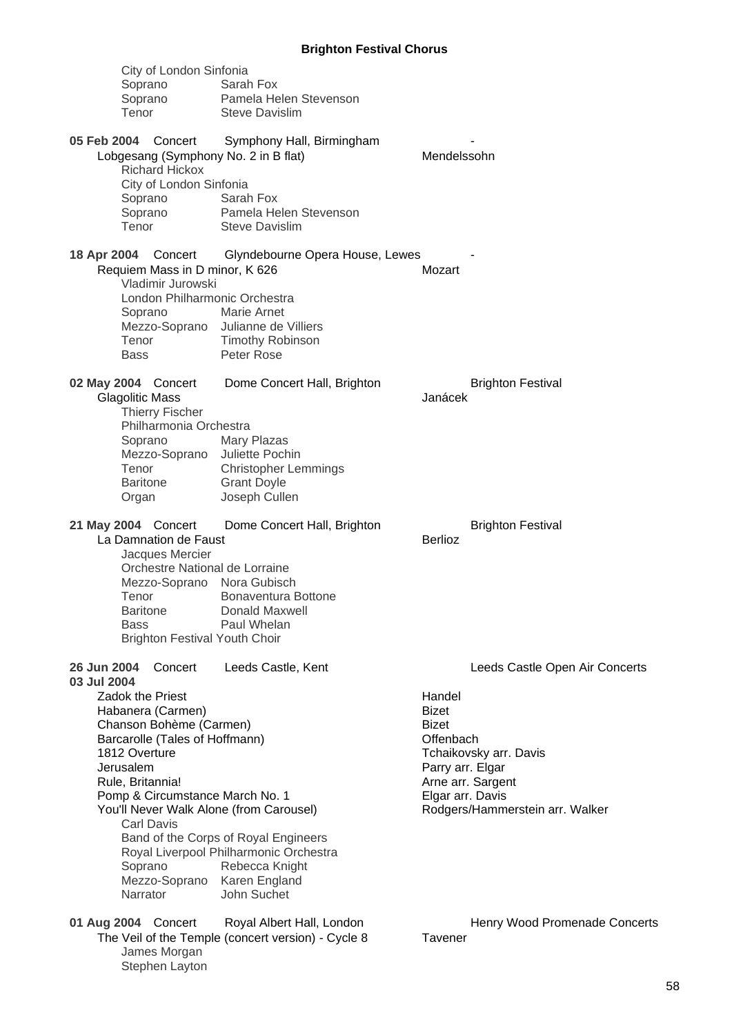City of London Sinfonia
Soprano Sarah Fox
Soprano Pamela Helen Stevenson
Tenor Steve Davislim

**05 Feb 2004** Concert Symphony Hall, Birmingham -
Lobgesang (Symphony No. 2 in B flat) Mendelssohn
Richard Hickox
City of London Sinfonia
Soprano Sarah Fox
Soprano Pamela Helen Stevenson
Tenor Steve Davislim

**18 Apr 2004** Concert Glyndebourne Opera House, Lewes -
Requiem Mass in D minor, K 626 Mozart
Vladimir Jurowski
London Philharmonic Orchestra
Soprano Marie Arnet
Mezzo-Soprano Julianne de Villiers
Tenor Timothy Robinson
Bass Peter Rose

**02 May 2004** Concert Dome Concert Hall, Brighton Brighton Festival
Glagolitic Mass Janácek
Thierry Fischer
Philharmonia Orchestra
Soprano Mary Plazas
Mezzo-Soprano Juliette Pochin
Tenor Christopher Lemmings
Baritone Grant Doyle
Organ Joseph Cullen

**21 May 2004** Concert Dome Concert Hall, Brighton Brighton Festival
La Damnation de Faust Berlioz
Jacques Mercier
Orchestre National de Lorraine
Mezzo-Soprano Nora Gubisch
Tenor Bonaventura Bottone
Baritone Donald Maxwell
Bass Paul Whelan
Brighton Festival Youth Choir

**26 Jun 2004** Concert Leeds Castle, Kent Leeds Castle Open Air Concerts
**03 Jul 2004**
Zadok the Priest Handel
Habanera (Carmen) Bizet
Chanson Bohème (Carmen) Bizet
Barcarolle (Tales of Hoffmann) Offenbach
1812 Overture Tchaikovsky arr. Davis
Jerusalem Parry arr. Elgar
Rule, Britannia! Arne arr. Sargent
Pomp & Circumstance March No. 1 Elgar arr. Davis
You'll Never Walk Alone (from Carousel) Rodgers/Hammerstein arr. Walker
Carl Davis
Band of the Corps of Royal Engineers
Royal Liverpool Philharmonic Orchestra
Soprano Rebecca Knight
Mezzo-Soprano Karen England
Narrator John Suchet

**01 Aug 2004** Concert Royal Albert Hall, London Henry Wood Promenade Concerts
The Veil of the Temple (concert version) - Cycle 8 Tavener
James Morgan
Stephen Layton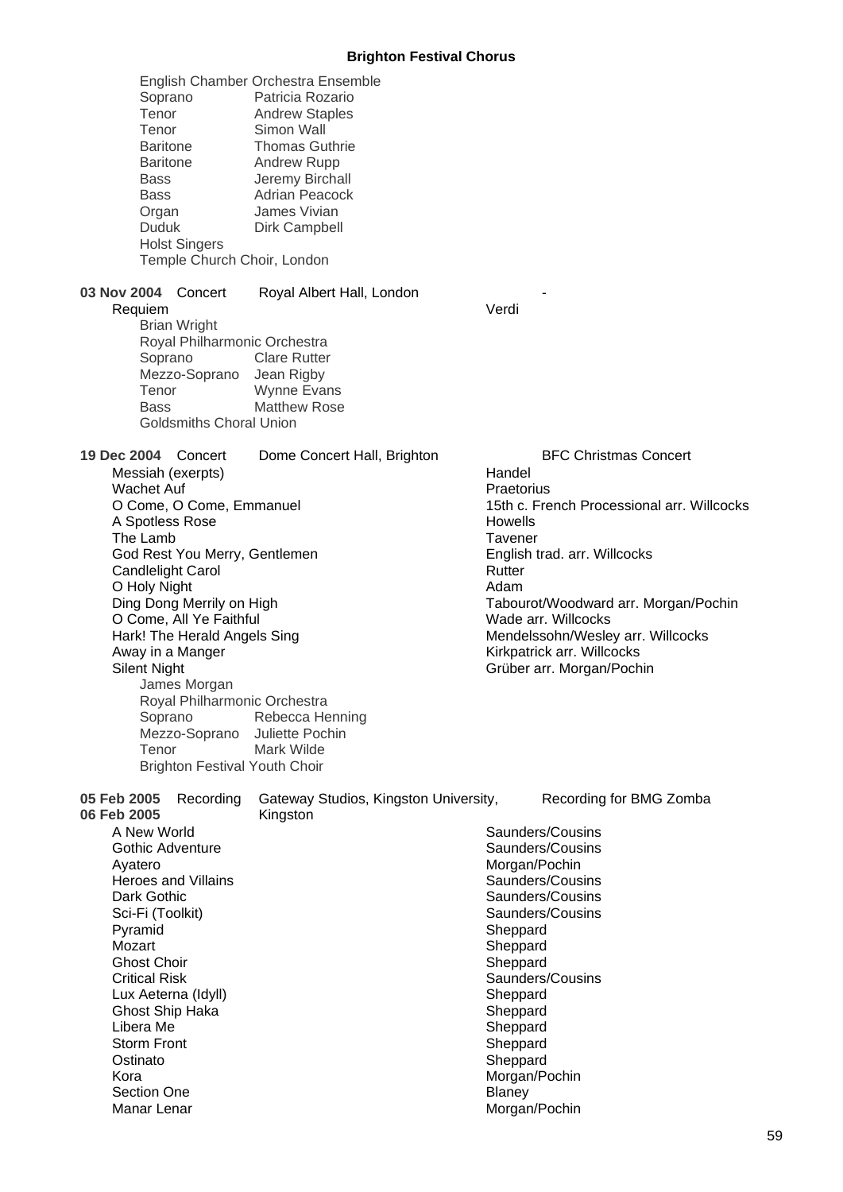English Chamber Orchestra Ensemble
Soprano Patricia Rozario
Tenor Andrew Staples
Tenor Simon Wall
Baritone Thomas Guthrie
Baritone Andrew Rupp
Bass Jeremy Birchall
Bass Adrian Peacock
Organ James Vivian
Duduk Dirk Campbell
Holst Singers
Temple Church Choir, London

**03 Nov 2004** Concert Royal Albert Hall, London -

| | |
|---|---|
| Requiem | Verdi |

Brian Wright
Royal Philharmonic Orchestra
Soprano Clare Rutter
Mezzo-Soprano Jean Rigby
Tenor Wynne Evans
Bass Matthew Rose
Goldsmiths Choral Union

**19 Dec 2004** Concert Dome Concert Hall, Brighton BFC Christmas Concert

| | |
|---|---|
| Messiah (exerpts) | Handel |
| Wachet Auf | Praetorius |
| O Come, O Come, Emmanuel | 15th c. French Processional arr. Willcocks |
| A Spotless Rose | Howells |
| The Lamb | Tavener |
| God Rest You Merry, Gentlemen | English trad. arr. Willcocks |
| Candlelight Carol | Rutter |
| O Holy Night | Adam |
| Ding Dong Merrily on High | Tabourot/Woodward arr. Morgan/Pochin |
| O Come, All Ye Faithful | Wade arr. Willcocks |
| Hark! The Herald Angels Sing | Mendelssohn/Wesley arr. Willcocks |
| Away in a Manger | Kirkpatrick arr. Willcocks |
| Silent Night | Grüber arr. Morgan/Pochin |

James Morgan
Royal Philharmonic Orchestra
Soprano Rebecca Henning
Mezzo-Soprano Juliette Pochin
Tenor Mark Wilde
Brighton Festival Youth Choir

**05 Feb 2005** Recording Gateway Studios, Kingston University, Kingston Recording for BMG Zomba
**06 Feb 2005**

| | |
|---|---|
| A New World | Saunders/Cousins |
| Gothic Adventure | Saunders/Cousins |
| Ayatero | Morgan/Pochin |
| Heroes and Villains | Saunders/Cousins |
| Dark Gothic | Saunders/Cousins |
| Sci-Fi (Toolkit) | Saunders/Cousins |
| Pyramid | Sheppard |
| Mozart | Sheppard |
| Ghost Choir | Sheppard |
| Critical Risk | Saunders/Cousins |
| Lux Aeterna (Idyll) | Sheppard |
| Ghost Ship Haka | Sheppard |
| Libera Me | Sheppard |
| Storm Front | Sheppard |
| Ostinato | Sheppard |
| Kora | Morgan/Pochin |
| Section One | Blaney |
| Manar Lenar | Morgan/Pochin |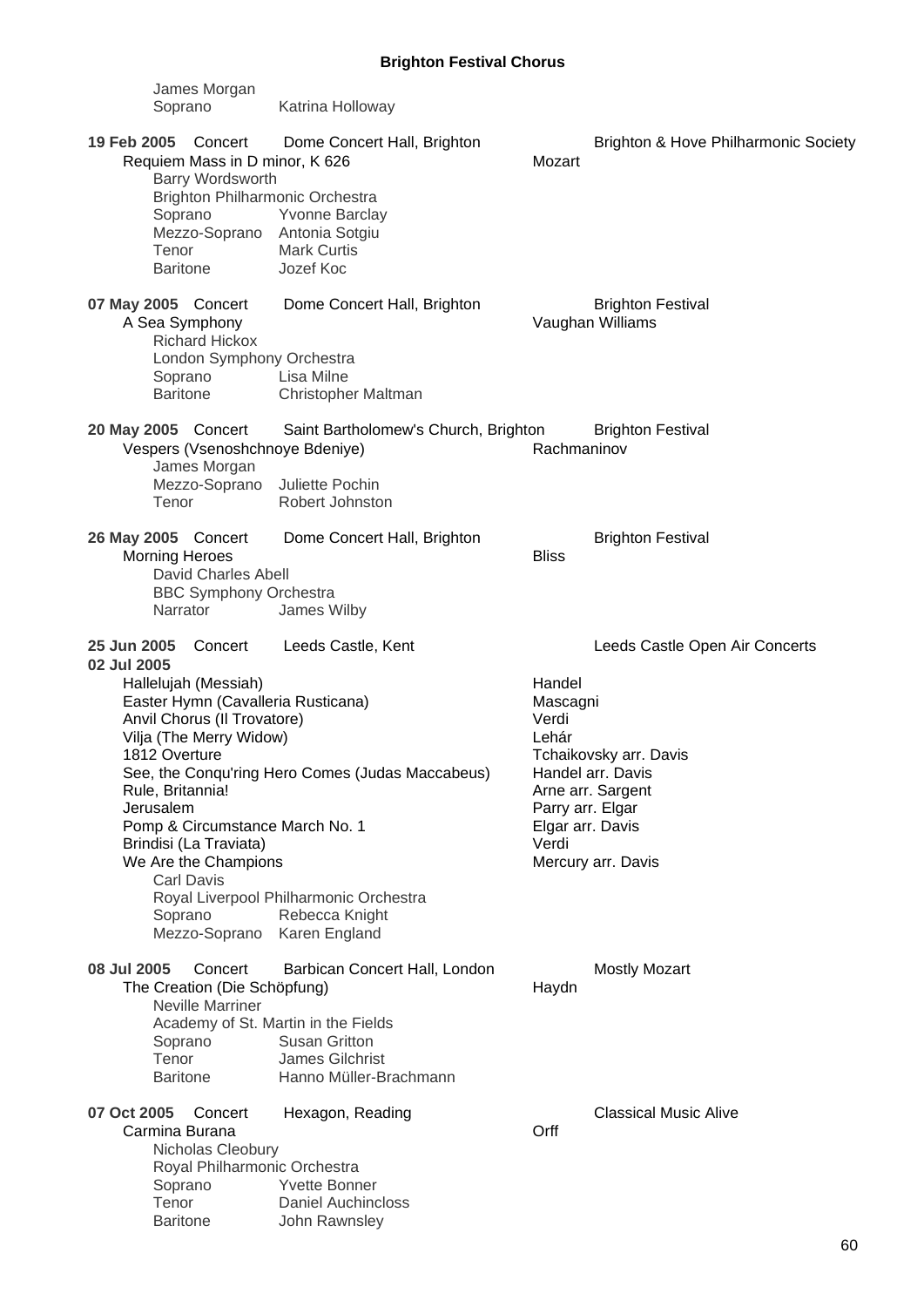James Morgan
Soprano — Katrina Holloway

**19 Feb 2005** Concert — Dome Concert Hall, Brighton — Brighton & Hove Philharmonic Society

Requiem Mass in D minor, K 626 — Mozart

Barry Wordsworth
Brighton Philharmonic Orchestra
Soprano — Yvonne Barclay
Mezzo-Soprano — Antonia Sotgiu
Tenor — Mark Curtis
Baritone — Jozef Koc

**07 May 2005** Concert — Dome Concert Hall, Brighton — Brighton Festival

A Sea Symphony — Vaughan Williams

Richard Hickox
London Symphony Orchestra
Soprano — Lisa Milne
Baritone — Christopher Maltman

**20 May 2005** Concert — Saint Bartholomew's Church, Brighton — Brighton Festival

Vespers (Vsenoshchnoye Bdeniye) — Rachmaninov

James Morgan
Mezzo-Soprano — Juliette Pochin
Tenor — Robert Johnston

**26 May 2005** Concert — Dome Concert Hall, Brighton — Brighton Festival

Morning Heroes — Bliss

David Charles Abell
BBC Symphony Orchestra
Narrator — James Wilby

**25 Jun 2005**
**02 Jul 2005** Concert — Leeds Castle, Kent — Leeds Castle Open Air Concerts

Hallelujah (Messiah) — Handel
Easter Hymn (Cavalleria Rusticana) — Mascagni
Anvil Chorus (Il Trovatore) — Verdi
Vilja (The Merry Widow) — Lehár
1812 Overture — Tchaikovsky arr. Davis
See, the Conqu'ring Hero Comes (Judas Maccabeus) — Handel arr. Davis
Rule, Britannia! — Arne arr. Sargent
Jerusalem — Parry arr. Elgar
Pomp & Circumstance March No. 1 — Elgar arr. Davis
Brindisi (La Traviata) — Verdi
We Are the Champions — Mercury arr. Davis

Carl Davis
Royal Liverpool Philharmonic Orchestra
Soprano — Rebecca Knight
Mezzo-Soprano — Karen England

**08 Jul 2005** Concert — Barbican Concert Hall, London — Mostly Mozart

The Creation (Die Schöpfung) — Haydn

Neville Marriner
Academy of St. Martin in the Fields
Soprano — Susan Gritton
Tenor — James Gilchrist
Baritone — Hanno Müller-Brachmann

**07 Oct 2005** Concert — Hexagon, Reading — Classical Music Alive

Carmina Burana — Orff

Nicholas Cleobury
Royal Philharmonic Orchestra
Soprano — Yvette Bonner
Tenor — Daniel Auchincloss
Baritone — John Rawnsley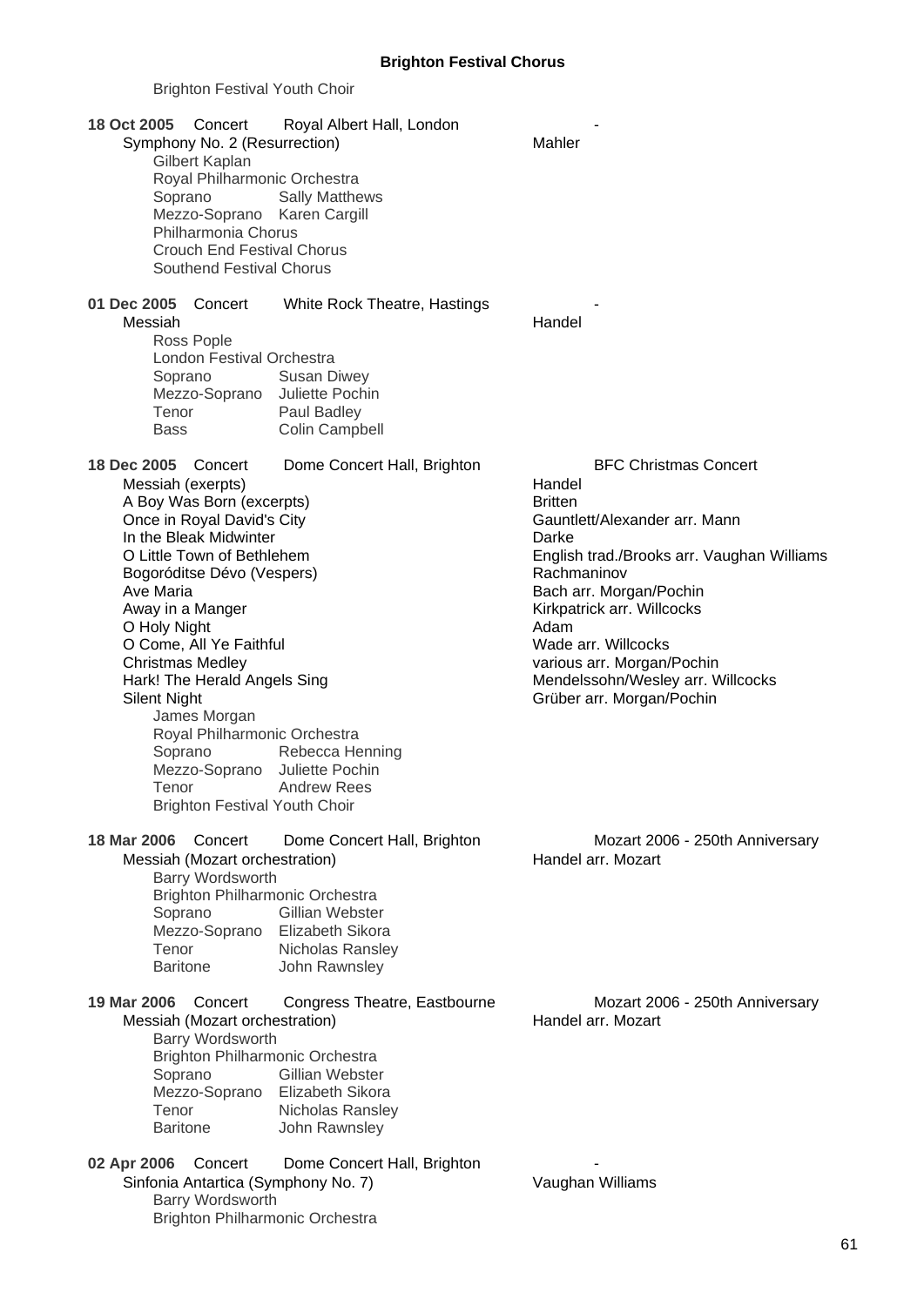Brighton Festival Youth Choir

**18 Oct 2005** Concert Royal Albert Hall, London -

Symphony No. 2 (Resurrection) — Mahler

Gilbert Kaplan
Royal Philharmonic Orchestra
Soprano Sally Matthews
Mezzo-Soprano Karen Cargill
Philharmonia Chorus
Crouch End Festival Chorus
Southend Festival Chorus

**01 Dec 2005** Concert White Rock Theatre, Hastings -

Messiah — Handel

Ross Pople
London Festival Orchestra
Soprano Susan Diwey
Mezzo-Soprano Juliette Pochin
Tenor Paul Badley
Bass Colin Campbell

**18 Dec 2005** Concert Dome Concert Hall, Brighton BFC Christmas Concert

Messiah (exerpts) — Handel
A Boy Was Born (excerpts) — Britten
Once in Royal David's City — Gauntlett/Alexander arr. Mann
In the Bleak Midwinter — Darke
O Little Town of Bethlehem — English trad./Brooks arr. Vaughan Williams
Bogoróditse Dévo (Vespers) — Rachmaninov
Ave Maria — Bach arr. Morgan/Pochin
Away in a Manger — Kirkpatrick arr. Willcocks
O Holy Night — Adam
O Come, All Ye Faithful — Wade arr. Willcocks
Christmas Medley — various arr. Morgan/Pochin
Hark! The Herald Angels Sing — Mendelssohn/Wesley arr. Willcocks
Silent Night — Grüber arr. Morgan/Pochin

James Morgan
Royal Philharmonic Orchestra
Soprano Rebecca Henning
Mezzo-Soprano Juliette Pochin
Tenor Andrew Rees
Brighton Festival Youth Choir

**18 Mar 2006** Concert Dome Concert Hall, Brighton Mozart 2006 - 250th Anniversary

Messiah (Mozart orchestration) — Handel arr. Mozart

Barry Wordsworth
Brighton Philharmonic Orchestra
Soprano Gillian Webster
Mezzo-Soprano Elizabeth Sikora
Tenor Nicholas Ransley
Baritone John Rawnsley

**19 Mar 2006** Concert Congress Theatre, Eastbourne Mozart 2006 - 250th Anniversary

Messiah (Mozart orchestration) — Handel arr. Mozart

Barry Wordsworth
Brighton Philharmonic Orchestra
Soprano Gillian Webster
Mezzo-Soprano Elizabeth Sikora
Tenor Nicholas Ransley
Baritone John Rawnsley

**02 Apr 2006** Concert Dome Concert Hall, Brighton -

Sinfonia Antartica (Symphony No. 7) — Vaughan Williams

Barry Wordsworth
Brighton Philharmonic Orchestra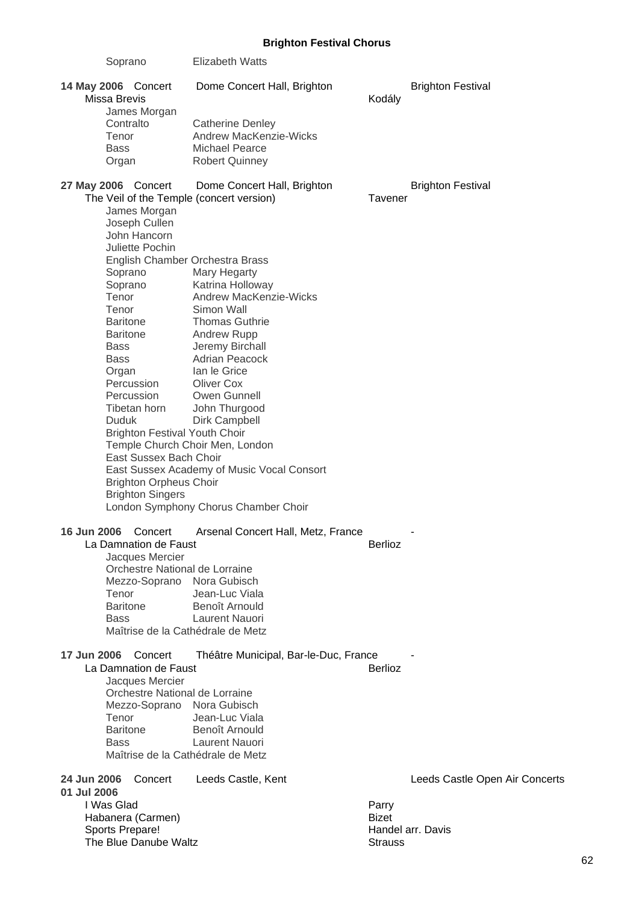Soprano Elizabeth Watts

**14 May 2006** Concert Dome Concert Hall, Brighton Brighton Festival

Missa Brevis — Kodály

James Morgan
Contralto Catherine Denley
Tenor Andrew MacKenzie-Wicks
Bass Michael Pearce
Organ Robert Quinney

**27 May 2006** Concert Dome Concert Hall, Brighton Brighton Festival

The Veil of the Temple (concert version) — Tavener

James Morgan
Joseph Cullen
John Hancorn
Juliette Pochin
English Chamber Orchestra Brass
Soprano Mary Hegarty
Soprano Katrina Holloway
Tenor Andrew MacKenzie-Wicks
Tenor Simon Wall
Baritone Thomas Guthrie
Baritone Andrew Rupp
Bass Jeremy Birchall
Bass Adrian Peacock
Organ Ian le Grice
Percussion Oliver Cox
Percussion Owen Gunnell
Tibetan horn John Thurgood
Duduk Dirk Campbell
Brighton Festival Youth Choir
Temple Church Choir Men, London
East Sussex Bach Choir
East Sussex Academy of Music Vocal Consort
Brighton Orpheus Choir
Brighton Singers
London Symphony Chorus Chamber Choir

**16 Jun 2006** Concert Arsenal Concert Hall, Metz, France -

La Damnation de Faust — Berlioz

Jacques Mercier
Orchestre National de Lorraine
Mezzo-Soprano Nora Gubisch
Tenor Jean-Luc Viala
Baritone Benoît Arnould
Bass Laurent Nauori
Maîtrise de la Cathédrale de Metz

**17 Jun 2006** Concert Théâtre Municipal, Bar-le-Duc, France -

La Damnation de Faust — Berlioz

Jacques Mercier
Orchestre National de Lorraine
Mezzo-Soprano Nora Gubisch
Tenor Jean-Luc Viala
Baritone Benoît Arnould
Bass Laurent Nauori
Maîtrise de la Cathédrale de Metz

**24 Jun 2006** Concert Leeds Castle, Kent Leeds Castle Open Air Concerts
**01 Jul 2006**

I Was Glad — Parry
Habanera (Carmen) — Bizet
Sports Prepare! — Handel arr. Davis
The Blue Danube Waltz — Strauss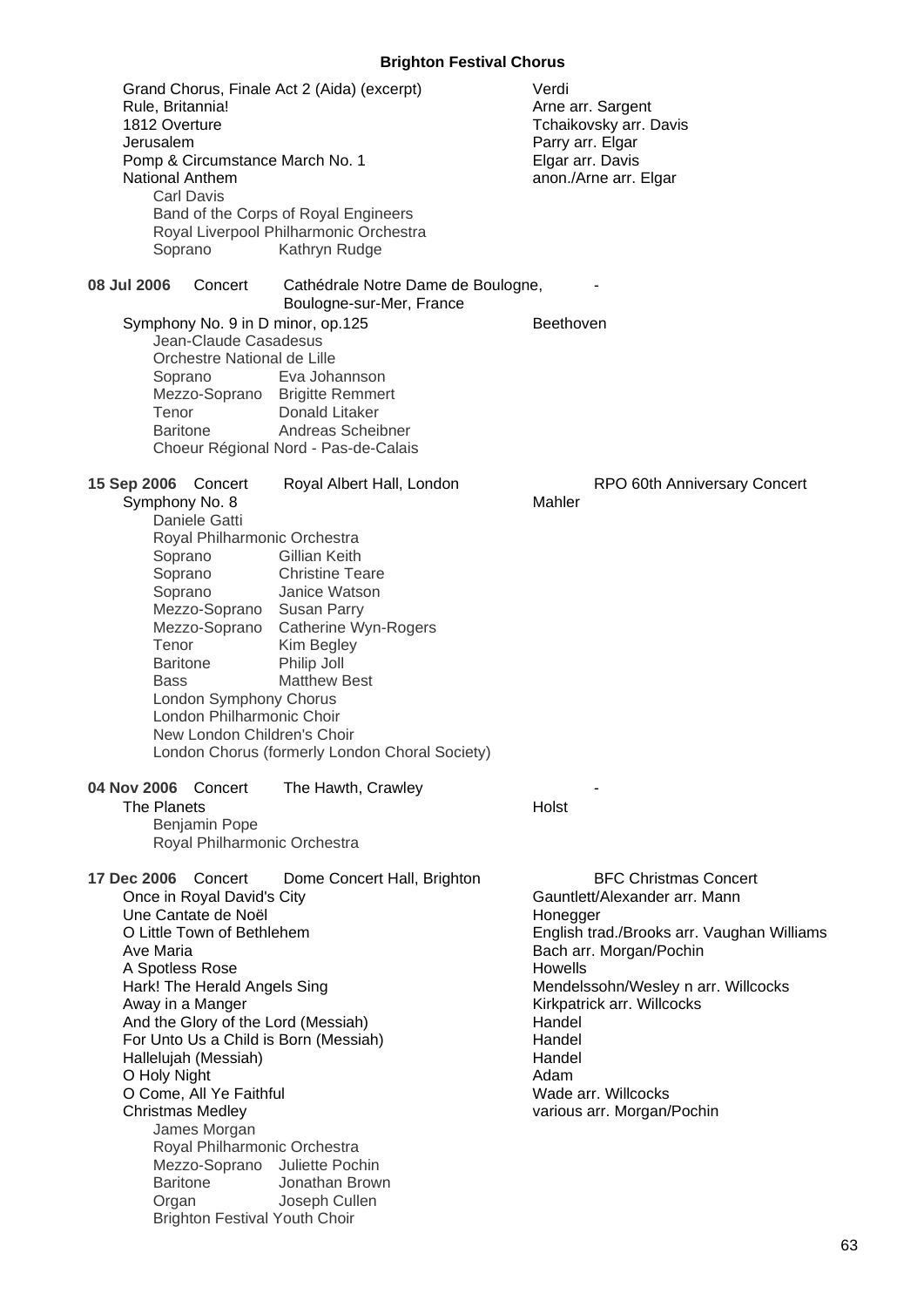Grand Chorus, Finale Act 2 (Aida) (excerpt) — Verdi
Rule, Britannia! — Arne arr. Sargent
1812 Overture — Tchaikovsky arr. Davis
Jerusalem — Parry arr. Elgar
Pomp & Circumstance March No. 1 — Elgar arr. Davis
National Anthem — anon./Arne arr. Elgar

Carl Davis
Band of the Corps of Royal Engineers
Royal Liverpool Philharmonic Orchestra
Soprano: Kathryn Rudge

**08 Jul 2006** Concert — Cathédrale Notre Dame de Boulogne, Boulogne-sur-Mer, France — -

Symphony No. 9 in D minor, op.125 — Beethoven

Jean-Claude Casadesus
Orchestre National de Lille
Soprano: Eva Johannson
Mezzo-Soprano: Brigitte Remmert
Tenor: Donald Litaker
Baritone: Andreas Scheibner
Choeur Régional Nord - Pas-de-Calais

**15 Sep 2006** Concert — Royal Albert Hall, London — RPO 60th Anniversary Concert

Symphony No. 8 — Mahler

Daniele Gatti
Royal Philharmonic Orchestra
Soprano: Gillian Keith
Soprano: Christine Teare
Soprano: Janice Watson
Mezzo-Soprano: Susan Parry
Mezzo-Soprano: Catherine Wyn-Rogers
Tenor: Kim Begley
Baritone: Philip Joll
Bass: Matthew Best
London Symphony Chorus
London Philharmonic Choir
New London Children's Choir
London Chorus (formerly London Choral Society)

**04 Nov 2006** Concert — The Hawth, Crawley — -

The Planets — Holst

Benjamin Pope
Royal Philharmonic Orchestra

**17 Dec 2006** Concert — Dome Concert Hall, Brighton — BFC Christmas Concert

Once in Royal David's City — Gauntlett/Alexander arr. Mann
Une Cantate de Noël — Honegger
O Little Town of Bethlehem — English trad./Brooks arr. Vaughan Williams
Ave Maria — Bach arr. Morgan/Pochin
A Spotless Rose — Howells
Hark! The Herald Angels Sing — Mendelssohn/Wesley n arr. Willcocks
Away in a Manger — Kirkpatrick arr. Willcocks
And the Glory of the Lord (Messiah) — Handel
For Unto Us a Child is Born (Messiah) — Handel
Hallelujah (Messiah) — Handel
O Holy Night — Adam
O Come, All Ye Faithful — Wade arr. Willcocks
Christmas Medley — various arr. Morgan/Pochin

James Morgan
Royal Philharmonic Orchestra
Mezzo-Soprano: Juliette Pochin
Baritone: Jonathan Brown
Organ: Joseph Cullen
Brighton Festival Youth Choir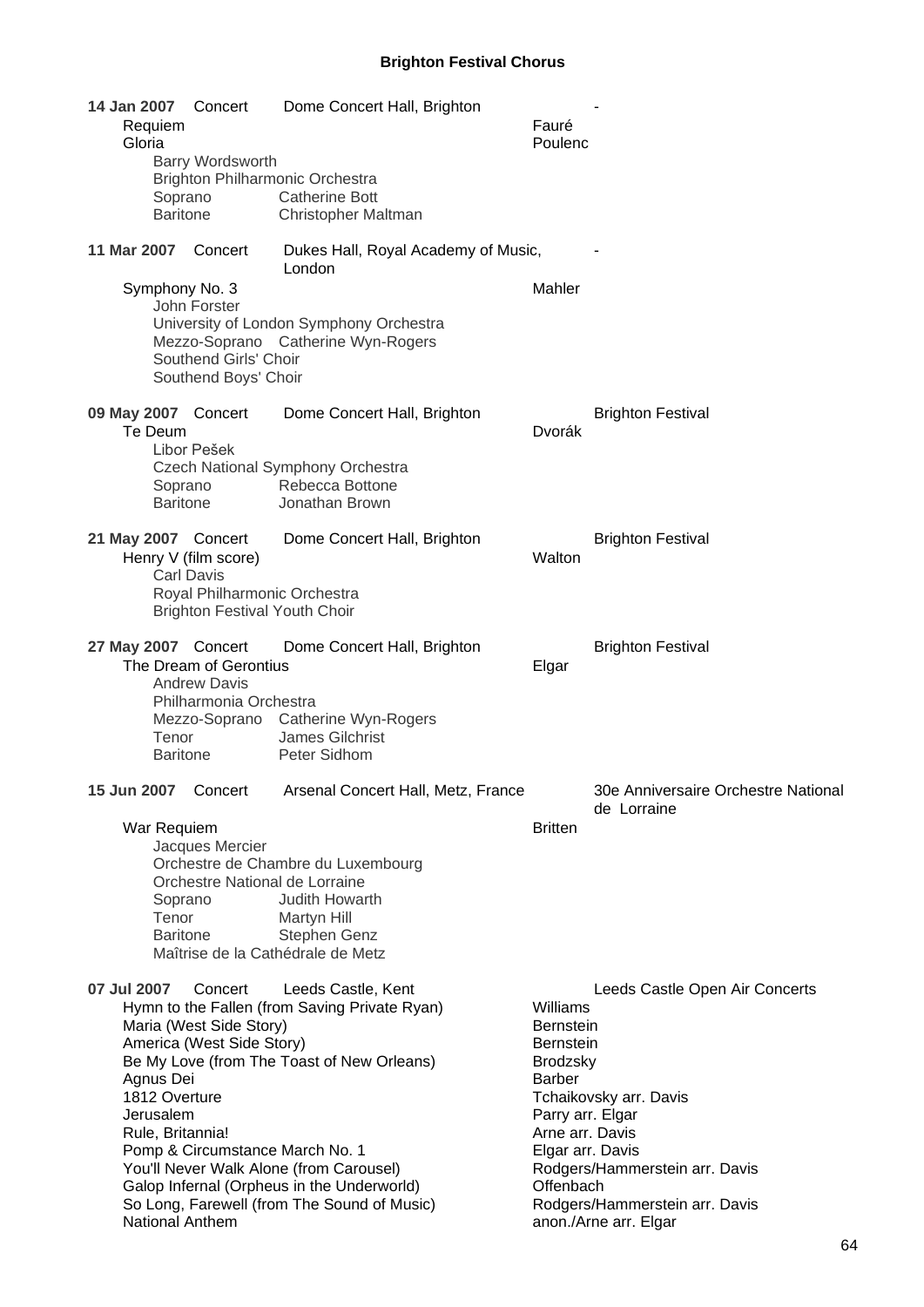## Brighton Festival Chorus

**14 Jan 2007** Concert — Dome Concert Hall, Brighton — -

| Work | Composer |
| --- | --- |
| Requiem | Fauré |
| Gloria | Poulenc |

Barry Wordsworth
Brighton Philharmonic Orchestra
Soprano — Catherine Bott
Baritone — Christopher Maltman

**11 Mar 2007** Concert — Dukes Hall, Royal Academy of Music, London — -

| Work | Composer |
| --- | --- |
| Symphony No. 3 | Mahler |

John Forster
University of London Symphony Orchestra
Mezzo-Soprano — Catherine Wyn-Rogers
Southend Girls' Choir
Southend Boys' Choir

**09 May 2007** Concert — Dome Concert Hall, Brighton — Brighton Festival

| Work | Composer |
| --- | --- |
| Te Deum | Dvorák |

Libor Pešek
Czech National Symphony Orchestra
Soprano — Rebecca Bottone
Baritone — Jonathan Brown

**21 May 2007** Concert — Dome Concert Hall, Brighton — Brighton Festival

| Work | Composer |
| --- | --- |
| Henry V (film score) | Walton |

Carl Davis
Royal Philharmonic Orchestra
Brighton Festival Youth Choir

**27 May 2007** Concert — Dome Concert Hall, Brighton — Brighton Festival

| Work | Composer |
| --- | --- |
| The Dream of Gerontius | Elgar |

Andrew Davis
Philharmonia Orchestra
Mezzo-Soprano — Catherine Wyn-Rogers
Tenor — James Gilchrist
Baritone — Peter Sidhom

**15 Jun 2007** Concert — Arsenal Concert Hall, Metz, France — 30e Anniversaire Orchestre National de Lorraine

| Work | Composer |
| --- | --- |
| War Requiem | Britten |

Jacques Mercier
Orchestre de Chambre du Luxembourg
Orchestre National de Lorraine
Soprano — Judith Howarth
Tenor — Martyn Hill
Baritone — Stephen Genz
Maîtrise de la Cathédrale de Metz

**07 Jul 2007** Concert — Leeds Castle, Kent — Leeds Castle Open Air Concerts

| Work | Composer |
| --- | --- |
| Hymn to the Fallen (from Saving Private Ryan) | Williams |
| Maria (West Side Story) | Bernstein |
| America (West Side Story) | Bernstein |
| Be My Love (from The Toast of New Orleans) | Brodzsky |
| Agnus Dei | Barber |
| 1812 Overture | Tchaikovsky arr. Davis |
| Jerusalem | Parry arr. Elgar |
| Rule, Britannia! | Arne arr. Davis |
| Pomp & Circumstance March No. 1 | Elgar arr. Davis |
| You'll Never Walk Alone (from Carousel) | Rodgers/Hammerstein arr. Davis |
| Galop Infernal (Orpheus in the Underworld) | Offenbach |
| So Long, Farewell (from The Sound of Music) | Rodgers/Hammerstein arr. Davis |
| National Anthem | anon./Arne arr. Elgar |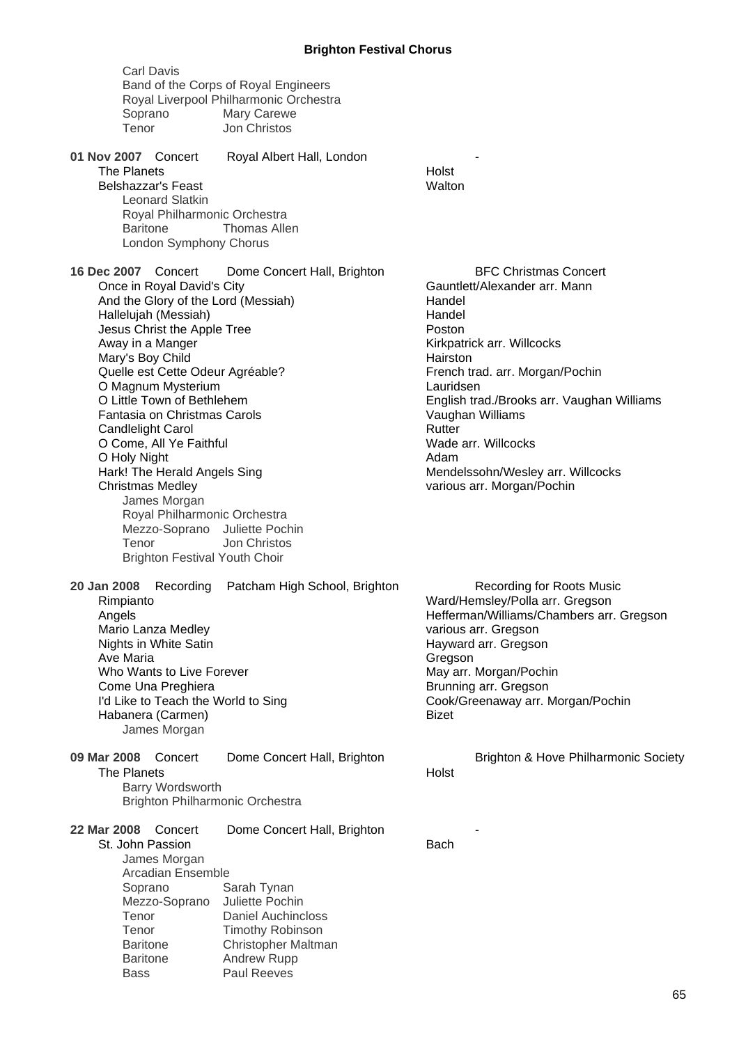Carl Davis
Band of the Corps of Royal Engineers
Royal Liverpool Philharmonic Orchestra
Soprano Mary Carewe
Tenor Jon Christos

**01 Nov 2007** Concert Royal Albert Hall, London -

| | |
|---|---|
| The Planets | Holst |
| Belshazzar's Feast | Walton |

Leonard Slatkin
Royal Philharmonic Orchestra
Baritone Thomas Allen
London Symphony Chorus

**16 Dec 2007** Concert Dome Concert Hall, Brighton BFC Christmas Concert

| | |
|---|---|
| Once in Royal David's City | Gauntlett/Alexander arr. Mann |
| And the Glory of the Lord (Messiah) | Handel |
| Hallelujah (Messiah) | Handel |
| Jesus Christ the Apple Tree | Poston |
| Away in a Manger | Kirkpatrick arr. Willcocks |
| Mary's Boy Child | Hairston |
| Quelle est Cette Odeur Agréable? | French trad. arr. Morgan/Pochin |
| O Magnum Mysterium | Lauridsen |
| O Little Town of Bethlehem | English trad./Brooks arr. Vaughan Williams |
| Fantasia on Christmas Carols | Vaughan Williams |
| Candlelight Carol | Rutter |
| O Come, All Ye Faithful | Wade arr. Willcocks |
| O Holy Night | Adam |
| Hark! The Herald Angels Sing | Mendelssohn/Wesley arr. Willcocks |
| Christmas Medley | various arr. Morgan/Pochin |

James Morgan
Royal Philharmonic Orchestra
Mezzo-Soprano Juliette Pochin
Tenor Jon Christos
Brighton Festival Youth Choir

**20 Jan 2008** Recording Patcham High School, Brighton Recording for Roots Music

| | |
|---|---|
| Rimpianto | Ward/Hemsley/Polla arr. Gregson |
| Angels | Hefferman/Williams/Chambers arr. Gregson |
| Mario Lanza Medley | various arr. Gregson |
| Nights in White Satin | Hayward arr. Gregson |
| Ave Maria | Gregson |
| Who Wants to Live Forever | May arr. Morgan/Pochin |
| Come Una Preghiera | Brunning arr. Gregson |
| I'd Like to Teach the World to Sing | Cook/Greenaway arr. Morgan/Pochin |
| Habanera (Carmen) | Bizet |

James Morgan

**09 Mar 2008** Concert Dome Concert Hall, Brighton Brighton & Hove Philharmonic Society

| | |
|---|---|
| The Planets | Holst |

Barry Wordsworth
Brighton Philharmonic Orchestra

**22 Mar 2008** Concert Dome Concert Hall, Brighton -

| | |
|---|---|
| St. John Passion | Bach |

James Morgan
Arcadian Ensemble
Soprano Sarah Tynan
Mezzo-Soprano Juliette Pochin
Tenor Daniel Auchincloss
Tenor Timothy Robinson
Baritone Christopher Maltman
Baritone Andrew Rupp
Bass Paul Reeves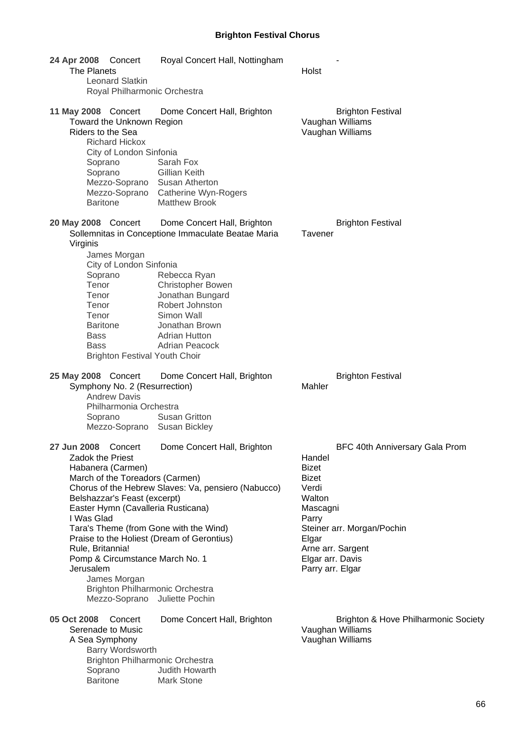## Brighton Festival Chorus

**24 Apr 2008** Concert — Royal Concert Hall, Nottingham — -

The Planets — Holst

Leonard Slatkin
Royal Philharmonic Orchestra

**11 May 2008** Concert — Dome Concert Hall, Brighton — Brighton Festival

Toward the Unknown Region — Vaughan Williams
Riders to the Sea — Vaughan Williams

Richard Hickox
City of London Sinfonia

| | |
|---|---|
| Soprano | Sarah Fox |
| Soprano | Gillian Keith |
| Mezzo-Soprano | Susan Atherton |
| Mezzo-Soprano | Catherine Wyn-Rogers |
| Baritone | Matthew Brook |

**20 May 2008** Concert — Dome Concert Hall, Brighton — Brighton Festival

Sollemnitas in Conceptione Immaculate Beatae Maria Virginis — Tavener

James Morgan
City of London Sinfonia

| | |
|---|---|
| Soprano | Rebecca Ryan |
| Tenor | Christopher Bowen |
| Tenor | Jonathan Bungard |
| Tenor | Robert Johnston |
| Tenor | Simon Wall |
| Baritone | Jonathan Brown |
| Bass | Adrian Hutton |
| Bass | Adrian Peacock |

Brighton Festival Youth Choir

**25 May 2008** Concert — Dome Concert Hall, Brighton — Brighton Festival

Symphony No. 2 (Resurrection) — Mahler

Andrew Davis
Philharmonia Orchestra

| | |
|---|---|
| Soprano | Susan Gritton |
| Mezzo-Soprano | Susan Bickley |

**27 Jun 2008** Concert — Dome Concert Hall, Brighton — BFC 40th Anniversary Gala Prom

| | |
|---|---|
| Zadok the Priest | Handel |
| Habanera (Carmen) | Bizet |
| March of the Toreadors (Carmen) | Bizet |
| Chorus of the Hebrew Slaves: Va, pensiero (Nabucco) | Verdi |
| Belshazzar's Feast (excerpt) | Walton |
| Easter Hymn (Cavalleria Rusticana) | Mascagni |
| I Was Glad | Parry |
| Tara's Theme (from Gone with the Wind) | Steiner arr. Morgan/Pochin |
| Praise to the Holiest (Dream of Gerontius) | Elgar |
| Rule, Britannia! | Arne arr. Sargent |
| Pomp & Circumstance March No. 1 | Elgar arr. Davis |
| Jerusalem | Parry arr. Elgar |

James Morgan
Brighton Philharmonic Orchestra
Mezzo-Soprano — Juliette Pochin

**05 Oct 2008** Concert — Dome Concert Hall, Brighton — Brighton & Hove Philharmonic Society

Serenade to Music — Vaughan Williams
A Sea Symphony — Vaughan Williams

Barry Wordsworth
Brighton Philharmonic Orchestra

| | |
|---|---|
| Soprano | Judith Howarth |
| Baritone | Mark Stone |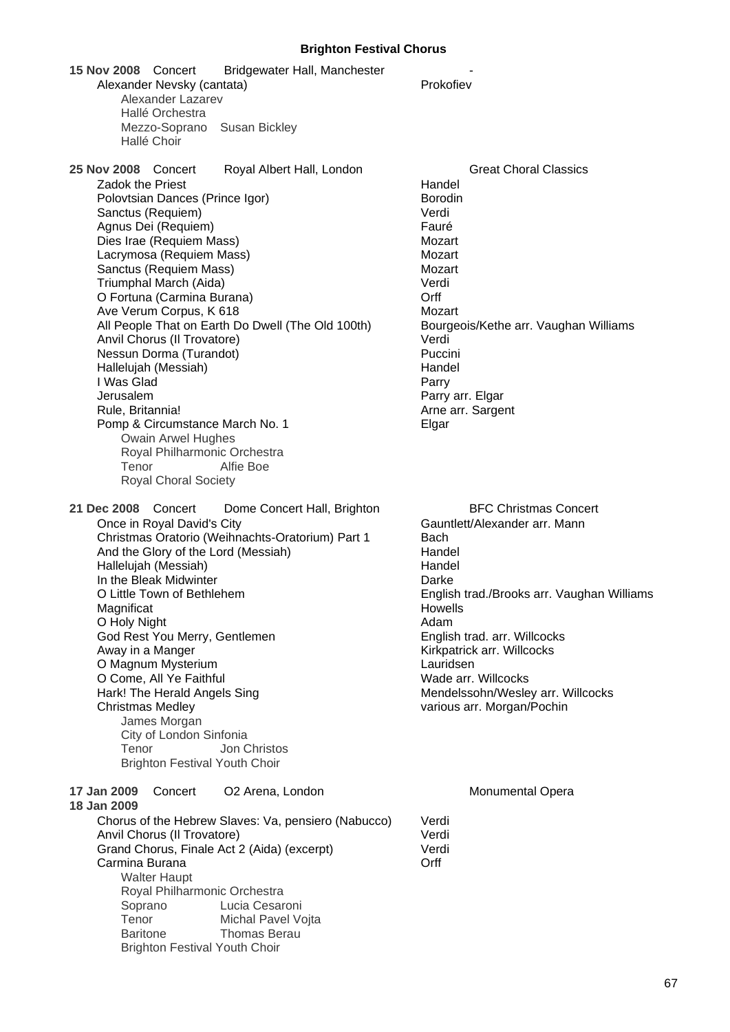## Brighton Festival Chorus

**15 Nov 2008** Concert Bridgewater Hall, Manchester -

Alexander Nevsky (cantata) — Prokofiev

Alexander Lazarev
Hallé Orchestra
Mezzo-Soprano Susan Bickley
Hallé Choir

**25 Nov 2008** Concert Royal Albert Hall, London — Great Choral Classics

| Work | Composer |
|---|---|
| Zadok the Priest | Handel |
| Polovtsian Dances (Prince Igor) | Borodin |
| Sanctus (Requiem) | Verdi |
| Agnus Dei (Requiem) | Fauré |
| Dies Irae (Requiem Mass) | Mozart |
| Lacrymosa (Requiem Mass) | Mozart |
| Sanctus (Requiem Mass) | Mozart |
| Triumphal March (Aida) | Verdi |
| O Fortuna (Carmina Burana) | Orff |
| Ave Verum Corpus, K 618 | Mozart |
| All People That on Earth Do Dwell (The Old 100th) | Bourgeois/Kethe arr. Vaughan Williams |
| Anvil Chorus (Il Trovatore) | Verdi |
| Nessun Dorma (Turandot) | Puccini |
| Hallelujah (Messiah) | Handel |
| I Was Glad | Parry |
| Jerusalem | Parry arr. Elgar |
| Rule, Britannia! | Arne arr. Sargent |
| Pomp & Circumstance March No. 1 | Elgar |

Owain Arwel Hughes
Royal Philharmonic Orchestra
Tenor Alfie Boe
Royal Choral Society

**21 Dec 2008** Concert Dome Concert Hall, Brighton — BFC Christmas Concert

| Work | Composer |
|---|---|
| Once in Royal David's City | Gauntlett/Alexander arr. Mann |
| Christmas Oratorio (Weihnachts-Oratorium) Part 1 | Bach |
| And the Glory of the Lord (Messiah) | Handel |
| Hallelujah (Messiah) | Handel |
| In the Bleak Midwinter | Darke |
| O Little Town of Bethlehem | English trad./Brooks arr. Vaughan Williams |
| Magnificat | Howells |
| O Holy Night | Adam |
| God Rest You Merry, Gentlemen | English trad. arr. Willcocks |
| Away in a Manger | Kirkpatrick arr. Willcocks |
| O Magnum Mysterium | Lauridsen |
| O Come, All Ye Faithful | Wade arr. Willcocks |
| Hark! The Herald Angels Sing | Mendelssohn/Wesley arr. Willcocks |
| Christmas Medley | various arr. Morgan/Pochin |

James Morgan
City of London Sinfonia
Tenor Jon Christos
Brighton Festival Youth Choir

**17 Jan 2009** Concert O2 Arena, London — Monumental Opera
**18 Jan 2009**

| Work | Composer |
|---|---|
| Chorus of the Hebrew Slaves: Va, pensiero (Nabucco) | Verdi |
| Anvil Chorus (Il Trovatore) | Verdi |
| Grand Chorus, Finale Act 2 (Aida) (excerpt) | Verdi |
| Carmina Burana | Orff |

Walter Haupt
Royal Philharmonic Orchestra
Soprano Lucia Cesaroni
Tenor Michal Pavel Vojta
Baritone Thomas Berau
Brighton Festival Youth Choir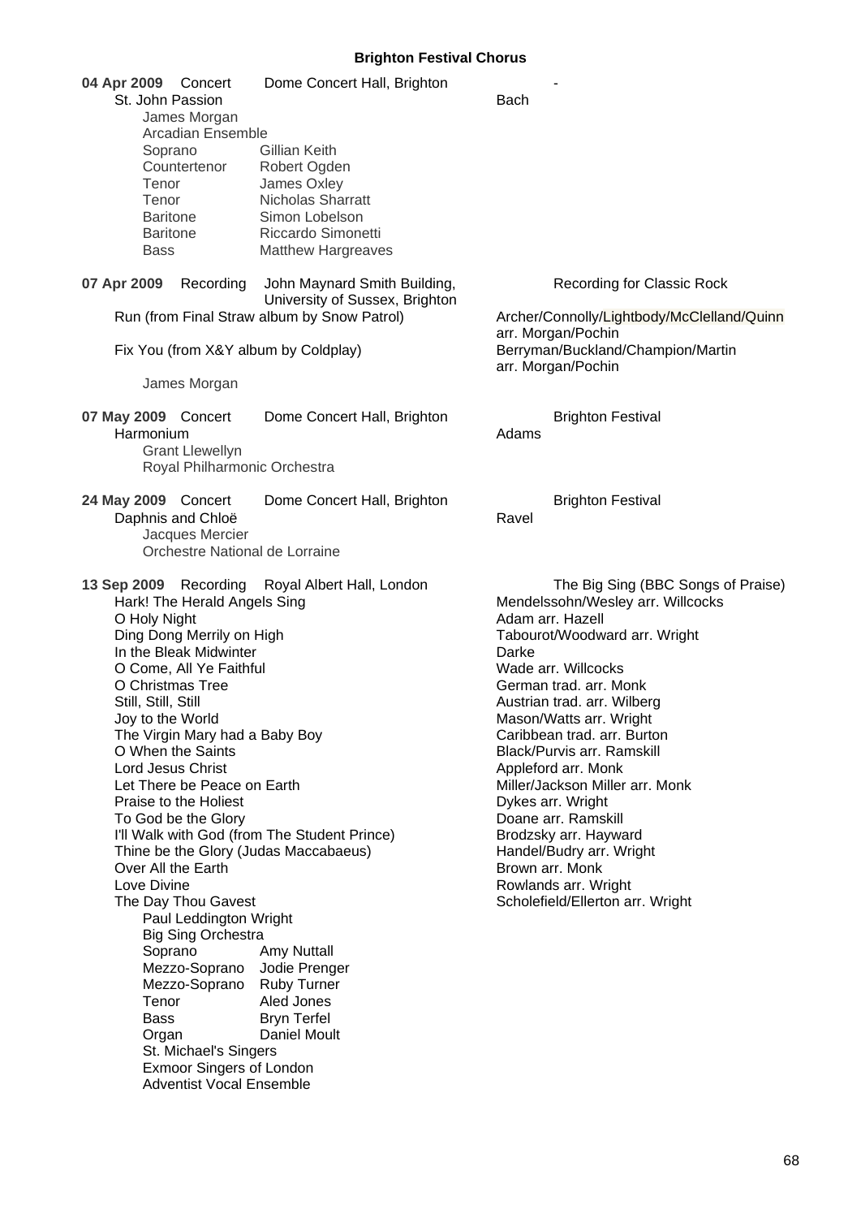## Brighton Festival Chorus

**04 Apr 2009** Concert Dome Concert Hall, Brighton -

St. John Passion — Bach

- James Morgan
- Arcadian Ensemble
- Soprano: Gillian Keith
- Countertenor: Robert Ogden
- Tenor: James Oxley
- Tenor: Nicholas Sharratt
- Baritone: Simon Lobelson
- Baritone: Riccardo Simonetti
- Bass: Matthew Hargreaves

**07 Apr 2009** Recording John Maynard Smith Building, University of Sussex, Brighton — Recording for Classic Rock

Run (from Final Straw album by Snow Patrol) — Archer/Connolly/Lightbody/McClelland/Quinn arr. Morgan/Pochin

Fix You (from X&Y album by Coldplay) — Berryman/Buckland/Champion/Martin arr. Morgan/Pochin

- James Morgan

**07 May 2009** Concert Dome Concert Hall, Brighton — Brighton Festival

Harmonium — Adams

- Grant Llewellyn
- Royal Philharmonic Orchestra

**24 May 2009** Concert Dome Concert Hall, Brighton — Brighton Festival

Daphnis and Chloë — Ravel

- Jacques Mercier
- Orchestre National de Lorraine

**13 Sep 2009** Recording Royal Albert Hall, London — The Big Sing (BBC Songs of Praise)

| Title | Composer |
|---|---|
| Hark! The Herald Angels Sing | Mendelssohn/Wesley arr. Willcocks |
| O Holy Night | Adam arr. Hazell |
| Ding Dong Merrily on High | Tabourot/Woodward arr. Wright |
| In the Bleak Midwinter | Darke |
| O Come, All Ye Faithful | Wade arr. Willcocks |
| O Christmas Tree | German trad. arr. Monk |
| Still, Still, Still | Austrian trad. arr. Wilberg |
| Joy to the World | Mason/Watts arr. Wright |
| The Virgin Mary had a Baby Boy | Caribbean trad. arr. Burton |
| O When the Saints | Black/Purvis arr. Ramskill |
| Lord Jesus Christ | Appleford arr. Monk |
| Let There be Peace on Earth | Miller/Jackson Miller arr. Monk |
| Praise to the Holiest | Dykes arr. Wright |
| To God be the Glory | Doane arr. Ramskill |
| I'll Walk with God (from The Student Prince) | Brodzsky arr. Hayward |
| Thine be the Glory (Judas Maccabaeus) | Handel/Budry arr. Wright |
| Over All the Earth | Brown arr. Monk |
| Love Divine | Rowlands arr. Wright |
| The Day Thou Gavest | Scholefield/Ellerton arr. Wright |

- Paul Leddington Wright
- Big Sing Orchestra
- Soprano: Amy Nuttall
- Mezzo-Soprano: Jodie Prenger
- Mezzo-Soprano: Ruby Turner
- Tenor: Aled Jones
- Bass: Bryn Terfel
- Organ: Daniel Moult
- St. Michael's Singers
- Exmoor Singers of London
- Adventist Vocal Ensemble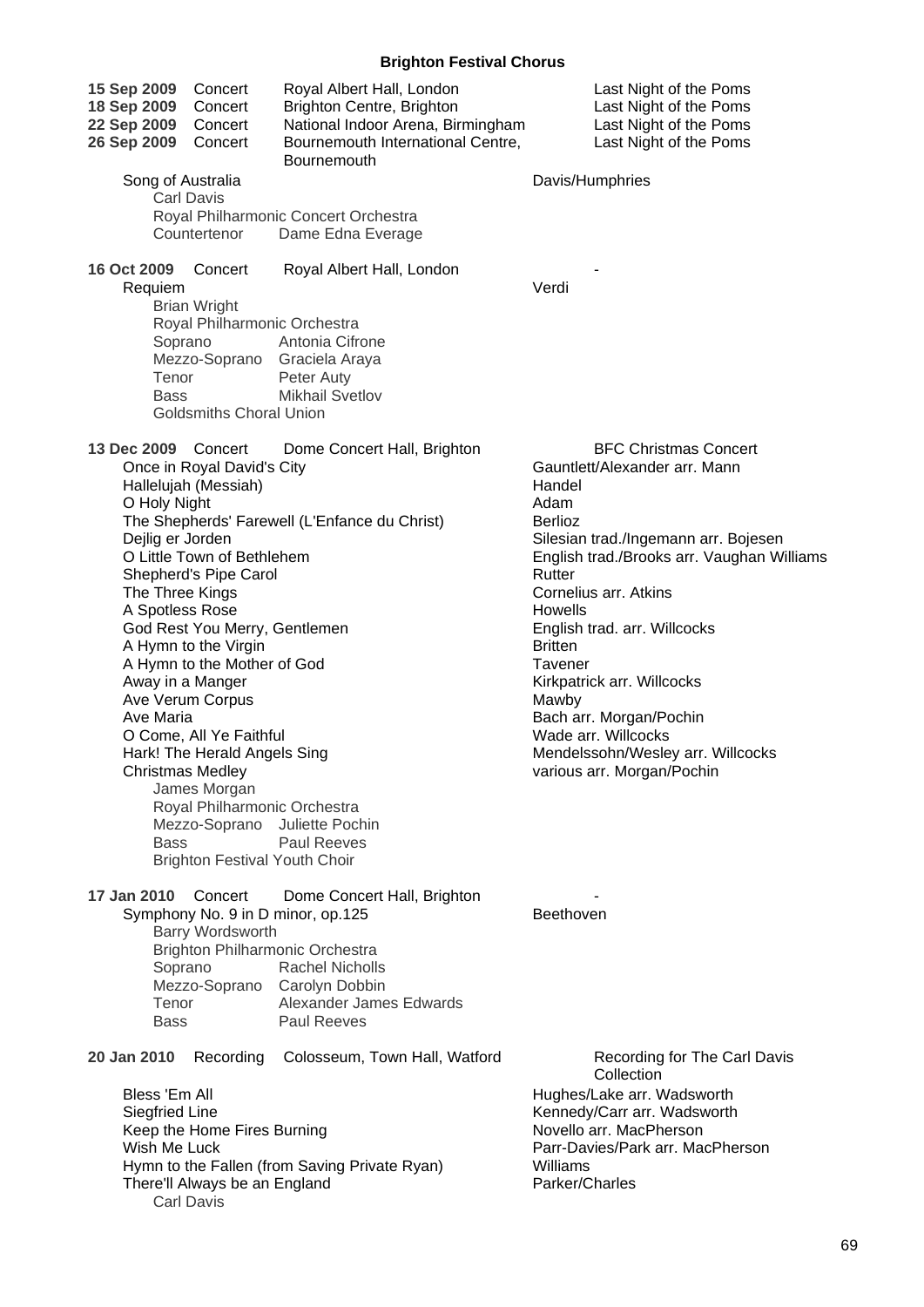# Brighton Festival Chorus

**15 Sep 2009** Concert — Royal Albert Hall, London — Last Night of the Poms
**18 Sep 2009** Concert — Brighton Centre, Brighton — Last Night of the Poms
**22 Sep 2009** Concert — National Indoor Arena, Birmingham — Last Night of the Poms
**26 Sep 2009** Concert — Bournemouth International Centre, Bournemouth — Last Night of the Poms

Song of Australia — Davis/Humphries
Carl Davis
Royal Philharmonic Concert Orchestra
Countertenor — Dame Edna Everage

**16 Oct 2009** Concert — Royal Albert Hall, London — -

Requiem — Verdi
Brian Wright
Royal Philharmonic Orchestra
Soprano — Antonia Cifrone
Mezzo-Soprano — Graciela Araya
Tenor — Peter Auty
Bass — Mikhail Svetlov
Goldsmiths Choral Union

**13 Dec 2009** Concert — Dome Concert Hall, Brighton — BFC Christmas Concert

| | |
|---|---|
| Once in Royal David's City | Gauntlett/Alexander arr. Mann |
| Hallelujah (Messiah) | Handel |
| O Holy Night | Adam |
| The Shepherds' Farewell (L'Enfance du Christ) | Berlioz |
| Dejlig er Jorden | Silesian trad./Ingemann arr. Bojesen |
| O Little Town of Bethlehem | English trad./Brooks arr. Vaughan Williams |
| Shepherd's Pipe Carol | Rutter |
| The Three Kings | Cornelius arr. Atkins |
| A Spotless Rose | Howells |
| God Rest You Merry, Gentlemen | English trad. arr. Willcocks |
| A Hymn to the Virgin | Britten |
| A Hymn to the Mother of God | Tavener |
| Away in a Manger | Kirkpatrick arr. Willcocks |
| Ave Verum Corpus | Mawby |
| Ave Maria | Bach arr. Morgan/Pochin |
| O Come, All Ye Faithful | Wade arr. Willcocks |
| Hark! The Herald Angels Sing | Mendelssohn/Wesley arr. Willcocks |
| Christmas Medley | various arr. Morgan/Pochin |

James Morgan
Royal Philharmonic Orchestra
Mezzo-Soprano — Juliette Pochin
Bass — Paul Reeves
Brighton Festival Youth Choir

**17 Jan 2010** Concert — Dome Concert Hall, Brighton — -

Symphony No. 9 in D minor, op.125 — Beethoven
Barry Wordsworth
Brighton Philharmonic Orchestra
Soprano — Rachel Nicholls
Mezzo-Soprano — Carolyn Dobbin
Tenor — Alexander James Edwards
Bass — Paul Reeves

**20 Jan 2010** Recording — Colosseum, Town Hall, Watford — Recording for The Carl Davis Collection

| | |
|---|---|
| Bless 'Em All | Hughes/Lake arr. Wadsworth |
| Siegfried Line | Kennedy/Carr arr. Wadsworth |
| Keep the Home Fires Burning | Novello arr. MacPherson |
| Wish Me Luck | Parr-Davies/Park arr. MacPherson |
| Hymn to the Fallen (from Saving Private Ryan) | Williams |
| There'll Always be an England | Parker/Charles |

Carl Davis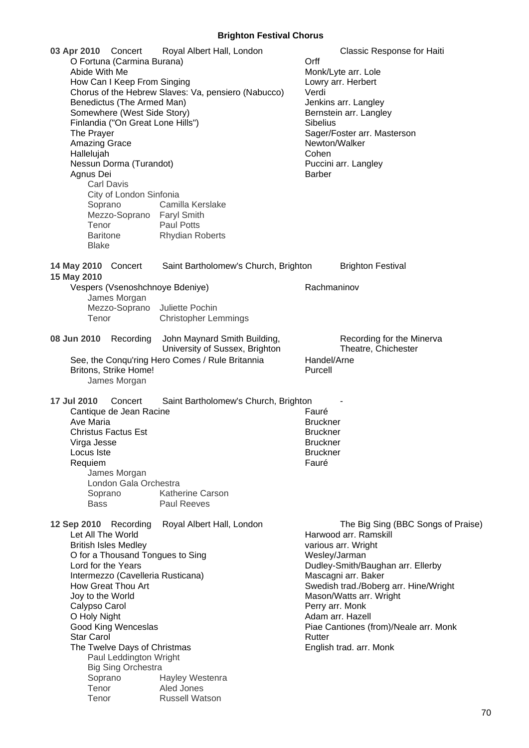## Brighton Festival Chorus

**03 Apr 2010** Concert — Royal Albert Hall, London — Classic Response for Haiti

| Work | Composer |
|---|---|
| O Fortuna (Carmina Burana) | Orff |
| Abide With Me | Monk/Lyte arr. Lole |
| How Can I Keep From Singing | Lowry arr. Herbert |
| Chorus of the Hebrew Slaves: Va, pensiero (Nabucco) | Verdi |
| Benedictus (The Armed Man) | Jenkins arr. Langley |
| Somewhere (West Side Story) | Bernstein arr. Langley |
| Finlandia ("On Great Lone Hills") | Sibelius |
| The Prayer | Sager/Foster arr. Masterson |
| Amazing Grace | Newton/Walker |
| Hallelujah | Cohen |
| Nessun Dorma (Turandot) | Puccini arr. Langley |
| Agnus Dei | Barber |

Carl Davis
City of London Sinfonia
Soprano — Camilla Kerslake
Mezzo-Soprano — Faryl Smith
Tenor — Paul Potts
Baritone — Rhydian Roberts
Blake

**14 May 2010** Concert — Saint Bartholomew's Church, Brighton — Brighton Festival
**15 May 2010**

| Work | Composer |
|---|---|
| Vespers (Vsenoshchnoye Bdeniye) | Rachmaninov |

James Morgan
Mezzo-Soprano — Juliette Pochin
Tenor — Christopher Lemmings

**08 Jun 2010** Recording — John Maynard Smith Building, University of Sussex, Brighton — Recording for the Minerva Theatre, Chichester

| Work | Composer |
|---|---|
| See, the Conqu'ring Hero Comes / Rule Britannia | Handel/Arne |
| Britons, Strike Home! | Purcell |

James Morgan

**17 Jul 2010** Concert — Saint Bartholomew's Church, Brighton — -

| Work | Composer |
|---|---|
| Cantique de Jean Racine | Fauré |
| Ave Maria | Bruckner |
| Christus Factus Est | Bruckner |
| Virga Jesse | Bruckner |
| Locus Iste | Bruckner |
| Requiem | Fauré |

James Morgan
London Gala Orchestra
Soprano — Katherine Carson
Bass — Paul Reeves

**12 Sep 2010** Recording — Royal Albert Hall, London — The Big Sing (BBC Songs of Praise)

| Work | Composer |
|---|---|
| Let All The World | Harwood arr. Ramskill |
| British Isles Medley | various arr. Wright |
| O for a Thousand Tongues to Sing | Wesley/Jarman |
| Lord for the Years | Dudley-Smith/Baughan arr. Ellerby |
| Intermezzo (Cavelleria Rusticana) | Mascagni arr. Baker |
| How Great Thou Art | Swedish trad./Boberg arr. Hine/Wright |
| Joy to the World | Mason/Watts arr. Wright |
| Calypso Carol | Perry arr. Monk |
| O Holy Night | Adam arr. Hazell |
| Good King Wenceslas | Piae Cantiones (from)/Neale arr. Monk |
| Star Carol | Rutter |
| The Twelve Days of Christmas | English trad. arr. Monk |

Paul Leddington Wright
Big Sing Orchestra
Soprano — Hayley Westenra
Tenor — Aled Jones
Tenor — Russell Watson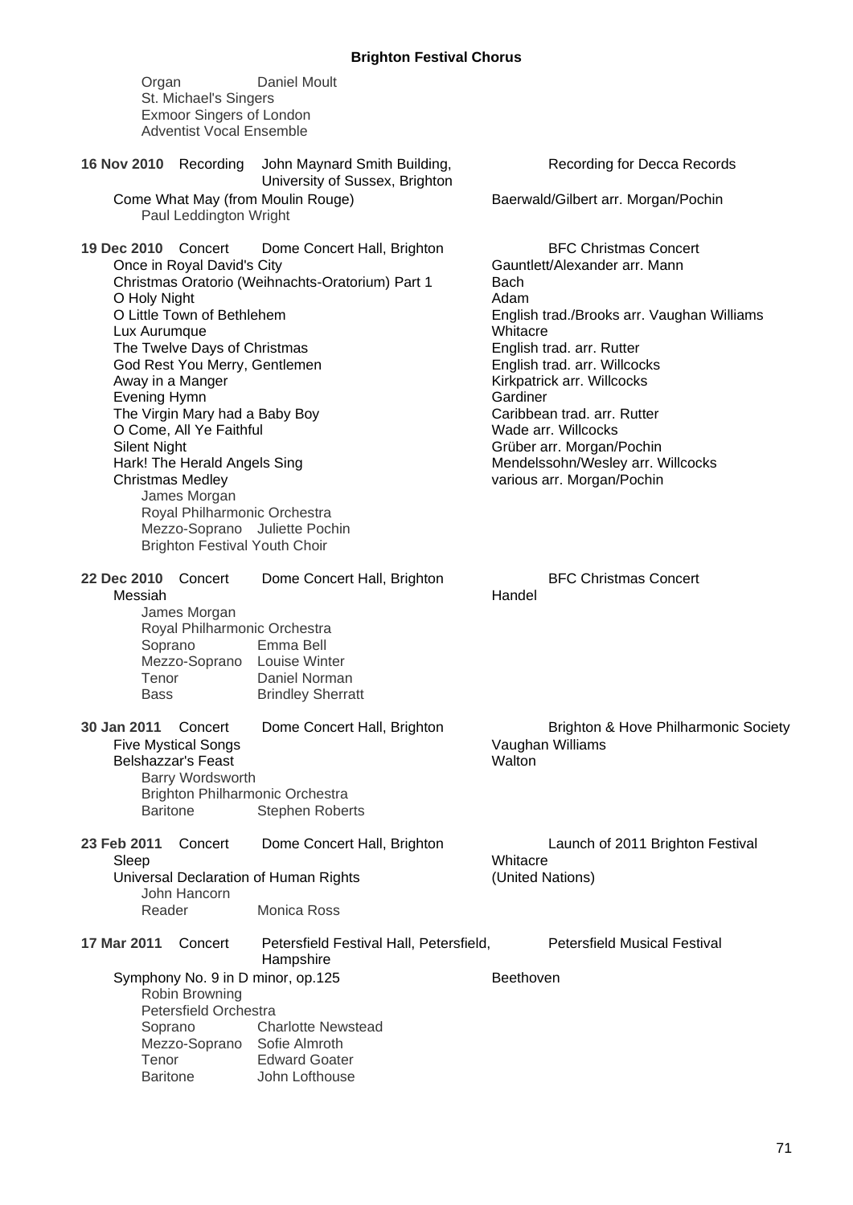Organ Daniel Moult
St. Michael's Singers
Exmoor Singers of London
Adventist Vocal Ensemble

**16 Nov 2010** Recording John Maynard Smith Building, University of Sussex, Brighton — Recording for Decca Records

Come What May (from Moulin Rouge) — Baerwald/Gilbert arr. Morgan/Pochin
Paul Leddington Wright

**19 Dec 2010** Concert Dome Concert Hall, Brighton — BFC Christmas Concert

| | |
|---|---|
| Once in Royal David's City | Gauntlett/Alexander arr. Mann |
| Christmas Oratorio (Weihnachts-Oratorium) Part 1 | Bach |
| O Holy Night | Adam |
| O Little Town of Bethlehem | English trad./Brooks arr. Vaughan Williams |
| Lux Aurumque | Whitacre |
| The Twelve Days of Christmas | English trad. arr. Rutter |
| God Rest You Merry, Gentlemen | English trad. arr. Willcocks |
| Away in a Manger | Kirkpatrick arr. Willcocks |
| Evening Hymn | Gardiner |
| The Virgin Mary had a Baby Boy | Caribbean trad. arr. Rutter |
| O Come, All Ye Faithful | Wade arr. Willcocks |
| Silent Night | Grüber arr. Morgan/Pochin |
| Hark! The Herald Angels Sing | Mendelssohn/Wesley arr. Willcocks |
| Christmas Medley | various arr. Morgan/Pochin |

James Morgan
Royal Philharmonic Orchestra
Mezzo-Soprano Juliette Pochin
Brighton Festival Youth Choir

**22 Dec 2010** Concert Dome Concert Hall, Brighton — BFC Christmas Concert

Messiah — Handel
James Morgan
Royal Philharmonic Orchestra
Soprano Emma Bell
Mezzo-Soprano Louise Winter
Tenor Daniel Norman
Bass Brindley Sherratt

**30 Jan 2011** Concert Dome Concert Hall, Brighton — Brighton & Hove Philharmonic Society

Five Mystical Songs — Vaughan Williams
Belshazzar's Feast — Walton
Barry Wordsworth
Brighton Philharmonic Orchestra
Baritone Stephen Roberts

**23 Feb 2011** Concert Dome Concert Hall, Brighton — Launch of 2011 Brighton Festival

Sleep — Whitacre
Universal Declaration of Human Rights — (United Nations)
John Hancorn
Reader Monica Ross

**17 Mar 2011** Concert Petersfield Festival Hall, Petersfield, Hampshire — Petersfield Musical Festival

Symphony No. 9 in D minor, op.125 — Beethoven
Robin Browning
Petersfield Orchestra
Soprano Charlotte Newstead
Mezzo-Soprano Sofie Almroth
Tenor Edward Goater
Baritone John Lofthouse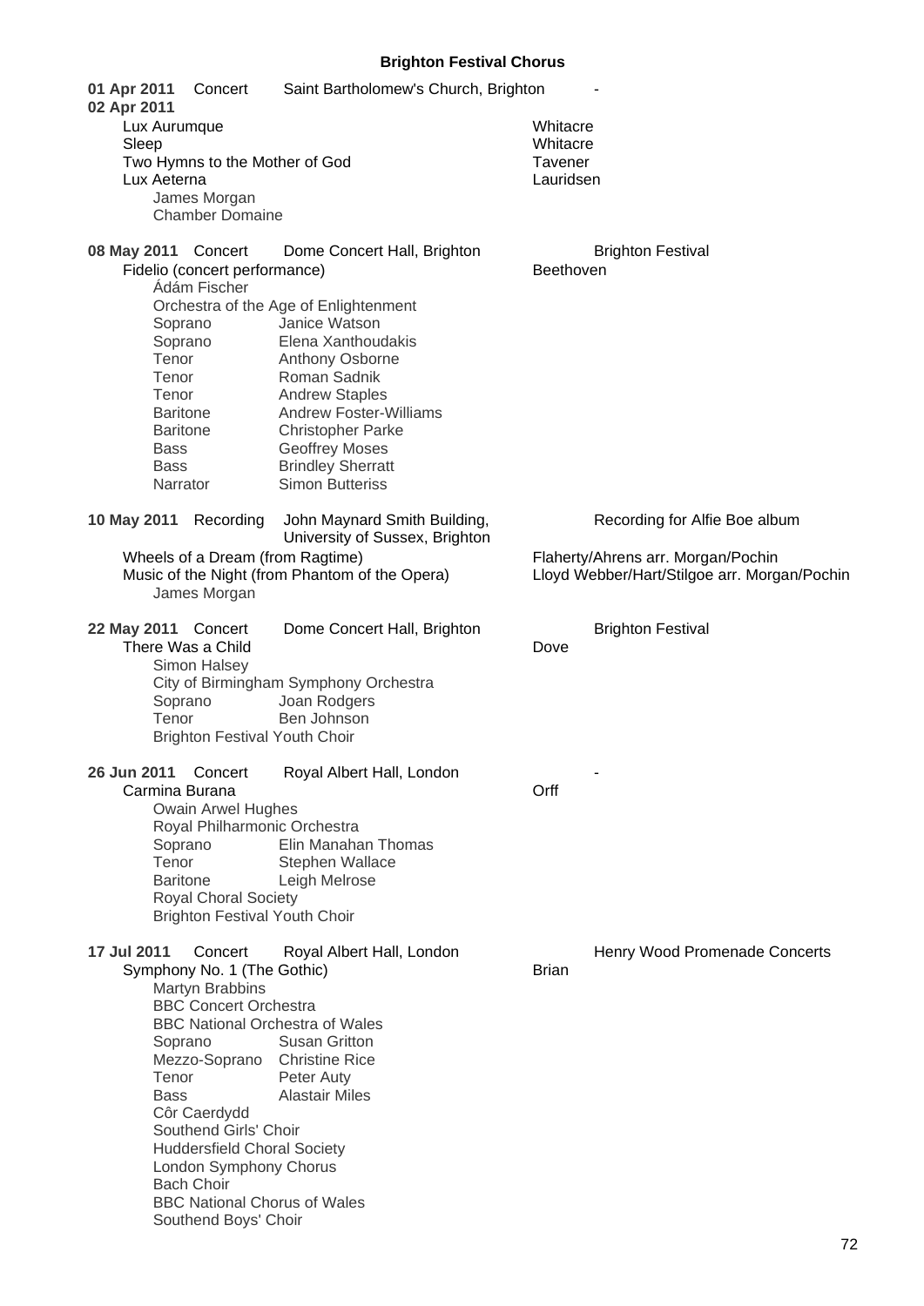## Brighton Festival Chorus

**01 Apr 2011** Concert Saint Bartholomew's Church, Brighton -
**02 Apr 2011**

Lux Aurumque — Whitacre
Sleep — Whitacre
Two Hymns to the Mother of God — Tavener
Lux Aeterna — Lauridsen

James Morgan
Chamber Domaine

**08 May 2011** Concert Dome Concert Hall, Brighton — Brighton Festival

Fidelio (concert performance) — Beethoven

Ádám Fischer
Orchestra of the Age of Enlightenment

| | |
|---|---|
| Soprano | Janice Watson |
| Soprano | Elena Xanthoudakis |
| Tenor | Anthony Osborne |
| Tenor | Roman Sadnik |
| Tenor | Andrew Staples |
| Baritone | Andrew Foster-Williams |
| Baritone | Christopher Parke |
| Bass | Geoffrey Moses |
| Bass | Brindley Sherratt |
| Narrator | Simon Butteriss |

**10 May 2011** Recording John Maynard Smith Building, University of Sussex, Brighton — Recording for Alfie Boe album

Wheels of a Dream (from Ragtime) — Flaherty/Ahrens arr. Morgan/Pochin
Music of the Night (from Phantom of the Opera) — Lloyd Webber/Hart/Stilgoe arr. Morgan/Pochin

James Morgan

**22 May 2011** Concert Dome Concert Hall, Brighton — Brighton Festival

There Was a Child — Dove

Simon Halsey
City of Birmingham Symphony Orchestra

| | |
|---|---|
| Soprano | Joan Rodgers |
| Tenor | Ben Johnson |

Brighton Festival Youth Choir

**26 Jun 2011** Concert Royal Albert Hall, London -

Carmina Burana — Orff

Owain Arwel Hughes
Royal Philharmonic Orchestra

| | |
|---|---|
| Soprano | Elin Manahan Thomas |
| Tenor | Stephen Wallace |
| Baritone | Leigh Melrose |

Royal Choral Society
Brighton Festival Youth Choir

**17 Jul 2011** Concert Royal Albert Hall, London — Henry Wood Promenade Concerts

Symphony No. 1 (The Gothic) — Brian

Martyn Brabbins
BBC Concert Orchestra
BBC National Orchestra of Wales

| | |
|---|---|
| Soprano | Susan Gritton |
| Mezzo-Soprano | Christine Rice |
| Tenor | Peter Auty |
| Bass | Alastair Miles |

Côr Caerdydd
Southend Girls' Choir
Huddersfield Choral Society
London Symphony Chorus
Bach Choir
BBC National Chorus of Wales
Southend Boys' Choir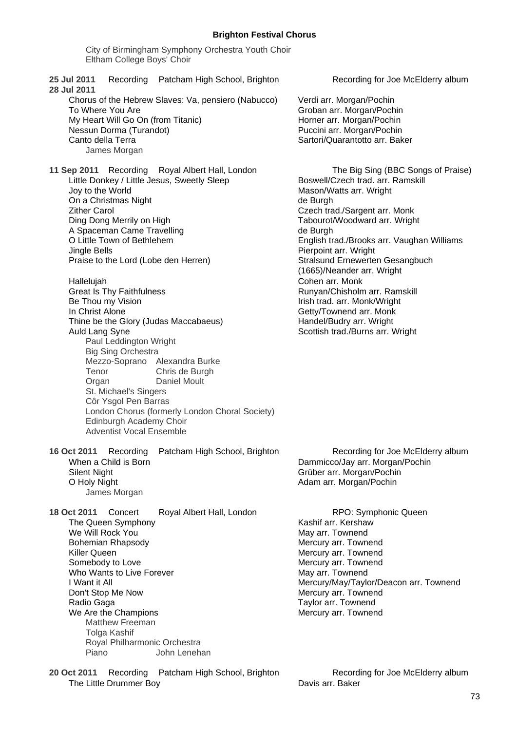**Brighton Festival Chorus**

City of Birmingham Symphony Orchestra Youth Choir
Eltham College Boys' Choir

**25 Jul 2011** Recording Patcham High School, Brighton — Recording for Joe McElderry album
**28 Jul 2011**

| | |
|---|---|
| Chorus of the Hebrew Slaves: Va, pensiero (Nabucco) | Verdi arr. Morgan/Pochin |
| To Where You Are | Groban arr. Morgan/Pochin |
| My Heart Will Go On (from Titanic) | Horner arr. Morgan/Pochin |
| Nessun Dorma (Turandot) | Puccini arr. Morgan/Pochin |
| Canto della Terra | Sartori/Quarantotto arr. Baker |

James Morgan

**11 Sep 2011** Recording Royal Albert Hall, London — The Big Sing (BBC Songs of Praise)

| | |
|---|---|
| Little Donkey / Little Jesus, Sweetly Sleep | Boswell/Czech trad. arr. Ramskill |
| Joy to the World | Mason/Watts arr. Wright |
| On a Christmas Night | de Burgh |
| Zither Carol | Czech trad./Sargent arr. Monk |
| Ding Dong Merrily on High | Tabourot/Woodward arr. Wright |
| A Spaceman Came Travelling | de Burgh |
| O Little Town of Bethlehem | English trad./Brooks arr. Vaughan Williams |
| Jingle Bells | Pierpoint arr. Wright |
| Praise to the Lord (Lobe den Herren) | Stralsund Ernewerten Gesangbuch (1665)/Neander arr. Wright |
| Hallelujah | Cohen arr. Monk |
| Great Is Thy Faithfulness | Runyan/Chisholm arr. Ramskill |
| Be Thou my Vision | Irish trad. arr. Monk/Wright |
| In Christ Alone | Getty/Townend arr. Monk |
| Thine be the Glory (Judas Maccabaeus) | Handel/Budry arr. Wright |
| Auld Lang Syne | Scottish trad./Burns arr. Wright |

Paul Leddington Wright
Big Sing Orchestra
Mezzo-Soprano Alexandra Burke
Tenor Chris de Burgh
Organ Daniel Moult
St. Michael's Singers
Côr Ysgol Pen Barras
London Chorus (formerly London Choral Society)
Edinburgh Academy Choir
Adventist Vocal Ensemble

**16 Oct 2011** Recording Patcham High School, Brighton — Recording for Joe McElderry album

| | |
|---|---|
| When a Child is Born | Dammicco/Jay arr. Morgan/Pochin |
| Silent Night | Grüber arr. Morgan/Pochin |
| O Holy Night | Adam arr. Morgan/Pochin |

James Morgan

**18 Oct 2011** Concert Royal Albert Hall, London — RPO: Symphonic Queen

| | |
|---|---|
| The Queen Symphony | Kashif arr. Kershaw |
| We Will Rock You | May arr. Townend |
| Bohemian Rhapsody | Mercury arr. Townend |
| Killer Queen | Mercury arr. Townend |
| Somebody to Love | Mercury arr. Townend |
| Who Wants to Live Forever | May arr. Townend |
| I Want it All | Mercury/May/Taylor/Deacon arr. Townend |
| Don't Stop Me Now | Mercury arr. Townend |
| Radio Gaga | Taylor arr. Townend |
| We Are the Champions | Mercury arr. Townend |

Matthew Freeman
Tolga Kashif
Royal Philharmonic Orchestra
Piano John Lenehan

**20 Oct 2011** Recording Patcham High School, Brighton — Recording for Joe McElderry album

| | |
|---|---|
| The Little Drummer Boy | Davis arr. Baker |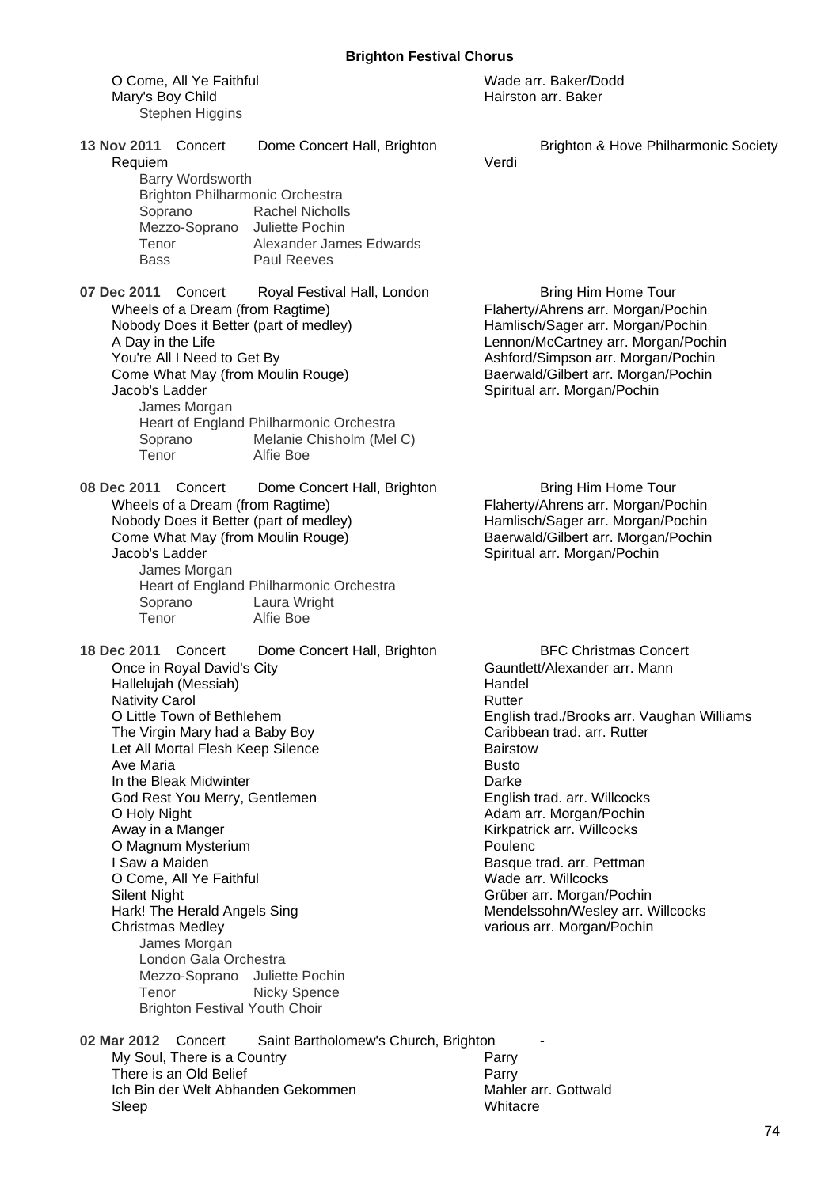O Come, All Ye Faithful — Wade arr. Baker/Dodd
Mary's Boy Child — Hairston arr. Baker

Stephen Higgins

**13 Nov 2011** Concert — Dome Concert Hall, Brighton — Brighton & Hove Philharmonic Society

Requiem — Verdi

Barry Wordsworth
Brighton Philharmonic Orchestra

| | |
|---|---|
| Soprano | Rachel Nicholls |
| Mezzo-Soprano | Juliette Pochin |
| Tenor | Alexander James Edwards |
| Bass | Paul Reeves |

**07 Dec 2011** Concert — Royal Festival Hall, London — Bring Him Home Tour

Wheels of a Dream (from Ragtime) — Flaherty/Ahrens arr. Morgan/Pochin
Nobody Does it Better (part of medley) — Hamlisch/Sager arr. Morgan/Pochin
A Day in the Life — Lennon/McCartney arr. Morgan/Pochin
You're All I Need to Get By — Ashford/Simpson arr. Morgan/Pochin
Come What May (from Moulin Rouge) — Baerwald/Gilbert arr. Morgan/Pochin
Jacob's Ladder — Spiritual arr. Morgan/Pochin

James Morgan
Heart of England Philharmonic Orchestra

| | |
|---|---|
| Soprano | Melanie Chisholm (Mel C) |
| Tenor | Alfie Boe |

**08 Dec 2011** Concert — Dome Concert Hall, Brighton — Bring Him Home Tour

Wheels of a Dream (from Ragtime) — Flaherty/Ahrens arr. Morgan/Pochin
Nobody Does it Better (part of medley) — Hamlisch/Sager arr. Morgan/Pochin
Come What May (from Moulin Rouge) — Baerwald/Gilbert arr. Morgan/Pochin
Jacob's Ladder — Spiritual arr. Morgan/Pochin

James Morgan
Heart of England Philharmonic Orchestra

| | |
|---|---|
| Soprano | Laura Wright |
| Tenor | Alfie Boe |

**18 Dec 2011** Concert — Dome Concert Hall, Brighton — BFC Christmas Concert

Once in Royal David's City — Gauntlett/Alexander arr. Mann
Hallelujah (Messiah) — Handel
Nativity Carol — Rutter
O Little Town of Bethlehem — English trad./Brooks arr. Vaughan Williams
The Virgin Mary had a Baby Boy — Caribbean trad. arr. Rutter
Let All Mortal Flesh Keep Silence — Bairstow
Ave Maria — Busto
In the Bleak Midwinter — Darke
God Rest You Merry, Gentlemen — English trad. arr. Willcocks
O Holy Night — Adam arr. Morgan/Pochin
Away in a Manger — Kirkpatrick arr. Willcocks
O Magnum Mysterium — Poulenc
I Saw a Maiden — Basque trad. arr. Pettman
O Come, All Ye Faithful — Wade arr. Willcocks
Silent Night — Grüber arr. Morgan/Pochin
Hark! The Herald Angels Sing — Mendelssohn/Wesley arr. Willcocks
Christmas Medley — various arr. Morgan/Pochin

James Morgan
London Gala Orchestra

| | |
|---|---|
| Mezzo-Soprano | Juliette Pochin |
| Tenor | Nicky Spence |

Brighton Festival Youth Choir

**02 Mar 2012** Concert — Saint Bartholomew's Church, Brighton — -

My Soul, There is a Country — Parry
There is an Old Belief — Parry
Ich Bin der Welt Abhanden Gekommen — Mahler arr. Gottwald
Sleep — Whitacre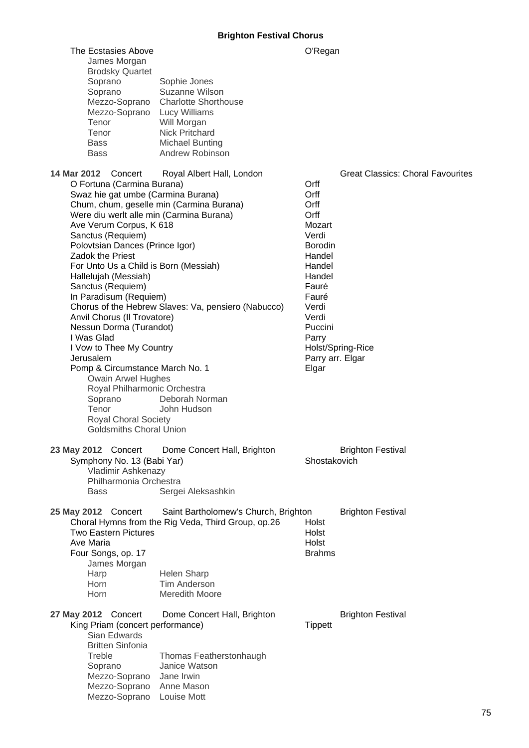**Brighton Festival Chorus**

The Ecstasies Above — O'Regan
- James Morgan
- Brodsky Quartet
- Soprano: Sophie Jones
- Soprano: Suzanne Wilson
- Mezzo-Soprano: Charlotte Shorthouse
- Mezzo-Soprano: Lucy Williams
- Tenor: Will Morgan
- Tenor: Nick Pritchard
- Bass: Michael Bunting
- Bass: Andrew Robinson

**14 Mar 2012** Concert — Royal Albert Hall, London — Great Classics: Choral Favourites

| Work | Composer |
|---|---|
| O Fortuna (Carmina Burana) | Orff |
| Swaz hie gat umbe (Carmina Burana) | Orff |
| Chum, chum, geselle min (Carmina Burana) | Orff |
| Were diu werlt alle min (Carmina Burana) | Orff |
| Ave Verum Corpus, K 618 | Mozart |
| Sanctus (Requiem) | Verdi |
| Polovtsian Dances (Prince Igor) | Borodin |
| Zadok the Priest | Handel |
| For Unto Us a Child is Born (Messiah) | Handel |
| Hallelujah (Messiah) | Handel |
| Sanctus (Requiem) | Fauré |
| In Paradisum (Requiem) | Fauré |
| Chorus of the Hebrew Slaves: Va, pensiero (Nabucco) | Verdi |
| Anvil Chorus (Il Trovatore) | Verdi |
| Nessun Dorma (Turandot) | Puccini |
| I Was Glad | Parry |
| I Vow to Thee My Country | Holst/Spring-Rice |
| Jerusalem | Parry arr. Elgar |
| Pomp & Circumstance March No. 1 | Elgar |

- Owain Arwel Hughes
- Royal Philharmonic Orchestra
- Soprano: Deborah Norman
- Tenor: John Hudson
- Royal Choral Society
- Goldsmiths Choral Union

**23 May 2012** Concert — Dome Concert Hall, Brighton — Brighton Festival

Symphony No. 13 (Babi Yar) — Shostakovich
- Vladimir Ashkenazy
- Philharmonia Orchestra
- Bass: Sergei Aleksashkin

**25 May 2012** Concert — Saint Bartholomew's Church, Brighton — Brighton Festival

| Work | Composer |
|---|---|
| Choral Hymns from the Rig Veda, Third Group, op.26 | Holst |
| Two Eastern Pictures | Holst |
| Ave Maria | Holst |
| Four Songs, op. 17 | Brahms |

- James Morgan
- Harp: Helen Sharp
- Horn: Tim Anderson
- Horn: Meredith Moore

**27 May 2012** Concert — Dome Concert Hall, Brighton — Brighton Festival

King Priam (concert performance) — Tippett
- Sian Edwards
- Britten Sinfonia
- Treble: Thomas Featherstonhaugh
- Soprano: Janice Watson
- Mezzo-Soprano: Jane Irwin
- Mezzo-Soprano: Anne Mason
- Mezzo-Soprano: Louise Mott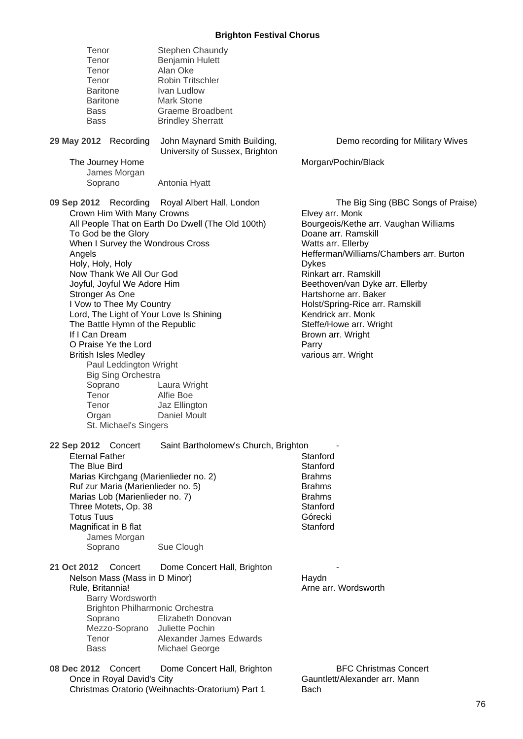| | | |
|---|---|---|
| Tenor | Stephen Chaundy | |
| Tenor | Benjamin Hulett | |
| Tenor | Alan Oke | |
| Tenor | Robin Tritschler | |
| Baritone | Ivan Ludlow | |
| Baritone | Mark Stone | |
| Bass | Graeme Broadbent | |
| Bass | Brindley Sherratt | |

**29 May 2012** Recording — John Maynard Smith Building, University of Sussex, Brighton — Demo recording for Military Wives

| | |
|---|---|
| The Journey Home | Morgan/Pochin/Black |

James Morgan
Soprano — Antonia Hyatt

**09 Sep 2012** Recording — Royal Albert Hall, London — The Big Sing (BBC Songs of Praise)

| | |
|---|---|
| Crown Him With Many Crowns | Elvey arr. Monk |
| All People That on Earth Do Dwell (The Old 100th) | Bourgeois/Kethe arr. Vaughan Williams |
| To God be the Glory | Doane arr. Ramskill |
| When I Survey the Wondrous Cross | Watts arr. Ellerby |
| Angels | Hefferman/Williams/Chambers arr. Burton |
| Holy, Holy, Holy | Dykes |
| Now Thank We All Our God | Rinkart arr. Ramskill |
| Joyful, Joyful We Adore Him | Beethoven/van Dyke arr. Ellerby |
| Stronger As One | Hartshorne arr. Baker |
| I Vow to Thee My Country | Holst/Spring-Rice arr. Ramskill |
| Lord, The Light of Your Love Is Shining | Kendrick arr. Monk |
| The Battle Hymn of the Republic | Steffe/Howe arr. Wright |
| If I Can Dream | Brown arr. Wright |
| O Praise Ye the Lord | Parry |
| British Isles Medley | various arr. Wright |

Paul Leddington Wright
Big Sing Orchestra
Soprano — Laura Wright
Tenor — Alfie Boe
Tenor — Jaz Ellington
Organ — Daniel Moult
St. Michael's Singers

**22 Sep 2012** Concert — Saint Bartholomew's Church, Brighton — -

| | |
|---|---|
| Eternal Father | Stanford |
| The Blue Bird | Stanford |
| Marias Kirchgang (Marienlieder no. 2) | Brahms |
| Ruf zur Maria (Marienlieder no. 5) | Brahms |
| Marias Lob (Marienlieder no. 7) | Brahms |
| Three Motets, Op. 38 | Stanford |
| Totus Tuus | Górecki |
| Magnificat in B flat | Stanford |

James Morgan
Soprano — Sue Clough

**21 Oct 2012** Concert — Dome Concert Hall, Brighton — -

| | |
|---|---|
| Nelson Mass (Mass in D Minor) | Haydn |
| Rule, Britannia! | Arne arr. Wordsworth |

Barry Wordsworth
Brighton Philharmonic Orchestra
Soprano — Elizabeth Donovan
Mezzo-Soprano — Juliette Pochin
Tenor — Alexander James Edwards
Bass — Michael George

**08 Dec 2012** Concert — Dome Concert Hall, Brighton — BFC Christmas Concert

| | |
|---|---|
| Once in Royal David's City | Gauntlett/Alexander arr. Mann |
| Christmas Oratorio (Weihnachts-Oratorium) Part 1 | Bach |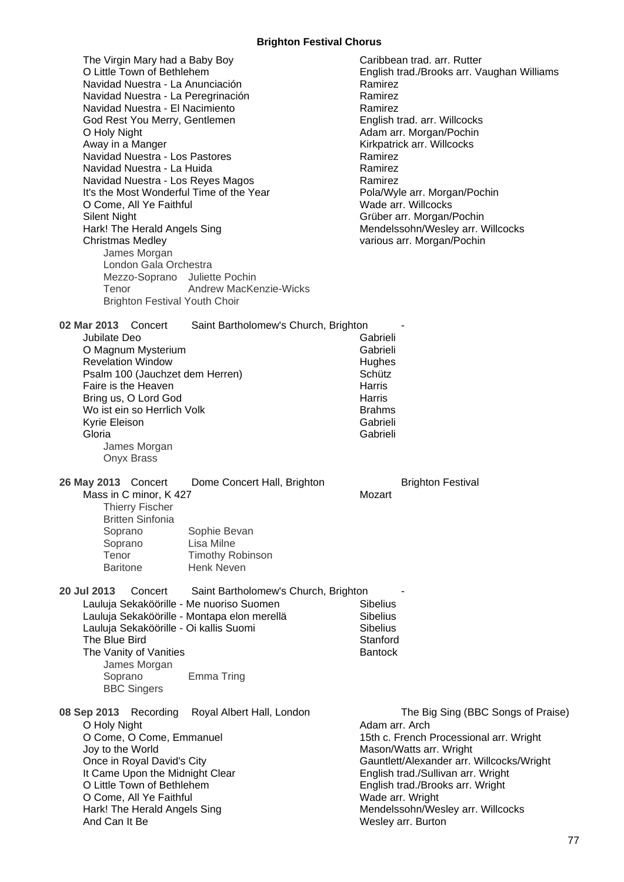**Brighton Festival Chorus**

| | |
|---|---|
| The Virgin Mary had a Baby Boy | Caribbean trad. arr. Rutter |
| O Little Town of Bethlehem | English trad./Brooks arr. Vaughan Williams |
| Navidad Nuestra - La Anunciación | Ramirez |
| Navidad Nuestra - La Peregrinación | Ramirez |
| Navidad Nuestra - El Nacimiento | Ramirez |
| God Rest You Merry, Gentlemen | English trad. arr. Willcocks |
| O Holy Night | Adam arr. Morgan/Pochin |
| Away in a Manger | Kirkpatrick arr. Willcocks |
| Navidad Nuestra - Los Pastores | Ramirez |
| Navidad Nuestra - La Huida | Ramirez |
| Navidad Nuestra - Los Reyes Magos | Ramirez |
| It's the Most Wonderful Time of the Year | Pola/Wyle arr. Morgan/Pochin |
| O Come, All Ye Faithful | Wade arr. Willcocks |
| Silent Night | Grüber arr. Morgan/Pochin |
| Hark! The Herald Angels Sing | Mendelssohn/Wesley arr. Willcocks |
| Christmas Medley | various arr. Morgan/Pochin |

James Morgan
London Gala Orchestra
Mezzo-Soprano Juliette Pochin
Tenor Andrew MacKenzie-Wicks
Brighton Festival Youth Choir

**02 Mar 2013** Concert Saint Bartholomew's Church, Brighton -

| | |
|---|---|
| Jubilate Deo | Gabrieli |
| O Magnum Mysterium | Gabrieli |
| Revelation Window | Hughes |
| Psalm 100 (Jauchzet dem Herren) | Schütz |
| Faire is the Heaven | Harris |
| Bring us, O Lord God | Harris |
| Wo ist ein so Herrlich Volk | Brahms |
| Kyrie Eleison | Gabrieli |
| Gloria | Gabrieli |

James Morgan
Onyx Brass

**26 May 2013** Concert Dome Concert Hall, Brighton Brighton Festival

| | |
|---|---|
| Mass in C minor, K 427 | Mozart |

Thierry Fischer
Britten Sinfonia
Soprano Sophie Bevan
Soprano Lisa Milne
Tenor Timothy Robinson
Baritone Henk Neven

**20 Jul 2013** Concert Saint Bartholomew's Church, Brighton -

| | |
|---|---|
| Lauluja Sekaköörille - Me nuoriso Suomen | Sibelius |
| Lauluja Sekaköörille - Montapa elon merellä | Sibelius |
| Lauluja Sekaköörille - Oi kallis Suomi | Sibelius |
| The Blue Bird | Stanford |
| The Vanity of Vanities | Bantock |

James Morgan
Soprano Emma Tring
BBC Singers

**08 Sep 2013** Recording Royal Albert Hall, London The Big Sing (BBC Songs of Praise)

| | |
|---|---|
| O Holy Night | Adam arr. Arch |
| O Come, O Come, Emmanuel | 15th c. French Processional arr. Wright |
| Joy to the World | Mason/Watts arr. Wright |
| Once in Royal David's City | Gauntlett/Alexander arr. Willcocks/Wright |
| It Came Upon the Midnight Clear | English trad./Sullivan arr. Wright |
| O Little Town of Bethlehem | English trad./Brooks arr. Wright |
| O Come, All Ye Faithful | Wade arr. Wright |
| Hark! The Herald Angels Sing | Mendelssohn/Wesley arr. Willcocks |
| And Can It Be | Wesley arr. Burton |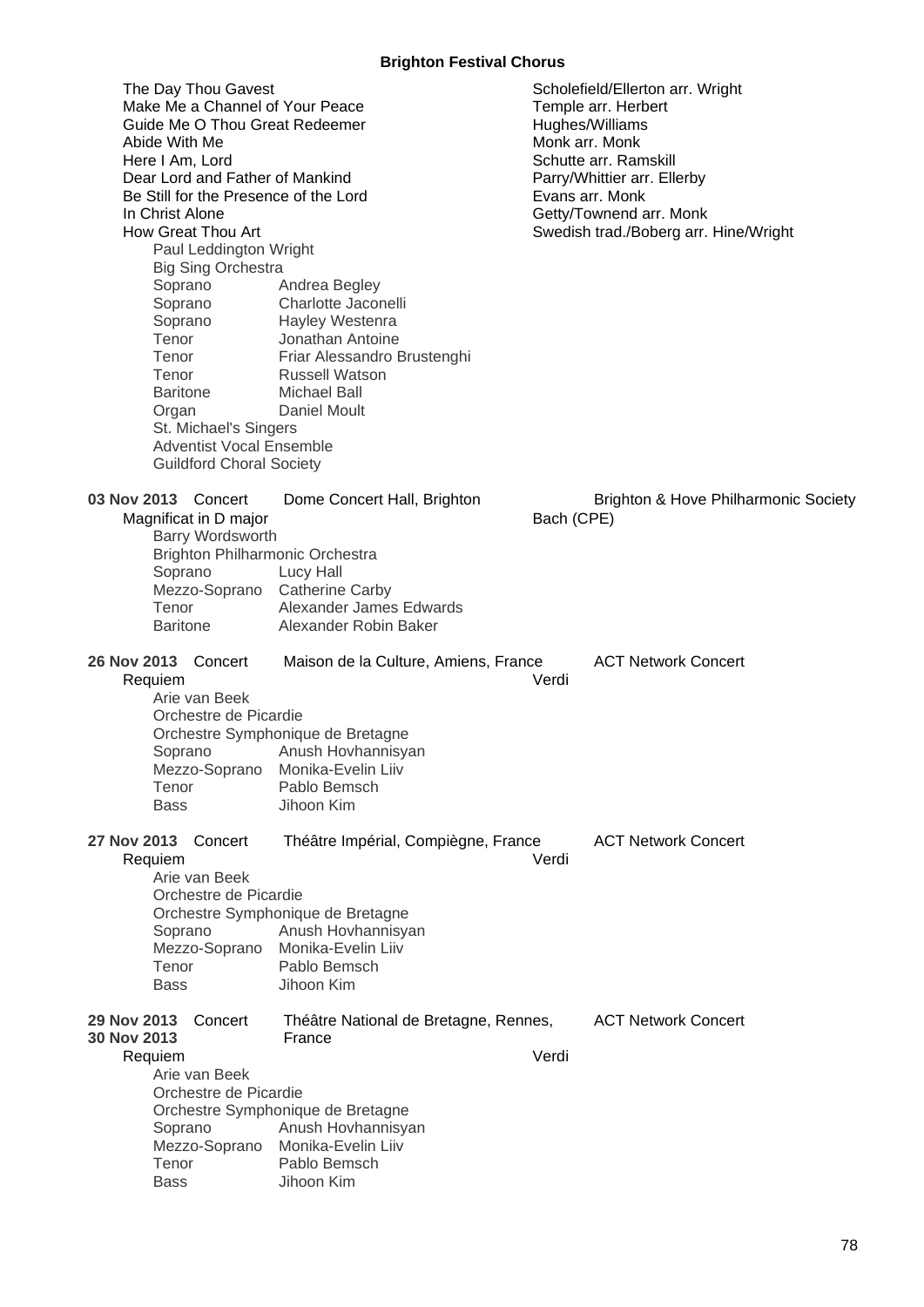| | |
|---|---|
| The Day Thou Gavest | Scholefield/Ellerton arr. Wright |
| Make Me a Channel of Your Peace | Temple arr. Herbert |
| Guide Me O Thou Great Redeemer | Hughes/Williams |
| Abide With Me | Monk arr. Monk |
| Here I Am, Lord | Schutte arr. Ramskill |
| Dear Lord and Father of Mankind | Parry/Whittier arr. Ellerby |
| Be Still for the Presence of the Lord | Evans arr. Monk |
| In Christ Alone | Getty/Townend arr. Monk |
| How Great Thou Art | Swedish trad./Boberg arr. Hine/Wright |

Paul Leddington Wright
Big Sing Orchestra

| | |
|---|---|
| Soprano | Andrea Begley |
| Soprano | Charlotte Jaconelli |
| Soprano | Hayley Westenra |
| Tenor | Jonathan Antoine |
| Tenor | Friar Alessandro Brustenghi |
| Tenor | Russell Watson |
| Baritone | Michael Ball |
| Organ | Daniel Moult |

St. Michael's Singers
Adventist Vocal Ensemble
Guildford Choral Society

**03 Nov 2013** Concert — Dome Concert Hall, Brighton — Brighton & Hove Philharmonic Society

Magnificat in D major — Bach (CPE)

Barry Wordsworth
Brighton Philharmonic Orchestra

| | |
|---|---|
| Soprano | Lucy Hall |
| Mezzo-Soprano | Catherine Carby |
| Tenor | Alexander James Edwards |
| Baritone | Alexander Robin Baker |

**26 Nov 2013** Concert — Maison de la Culture, Amiens, France — ACT Network Concert

Requiem — Verdi

Arie van Beek
Orchestre de Picardie
Orchestre Symphonique de Bretagne

| | |
|---|---|
| Soprano | Anush Hovhannisyan |
| Mezzo-Soprano | Monika-Evelin Liiv |
| Tenor | Pablo Bemsch |
| Bass | Jihoon Kim |

**27 Nov 2013** Concert — Théâtre Impérial, Compiègne, France — ACT Network Concert

Requiem — Verdi

Arie van Beek
Orchestre de Picardie
Orchestre Symphonique de Bretagne

| | |
|---|---|
| Soprano | Anush Hovhannisyan |
| Mezzo-Soprano | Monika-Evelin Liiv |
| Tenor | Pablo Bemsch |
| Bass | Jihoon Kim |

**29 Nov 2013**
**30 Nov 2013** Concert — Théâtre National de Bretagne, Rennes, France — ACT Network Concert

Requiem — Verdi

Arie van Beek
Orchestre de Picardie
Orchestre Symphonique de Bretagne

| | |
|---|---|
| Soprano | Anush Hovhannisyan |
| Mezzo-Soprano | Monika-Evelin Liiv |
| Tenor | Pablo Bemsch |
| Bass | Jihoon Kim |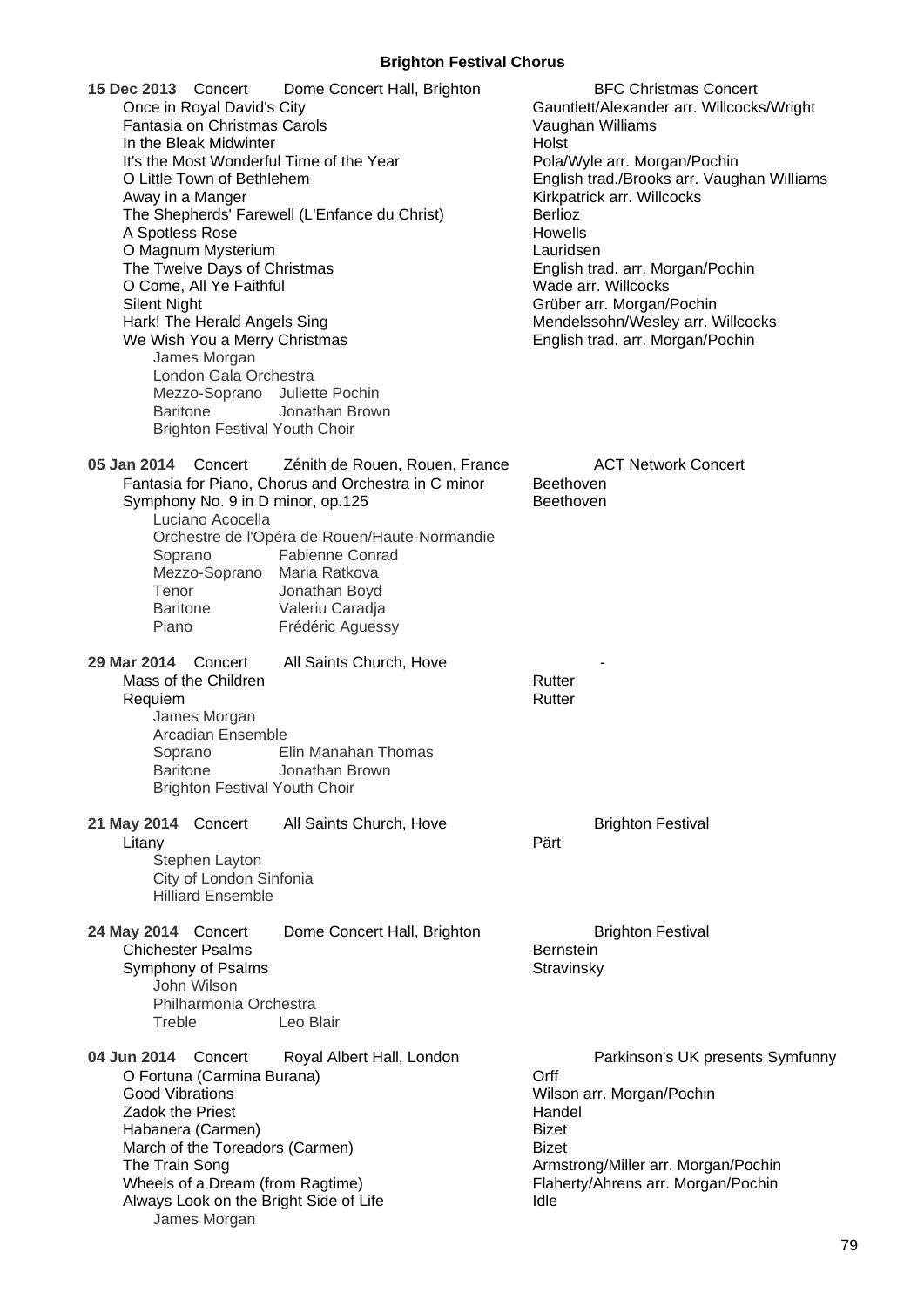**Brighton Festival Chorus**

**15 Dec 2013** Concert Dome Concert Hall, Brighton — BFC Christmas Concert

- Once in Royal David's City — Gauntlett/Alexander arr. Willcocks/Wright
- Fantasia on Christmas Carols — Vaughan Williams
- In the Bleak Midwinter — Holst
- It's the Most Wonderful Time of the Year — Pola/Wyle arr. Morgan/Pochin
- O Little Town of Bethlehem — English trad./Brooks arr. Vaughan Williams
- Away in a Manger — Kirkpatrick arr. Willcocks
- The Shepherds' Farewell (L'Enfance du Christ) — Berlioz
- A Spotless Rose — Howells
- O Magnum Mysterium — Lauridsen
- The Twelve Days of Christmas — English trad. arr. Morgan/Pochin
- O Come, All Ye Faithful — Wade arr. Willcocks
- Silent Night — Grüber arr. Morgan/Pochin
- Hark! The Herald Angels Sing — Mendelssohn/Wesley arr. Willcocks
- We Wish You a Merry Christmas — English trad. arr. Morgan/Pochin

James Morgan
London Gala Orchestra
Mezzo-Soprano Juliette Pochin
Baritone Jonathan Brown
Brighton Festival Youth Choir

**05 Jan 2014** Concert Zénith de Rouen, Rouen, France — ACT Network Concert

- Fantasia for Piano, Chorus and Orchestra in C minor — Beethoven
- Symphony No. 9 in D minor, op.125 — Beethoven

Luciano Acocella
Orchestre de l'Opéra de Rouen/Haute-Normandie
Soprano Fabienne Conrad
Mezzo-Soprano Maria Ratkova
Tenor Jonathan Boyd
Baritone Valeriu Caradja
Piano Frédéric Aguessy

**29 Mar 2014** Concert All Saints Church, Hove — -

- Mass of the Children — Rutter
- Requiem — Rutter

James Morgan
Arcadian Ensemble
Soprano Elin Manahan Thomas
Baritone Jonathan Brown
Brighton Festival Youth Choir

**21 May 2014** Concert All Saints Church, Hove — Brighton Festival

- Litany — Pärt

Stephen Layton
City of London Sinfonia
Hilliard Ensemble

**24 May 2014** Concert Dome Concert Hall, Brighton — Brighton Festival

- Chichester Psalms — Bernstein
- Symphony of Psalms — Stravinsky

John Wilson
Philharmonia Orchestra
Treble Leo Blair

**04 Jun 2014** Concert Royal Albert Hall, London — Parkinson's UK presents Symfunny

- O Fortuna (Carmina Burana) — Orff
- Good Vibrations — Wilson arr. Morgan/Pochin
- Zadok the Priest — Handel
- Habanera (Carmen) — Bizet
- March of the Toreadors (Carmen) — Bizet
- The Train Song — Armstrong/Miller arr. Morgan/Pochin
- Wheels of a Dream (from Ragtime) — Flaherty/Ahrens arr. Morgan/Pochin
- Always Look on the Bright Side of Life — Idle

James Morgan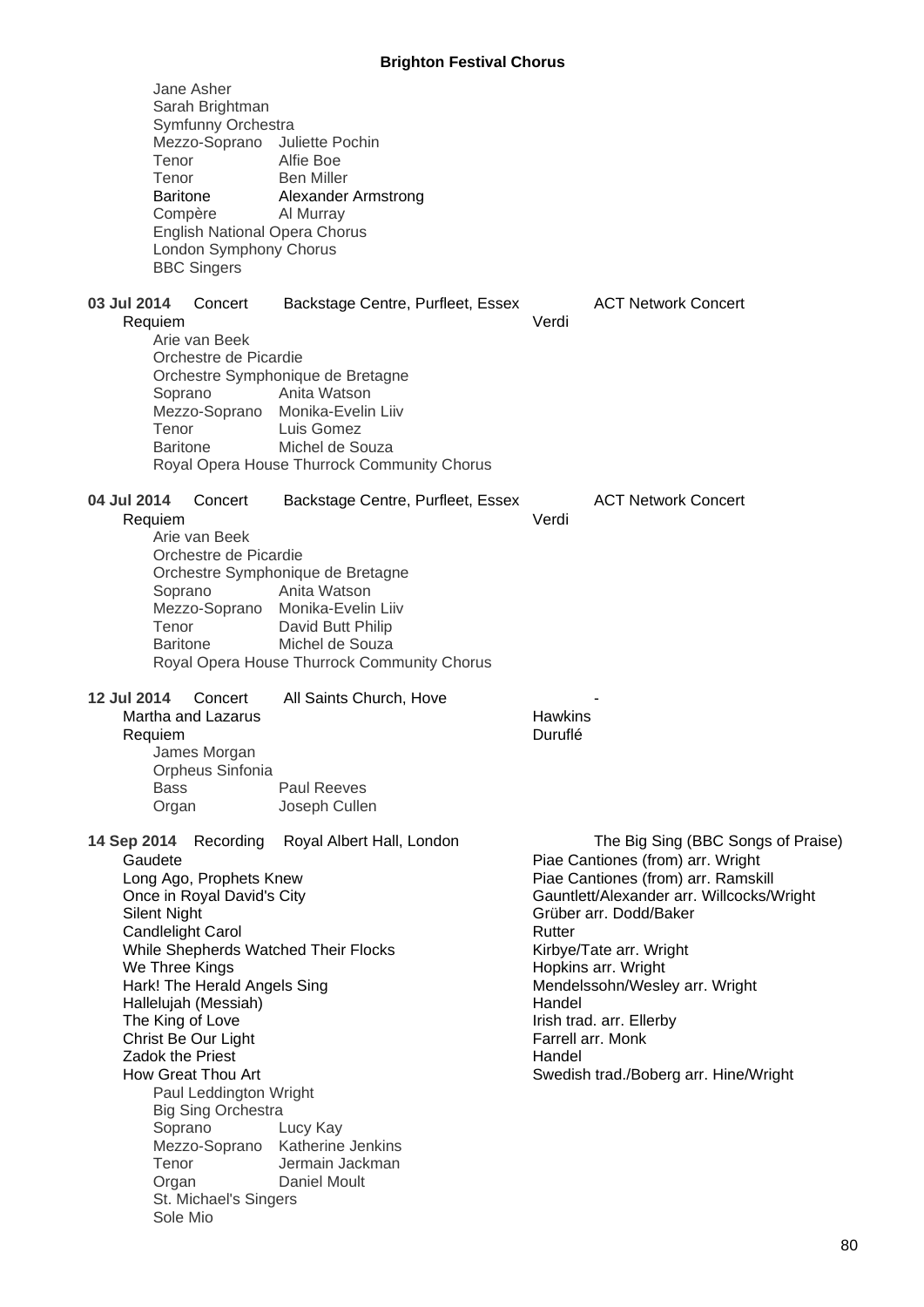Jane Asher
Sarah Brightman
Symfunny Orchestra
Mezzo-Soprano Juliette Pochin
Tenor Alfie Boe
Tenor Ben Miller
Baritone Alexander Armstrong
Compère Al Murray
English National Opera Chorus
London Symphony Chorus
BBC Singers

**03 Jul 2014** Concert Backstage Centre, Purfleet, Essex ACT Network Concert

Requiem — Verdi

Arie van Beek
Orchestre de Picardie
Orchestre Symphonique de Bretagne
Soprano Anita Watson
Mezzo-Soprano Monika-Evelin Liiv
Tenor Luis Gomez
Baritone Michel de Souza
Royal Opera House Thurrock Community Chorus

**04 Jul 2014** Concert Backstage Centre, Purfleet, Essex ACT Network Concert

Requiem — Verdi

Arie van Beek
Orchestre de Picardie
Orchestre Symphonique de Bretagne
Soprano Anita Watson
Mezzo-Soprano Monika-Evelin Liiv
Tenor David Butt Philip
Baritone Michel de Souza
Royal Opera House Thurrock Community Chorus

**12 Jul 2014** Concert All Saints Church, Hove -

Martha and Lazarus — Hawkins
Requiem — Duruflé

James Morgan
Orpheus Sinfonia
Bass Paul Reeves
Organ Joseph Cullen

**14 Sep 2014** Recording Royal Albert Hall, London The Big Sing (BBC Songs of Praise)

Gaudete — Piae Cantiones (from) arr. Wright
Long Ago, Prophets Knew — Piae Cantiones (from) arr. Ramskill
Once in Royal David's City — Gauntlett/Alexander arr. Willcocks/Wright
Silent Night — Grüber arr. Dodd/Baker
Candlelight Carol — Rutter
While Shepherds Watched Their Flocks — Kirbye/Tate arr. Wright
We Three Kings — Hopkins arr. Wright
Hark! The Herald Angels Sing — Mendelssohn/Wesley arr. Wright
Hallelujah (Messiah) — Handel
The King of Love — Irish trad. arr. Ellerby
Christ Be Our Light — Farrell arr. Monk
Zadok the Priest — Handel
How Great Thou Art — Swedish trad./Boberg arr. Hine/Wright

Paul Leddington Wright
Big Sing Orchestra
Soprano Lucy Kay
Mezzo-Soprano Katherine Jenkins
Tenor Jermain Jackman
Organ Daniel Moult
St. Michael's Singers
Sole Mio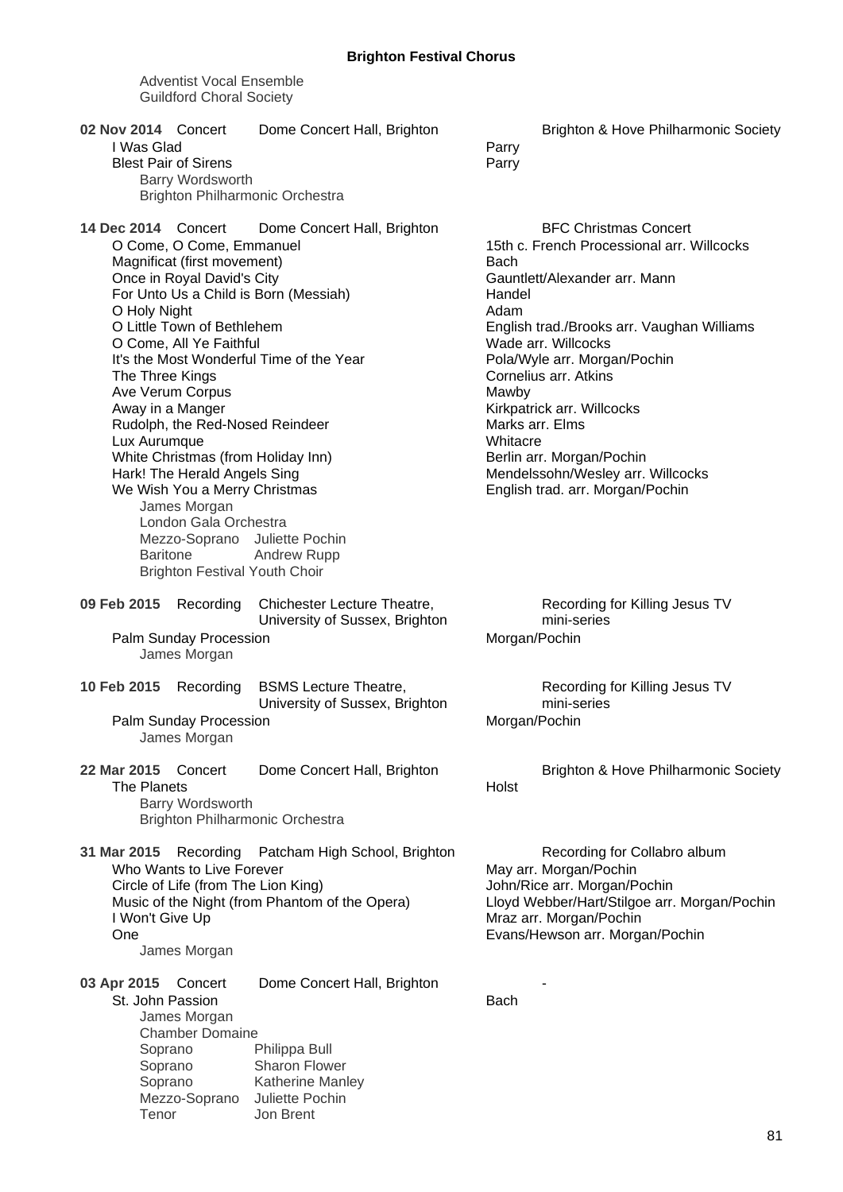Adventist Vocal Ensemble
Guildford Choral Society

**02 Nov 2014** Concert — Dome Concert Hall, Brighton — Brighton & Hove Philharmonic Society

- I Was Glad — Parry
- Blest Pair of Sirens — Parry

Barry Wordsworth
Brighton Philharmonic Orchestra

**14 Dec 2014** Concert — Dome Concert Hall, Brighton — BFC Christmas Concert

- O Come, O Come, Emmanuel — 15th c. French Processional arr. Willcocks
- Magnificat (first movement) — Bach
- Once in Royal David's City — Gauntlett/Alexander arr. Mann
- For Unto Us a Child is Born (Messiah) — Handel
- O Holy Night — Adam
- O Little Town of Bethlehem — English trad./Brooks arr. Vaughan Williams
- O Come, All Ye Faithful — Wade arr. Willcocks
- It's the Most Wonderful Time of the Year — Pola/Wyle arr. Morgan/Pochin
- The Three Kings — Cornelius arr. Atkins
- Ave Verum Corpus — Mawby
- Away in a Manger — Kirkpatrick arr. Willcocks
- Rudolph, the Red-Nosed Reindeer — Marks arr. Elms
- Lux Aurumque — Whitacre
- White Christmas (from Holiday Inn) — Berlin arr. Morgan/Pochin
- Hark! The Herald Angels Sing — Mendelssohn/Wesley arr. Willcocks
- We Wish You a Merry Christmas — English trad. arr. Morgan/Pochin

James Morgan
London Gala Orchestra
Mezzo-Soprano Juliette Pochin
Baritone Andrew Rupp
Brighton Festival Youth Choir

**09 Feb 2015** Recording — Chichester Lecture Theatre, University of Sussex, Brighton — Recording for Killing Jesus TV mini-series

- Palm Sunday Procession — Morgan/Pochin

James Morgan

**10 Feb 2015** Recording — BSMS Lecture Theatre, University of Sussex, Brighton — Recording for Killing Jesus TV mini-series

- Palm Sunday Procession — Morgan/Pochin

James Morgan

**22 Mar 2015** Concert — Dome Concert Hall, Brighton — Brighton & Hove Philharmonic Society

- The Planets — Holst

Barry Wordsworth
Brighton Philharmonic Orchestra

**31 Mar 2015** Recording — Patcham High School, Brighton — Recording for Collabro album

- Who Wants to Live Forever — May arr. Morgan/Pochin
- Circle of Life (from The Lion King) — John/Rice arr. Morgan/Pochin
- Music of the Night (from Phantom of the Opera) — Lloyd Webber/Hart/Stilgoe arr. Morgan/Pochin
- I Won't Give Up — Mraz arr. Morgan/Pochin
- One — Evans/Hewson arr. Morgan/Pochin

James Morgan

**03 Apr 2015** Concert — Dome Concert Hall, Brighton — -

- St. John Passion — Bach

James Morgan
Chamber Domaine
Soprano Philippa Bull
Soprano Sharon Flower
Soprano Katherine Manley
Mezzo-Soprano Juliette Pochin
Tenor Jon Brent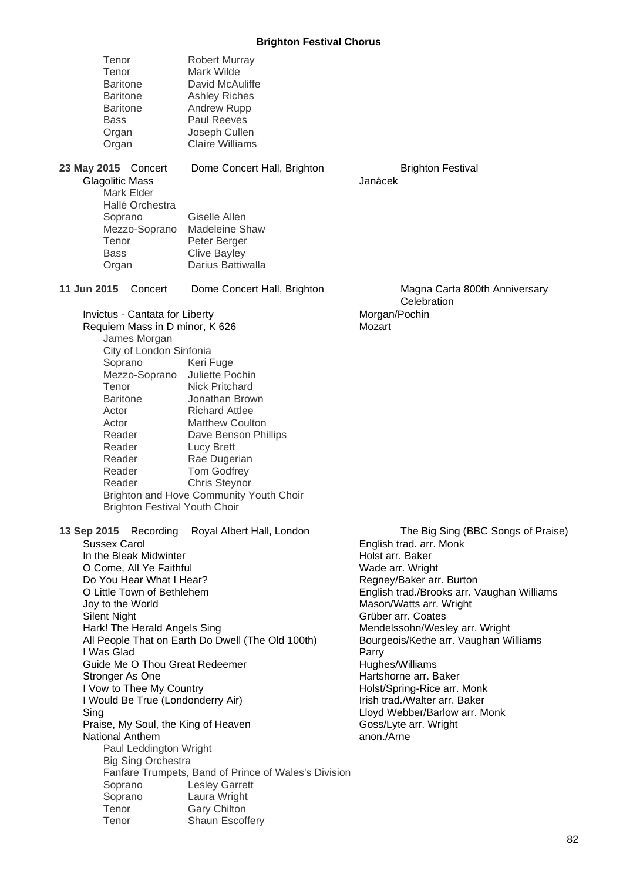Tenor Robert Murray
Tenor Mark Wilde
Baritone David McAuliffe
Baritone Ashley Riches
Baritone Andrew Rupp
Bass Paul Reeves
Organ Joseph Cullen
Organ Claire Williams

**23 May 2015** Concert — Dome Concert Hall, Brighton — Brighton Festival

Glagolitic Mass — Janácek

Mark Elder
Hallé Orchestra
Soprano Giselle Allen
Mezzo-Soprano Madeleine Shaw
Tenor Peter Berger
Bass Clive Bayley
Organ Darius Battiwalla

**11 Jun 2015** Concert — Dome Concert Hall, Brighton — Magna Carta 800th Anniversary Celebration

Invictus - Cantata for Liberty — Morgan/Pochin
Requiem Mass in D minor, K 626 — Mozart

James Morgan
City of London Sinfonia
Soprano Keri Fuge
Mezzo-Soprano Juliette Pochin
Tenor Nick Pritchard
Baritone Jonathan Brown
Actor Richard Attlee
Actor Matthew Coulton
Reader Dave Benson Phillips
Reader Lucy Brett
Reader Rae Dugerian
Reader Tom Godfrey
Reader Chris Steynor
Brighton and Hove Community Youth Choir
Brighton Festival Youth Choir

**13 Sep 2015** Recording — Royal Albert Hall, London — The Big Sing (BBC Songs of Praise)

Sussex Carol — English trad. arr. Monk
In the Bleak Midwinter — Holst arr. Baker
O Come, All Ye Faithful — Wade arr. Wright
Do You Hear What I Hear? — Regney/Baker arr. Burton
O Little Town of Bethlehem — English trad./Brooks arr. Vaughan Williams
Joy to the World — Mason/Watts arr. Wright
Silent Night — Grüber arr. Coates
Hark! The Herald Angels Sing — Mendelssohn/Wesley arr. Wright
All People That on Earth Do Dwell (The Old 100th) — Bourgeois/Kethe arr. Vaughan Williams
I Was Glad — Parry
Guide Me O Thou Great Redeemer — Hughes/Williams
Stronger As One — Hartshorne arr. Baker
I Vow to Thee My Country — Holst/Spring-Rice arr. Monk
I Would Be True (Londonderry Air) — Irish trad./Walter arr. Baker
Sing — Lloyd Webber/Barlow arr. Monk
Praise, My Soul, the King of Heaven — Goss/Lyte arr. Wright
National Anthem — anon./Arne

Paul Leddington Wright
Big Sing Orchestra
Fanfare Trumpets, Band of Prince of Wales's Division
Soprano Lesley Garrett
Soprano Laura Wright
Tenor Gary Chilton
Tenor Shaun Escoffery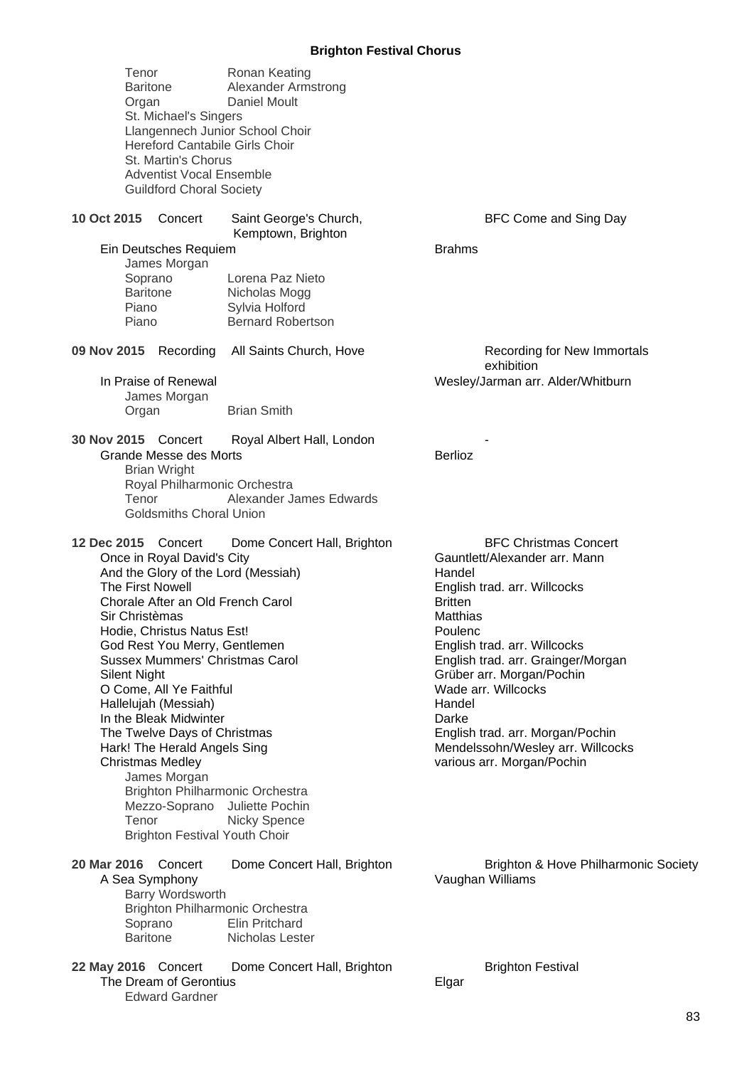Tenor Ronan Keating
Baritone Alexander Armstrong
Organ Daniel Moult
St. Michael's Singers
Llangennech Junior School Choir
Hereford Cantabile Girls Choir
St. Martin's Chorus
Adventist Vocal Ensemble
Guildford Choral Society

**10 Oct 2015** Concert Saint George's Church, Kemptown, Brighton — BFC Come and Sing Day

Ein Deutsches Requiem — Brahms
James Morgan
Soprano Lorena Paz Nieto
Baritone Nicholas Mogg
Piano Sylvia Holford
Piano Bernard Robertson

**09 Nov 2015** Recording All Saints Church, Hove — Recording for New Immortals exhibition

In Praise of Renewal — Wesley/Jarman arr. Alder/Whitburn
James Morgan
Organ Brian Smith

**30 Nov 2015** Concert Royal Albert Hall, London — -

Grande Messe des Morts — Berlioz
Brian Wright
Royal Philharmonic Orchestra
Tenor Alexander James Edwards
Goldsmiths Choral Union

**12 Dec 2015** Concert Dome Concert Hall, Brighton — BFC Christmas Concert

Once in Royal David's City — Gauntlett/Alexander arr. Mann
And the Glory of the Lord (Messiah) — Handel
The First Nowell — English trad. arr. Willcocks
Chorale After an Old French Carol — Britten
Sir Christèmas — Matthias
Hodie, Christus Natus Est! — Poulenc
God Rest You Merry, Gentlemen — English trad. arr. Willcocks
Sussex Mummers' Christmas Carol — English trad. arr. Grainger/Morgan
Silent Night — Grüber arr. Morgan/Pochin
O Come, All Ye Faithful — Wade arr. Willcocks
Hallelujah (Messiah) — Handel
In the Bleak Midwinter — Darke
The Twelve Days of Christmas — English trad. arr. Morgan/Pochin
Hark! The Herald Angels Sing — Mendelssohn/Wesley arr. Willcocks
Christmas Medley — various arr. Morgan/Pochin
James Morgan
Brighton Philharmonic Orchestra
Mezzo-Soprano Juliette Pochin
Tenor Nicky Spence
Brighton Festival Youth Choir

**20 Mar 2016** Concert Dome Concert Hall, Brighton — Brighton & Hove Philharmonic Society

A Sea Symphony — Vaughan Williams
Barry Wordsworth
Brighton Philharmonic Orchestra
Soprano Elin Pritchard
Baritone Nicholas Lester

**22 May 2016** Concert Dome Concert Hall, Brighton — Brighton Festival

The Dream of Gerontius — Elgar
Edward Gardner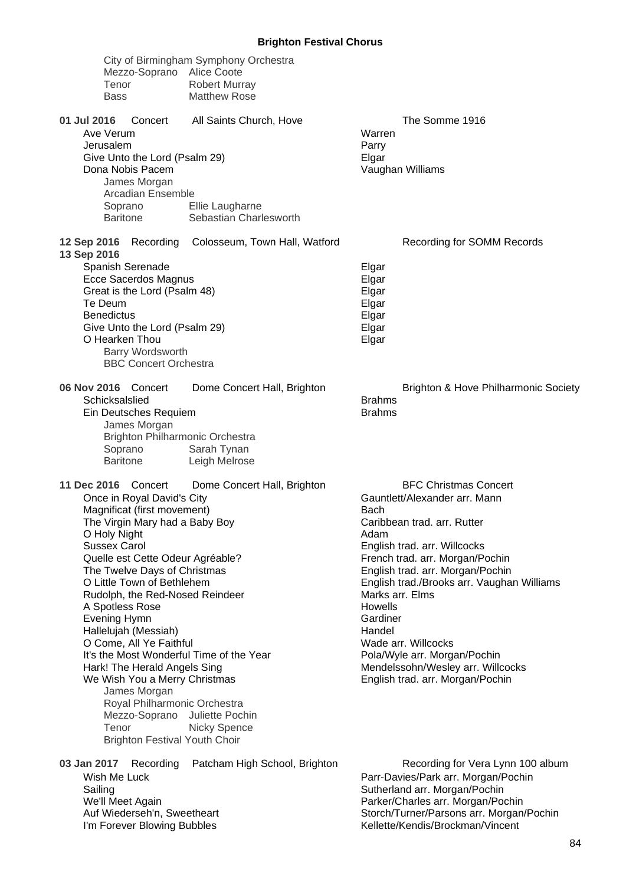City of Birmingham Symphony Orchestra
Mezzo-Soprano Alice Coote
Tenor Robert Murray
Bass Matthew Rose

**01 Jul 2016** Concert All Saints Church, Hove — The Somme 1916

| Work | Composer |
|---|---|
| Ave Verum | Warren |
| Jerusalem | Parry |
| Give Unto the Lord (Psalm 29) | Elgar |
| Dona Nobis Pacem | Vaughan Williams |

James Morgan
Arcadian Ensemble
Soprano Ellie Laugharne
Baritone Sebastian Charlesworth

**12 Sep 2016** Recording Colosseum, Town Hall, Watford — Recording for SOMM Records
**13 Sep 2016**

| Work | Composer |
|---|---|
| Spanish Serenade | Elgar |
| Ecce Sacerdos Magnus | Elgar |
| Great is the Lord (Psalm 48) | Elgar |
| Te Deum | Elgar |
| Benedictus | Elgar |
| Give Unto the Lord (Psalm 29) | Elgar |
| O Hearken Thou | Elgar |

Barry Wordsworth
BBC Concert Orchestra

**06 Nov 2016** Concert Dome Concert Hall, Brighton — Brighton & Hove Philharmonic Society

| Work | Composer |
|---|---|
| Schicksalslied | Brahms |
| Ein Deutsches Requiem | Brahms |

James Morgan
Brighton Philharmonic Orchestra
Soprano Sarah Tynan
Baritone Leigh Melrose

**11 Dec 2016** Concert Dome Concert Hall, Brighton — BFC Christmas Concert

| Work | Composer |
|---|---|
| Once in Royal David's City | Gauntlett/Alexander arr. Mann |
| Magnificat (first movement) | Bach |
| The Virgin Mary had a Baby Boy | Caribbean trad. arr. Rutter |
| O Holy Night | Adam |
| Sussex Carol | English trad. arr. Willcocks |
| Quelle est Cette Odeur Agréable? | French trad. arr. Morgan/Pochin |
| The Twelve Days of Christmas | English trad. arr. Morgan/Pochin |
| O Little Town of Bethlehem | English trad./Brooks arr. Vaughan Williams |
| Rudolph, the Red-Nosed Reindeer | Marks arr. Elms |
| A Spotless Rose | Howells |
| Evening Hymn | Gardiner |
| Hallelujah (Messiah) | Handel |
| O Come, All Ye Faithful | Wade arr. Willcocks |
| It's the Most Wonderful Time of the Year | Pola/Wyle arr. Morgan/Pochin |
| Hark! The Herald Angels Sing | Mendelssohn/Wesley arr. Willcocks |
| We Wish You a Merry Christmas | English trad. arr. Morgan/Pochin |

James Morgan
Royal Philharmonic Orchestra
Mezzo-Soprano Juliette Pochin
Tenor Nicky Spence
Brighton Festival Youth Choir

**03 Jan 2017** Recording Patcham High School, Brighton — Recording for Vera Lynn 100 album

| Work | Composer |
|---|---|
| Wish Me Luck | Parr-Davies/Park arr. Morgan/Pochin |
| Sailing | Sutherland arr. Morgan/Pochin |
| We'll Meet Again | Parker/Charles arr. Morgan/Pochin |
| Auf Wiederseh'n, Sweetheart | Storch/Turner/Parsons arr. Morgan/Pochin |
| I'm Forever Blowing Bubbles | Kellette/Kendis/Brockman/Vincent |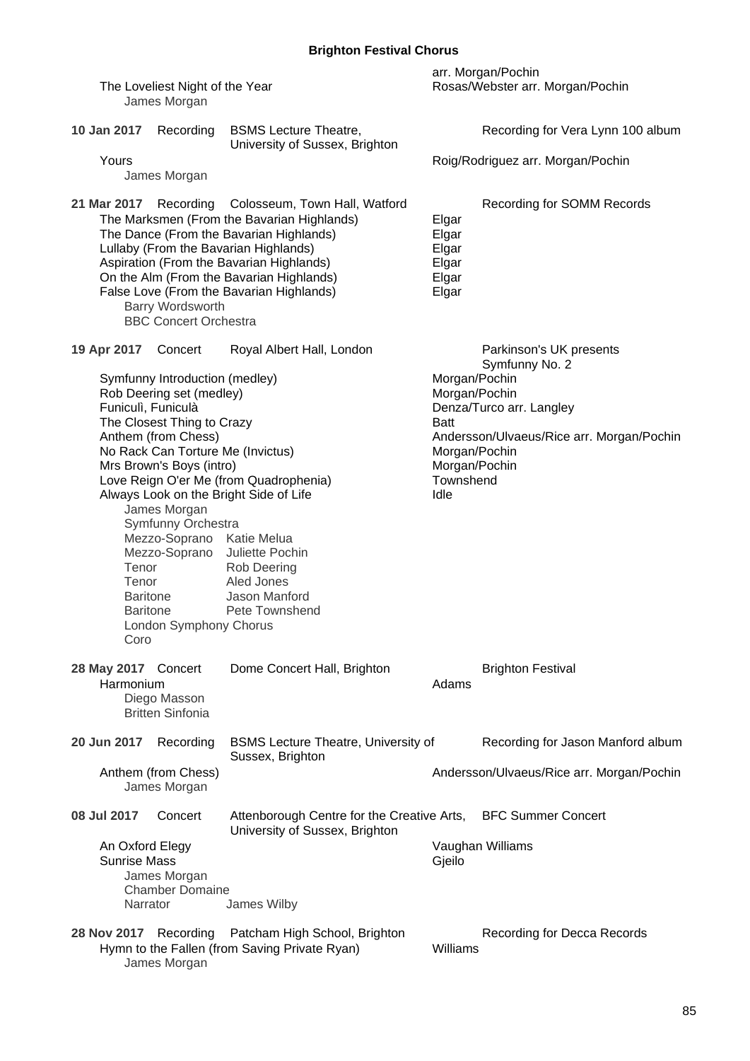arr. Morgan/Pochin

The Loveliest Night of the Year — Rosas/Webster arr. Morgan/Pochin
James Morgan

**10 Jan 2017** Recording — BSMS Lecture Theatre, University of Sussex, Brighton — Recording for Vera Lynn 100 album

Yours — Roig/Rodriguez arr. Morgan/Pochin
James Morgan

**21 Mar 2017** Recording — Colosseum, Town Hall, Watford — Recording for SOMM Records

The Marksmen (From the Bavarian Highlands) — Elgar
The Dance (From the Bavarian Highlands) — Elgar
Lullaby (From the Bavarian Highlands) — Elgar
Aspiration (From the Bavarian Highlands) — Elgar
On the Alm (From the Bavarian Highlands) — Elgar
False Love (From the Bavarian Highlands) — Elgar
Barry Wordsworth
BBC Concert Orchestra

**19 Apr 2017** Concert — Royal Albert Hall, London — Parkinson's UK presents Symfunny No. 2

Symfunny Introduction (medley) — Morgan/Pochin
Rob Deering set (medley) — Morgan/Pochin
Funiculì, Funiculà — Denza/Turco arr. Langley
The Closest Thing to Crazy — Batt
Anthem (from Chess) — Andersson/Ulvaeus/Rice arr. Morgan/Pochin
No Rack Can Torture Me (Invictus) — Morgan/Pochin
Mrs Brown's Boys (intro) — Morgan/Pochin
Love Reign O'er Me (from Quadrophenia) — Townshend
Always Look on the Bright Side of Life — Idle
James Morgan
Symfunny Orchestra
Mezzo-Soprano — Katie Melua
Mezzo-Soprano — Juliette Pochin
Tenor — Rob Deering
Tenor — Aled Jones
Baritone — Jason Manford
Baritone — Pete Townshend
London Symphony Chorus
Coro

**28 May 2017** Concert — Dome Concert Hall, Brighton — Brighton Festival

Harmonium — Adams
Diego Masson
Britten Sinfonia

**20 Jun 2017** Recording — BSMS Lecture Theatre, University of Sussex, Brighton — Recording for Jason Manford album

Anthem (from Chess) — Andersson/Ulvaeus/Rice arr. Morgan/Pochin
James Morgan

**08 Jul 2017** Concert — Attenborough Centre for the Creative Arts, University of Sussex, Brighton — BFC Summer Concert

An Oxford Elegy — Vaughan Williams
Sunrise Mass — Gjeilo
James Morgan
Chamber Domaine
Narrator — James Wilby

**28 Nov 2017** Recording — Patcham High School, Brighton — Recording for Decca Records

Hymn to the Fallen (from Saving Private Ryan) — Williams
James Morgan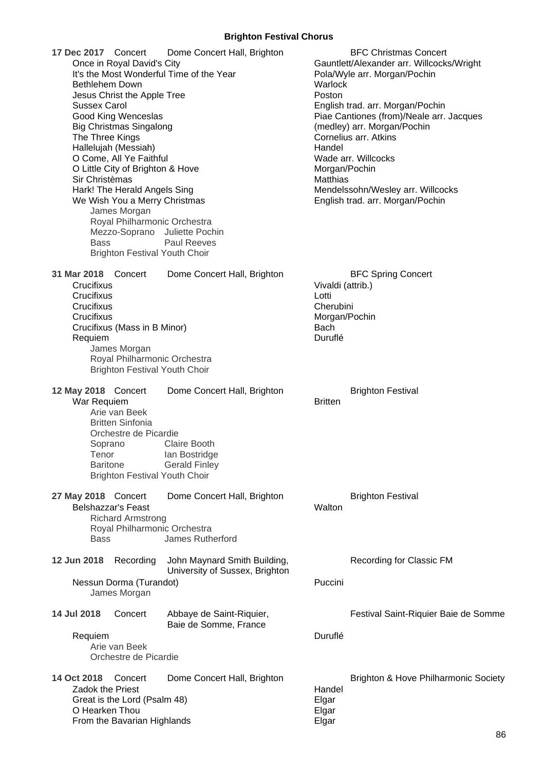## Brighton Festival Chorus

**17 Dec 2017** Concert Dome Concert Hall, Brighton — BFC Christmas Concert

| Work | Composer |
|---|---|
| Once in Royal David's City | Gauntlett/Alexander arr. Willcocks/Wright |
| It's the Most Wonderful Time of the Year | Pola/Wyle arr. Morgan/Pochin |
| Bethlehem Down | Warlock |
| Jesus Christ the Apple Tree | Poston |
| Sussex Carol | English trad. arr. Morgan/Pochin |
| Good King Wenceslas | Piae Cantiones (from)/Neale arr. Jacques |
| Big Christmas Singalong | (medley) arr. Morgan/Pochin |
| The Three Kings | Cornelius arr. Atkins |
| Hallelujah (Messiah) | Handel |
| O Come, All Ye Faithful | Wade arr. Willcocks |
| O Little City of Brighton & Hove | Morgan/Pochin |
| Sir Christèmas | Matthias |
| Hark! The Herald Angels Sing | Mendelssohn/Wesley arr. Willcocks |
| We Wish You a Merry Christmas | English trad. arr. Morgan/Pochin |

James Morgan
Royal Philharmonic Orchestra
Mezzo-Soprano Juliette Pochin
Bass Paul Reeves
Brighton Festival Youth Choir

**31 Mar 2018** Concert Dome Concert Hall, Brighton — BFC Spring Concert

| Work | Composer |
|---|---|
| Crucifixus | Vivaldi (attrib.) |
| Crucifixus | Lotti |
| Crucifixus | Cherubini |
| Crucifixus | Morgan/Pochin |
| Crucifixus (Mass in B Minor) | Bach |
| Requiem | Duruflé |

James Morgan
Royal Philharmonic Orchestra
Brighton Festival Youth Choir

**12 May 2018** Concert Dome Concert Hall, Brighton — Brighton Festival

War Requiem — Britten

Arie van Beek
Britten Sinfonia
Orchestre de Picardie
Soprano Claire Booth
Tenor Ian Bostridge
Baritone Gerald Finley
Brighton Festival Youth Choir

**27 May 2018** Concert Dome Concert Hall, Brighton — Brighton Festival

Belshazzar's Feast — Walton

Richard Armstrong
Royal Philharmonic Orchestra
Bass James Rutherford

**12 Jun 2018** Recording John Maynard Smith Building, University of Sussex, Brighton — Recording for Classic FM

Nessun Dorma (Turandot) — Puccini

James Morgan

**14 Jul 2018** Concert Abbaye de Saint-Riquier, Baie de Somme, France — Festival Saint-Riquier Baie de Somme

Requiem — Duruflé

Arie van Beek
Orchestre de Picardie

**14 Oct 2018** Concert Dome Concert Hall, Brighton — Brighton & Hove Philharmonic Society

| Work | Composer |
|---|---|
| Zadok the Priest | Handel |
| Great is the Lord (Psalm 48) | Elgar |
| O Hearken Thou | Elgar |
| From the Bavarian Highlands | Elgar |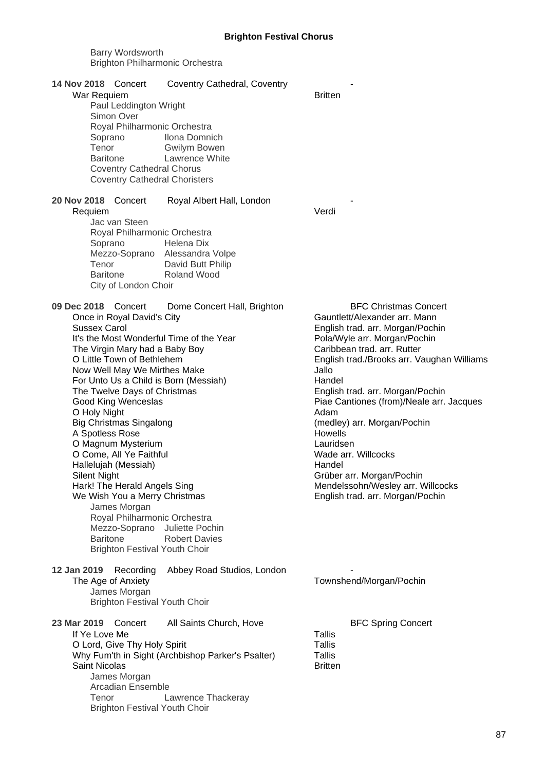Barry Wordsworth
Brighton Philharmonic Orchestra

**14 Nov 2018** Concert Coventry Cathedral, Coventry -

War Requiem — Britten

Paul Leddington Wright
Simon Over
Royal Philharmonic Orchestra
Soprano Ilona Domnich
Tenor Gwilym Bowen
Baritone Lawrence White
Coventry Cathedral Chorus
Coventry Cathedral Choristers

**20 Nov 2018** Concert Royal Albert Hall, London -

Requiem — Verdi

Jac van Steen
Royal Philharmonic Orchestra
Soprano Helena Dix
Mezzo-Soprano Alessandra Volpe
Tenor David Butt Philip
Baritone Roland Wood
City of London Choir

**09 Dec 2018** Concert Dome Concert Hall, Brighton — BFC Christmas Concert

| Work | Composer |
|---|---|
| Once in Royal David's City | Gauntlett/Alexander arr. Mann |
| Sussex Carol | English trad. arr. Morgan/Pochin |
| It's the Most Wonderful Time of the Year | Pola/Wyle arr. Morgan/Pochin |
| The Virgin Mary had a Baby Boy | Caribbean trad. arr. Rutter |
| O Little Town of Bethlehem | English trad./Brooks arr. Vaughan Williams |
| Now Well May We Mirthes Make | Jallo |
| For Unto Us a Child is Born (Messiah) | Handel |
| The Twelve Days of Christmas | English trad. arr. Morgan/Pochin |
| Good King Wenceslas | Piae Cantiones (from)/Neale arr. Jacques |
| O Holy Night | Adam |
| Big Christmas Singalong | (medley) arr. Morgan/Pochin |
| A Spotless Rose | Howells |
| O Magnum Mysterium | Lauridsen |
| O Come, All Ye Faithful | Wade arr. Willcocks |
| Hallelujah (Messiah) | Handel |
| Silent Night | Grüber arr. Morgan/Pochin |
| Hark! The Herald Angels Sing | Mendelssohn/Wesley arr. Willcocks |
| We Wish You a Merry Christmas | English trad. arr. Morgan/Pochin |

James Morgan
Royal Philharmonic Orchestra
Mezzo-Soprano Juliette Pochin
Baritone Robert Davies
Brighton Festival Youth Choir

**12 Jan 2019** Recording Abbey Road Studios, London -

The Age of Anxiety — Townshend/Morgan/Pochin

James Morgan
Brighton Festival Youth Choir

**23 Mar 2019** Concert All Saints Church, Hove — BFC Spring Concert

| Work | Composer |
|---|---|
| If Ye Love Me | Tallis |
| O Lord, Give Thy Holy Spirit | Tallis |
| Why Fum'th in Sight (Archbishop Parker's Psalter) | Tallis |
| Saint Nicolas | Britten |

James Morgan
Arcadian Ensemble
Tenor Lawrence Thackeray
Brighton Festival Youth Choir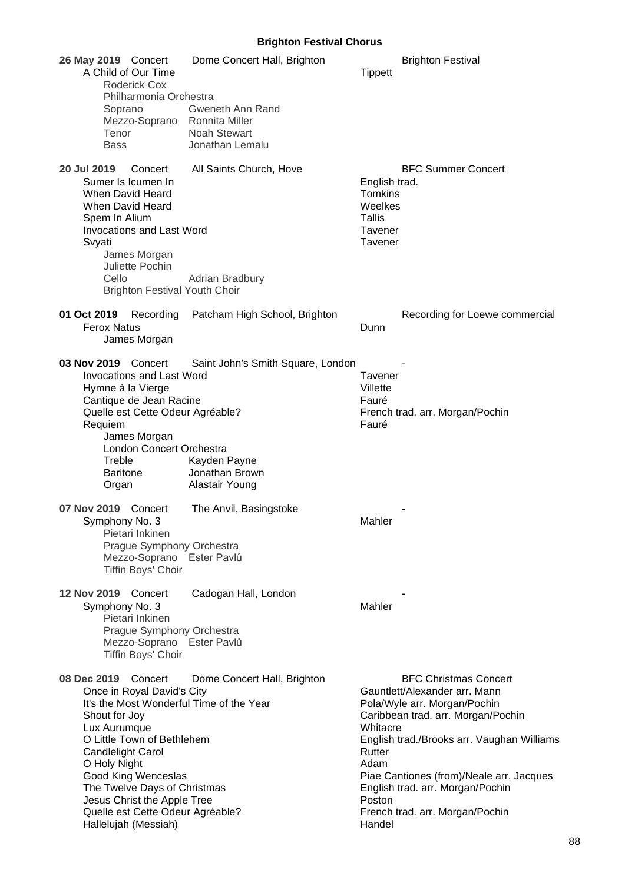## Brighton Festival Chorus

**26 May 2019** Concert — Dome Concert Hall, Brighton — Brighton Festival

| Work | Composer |
|---|---|
| A Child of Our Time | Tippett |

Roderick Cox
Philharmonia Orchestra
Soprano — Gweneth Ann Rand
Mezzo-Soprano — Ronnita Miller
Tenor — Noah Stewart
Bass — Jonathan Lemalu

**20 Jul 2019** Concert — All Saints Church, Hove — BFC Summer Concert

| Work | Composer |
|---|---|
| Sumer Is Icumen In | English trad. |
| When David Heard | Tomkins |
| When David Heard | Weelkes |
| Spem In Alium | Tallis |
| Invocations and Last Word | Tavener |
| Svyati | Tavener |

James Morgan
Juliette Pochin
Cello — Adrian Bradbury
Brighton Festival Youth Choir

**01 Oct 2019** Recording — Patcham High School, Brighton — Recording for Loewe commercial

| Work | Composer |
|---|---|
| Ferox Natus | Dunn |

James Morgan

**03 Nov 2019** Concert — Saint John's Smith Square, London — -

| Work | Composer |
|---|---|
| Invocations and Last Word | Tavener |
| Hymne à la Vierge | Villette |
| Cantique de Jean Racine | Fauré |
| Quelle est Cette Odeur Agréable? | French trad. arr. Morgan/Pochin |
| Requiem | Fauré |

James Morgan
London Concert Orchestra
Treble — Kayden Payne
Baritone — Jonathan Brown
Organ — Alastair Young

**07 Nov 2019** Concert — The Anvil, Basingstoke — -

| Work | Composer |
|---|---|
| Symphony No. 3 | Mahler |

Pietari Inkinen
Prague Symphony Orchestra
Mezzo-Soprano — Ester Pavlů
Tiffin Boys' Choir

**12 Nov 2019** Concert — Cadogan Hall, London — -

| Work | Composer |
|---|---|
| Symphony No. 3 | Mahler |

Pietari Inkinen
Prague Symphony Orchestra
Mezzo-Soprano — Ester Pavlů
Tiffin Boys' Choir

**08 Dec 2019** Concert — Dome Concert Hall, Brighton — BFC Christmas Concert

| Work | Composer |
|---|---|
| Once in Royal David's City | Gauntlett/Alexander arr. Mann |
| It's the Most Wonderful Time of the Year | Pola/Wyle arr. Morgan/Pochin |
| Shout for Joy | Caribbean trad. arr. Morgan/Pochin |
| Lux Aurumque | Whitacre |
| O Little Town of Bethlehem | English trad./Brooks arr. Vaughan Williams |
| Candlelight Carol | Rutter |
| O Holy Night | Adam |
| Good King Wenceslas | Piae Cantiones (from)/Neale arr. Jacques |
| The Twelve Days of Christmas | English trad. arr. Morgan/Pochin |
| Jesus Christ the Apple Tree | Poston |
| Quelle est Cette Odeur Agréable? | French trad. arr. Morgan/Pochin |
| Hallelujah (Messiah) | Handel |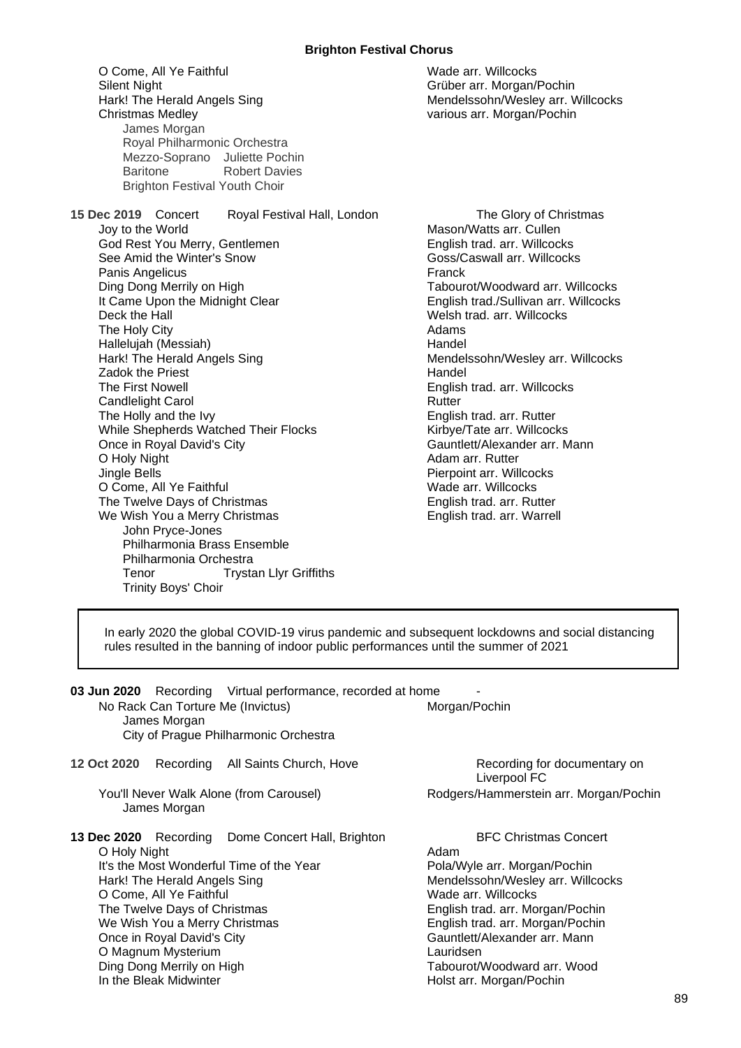| | |
|---|---|
| O Come, All Ye Faithful | Wade arr. Willcocks |
| Silent Night | Grüber arr. Morgan/Pochin |
| Hark! The Herald Angels Sing | Mendelssohn/Wesley arr. Willcocks |
| Christmas Medley | various arr. Morgan/Pochin |

James Morgan
Royal Philharmonic Orchestra
Mezzo-Soprano Juliette Pochin
Baritone Robert Davies
Brighton Festival Youth Choir

**15 Dec 2019** Concert Royal Festival Hall, London — The Glory of Christmas

| | |
|---|---|
| Joy to the World | Mason/Watts arr. Cullen |
| God Rest You Merry, Gentlemen | English trad. arr. Willcocks |
| See Amid the Winter's Snow | Goss/Caswall arr. Willcocks |
| Panis Angelicus | Franck |
| Ding Dong Merrily on High | Tabourot/Woodward arr. Willcocks |
| It Came Upon the Midnight Clear | English trad./Sullivan arr. Willcocks |
| Deck the Hall | Welsh trad. arr. Willcocks |
| The Holy City | Adams |
| Hallelujah (Messiah) | Handel |
| Hark! The Herald Angels Sing | Mendelssohn/Wesley arr. Willcocks |
| Zadok the Priest | Handel |
| The First Nowell | English trad. arr. Willcocks |
| Candlelight Carol | Rutter |
| The Holly and the Ivy | English trad. arr. Rutter |
| While Shepherds Watched Their Flocks | Kirbye/Tate arr. Willcocks |
| Once in Royal David's City | Gauntlett/Alexander arr. Mann |
| O Holy Night | Adam arr. Rutter |
| Jingle Bells | Pierpoint arr. Willcocks |
| O Come, All Ye Faithful | Wade arr. Willcocks |
| The Twelve Days of Christmas | English trad. arr. Rutter |
| We Wish You a Merry Christmas | English trad. arr. Warrell |

John Pryce-Jones
Philharmonia Brass Ensemble
Philharmonia Orchestra
Tenor Trystan Llyr Griffiths
Trinity Boys' Choir

> In early 2020 the global COVID-19 virus pandemic and subsequent lockdowns and social distancing rules resulted in the banning of indoor public performances until the summer of 2021

**03 Jun 2020** Recording Virtual performance, recorded at home -

| | |
|---|---|
| No Rack Can Torture Me (Invictus) | Morgan/Pochin |

James Morgan
City of Prague Philharmonic Orchestra

**12 Oct 2020** Recording All Saints Church, Hove — Recording for documentary on Liverpool FC

| | |
|---|---|
| You'll Never Walk Alone (from Carousel) | Rodgers/Hammerstein arr. Morgan/Pochin |

James Morgan

**13 Dec 2020** Recording Dome Concert Hall, Brighton — BFC Christmas Concert

| | |
|---|---|
| O Holy Night | Adam |
| It's the Most Wonderful Time of the Year | Pola/Wyle arr. Morgan/Pochin |
| Hark! The Herald Angels Sing | Mendelssohn/Wesley arr. Willcocks |
| O Come, All Ye Faithful | Wade arr. Willcocks |
| The Twelve Days of Christmas | English trad. arr. Morgan/Pochin |
| We Wish You a Merry Christmas | English trad. arr. Morgan/Pochin |
| Once in Royal David's City | Gauntlett/Alexander arr. Mann |
| O Magnum Mysterium | Lauridsen |
| Ding Dong Merrily on High | Tabourot/Woodward arr. Wood |
| In the Bleak Midwinter | Holst arr. Morgan/Pochin |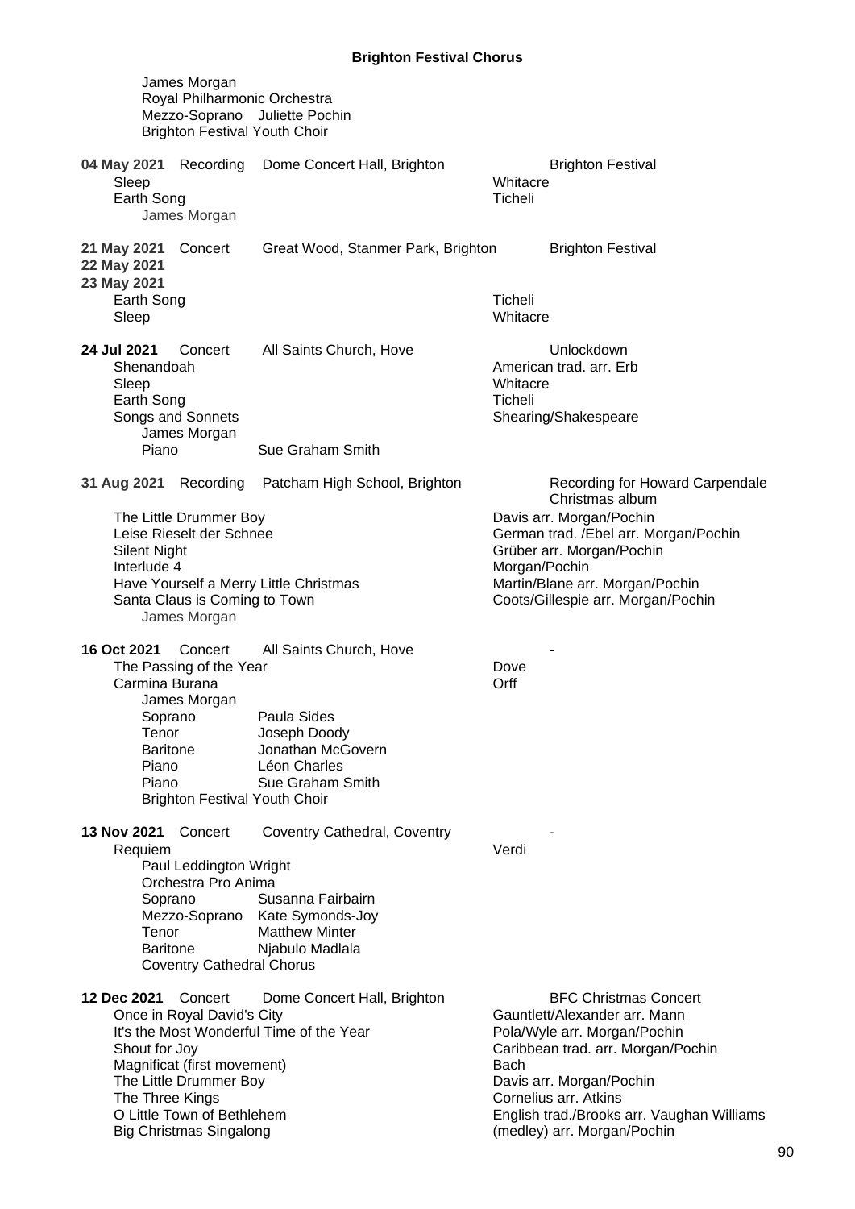James Morgan
Royal Philharmonic Orchestra
Mezzo-Soprano Juliette Pochin
Brighton Festival Youth Choir

**04 May 2021** Recording Dome Concert Hall, Brighton — Brighton Festival

Sleep — Whitacre
Earth Song — Ticheli
James Morgan

**21 May 2021** Concert Great Wood, Stanmer Park, Brighton — Brighton Festival
**22 May 2021**
**23 May 2021**

Earth Song — Ticheli
Sleep — Whitacre

**24 Jul 2021** Concert All Saints Church, Hove — Unlockdown

Shenandoah — American trad. arr. Erb
Sleep — Whitacre
Earth Song — Ticheli
Songs and Sonnets — Shearing/Shakespeare
James Morgan
Piano Sue Graham Smith

**31 Aug 2021** Recording Patcham High School, Brighton — Recording for Howard Carpendale Christmas album

The Little Drummer Boy — Davis arr. Morgan/Pochin
Leise Rieselt der Schnee — German trad. /Ebel arr. Morgan/Pochin
Silent Night — Grüber arr. Morgan/Pochin
Interlude 4 — Morgan/Pochin
Have Yourself a Merry Little Christmas — Martin/Blane arr. Morgan/Pochin
Santa Claus is Coming to Town — Coots/Gillespie arr. Morgan/Pochin
James Morgan

**16 Oct 2021** Concert All Saints Church, Hove — -

The Passing of the Year — Dove
Carmina Burana — Orff
James Morgan
Soprano Paula Sides
Tenor Joseph Doody
Baritone Jonathan McGovern
Piano Léon Charles
Piano Sue Graham Smith
Brighton Festival Youth Choir

**13 Nov 2021** Concert Coventry Cathedral, Coventry — -

Requiem — Verdi
Paul Leddington Wright
Orchestra Pro Anima
Soprano Susanna Fairbairn
Mezzo-Soprano Kate Symonds-Joy
Tenor Matthew Minter
Baritone Njabulo Madlala
Coventry Cathedral Chorus

**12 Dec 2021** Concert Dome Concert Hall, Brighton — BFC Christmas Concert

Once in Royal David's City — Gauntlett/Alexander arr. Mann
It's the Most Wonderful Time of the Year — Pola/Wyle arr. Morgan/Pochin
Shout for Joy — Caribbean trad. arr. Morgan/Pochin
Magnificat (first movement) — Bach
The Little Drummer Boy — Davis arr. Morgan/Pochin
The Three Kings — Cornelius arr. Atkins
O Little Town of Bethlehem — English trad./Brooks arr. Vaughan Williams
Big Christmas Singalong — (medley) arr. Morgan/Pochin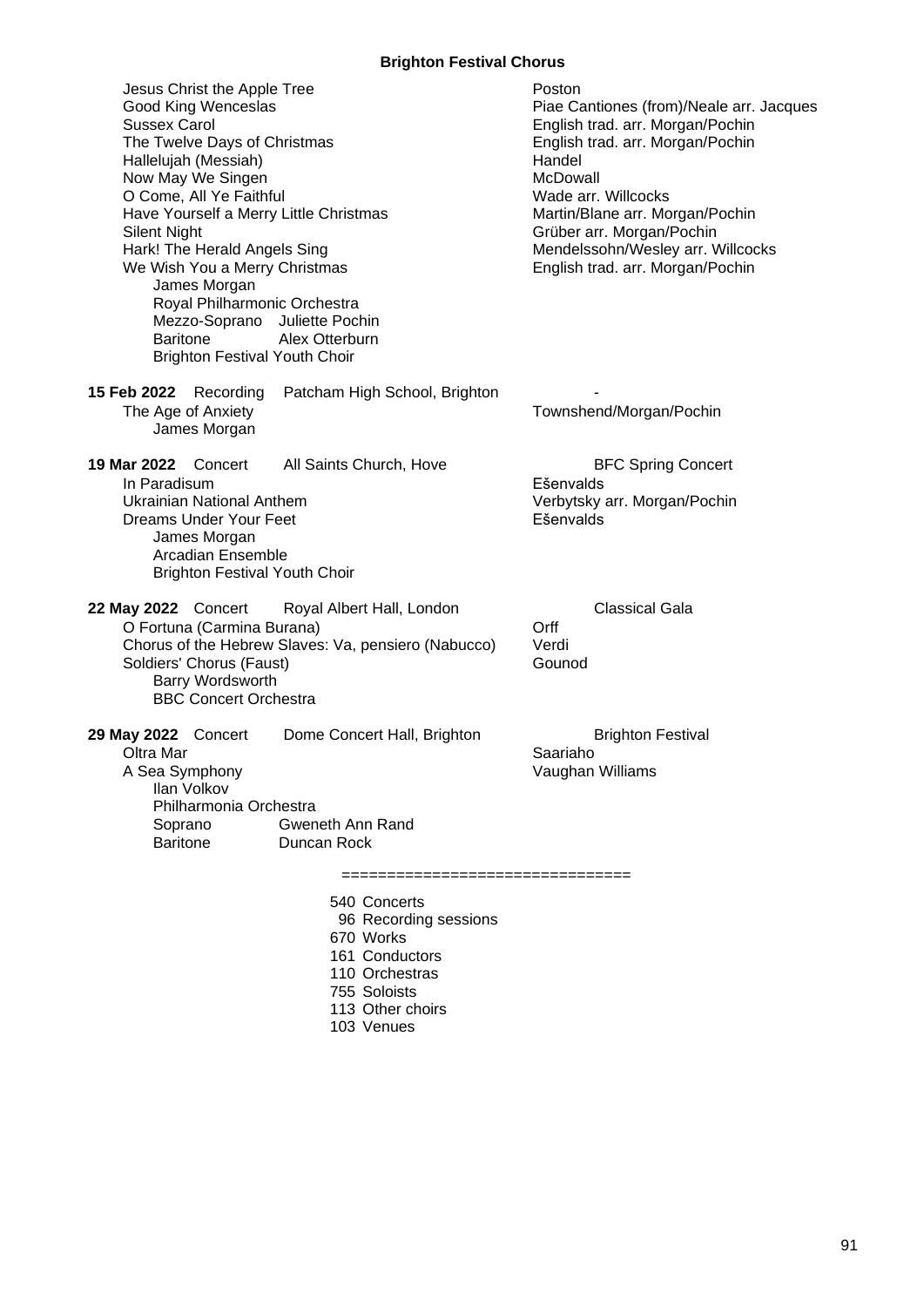Jesus Christ the Apple Tree — Poston
Good King Wenceslas — Piae Cantiones (from)/Neale arr. Jacques
Sussex Carol — English trad. arr. Morgan/Pochin
The Twelve Days of Christmas — English trad. arr. Morgan/Pochin
Hallelujah (Messiah) — Handel
Now May We Singen — McDowall
O Come, All Ye Faithful — Wade arr. Willcocks
Have Yourself a Merry Little Christmas — Martin/Blane arr. Morgan/Pochin
Silent Night — Grüber arr. Morgan/Pochin
Hark! The Herald Angels Sing — Mendelssohn/Wesley arr. Willcocks
We Wish You a Merry Christmas — English trad. arr. Morgan/Pochin

James Morgan
Royal Philharmonic Orchestra
Mezzo-Soprano Juliette Pochin
Baritone Alex Otterburn
Brighton Festival Youth Choir

**15 Feb 2022** Recording Patcham High School, Brighton -

The Age of Anxiety — Townshend/Morgan/Pochin

James Morgan

**19 Mar 2022** Concert All Saints Church, Hove — BFC Spring Concert

In Paradisum — Ešenvalds
Ukrainian National Anthem — Verbytsky arr. Morgan/Pochin
Dreams Under Your Feet — Ešenvalds

James Morgan
Arcadian Ensemble
Brighton Festival Youth Choir

**22 May 2022** Concert Royal Albert Hall, London — Classical Gala

O Fortuna (Carmina Burana) — Orff
Chorus of the Hebrew Slaves: Va, pensiero (Nabucco) — Verdi
Soldiers' Chorus (Faust) — Gounod

Barry Wordsworth
BBC Concert Orchestra

**29 May 2022** Concert Dome Concert Hall, Brighton — Brighton Festival

Oltra Mar — Saariaho
A Sea Symphony — Vaughan Williams

Ilan Volkov
Philharmonia Orchestra
Soprano Gweneth Ann Rand
Baritone Duncan Rock

===============================

540 Concerts
96 Recording sessions
670 Works
161 Conductors
110 Orchestras
755 Soloists
113 Other choirs
103 Venues